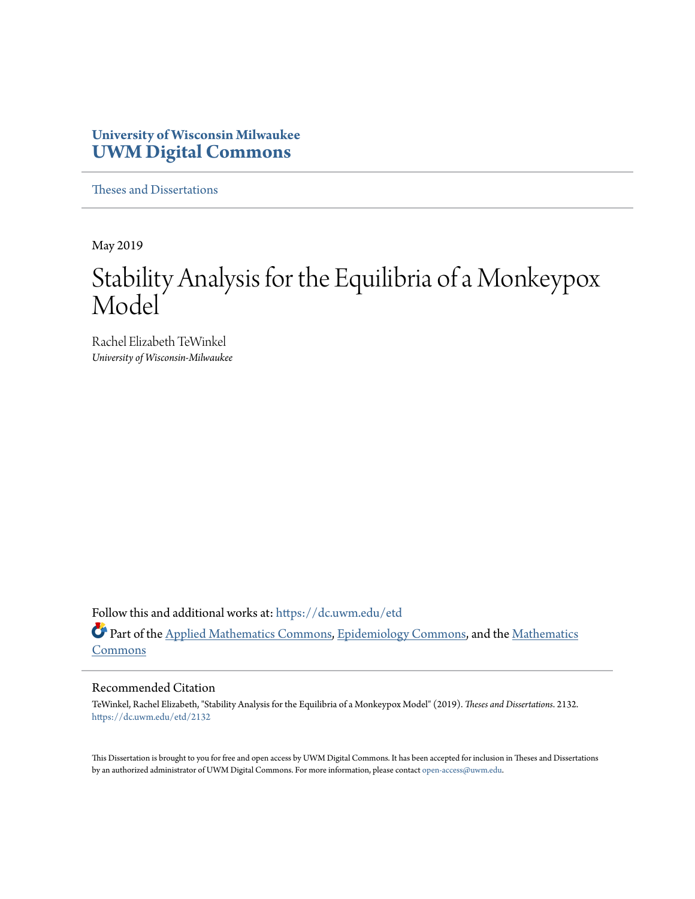University of Wisconsin Milwaukee
**UWM Digital Commons**

Theses and Dissertations

May 2019

# Stability Analysis for the Equilibria of a Monkeypox Model

Rachel Elizabeth TeWinkel
*University of Wisconsin-Milwaukee*

Follow this and additional works at: https://dc.uwm.edu/etd

Part of the Applied Mathematics Commons, Epidemiology Commons, and the Mathematics Commons

## Recommended Citation

TeWinkel, Rachel Elizabeth, "Stability Analysis for the Equilibria of a Monkeypox Model" (2019). *Theses and Dissertations*. 2132.
https://dc.uwm.edu/etd/2132

This Dissertation is brought to you for free and open access by UWM Digital Commons. It has been accepted for inclusion in Theses and Dissertations by an authorized administrator of UWM Digital Commons. For more information, please contact open-access@uwm.edu.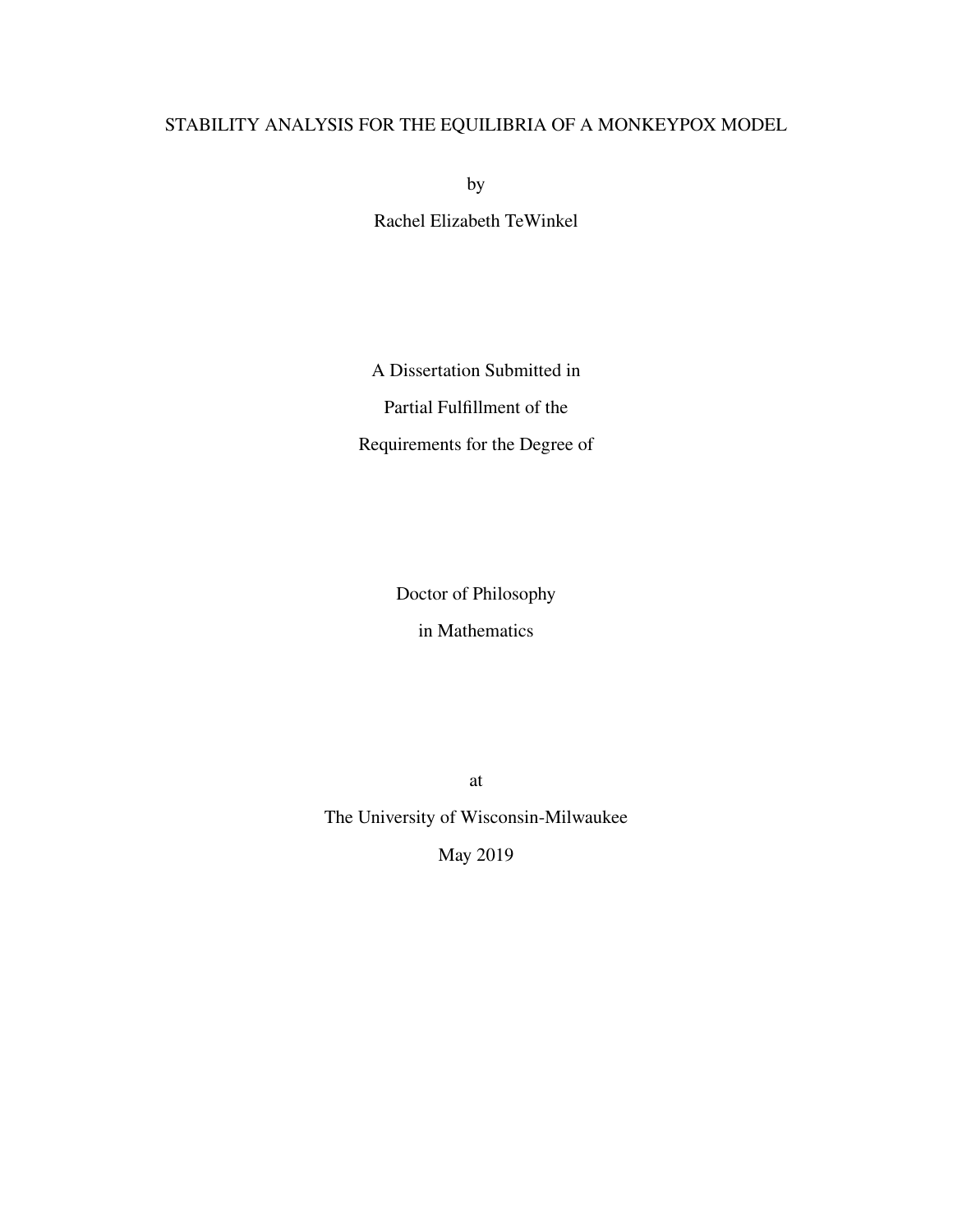# STABILITY ANALYSIS FOR THE EQUILIBRIA OF A MONKEYPOX MODEL

by

Rachel Elizabeth TeWinkel

A Dissertation Submitted in

Partial Fulfillment of the

Requirements for the Degree of

Doctor of Philosophy

in Mathematics

at

The University of Wisconsin-Milwaukee

May 2019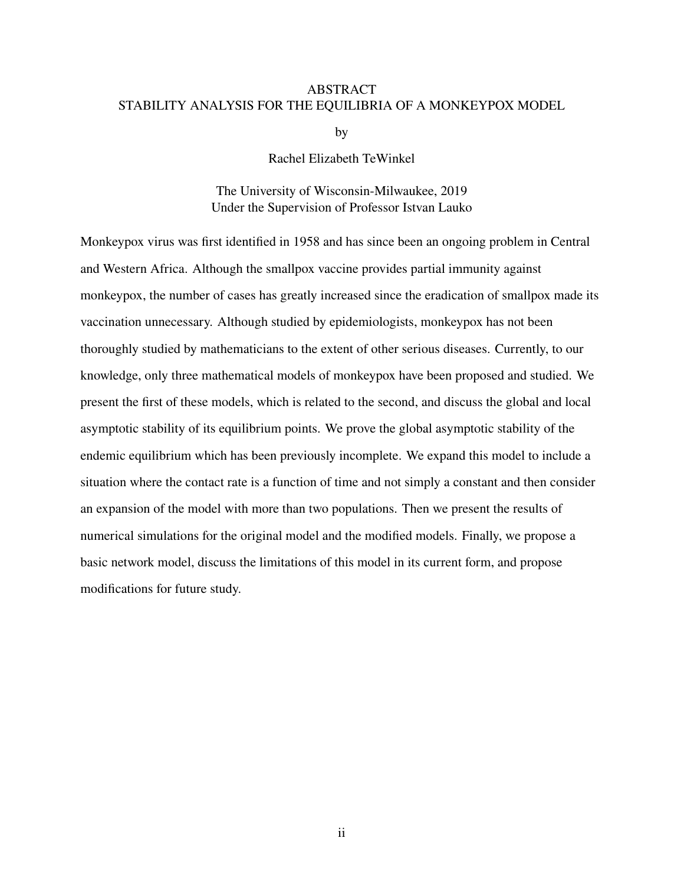# ABSTRACT

## STABILITY ANALYSIS FOR THE EQUILIBRIA OF A MONKEYPOX MODEL

by

Rachel Elizabeth TeWinkel

The University of Wisconsin-Milwaukee, 2019
Under the Supervision of Professor Istvan Lauko

Monkeypox virus was first identified in 1958 and has since been an ongoing problem in Central and Western Africa. Although the smallpox vaccine provides partial immunity against monkeypox, the number of cases has greatly increased since the eradication of smallpox made its vaccination unnecessary. Although studied by epidemiologists, monkeypox has not been thoroughly studied by mathematicians to the extent of other serious diseases. Currently, to our knowledge, only three mathematical models of monkeypox have been proposed and studied. We present the first of these models, which is related to the second, and discuss the global and local asymptotic stability of its equilibrium points. We prove the global asymptotic stability of the endemic equilibrium which has been previously incomplete. We expand this model to include a situation where the contact rate is a function of time and not simply a constant and then consider an expansion of the model with more than two populations. Then we present the results of numerical simulations for the original model and the modified models. Finally, we propose a basic network model, discuss the limitations of this model in its current form, and propose modifications for future study.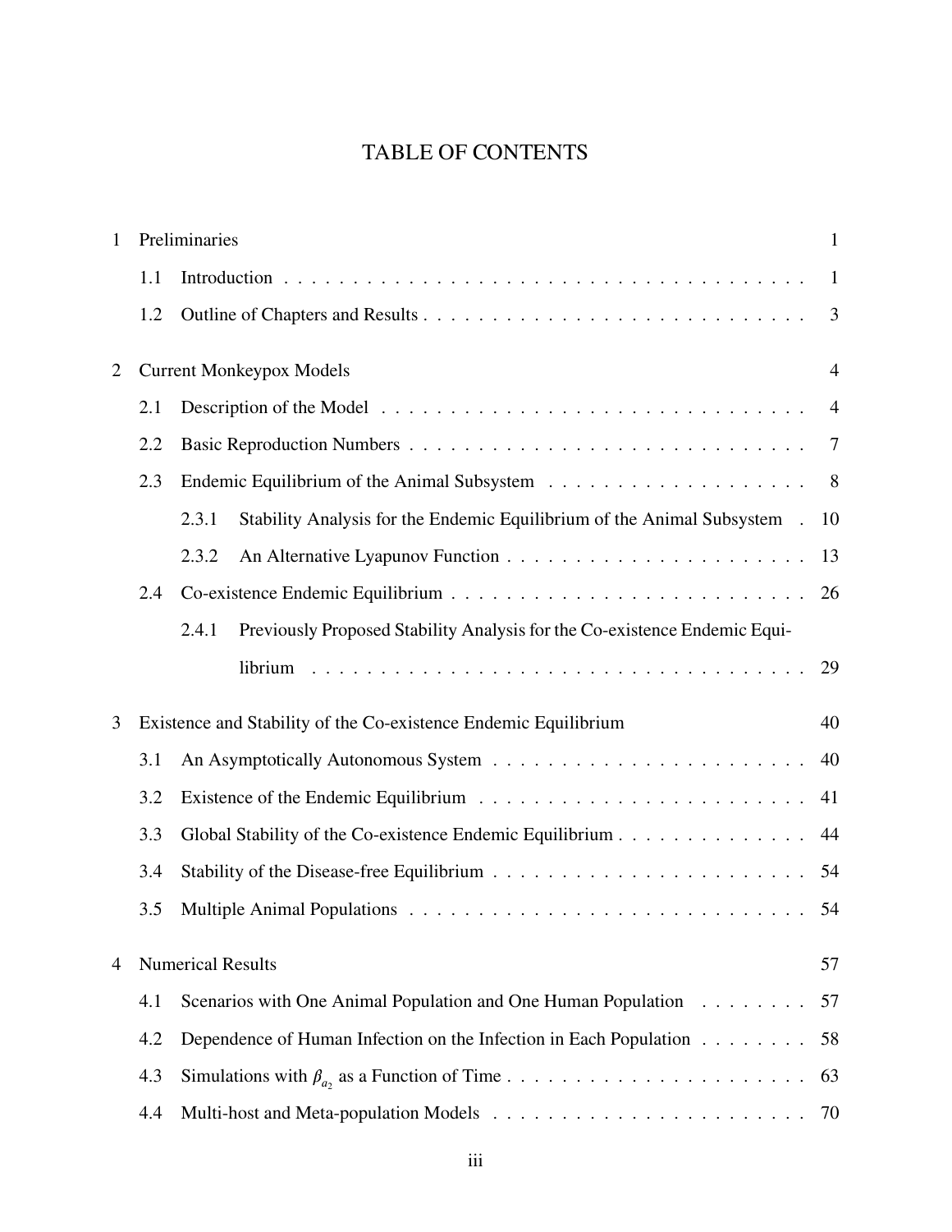# TABLE OF CONTENTS

1 Preliminaries 1

1.1 Introduction . . . . . . . . . . . . . . . . . . . . . . . . . . . . . . . . . . . . . . . 1

1.2 Outline of Chapters and Results . . . . . . . . . . . . . . . . . . . . . . . . . . . . 3

2 Current Monkeypox Models 4

2.1 Description of the Model . . . . . . . . . . . . . . . . . . . . . . . . . . . . . . . . 4

2.2 Basic Reproduction Numbers . . . . . . . . . . . . . . . . . . . . . . . . . . . . . 7

2.3 Endemic Equilibrium of the Animal Subsystem . . . . . . . . . . . . . . . . . . . 8

2.3.1 Stability Analysis for the Endemic Equilibrium of the Animal Subsystem . 10

2.3.2 An Alternative Lyapunov Function . . . . . . . . . . . . . . . . . . . . . . 13

2.4 Co-existence Endemic Equilibrium . . . . . . . . . . . . . . . . . . . . . . . . . . 26

2.4.1 Previously Proposed Stability Analysis for the Co-existence Endemic Equilibrium . . . . . . . . . . . . . . . . . . . . . . . . . . . . . . . . . . . . 29

3 Existence and Stability of the Co-existence Endemic Equilibrium 40

3.1 An Asymptotically Autonomous System . . . . . . . . . . . . . . . . . . . . . . . 40

3.2 Existence of the Endemic Equilibrium . . . . . . . . . . . . . . . . . . . . . . . . 41

3.3 Global Stability of the Co-existence Endemic Equilibrium . . . . . . . . . . . . . . 44

3.4 Stability of the Disease-free Equilibrium . . . . . . . . . . . . . . . . . . . . . . . 54

3.5 Multiple Animal Populations . . . . . . . . . . . . . . . . . . . . . . . . . . . . . 54

4 Numerical Results 57

4.1 Scenarios with One Animal Population and One Human Population . . . . . . . . 57

4.2 Dependence of Human Infection on the Infection in Each Population . . . . . . . . 58

4.3 Simulations with $\beta_{a_2}$ as a Function of Time . . . . . . . . . . . . . . . . . . . . . . 63

4.4 Multi-host and Meta-population Models . . . . . . . . . . . . . . . . . . . . . . . 70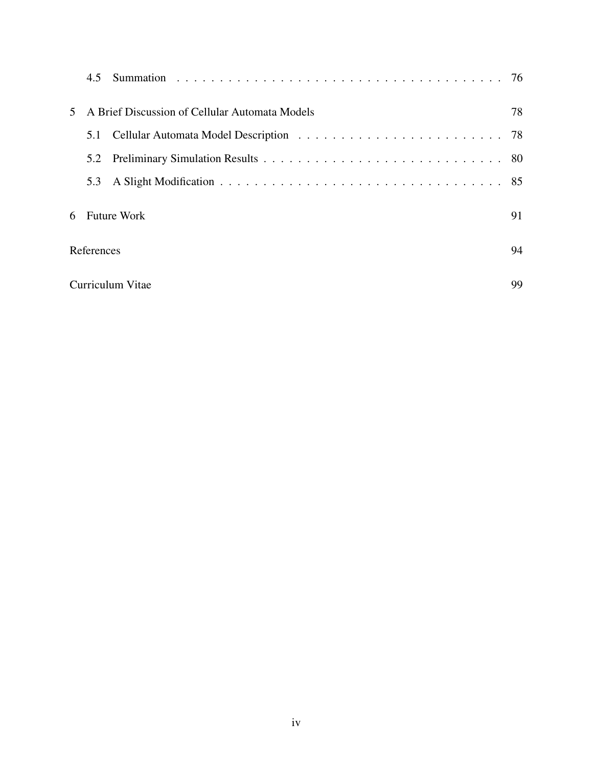4.5 Summation . . . . . . . . . . . . . . . . . . . . . . . . . . . . . . . . . . . . . . 76

5 A Brief Discussion of Cellular Automata Models 78

5.1 Cellular Automata Model Description . . . . . . . . . . . . . . . . . . . . . . . . 78

5.2 Preliminary Simulation Results . . . . . . . . . . . . . . . . . . . . . . . . . . . . 80

5.3 A Slight Modification . . . . . . . . . . . . . . . . . . . . . . . . . . . . . . . . . 85

6 Future Work 91

References 94

Curriculum Vitae 99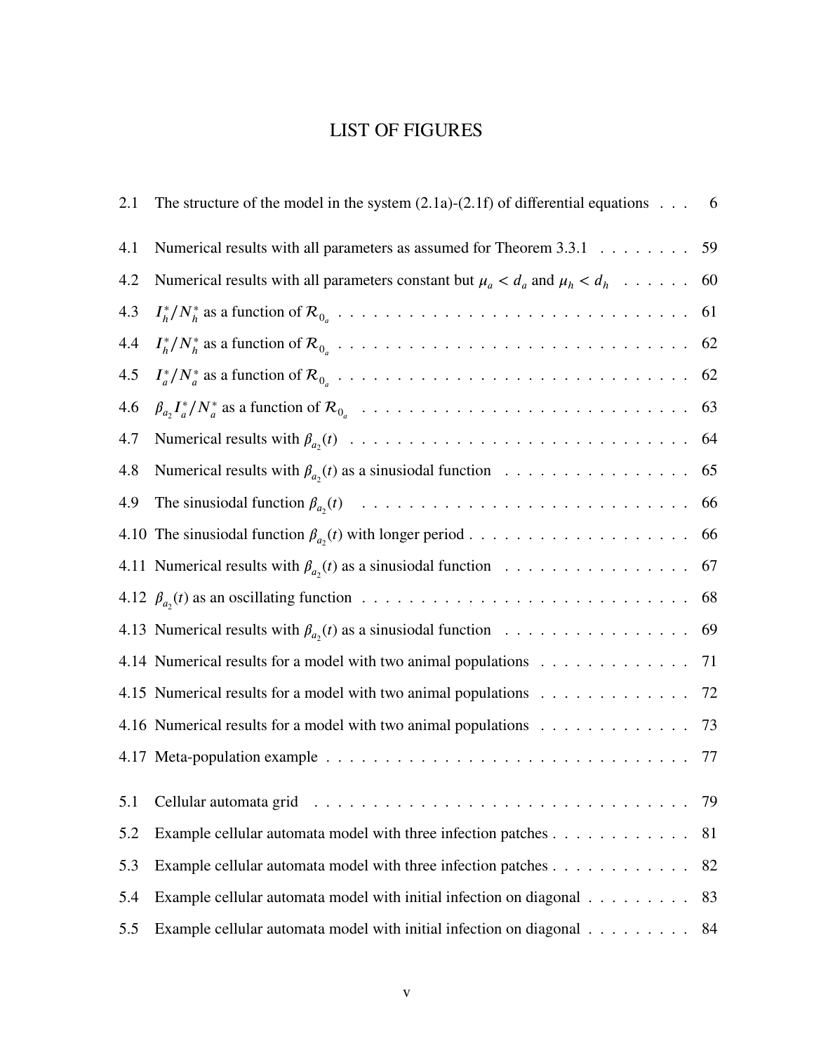# LIST OF FIGURES

2.1 The structure of the model in the system (2.1a)-(2.1f) of differential equations . . . 6

4.1 Numerical results with all parameters as assumed for Theorem 3.3.1 . . . . . . . . 59

4.2 Numerical results with all parameters constant but $\mu_a < d_a$ and $\mu_h < d_h$ . . . . . . 60

4.3 $I_h^*/N_h^*$ as a function of $\mathcal{R}_{0_a}$ . . . . . . . . . . . . . . . . . . . . . . . . . . . . . . 61

4.4 $I_h^*/N_h^*$ as a function of $\mathcal{R}_{0_a}$ . . . . . . . . . . . . . . . . . . . . . . . . . . . . . . 62

4.5 $I_a^*/N_a^*$ as a function of $\mathcal{R}_{0_a}$ . . . . . . . . . . . . . . . . . . . . . . . . . . . . . . 62

4.6 $\beta_{a_2} I_a^*/N_a^*$ as a function of $\mathcal{R}_{0_a}$ . . . . . . . . . . . . . . . . . . . . . . . . . . . 63

4.7 Numerical results with $\beta_{a_2}(t)$ . . . . . . . . . . . . . . . . . . . . . . . . . . . . . . 64

4.8 Numerical results with $\beta_{a_2}(t)$ as a sinusiodal function . . . . . . . . . . . . . . . . 65

4.9 The sinusiodal function $\beta_{a_2}(t)$ . . . . . . . . . . . . . . . . . . . . . . . . . . . . . 66

4.10 The sinusiodal function $\beta_{a_2}(t)$ with longer period . . . . . . . . . . . . . . . . . . . 66

4.11 Numerical results with $\beta_{a_2}(t)$ as a sinusiodal function . . . . . . . . . . . . . . . . 67

4.12 $\beta_{a_2}(t)$ as an oscillating function . . . . . . . . . . . . . . . . . . . . . . . . . . . . 68

4.13 Numerical results with $\beta_{a_2}(t)$ as a sinusiodal function . . . . . . . . . . . . . . . . 69

4.14 Numerical results for a model with two animal populations . . . . . . . . . . . . . 71

4.15 Numerical results for a model with two animal populations . . . . . . . . . . . . . 72

4.16 Numerical results for a model with two animal populations . . . . . . . . . . . . . 73

4.17 Meta-population example . . . . . . . . . . . . . . . . . . . . . . . . . . . . . . . . 77

5.1 Cellular automata grid . . . . . . . . . . . . . . . . . . . . . . . . . . . . . . . . . 79

5.2 Example cellular automata model with three infection patches . . . . . . . . . . . . 81

5.3 Example cellular automata model with three infection patches . . . . . . . . . . . . 82

5.4 Example cellular automata model with initial infection on diagonal . . . . . . . . . 83

5.5 Example cellular automata model with initial infection on diagonal . . . . . . . . . 84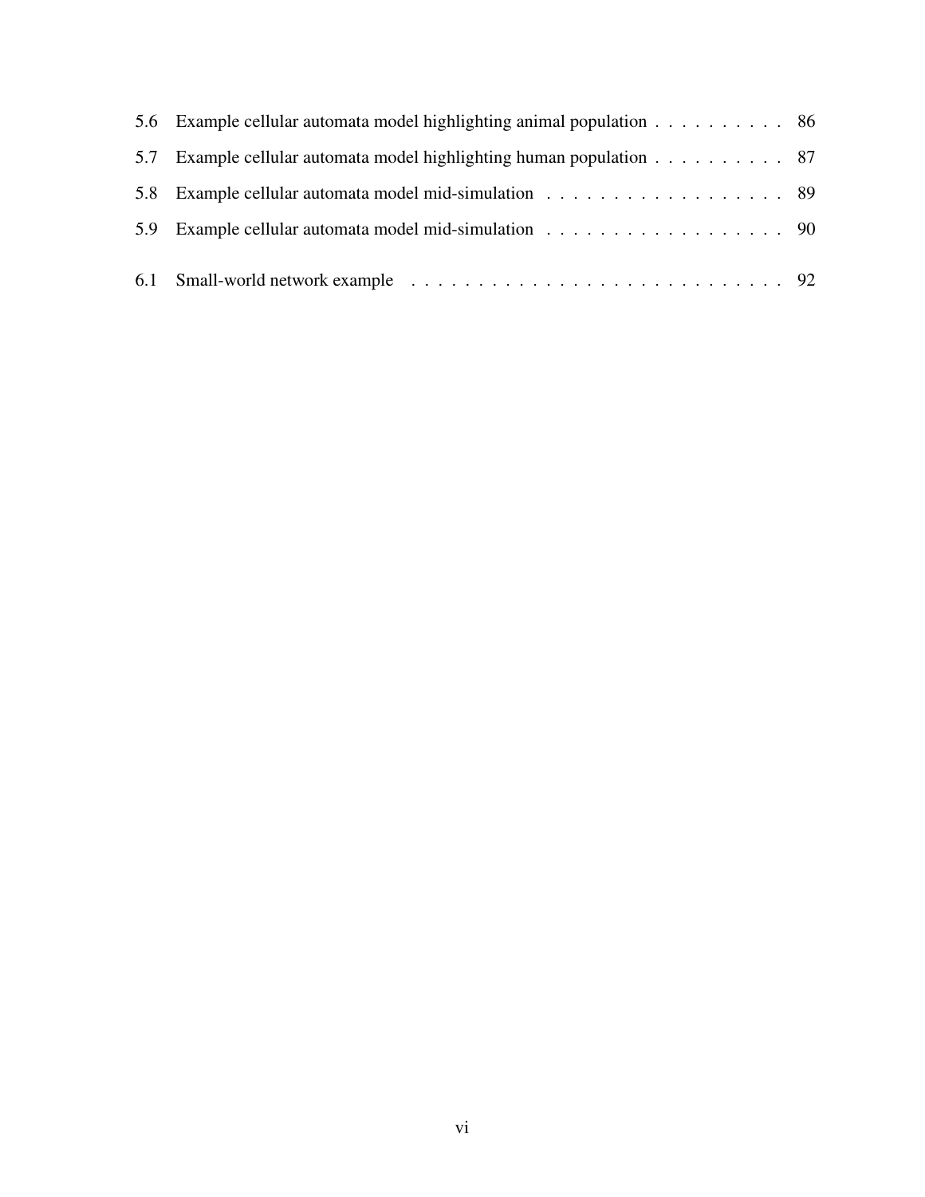| | | |
|---|---|---|
| 5.6 | Example cellular automata model highlighting animal population | 86 |
| 5.7 | Example cellular automata model highlighting human population | 87 |
| 5.8 | Example cellular automata model mid-simulation | 89 |
| 5.9 | Example cellular automata model mid-simulation | 90 |
| 6.1 | Small-world network example | 92 |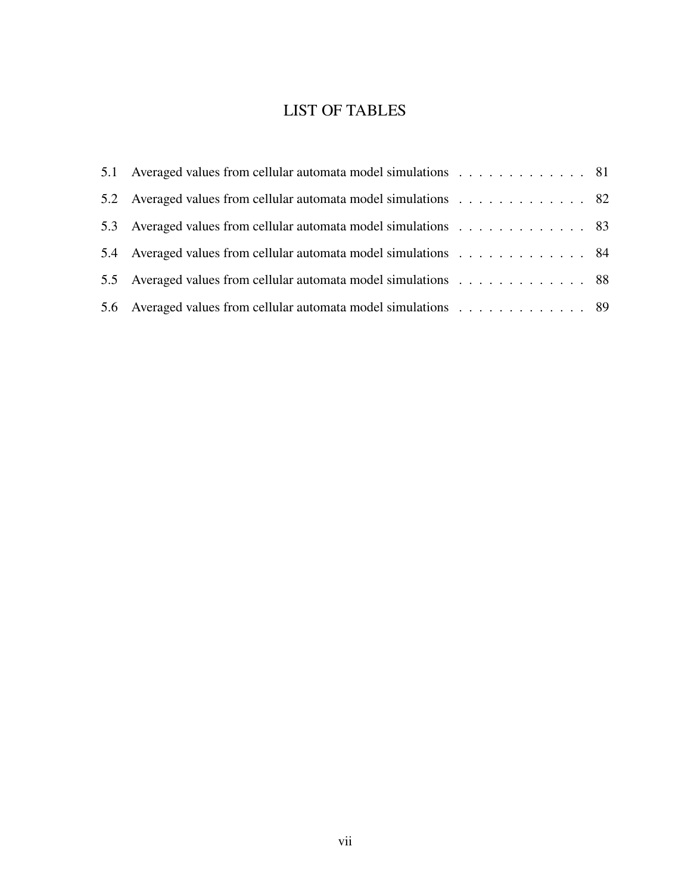# LIST OF TABLES

5.1 Averaged values from cellular automata model simulations . . . . . . . . . . . . . 81

5.2 Averaged values from cellular automata model simulations . . . . . . . . . . . . . 82

5.3 Averaged values from cellular automata model simulations . . . . . . . . . . . . . 83

5.4 Averaged values from cellular automata model simulations . . . . . . . . . . . . . 84

5.5 Averaged values from cellular automata model simulations . . . . . . . . . . . . . 88

5.6 Averaged values from cellular automata model simulations . . . . . . . . . . . . . 89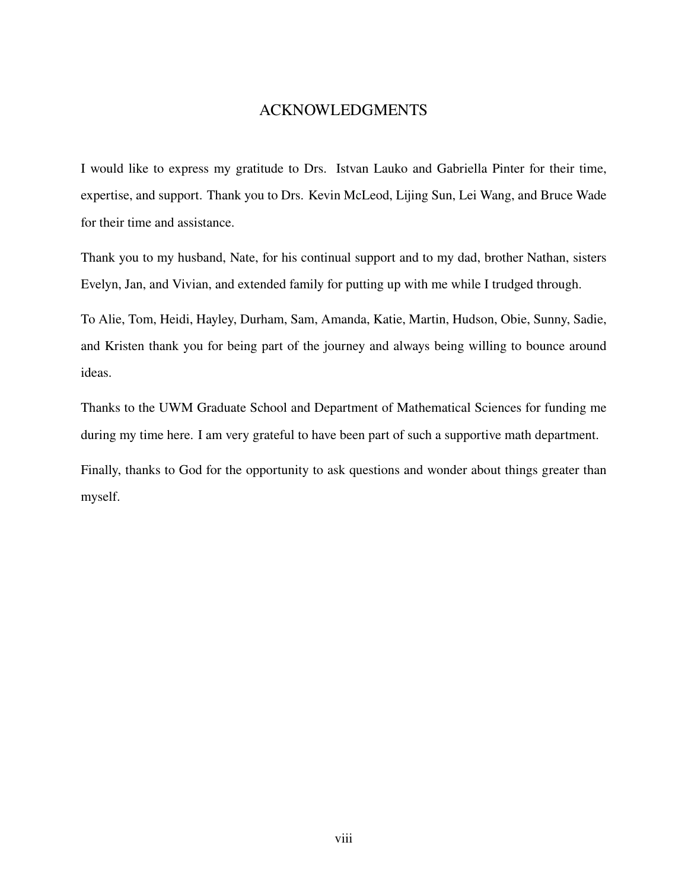# ACKNOWLEDGMENTS

I would like to express my gratitude to Drs. Istvan Lauko and Gabriella Pinter for their time, expertise, and support. Thank you to Drs. Kevin McLeod, Lijing Sun, Lei Wang, and Bruce Wade for their time and assistance.

Thank you to my husband, Nate, for his continual support and to my dad, brother Nathan, sisters Evelyn, Jan, and Vivian, and extended family for putting up with me while I trudged through.

To Alie, Tom, Heidi, Hayley, Durham, Sam, Amanda, Katie, Martin, Hudson, Obie, Sunny, Sadie, and Kristen thank you for being part of the journey and always being willing to bounce around ideas.

Thanks to the UWM Graduate School and Department of Mathematical Sciences for funding me during my time here. I am very grateful to have been part of such a supportive math department.

Finally, thanks to God for the opportunity to ask questions and wonder about things greater than myself.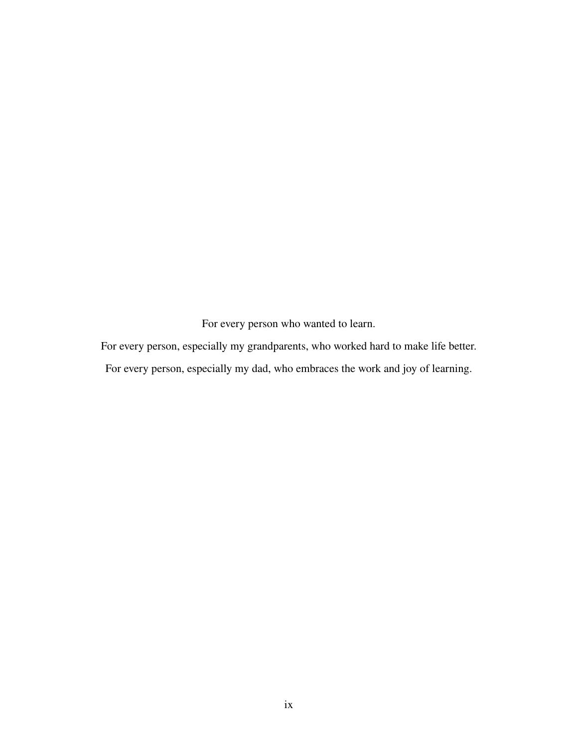For every person who wanted to learn.

For every person, especially my grandparents, who worked hard to make life better.

For every person, especially my dad, who embraces the work and joy of learning.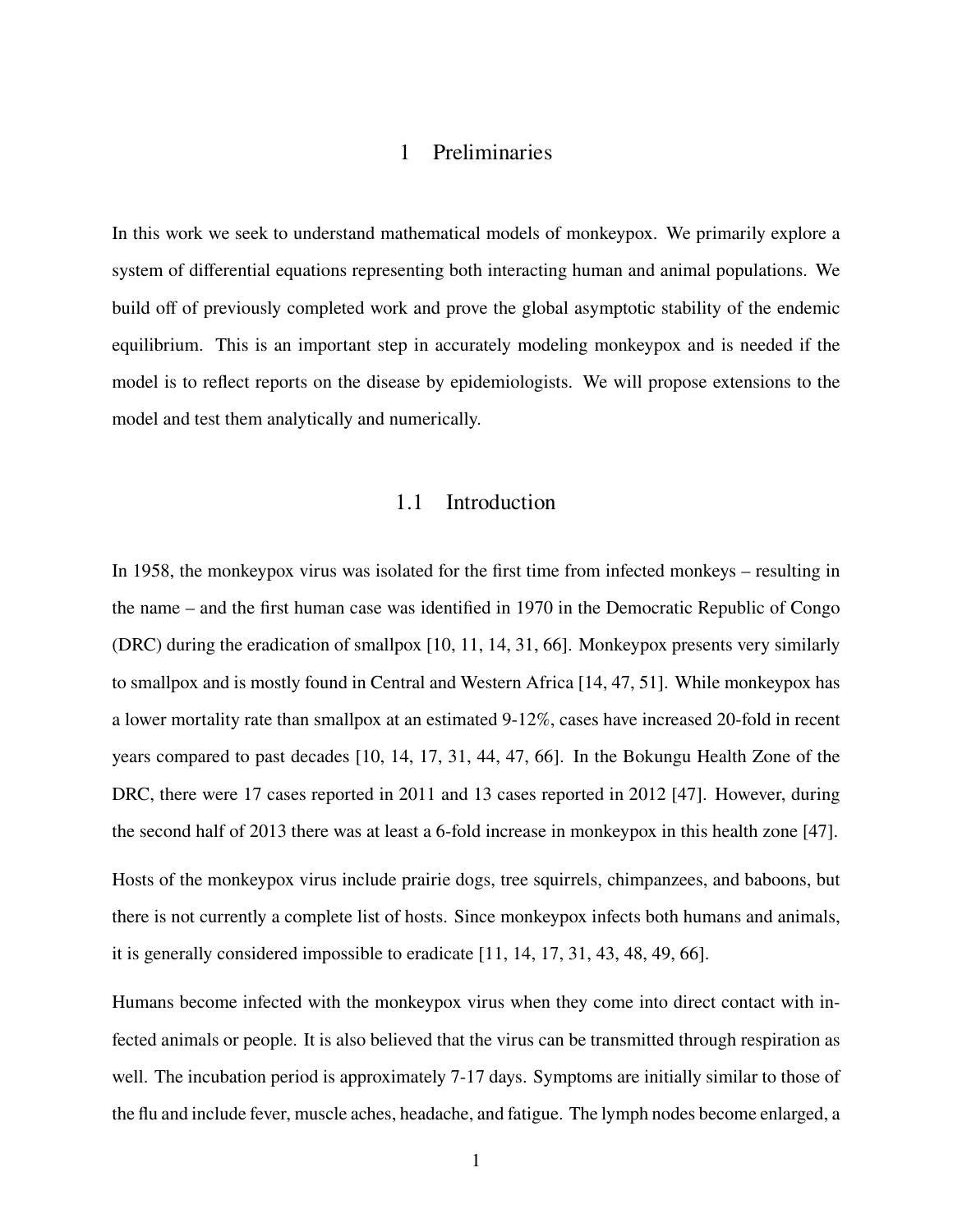# 1 Preliminaries

In this work we seek to understand mathematical models of monkeypox. We primarily explore a system of differential equations representing both interacting human and animal populations. We build off of previously completed work and prove the global asymptotic stability of the endemic equilibrium. This is an important step in accurately modeling monkeypox and is needed if the model is to reflect reports on the disease by epidemiologists. We will propose extensions to the model and test them analytically and numerically.

## 1.1 Introduction

In 1958, the monkeypox virus was isolated for the first time from infected monkeys – resulting in the name – and the first human case was identified in 1970 in the Democratic Republic of Congo (DRC) during the eradication of smallpox [10, 11, 14, 31, 66]. Monkeypox presents very similarly to smallpox and is mostly found in Central and Western Africa [14, 47, 51]. While monkeypox has a lower mortality rate than smallpox at an estimated 9-12%, cases have increased 20-fold in recent years compared to past decades [10, 14, 17, 31, 44, 47, 66]. In the Bokungu Health Zone of the DRC, there were 17 cases reported in 2011 and 13 cases reported in 2012 [47]. However, during the second half of 2013 there was at least a 6-fold increase in monkeypox in this health zone [47].

Hosts of the monkeypox virus include prairie dogs, tree squirrels, chimpanzees, and baboons, but there is not currently a complete list of hosts. Since monkeypox infects both humans and animals, it is generally considered impossible to eradicate [11, 14, 17, 31, 43, 48, 49, 66].

Humans become infected with the monkeypox virus when they come into direct contact with infected animals or people. It is also believed that the virus can be transmitted through respiration as well. The incubation period is approximately 7-17 days. Symptoms are initially similar to those of the flu and include fever, muscle aches, headache, and fatigue. The lymph nodes become enlarged, a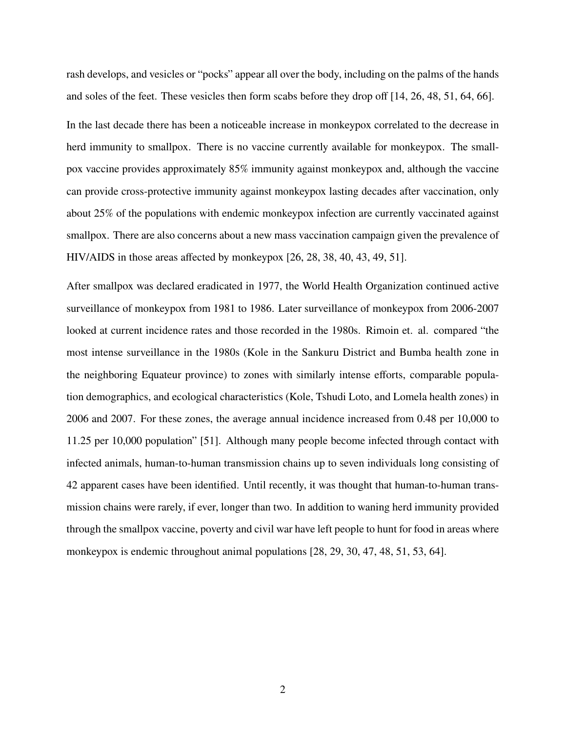rash develops, and vesicles or "pocks" appear all over the body, including on the palms of the hands and soles of the feet. These vesicles then form scabs before they drop off [14, 26, 48, 51, 64, 66].

In the last decade there has been a noticeable increase in monkeypox correlated to the decrease in herd immunity to smallpox. There is no vaccine currently available for monkeypox. The smallpox vaccine provides approximately 85% immunity against monkeypox and, although the vaccine can provide cross-protective immunity against monkeypox lasting decades after vaccination, only about 25% of the populations with endemic monkeypox infection are currently vaccinated against smallpox. There are also concerns about a new mass vaccination campaign given the prevalence of HIV/AIDS in those areas affected by monkeypox [26, 28, 38, 40, 43, 49, 51].

After smallpox was declared eradicated in 1977, the World Health Organization continued active surveillance of monkeypox from 1981 to 1986. Later surveillance of monkeypox from 2006-2007 looked at current incidence rates and those recorded in the 1980s. Rimoin et. al. compared "the most intense surveillance in the 1980s (Kole in the Sankuru District and Bumba health zone in the neighboring Equateur province) to zones with similarly intense efforts, comparable population demographics, and ecological characteristics (Kole, Tshudi Loto, and Lomela health zones) in 2006 and 2007. For these zones, the average annual incidence increased from 0.48 per 10,000 to 11.25 per 10,000 population" [51]. Although many people become infected through contact with infected animals, human-to-human transmission chains up to seven individuals long consisting of 42 apparent cases have been identified. Until recently, it was thought that human-to-human transmission chains were rarely, if ever, longer than two. In addition to waning herd immunity provided through the smallpox vaccine, poverty and civil war have left people to hunt for food in areas where monkeypox is endemic throughout animal populations [28, 29, 30, 47, 48, 51, 53, 64].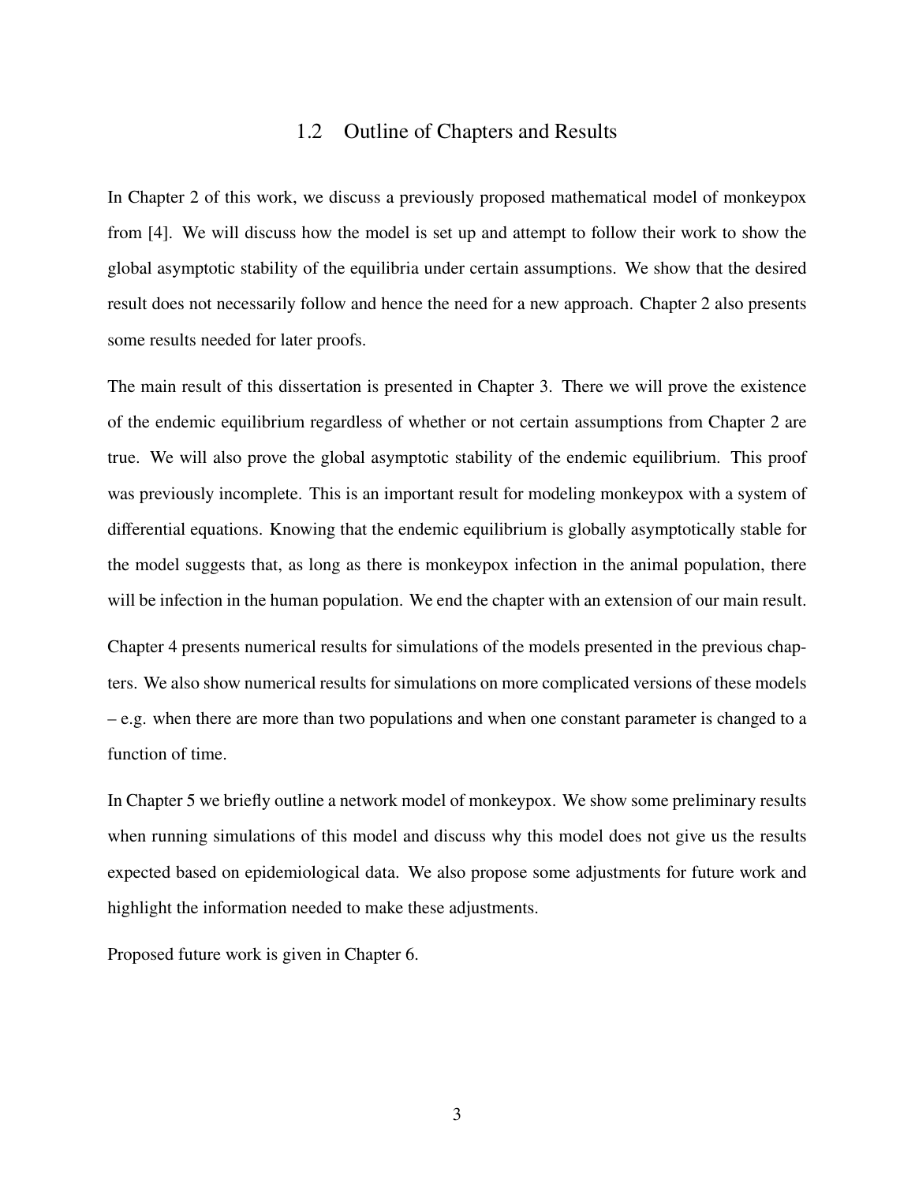## 1.2 Outline of Chapters and Results

In Chapter 2 of this work, we discuss a previously proposed mathematical model of monkeypox from [4]. We will discuss how the model is set up and attempt to follow their work to show the global asymptotic stability of the equilibria under certain assumptions. We show that the desired result does not necessarily follow and hence the need for a new approach. Chapter 2 also presents some results needed for later proofs.

The main result of this dissertation is presented in Chapter 3. There we will prove the existence of the endemic equilibrium regardless of whether or not certain assumptions from Chapter 2 are true. We will also prove the global asymptotic stability of the endemic equilibrium. This proof was previously incomplete. This is an important result for modeling monkeypox with a system of differential equations. Knowing that the endemic equilibrium is globally asymptotically stable for the model suggests that, as long as there is monkeypox infection in the animal population, there will be infection in the human population. We end the chapter with an extension of our main result.

Chapter 4 presents numerical results for simulations of the models presented in the previous chapters. We also show numerical results for simulations on more complicated versions of these models – e.g. when there are more than two populations and when one constant parameter is changed to a function of time.

In Chapter 5 we briefly outline a network model of monkeypox. We show some preliminary results when running simulations of this model and discuss why this model does not give us the results expected based on epidemiological data. We also propose some adjustments for future work and highlight the information needed to make these adjustments.

Proposed future work is given in Chapter 6.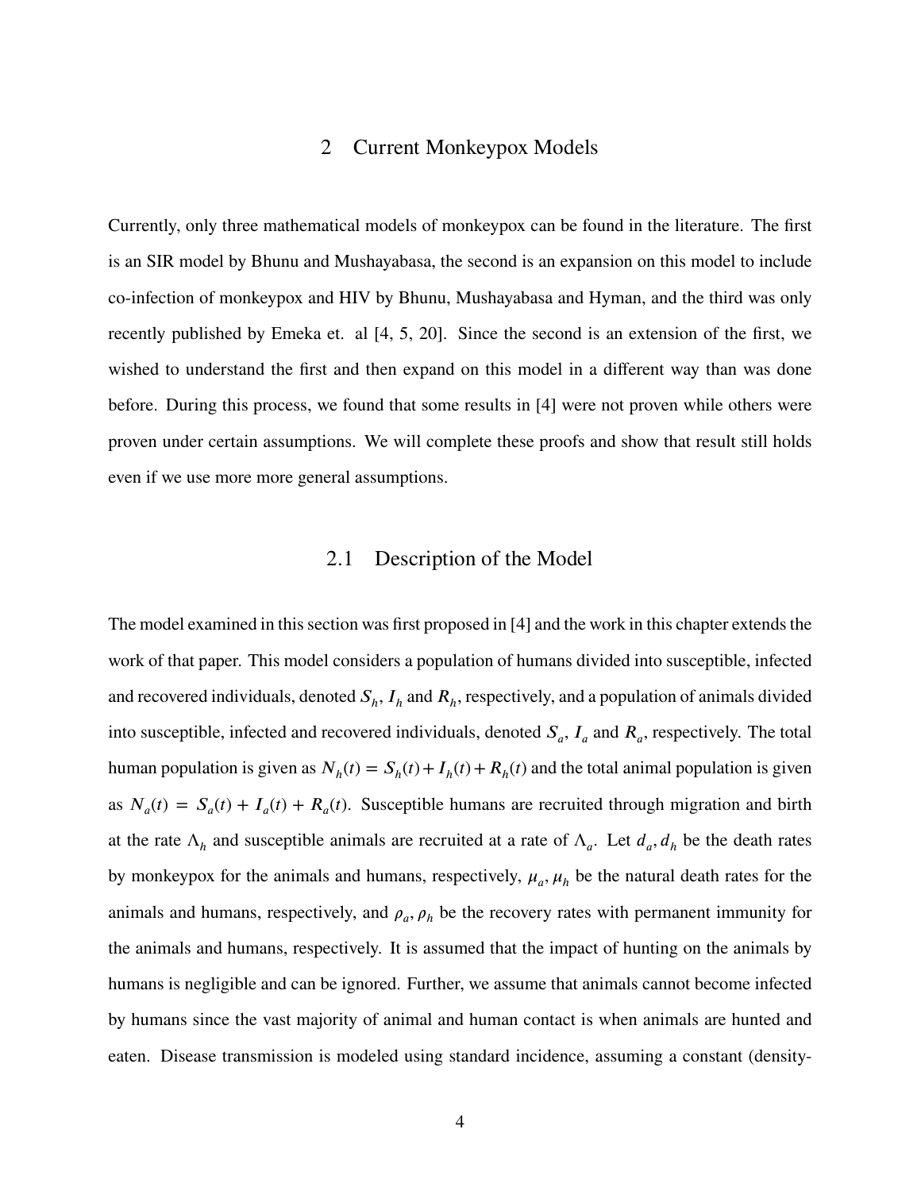# 2 Current Monkeypox Models

Currently, only three mathematical models of monkeypox can be found in the literature. The first is an SIR model by Bhunu and Mushayabasa, the second is an expansion on this model to include co-infection of monkeypox and HIV by Bhunu, Mushayabasa and Hyman, and the third was only recently published by Emeka et. al [4, 5, 20]. Since the second is an extension of the first, we wished to understand the first and then expand on this model in a different way than was done before. During this process, we found that some results in [4] were not proven while others were proven under certain assumptions. We will complete these proofs and show that result still holds even if we use more more general assumptions.

## 2.1 Description of the Model

The model examined in this section was first proposed in [4] and the work in this chapter extends the work of that paper. This model considers a population of humans divided into susceptible, infected and recovered individuals, denoted $S_h$, $I_h$ and $R_h$, respectively, and a population of animals divided into susceptible, infected and recovered individuals, denoted $S_a$, $I_a$ and $R_a$, respectively. The total human population is given as $N_h(t) = S_h(t) + I_h(t) + R_h(t)$ and the total animal population is given as $N_a(t) = S_a(t) + I_a(t) + R_a(t)$. Susceptible humans are recruited through migration and birth at the rate $\Lambda_h$ and susceptible animals are recruited at a rate of $\Lambda_a$. Let $d_a, d_h$ be the death rates by monkeypox for the animals and humans, respectively, $\mu_a, \mu_h$ be the natural death rates for the animals and humans, respectively, and $\rho_a, \rho_h$ be the recovery rates with permanent immunity for the animals and humans, respectively. It is assumed that the impact of hunting on the animals by humans is negligible and can be ignored. Further, we assume that animals cannot become infected by humans since the vast majority of animal and human contact is when animals are hunted and eaten. Disease transmission is modeled using standard incidence, assuming a constant (density-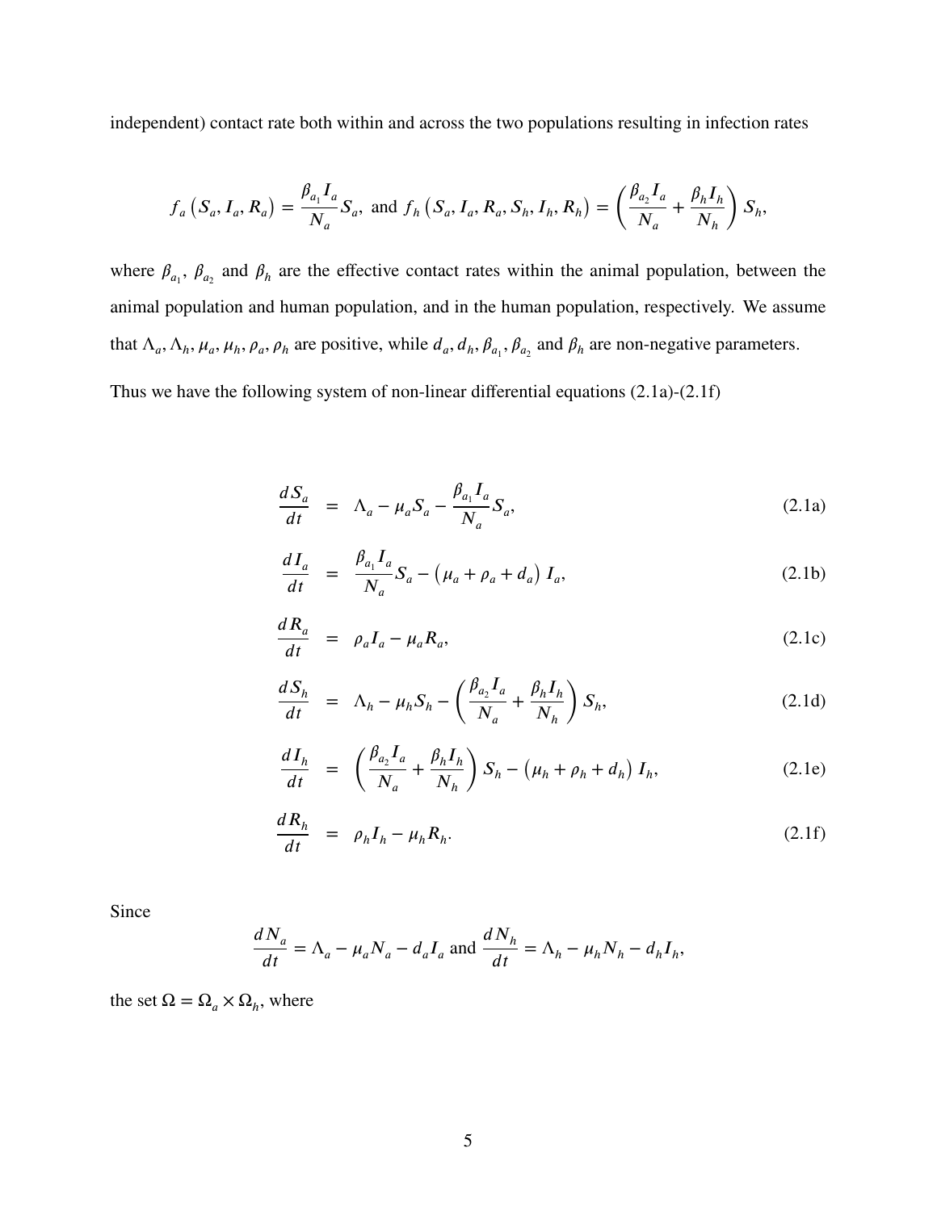independent) contact rate both within and across the two populations resulting in infection rates

$$f_a\left(S_a, I_a, R_a\right) = \frac{\beta_{a_1} I_a}{N_a} S_a, \text{ and } f_h\left(S_a, I_a, R_a, S_h, I_h, R_h\right) = \left(\frac{\beta_{a_2} I_a}{N_a} + \frac{\beta_h I_h}{N_h}\right) S_h,$$

where $\beta_{a_1}$, $\beta_{a_2}$ and $\beta_h$ are the effective contact rates within the animal population, between the animal population and human population, and in the human population, respectively. We assume that $\Lambda_a, \Lambda_h, \mu_a, \mu_h, \rho_a, \rho_h$ are positive, while $d_a, d_h, \beta_{a_1}, \beta_{a_2}$ and $\beta_h$ are non-negative parameters.

Thus we have the following system of non-linear differential equations (2.1a)-(2.1f)

$$\frac{dS_a}{dt} = \Lambda_a - \mu_a S_a - \frac{\beta_{a_1} I_a}{N_a} S_a, \tag{2.1a}$$

$$\frac{dI_a}{dt} = \frac{\beta_{a_1} I_a}{N_a} S_a - \left(\mu_a + \rho_a + d_a\right) I_a, \tag{2.1b}$$

$$\frac{dR_a}{dt} = \rho_a I_a - \mu_a R_a, \tag{2.1c}$$

$$\frac{dS_h}{dt} = \Lambda_h - \mu_h S_h - \left(\frac{\beta_{a_2} I_a}{N_a} + \frac{\beta_h I_h}{N_h}\right) S_h, \tag{2.1d}$$

$$\frac{dI_h}{dt} = \left(\frac{\beta_{a_2} I_a}{N_a} + \frac{\beta_h I_h}{N_h}\right) S_h - \left(\mu_h + \rho_h + d_h\right) I_h, \tag{2.1e}$$

$$\frac{dR_h}{dt} = \rho_h I_h - \mu_h R_h. \tag{2.1f}$$

Since

$$\frac{dN_a}{dt} = \Lambda_a - \mu_a N_a - d_a I_a \text{ and } \frac{dN_h}{dt} = \Lambda_h - \mu_h N_h - d_h I_h,$$

the set $\Omega = \Omega_a \times \Omega_h$, where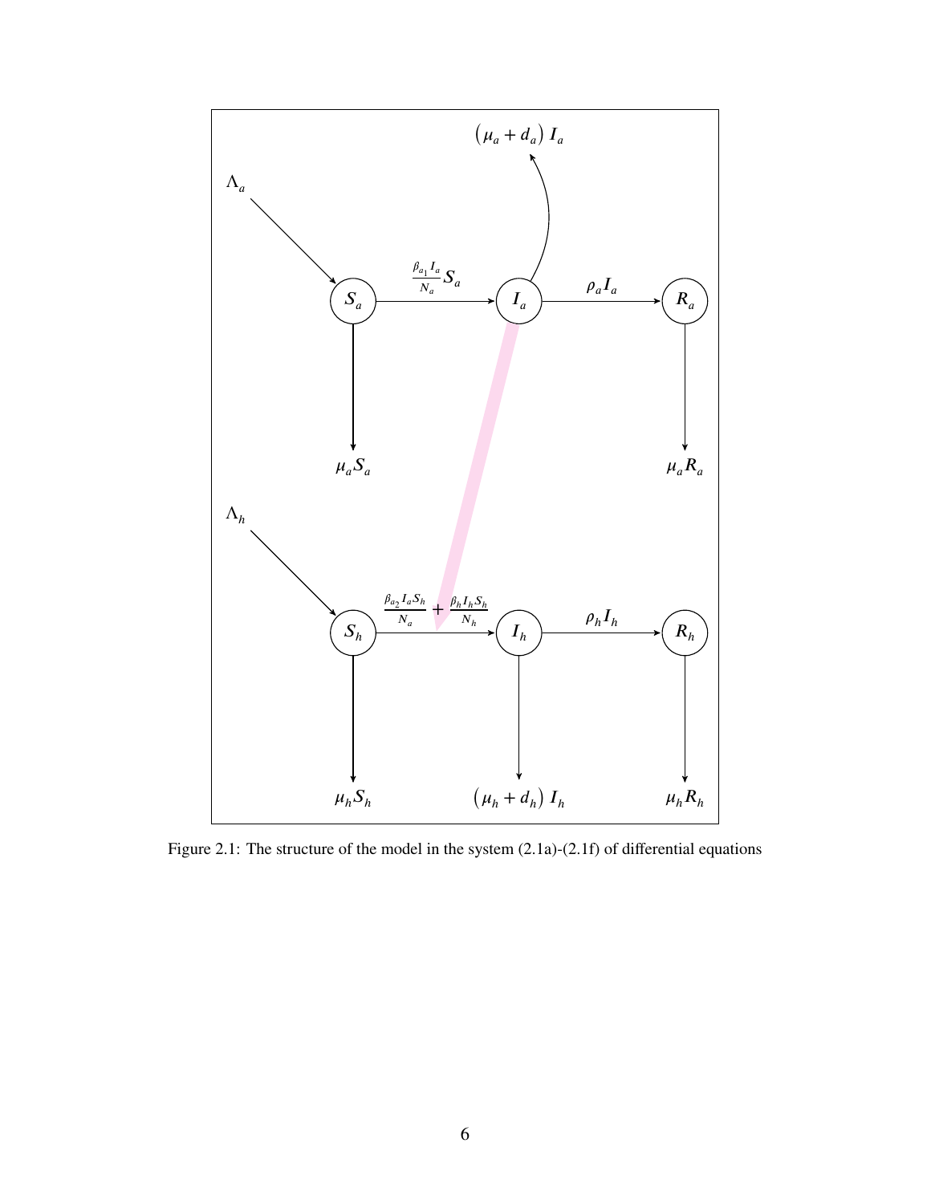Figure 2.1: The structure of the model in the system (2.1a)-(2.1f) of differential equations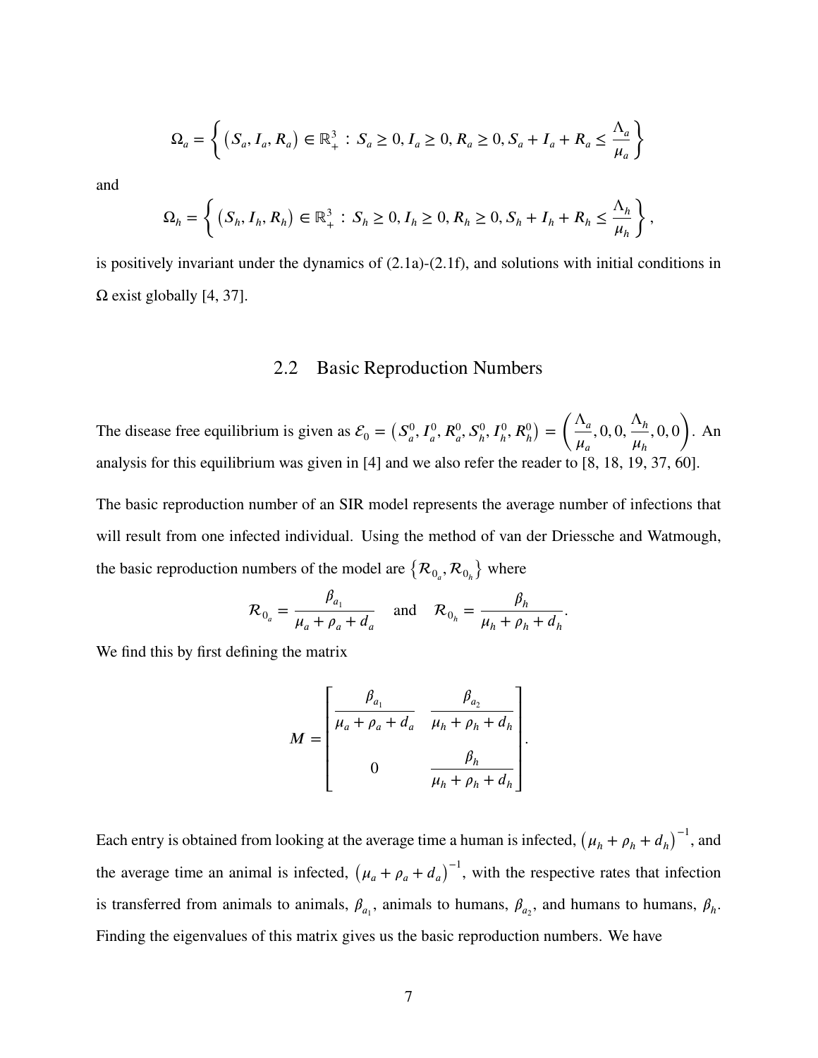$$\Omega_a = \left\{ \left(S_a, I_a, R_a\right) \in \mathbb{R}^3_+ : S_a \geq 0, I_a \geq 0, R_a \geq 0, S_a + I_a + R_a \leq \frac{\Lambda_a}{\mu_a} \right\}$$

and

$$\Omega_h = \left\{ \left(S_h, I_h, R_h\right) \in \mathbb{R}^3_+ : S_h \geq 0, I_h \geq 0, R_h \geq 0, S_h + I_h + R_h \leq \frac{\Lambda_h}{\mu_h} \right\},$$

is positively invariant under the dynamics of (2.1a)-(2.1f), and solutions with initial conditions in $\Omega$ exist globally [4, 37].

## 2.2 Basic Reproduction Numbers

The disease free equilibrium is given as $\mathcal{E}_0 = \left(S_a^0, I_a^0, R_a^0, S_h^0, I_h^0, R_h^0\right) = \left(\frac{\Lambda_a}{\mu_a}, 0, 0, \frac{\Lambda_h}{\mu_h}, 0, 0\right)$. An analysis for this equilibrium was given in [4] and we also refer the reader to [8, 18, 19, 37, 60].

The basic reproduction number of an SIR model represents the average number of infections that will result from one infected individual. Using the method of van der Driessche and Watmough, the basic reproduction numbers of the model are $\left\{\mathcal{R}_{0_a}, \mathcal{R}_{0_h}\right\}$ where

$$\mathcal{R}_{0_a} = \frac{\beta_{a_1}}{\mu_a + \rho_a + d_a} \quad \text{and} \quad \mathcal{R}_{0_h} = \frac{\beta_h}{\mu_h + \rho_h + d_h}.$$

We find this by first defining the matrix

$$M = \begin{bmatrix} \dfrac{\beta_{a_1}}{\mu_a + \rho_a + d_a} & \dfrac{\beta_{a_2}}{\mu_h + \rho_h + d_h} \\ & \\ 0 & \dfrac{\beta_h}{\mu_h + \rho_h + d_h} \end{bmatrix}.$$

Each entry is obtained from looking at the average time a human is infected, $\left(\mu_h + \rho_h + d_h\right)^{-1}$, and the average time an animal is infected, $\left(\mu_a + \rho_a + d_a\right)^{-1}$, with the respective rates that infection is transferred from animals to animals, $\beta_{a_1}$, animals to humans, $\beta_{a_2}$, and humans to humans, $\beta_h$. Finding the eigenvalues of this matrix gives us the basic reproduction numbers. We have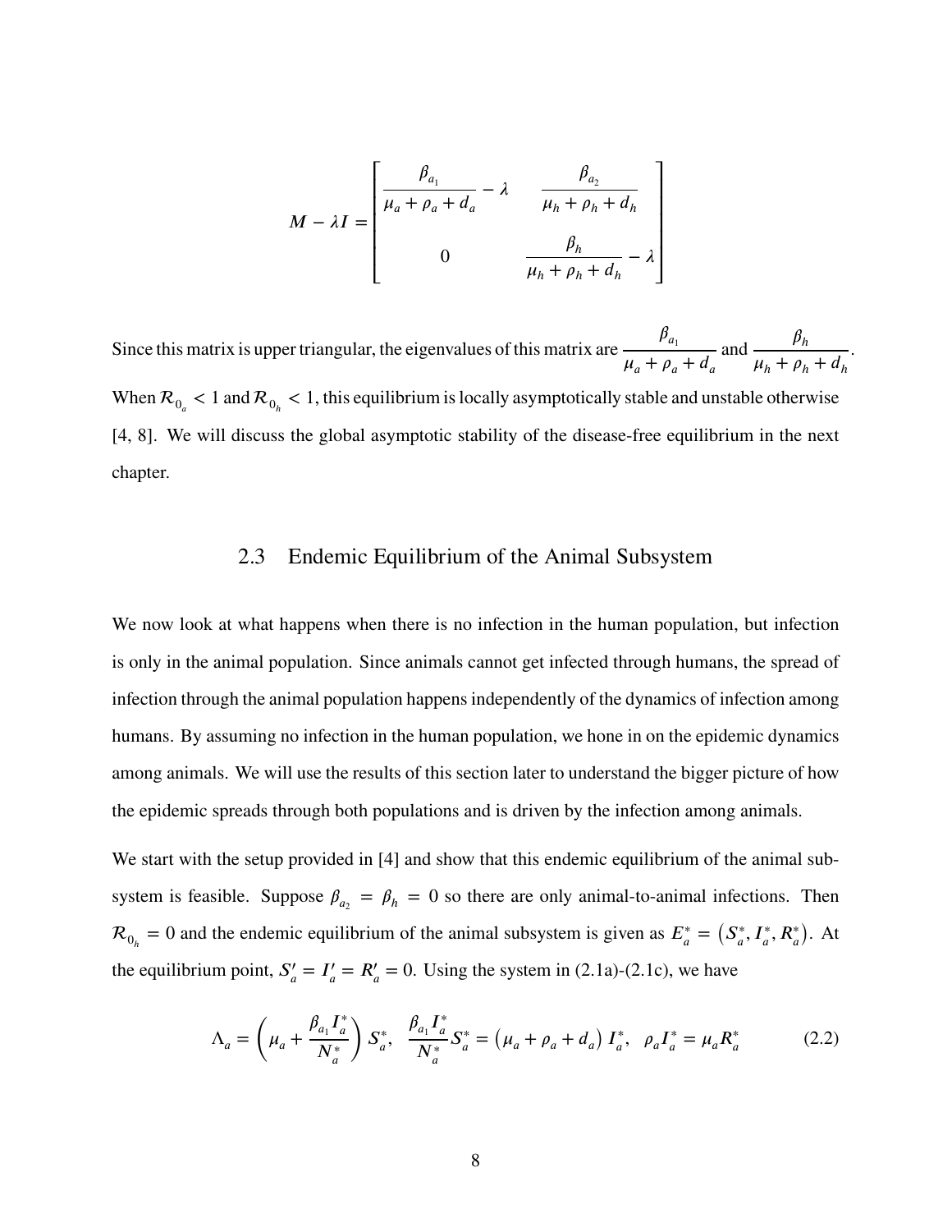$$
M - \lambda I = \begin{bmatrix} \dfrac{\beta_{a_1}}{\mu_a + \rho_a + d_a} - \lambda & \dfrac{\beta_{a_2}}{\mu_h + \rho_h + d_h} \\ 0 & \dfrac{\beta_h}{\mu_h + \rho_h + d_h} - \lambda \end{bmatrix}
$$

Since this matrix is upper triangular, the eigenvalues of this matrix are $\dfrac{\beta_{a_1}}{\mu_a + \rho_a + d_a}$ and $\dfrac{\beta_h}{\mu_h + \rho_h + d_h}$. When $\mathcal{R}_{0_a} < 1$ and $\mathcal{R}_{0_h} < 1$, this equilibrium is locally asymptotically stable and unstable otherwise [4, 8]. We will discuss the global asymptotic stability of the disease-free equilibrium in the next chapter.

## 2.3 Endemic Equilibrium of the Animal Subsystem

We now look at what happens when there is no infection in the human population, but infection is only in the animal population. Since animals cannot get infected through humans, the spread of infection through the animal population happens independently of the dynamics of infection among humans. By assuming no infection in the human population, we hone in on the epidemic dynamics among animals. We will use the results of this section later to understand the bigger picture of how the epidemic spreads through both populations and is driven by the infection among animals.

We start with the setup provided in [4] and show that this endemic equilibrium of the animal subsystem is feasible. Suppose $\beta_{a_2} = \beta_h = 0$ so there are only animal-to-animal infections. Then $\mathcal{R}_{0_h} = 0$ and the endemic equilibrium of the animal subsystem is given as $E_a^* = \left(S_a^*, I_a^*, R_a^*\right)$. At the equilibrium point, $S_a' = I_a' = R_a' = 0$. Using the system in (2.1a)-(2.1c), we have

$$
\Lambda_a = \left(\mu_a + \frac{\beta_{a_1} I_a^*}{N_a^*}\right) S_a^*, \quad \frac{\beta_{a_1} I_a^*}{N_a^*} S_a^* = \left(\mu_a + \rho_a + d_a\right) I_a^*, \quad \rho_a I_a^* = \mu_a R_a^* \tag{2.2}
$$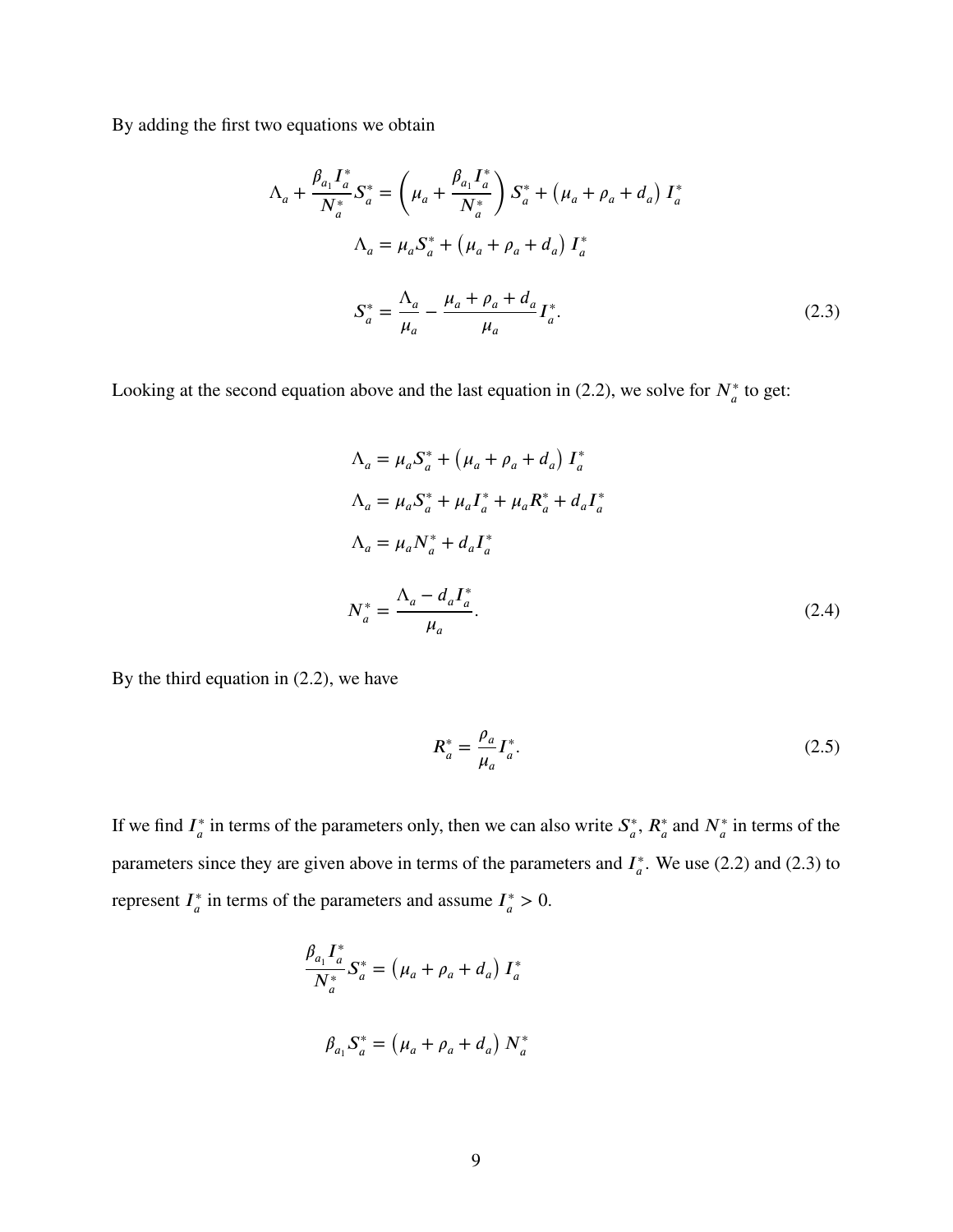By adding the first two equations we obtain

$$\Lambda_a + \frac{\beta_{a_1} I_a^*}{N_a^*} S_a^* = \left( \mu_a + \frac{\beta_{a_1} I_a^*}{N_a^*} \right) S_a^* + \left( \mu_a + \rho_a + d_a \right) I_a^*$$

$$\Lambda_a = \mu_a S_a^* + \left( \mu_a + \rho_a + d_a \right) I_a^*$$

$$S_a^* = \frac{\Lambda_a}{\mu_a} - \frac{\mu_a + \rho_a + d_a}{\mu_a} I_a^*. \tag{2.3}$$

Looking at the second equation above and the last equation in (2.2), we solve for $N_a^*$ to get:

$$\Lambda_a = \mu_a S_a^* + \left( \mu_a + \rho_a + d_a \right) I_a^*$$

$$\Lambda_a = \mu_a S_a^* + \mu_a I_a^* + \mu_a R_a^* + d_a I_a^*$$

$$\Lambda_a = \mu_a N_a^* + d_a I_a^*$$

$$N_a^* = \frac{\Lambda_a - d_a I_a^*}{\mu_a}. \tag{2.4}$$

By the third equation in (2.2), we have

$$R_a^* = \frac{\rho_a}{\mu_a} I_a^*. \tag{2.5}$$

If we find $I_a^*$ in terms of the parameters only, then we can also write $S_a^*$, $R_a^*$ and $N_a^*$ in terms of the parameters since they are given above in terms of the parameters and $I_a^*$. We use (2.2) and (2.3) to represent $I_a^*$ in terms of the parameters and assume $I_a^* > 0$.

$$\frac{\beta_{a_1} I_a^*}{N_a^*} S_a^* = \left( \mu_a + \rho_a + d_a \right) I_a^*$$

$$\beta_{a_1} S_a^* = \left( \mu_a + \rho_a + d_a \right) N_a^*$$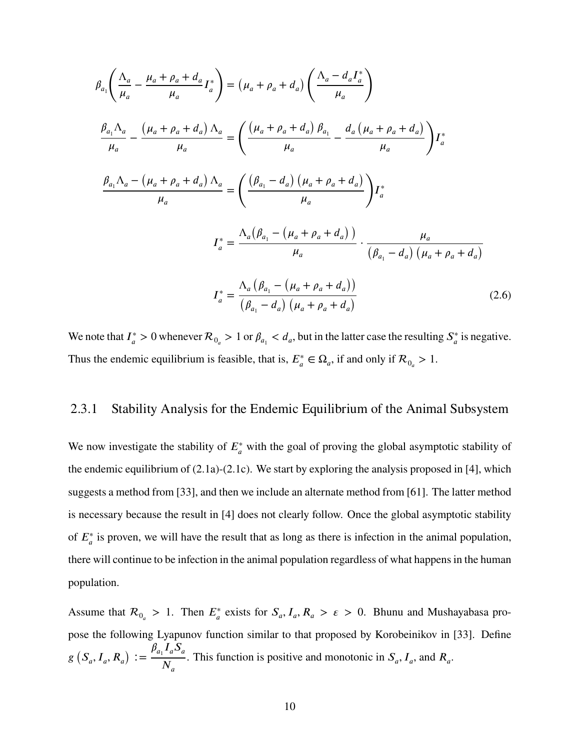$$\beta_{a_1}\left(\frac{\Lambda_a}{\mu_a} - \frac{\mu_a + \rho_a + d_a}{\mu_a} I_a^*\right) = \left(\mu_a + \rho_a + d_a\right)\left(\frac{\Lambda_a - d_a I_a^*}{\mu_a}\right)$$

$$\frac{\beta_{a_1}\Lambda_a}{\mu_a} - \frac{\left(\mu_a + \rho_a + d_a\right)\Lambda_a}{\mu_a} = \left(\frac{\left(\mu_a + \rho_a + d_a\right)\beta_{a_1}}{\mu_a} - \frac{d_a\left(\mu_a + \rho_a + d_a\right)}{\mu_a}\right) I_a^*$$

$$\frac{\beta_{a_1}\Lambda_a - \left(\mu_a + \rho_a + d_a\right)\Lambda_a}{\mu_a} = \left(\frac{\left(\beta_{a_1} - d_a\right)\left(\mu_a + \rho_a + d_a\right)}{\mu_a}\right) I_a^*$$

$$I_a^* = \frac{\Lambda_a\left(\beta_{a_1} - \left(\mu_a + \rho_a + d_a\right)\right)}{\mu_a} \cdot \frac{\mu_a}{\left(\beta_{a_1} - d_a\right)\left(\mu_a + \rho_a + d_a\right)}$$

$$I_a^* = \frac{\Lambda_a\left(\beta_{a_1} - \left(\mu_a + \rho_a + d_a\right)\right)}{\left(\beta_{a_1} - d_a\right)\left(\mu_a + \rho_a + d_a\right)} \tag{2.6}$$

We note that $I_a^* > 0$ whenever $\mathcal{R}_{0_a} > 1$ or $\beta_{a_1} < d_a$, but in the latter case the resulting $S_a^*$ is negative. Thus the endemic equilibrium is feasible, that is, $E_a^* \in \Omega_a$, if and only if $\mathcal{R}_{0_a} > 1$.

### 2.3.1 Stability Analysis for the Endemic Equilibrium of the Animal Subsystem

We now investigate the stability of $E_a^*$ with the goal of proving the global asymptotic stability of the endemic equilibrium of (2.1a)-(2.1c). We start by exploring the analysis proposed in [4], which suggests a method from [33], and then we include an alternate method from [61]. The latter method is necessary because the result in [4] does not clearly follow. Once the global asymptotic stability of $E_a^*$ is proven, we will have the result that as long as there is infection in the animal population, there will continue to be infection in the animal population regardless of what happens in the human population.

Assume that $\mathcal{R}_{0_a} > 1$. Then $E_a^*$ exists for $S_a, I_a, R_a > \varepsilon > 0$. Bhunu and Mushayabasa propose the following Lyapunov function similar to that proposed by Korobeinikov in [33]. Define $g\left(S_a, I_a, R_a\right) := \dfrac{\beta_{a_1} I_a S_a}{N_a}$. This function is positive and monotonic in $S_a$, $I_a$, and $R_a$.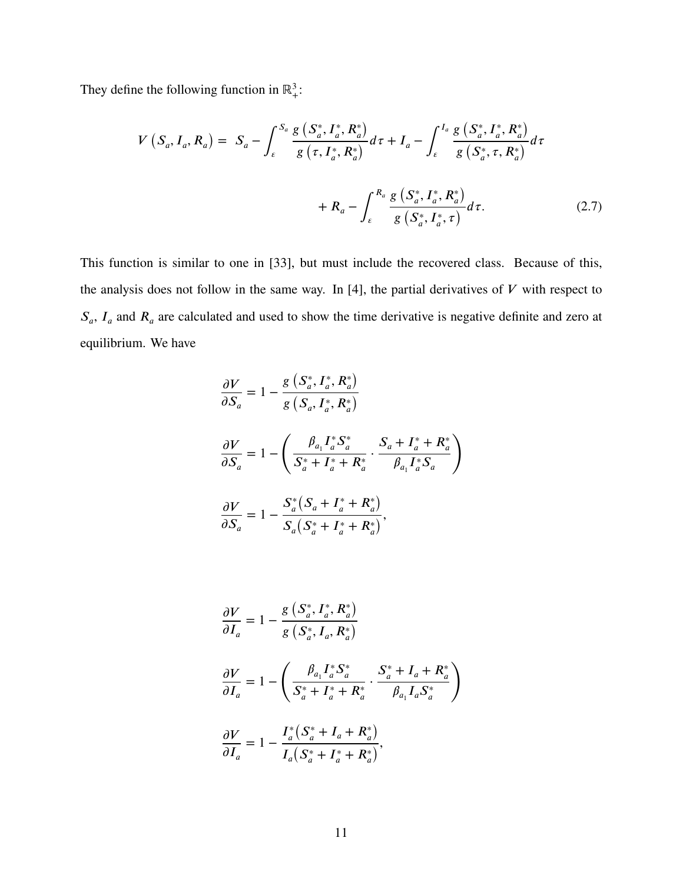They define the following function in $\mathbb{R}^3_+$:

$$V\left(S_a, I_a, R_a\right) = \; S_a - \int_{\varepsilon}^{S_a} \frac{g\left(S_a^*, I_a^*, R_a^*\right)}{g\left(\tau, I_a^*, R_a^*\right)} d\tau + I_a - \int_{\varepsilon}^{I_a} \frac{g\left(S_a^*, I_a^*, R_a^*\right)}{g\left(S_a^*, \tau, R_a^*\right)} d\tau$$

$$+ R_a - \int_{\varepsilon}^{R_a} \frac{g\left(S_a^*, I_a^*, R_a^*\right)}{g\left(S_a^*, I_a^*, \tau\right)} d\tau. \tag{2.7}$$

This function is similar to one in [33], but must include the recovered class. Because of this, the analysis does not follow in the same way. In [4], the partial derivatives of $V$ with respect to $S_a$, $I_a$ and $R_a$ are calculated and used to show the time derivative is negative definite and zero at equilibrium. We have

$$\frac{\partial V}{\partial S_a} = 1 - \frac{g\left(S_a^*, I_a^*, R_a^*\right)}{g\left(S_a, I_a^*, R_a^*\right)}$$

$$\frac{\partial V}{\partial S_a} = 1 - \left( \frac{\beta_{a_1} I_a^* S_a^*}{S_a^* + I_a^* + R_a^*} \cdot \frac{S_a + I_a^* + R_a^*}{\beta_{a_1} I_a^* S_a} \right)$$

$$\frac{\partial V}{\partial S_a} = 1 - \frac{S_a^*\left(S_a + I_a^* + R_a^*\right)}{S_a\left(S_a^* + I_a^* + R_a^*\right)},$$

$$\frac{\partial V}{\partial I_a} = 1 - \frac{g\left(S_a^*, I_a^*, R_a^*\right)}{g\left(S_a^*, I_a, R_a^*\right)}$$

$$\frac{\partial V}{\partial I_a} = 1 - \left( \frac{\beta_{a_1} I_a^* S_a^*}{S_a^* + I_a^* + R_a^*} \cdot \frac{S_a^* + I_a + R_a^*}{\beta_{a_1} I_a S_a^*} \right)$$

$$\frac{\partial V}{\partial I_a} = 1 - \frac{I_a^*\left(S_a^* + I_a + R_a^*\right)}{I_a\left(S_a^* + I_a^* + R_a^*\right)},$$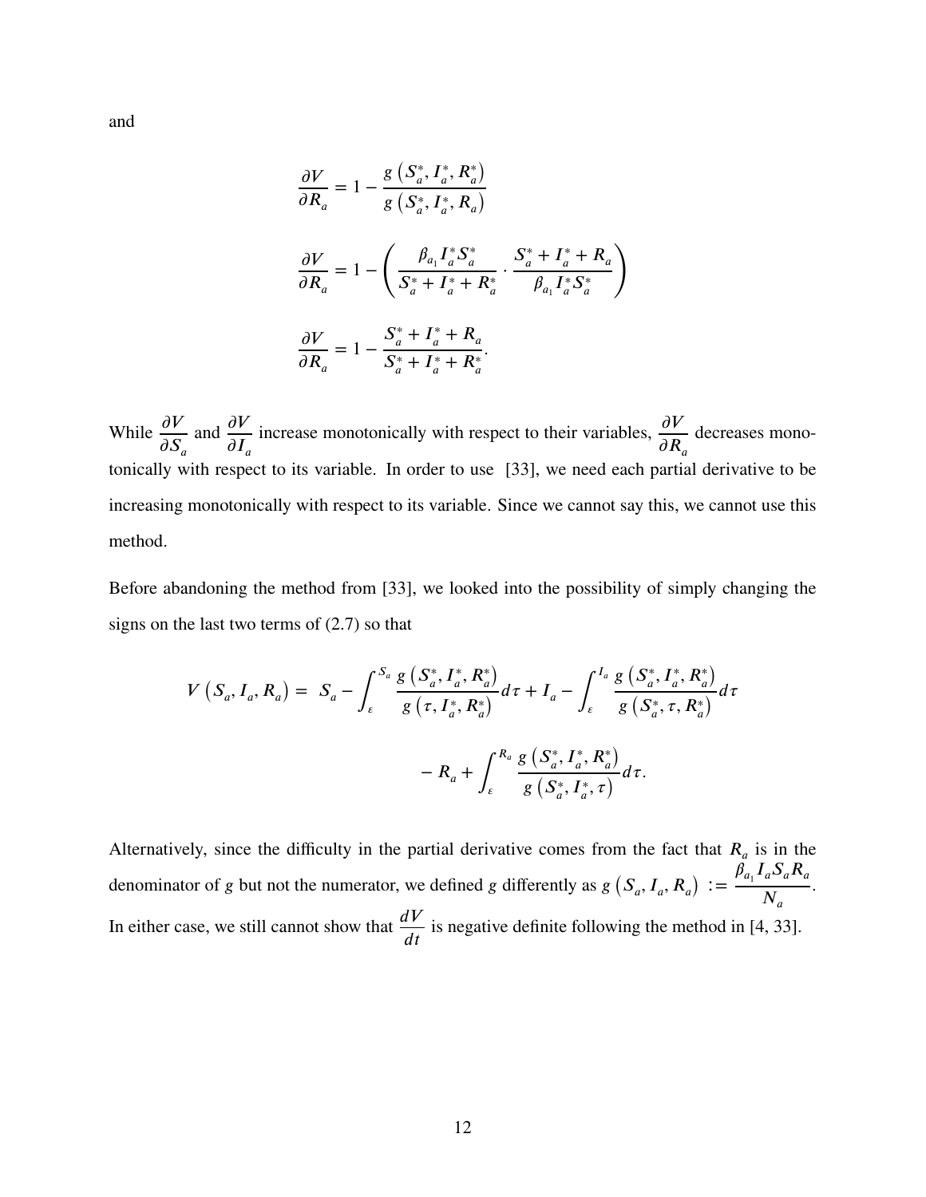and

$$\frac{\partial V}{\partial R_a} = 1 - \frac{g\left(S_a^*, I_a^*, R_a^*\right)}{g\left(S_a^*, I_a^*, R_a\right)}$$

$$\frac{\partial V}{\partial R_a} = 1 - \left( \frac{\beta_{a_1} I_a^* S_a^*}{S_a^* + I_a^* + R_a^*} \cdot \frac{S_a^* + I_a^* + R_a}{\beta_{a_1} I_a^* S_a^*} \right)$$

$$\frac{\partial V}{\partial R_a} = 1 - \frac{S_a^* + I_a^* + R_a}{S_a^* + I_a^* + R_a^*}.$$

While $\dfrac{\partial V}{\partial S_a}$ and $\dfrac{\partial V}{\partial I_a}$ increase monotonically with respect to their variables, $\dfrac{\partial V}{\partial R_a}$ decreases monotonically with respect to its variable. In order to use [33], we need each partial derivative to be increasing monotonically with respect to its variable. Since we cannot say this, we cannot use this method.

Before abandoning the method from [33], we looked into the possibility of simply changing the signs on the last two terms of (2.7) so that

$$V\left(S_a, I_a, R_a\right) = S_a - \int_\varepsilon^{S_a} \frac{g\left(S_a^*, I_a^*, R_a^*\right)}{g\left(\tau, I_a^*, R_a^*\right)} d\tau + I_a - \int_\varepsilon^{I_a} \frac{g\left(S_a^*, I_a^*, R_a^*\right)}{g\left(S_a^*, \tau, R_a^*\right)} d\tau$$

$$- R_a + \int_\varepsilon^{R_a} \frac{g\left(S_a^*, I_a^*, R_a^*\right)}{g\left(S_a^*, I_a^*, \tau\right)} d\tau.$$

Alternatively, since the difficulty in the partial derivative comes from the fact that $R_a$ is in the denominator of $g$ but not the numerator, we defined $g$ differently as $g\left(S_a, I_a, R_a\right) := \dfrac{\beta_{a_1} I_a S_a R_a}{N_a}$. In either case, we still cannot show that $\dfrac{dV}{dt}$ is negative definite following the method in [4, 33].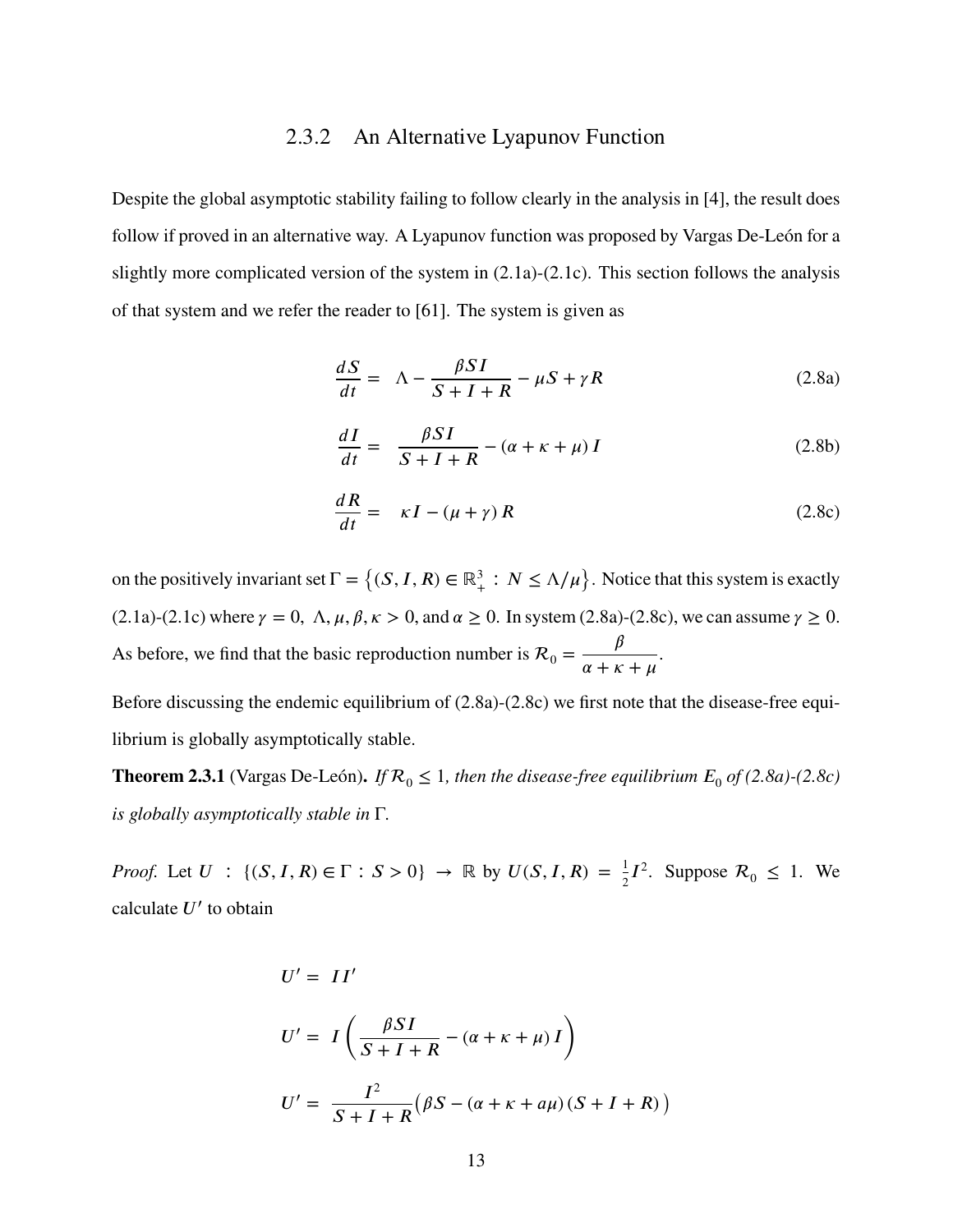### 2.3.2 An Alternative Lyapunov Function

Despite the global asymptotic stability failing to follow clearly in the analysis in [4], the result does follow if proved in an alternative way. A Lyapunov function was proposed by Vargas De-León for a slightly more complicated version of the system in (2.1a)-(2.1c). This section follows the analysis of that system and we refer the reader to [61]. The system is given as

$$\frac{dS}{dt} = \Lambda - \frac{\beta SI}{S+I+R} - \mu S + \gamma R \tag{2.8a}$$

$$\frac{dI}{dt} = \frac{\beta SI}{S+I+R} - (\alpha + \kappa + \mu) I \tag{2.8b}$$

$$\frac{dR}{dt} = \kappa I - (\mu + \gamma) R \tag{2.8c}$$

on the positively invariant set $\Gamma = \{(S, I, R) \in \mathbb{R}^3_+ : N \leq \Lambda/\mu\}$. Notice that this system is exactly (2.1a)-(2.1c) where $\gamma = 0$, $\Lambda, \mu, \beta, \kappa > 0$, and $\alpha \geq 0$. In system (2.8a)-(2.8c), we can assume $\gamma \geq 0$. As before, we find that the basic reproduction number is $\mathcal{R}_0 = \dfrac{\beta}{\alpha + \kappa + \mu}$.

Before discussing the endemic equilibrium of (2.8a)-(2.8c) we first note that the disease-free equilibrium is globally asymptotically stable.

**Theorem 2.3.1** (Vargas De-León)**.** *If $\mathcal{R}_0 \leq 1$, then the disease-free equilibrium $E_0$ of (2.8a)-(2.8c) is globally asymptotically stable in $\Gamma$.*

*Proof.* Let $U : \{(S, I, R) \in \Gamma : S > 0\} \to \mathbb{R}$ by $U(S, I, R) = \frac{1}{2} I^2$. Suppose $\mathcal{R}_0 \leq 1$. We calculate $U'$ to obtain

$$U' = II'$$

$$U' = I\left(\frac{\beta SI}{S+I+R} - (\alpha + \kappa + \mu) I\right)$$

$$U' = \frac{I^2}{S+I+R}\big(\beta S - (\alpha + \kappa + a\mu)(S + I + R)\big)$$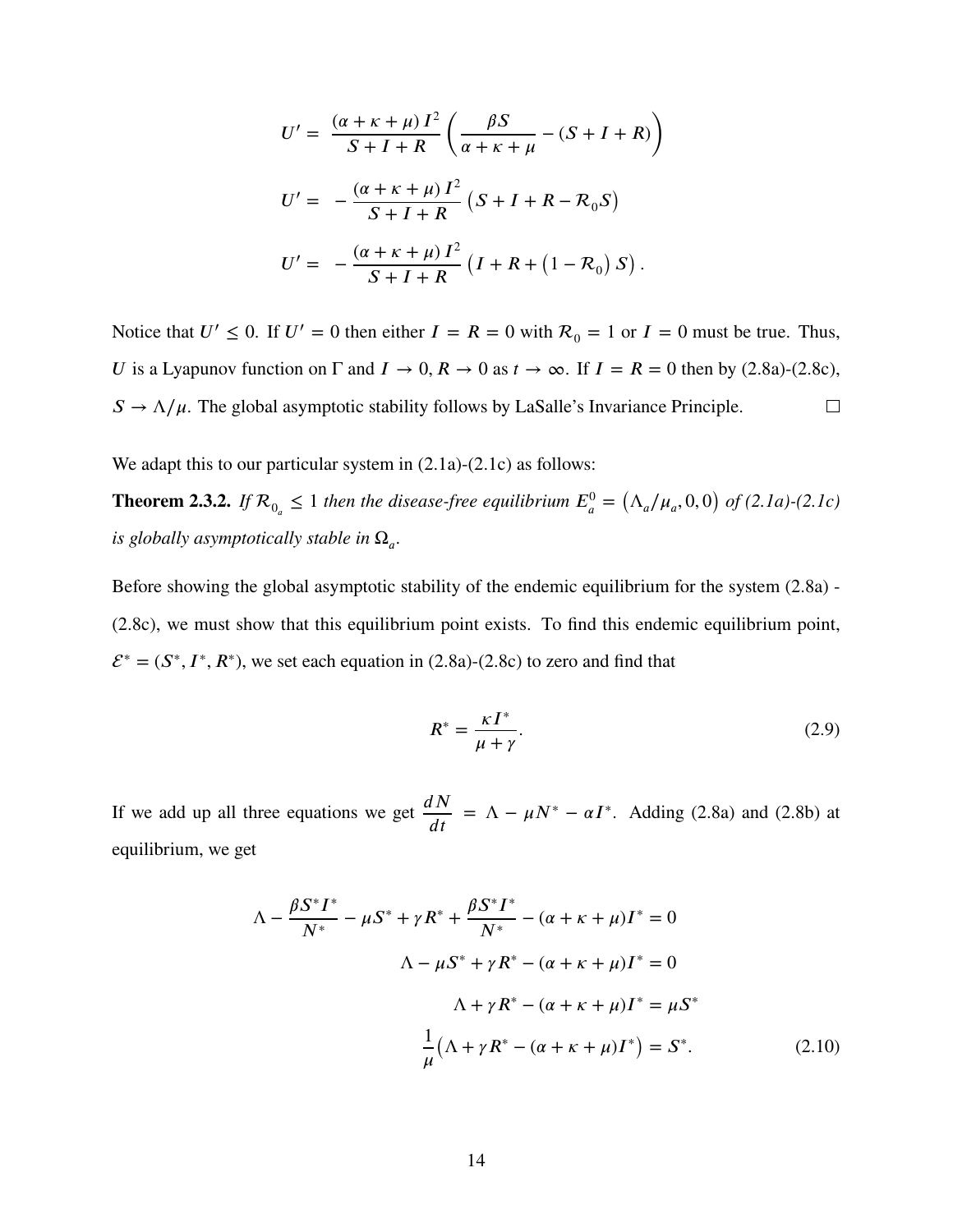$$U' = \frac{(\alpha+\kappa+\mu)\, I^2}{S+I+R}\left(\frac{\beta S}{\alpha+\kappa+\mu} - (S+I+R)\right)$$

$$U' = -\frac{(\alpha+\kappa+\mu)\, I^2}{S+I+R}\left(S+I+R-\mathcal{R}_0 S\right)$$

$$U' = -\frac{(\alpha+\kappa+\mu)\, I^2}{S+I+R}\left(I+R+\left(1-\mathcal{R}_0\right) S\right).$$

Notice that $U' \leq 0$. If $U' = 0$ then either $I = R = 0$ with $\mathcal{R}_0 = 1$ or $I = 0$ must be true. Thus, $U$ is a Lyapunov function on $\Gamma$ and $I \to 0, R \to 0$ as $t \to \infty$. If $I = R = 0$ then by (2.8a)-(2.8c), $S \to \Lambda/\mu$. The global asymptotic stability follows by LaSalle's Invariance Principle. □

We adapt this to our particular system in (2.1a)-(2.1c) as follows:

**Theorem 2.3.2.** *If $\mathcal{R}_{0_a} \leq 1$ then the disease-free equilibrium $E_a^0 = \left(\Lambda_a/\mu_a, 0, 0\right)$ of (2.1a)-(2.1c) is globally asymptotically stable in $\Omega_a$.*

Before showing the global asymptotic stability of the endemic equilibrium for the system (2.8a) - (2.8c), we must show that this equilibrium point exists. To find this endemic equilibrium point, $\mathcal{E}^* = (S^*, I^*, R^*)$, we set each equation in (2.8a)-(2.8c) to zero and find that

$$R^* = \frac{\kappa I^*}{\mu+\gamma}. \tag{2.9}$$

If we add up all three equations we get $\dfrac{dN}{dt} = \Lambda - \mu N^* - \alpha I^*$. Adding (2.8a) and (2.8b) at equilibrium, we get

$$\begin{aligned}
\Lambda - \frac{\beta S^* I^*}{N^*} - \mu S^* + \gamma R^* + \frac{\beta S^* I^*}{N^*} - (\alpha+\kappa+\mu)I^* &= 0 \\
\Lambda - \mu S^* + \gamma R^* - (\alpha+\kappa+\mu)I^* &= 0 \\
\Lambda + \gamma R^* - (\alpha+\kappa+\mu)I^* &= \mu S^* \\
\frac{1}{\mu}\left(\Lambda + \gamma R^* - (\alpha+\kappa+\mu)I^*\right) &= S^*.
\end{aligned} \tag{2.10}$$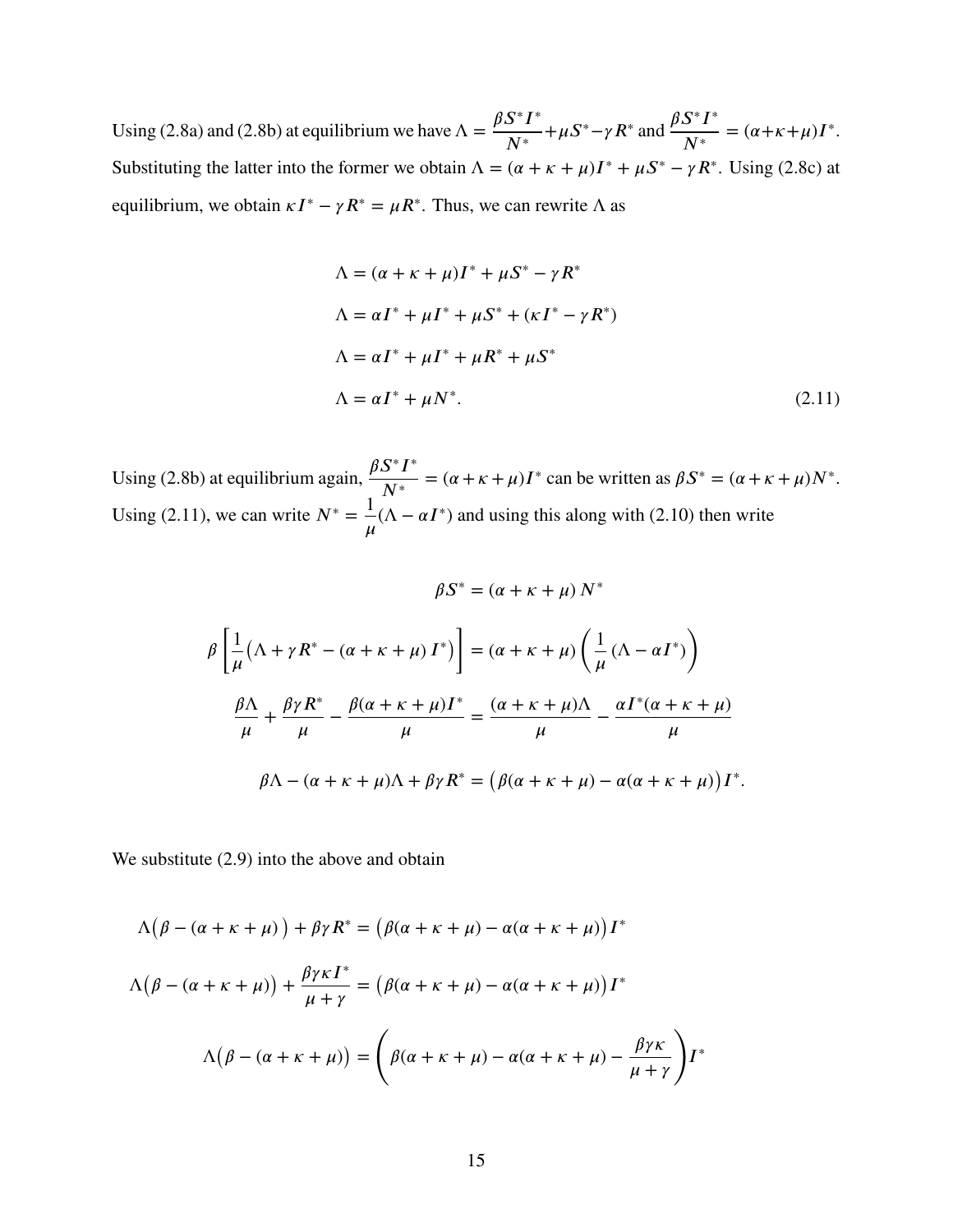Using (2.8a) and (2.8b) at equilibrium we have $\Lambda = \dfrac{\beta S^* I^*}{N^*} + \mu S^* - \gamma R^*$ and $\dfrac{\beta S^* I^*}{N^*} = (\alpha + \kappa + \mu) I^*$. Substituting the latter into the former we obtain $\Lambda = (\alpha + \kappa + \mu) I^* + \mu S^* - \gamma R^*$. Using (2.8c) at equilibrium, we obtain $\kappa I^* - \gamma R^* = \mu R^*$. Thus, we can rewrite $\Lambda$ as

$$
\begin{aligned}
\Lambda &= (\alpha + \kappa + \mu) I^* + \mu S^* - \gamma R^* \\
\Lambda &= \alpha I^* + \mu I^* + \mu S^* + (\kappa I^* - \gamma R^*) \\
\Lambda &= \alpha I^* + \mu I^* + \mu R^* + \mu S^* \\
\Lambda &= \alpha I^* + \mu N^*. \qquad (2.11)
\end{aligned}
$$

Using (2.8b) at equilibrium again, $\dfrac{\beta S^* I^*}{N^*} = (\alpha + \kappa + \mu) I^*$ can be written as $\beta S^* = (\alpha + \kappa + \mu) N^*$. Using (2.11), we can write $N^* = \dfrac{1}{\mu}(\Lambda - \alpha I^*)$ and using this along with (2.10) then write

$$
\begin{aligned}
\beta S^* &= (\alpha + \kappa + \mu)\, N^* \\
\beta \left[ \frac{1}{\mu} \big( \Lambda + \gamma R^* - (\alpha + \kappa + \mu)\, I^* \big) \right] &= (\alpha + \kappa + \mu) \left( \frac{1}{\mu} (\Lambda - \alpha I^*) \right) \\
\frac{\beta \Lambda}{\mu} + \frac{\beta \gamma R^*}{\mu} - \frac{\beta(\alpha + \kappa + \mu) I^*}{\mu} &= \frac{(\alpha + \kappa + \mu)\Lambda}{\mu} - \frac{\alpha I^* (\alpha + \kappa + \mu)}{\mu} \\
\beta \Lambda - (\alpha + \kappa + \mu)\Lambda + \beta \gamma R^* &= \big( \beta(\alpha + \kappa + \mu) - \alpha(\alpha + \kappa + \mu) \big) I^*.
\end{aligned}
$$

We substitute (2.9) into the above and obtain

$$
\begin{aligned}
\Lambda \big( \beta - (\alpha + \kappa + \mu) \big) + \beta \gamma R^* &= \big( \beta(\alpha + \kappa + \mu) - \alpha(\alpha + \kappa + \mu) \big) I^* \\
\Lambda \big( \beta - (\alpha + \kappa + \mu) \big) + \frac{\beta \gamma \kappa I^*}{\mu + \gamma} &= \big( \beta(\alpha + \kappa + \mu) - \alpha(\alpha + \kappa + \mu) \big) I^* \\
\Lambda \big( \beta - (\alpha + \kappa + \mu) \big) &= \left( \beta(\alpha + \kappa + \mu) - \alpha(\alpha + \kappa + \mu) - \frac{\beta \gamma \kappa}{\mu + \gamma} \right) I^*
\end{aligned}
$$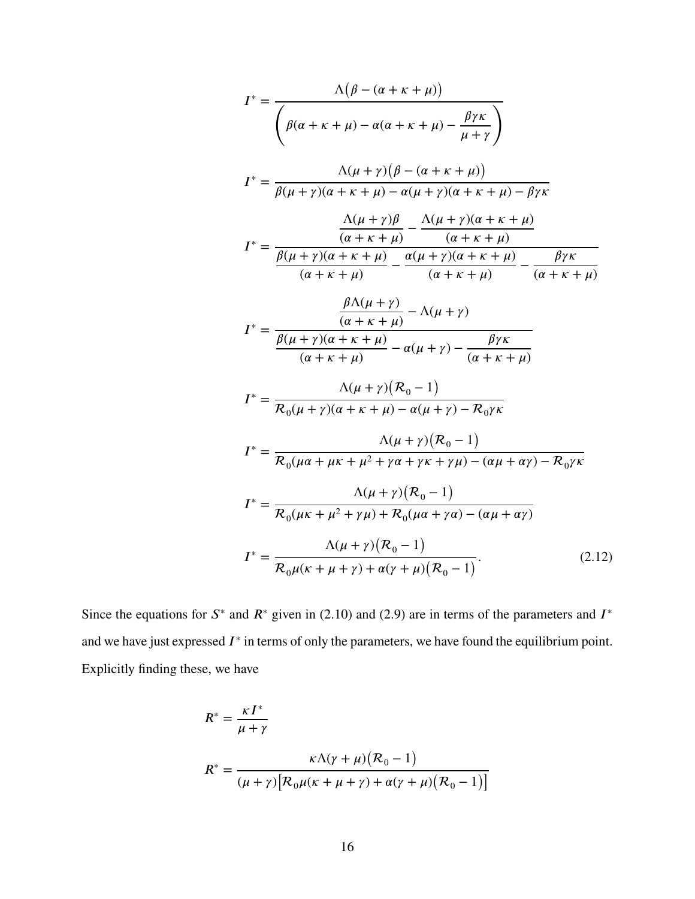$$I^* = \frac{\Lambda\big(\beta - (\alpha + \kappa + \mu)\big)}{\left(\beta(\alpha + \kappa + \mu) - \alpha(\alpha + \kappa + \mu) - \dfrac{\beta\gamma\kappa}{\mu + \gamma}\right)}$$

$$I^* = \frac{\Lambda(\mu + \gamma)\big(\beta - (\alpha + \kappa + \mu)\big)}{\beta(\mu + \gamma)(\alpha + \kappa + \mu) - \alpha(\mu + \gamma)(\alpha + \kappa + \mu) - \beta\gamma\kappa}$$

$$I^* = \frac{\dfrac{\Lambda(\mu + \gamma)\beta}{(\alpha + \kappa + \mu)} - \dfrac{\Lambda(\mu + \gamma)(\alpha + \kappa + \mu)}{(\alpha + \kappa + \mu)}}{\dfrac{\beta(\mu + \gamma)(\alpha + \kappa + \mu)}{(\alpha + \kappa + \mu)} - \dfrac{\alpha(\mu + \gamma)(\alpha + \kappa + \mu)}{(\alpha + \kappa + \mu)} - \dfrac{\beta\gamma\kappa}{(\alpha + \kappa + \mu)}}$$

$$I^* = \frac{\dfrac{\beta\Lambda(\mu + \gamma)}{(\alpha + \kappa + \mu)} - \Lambda(\mu + \gamma)}{\dfrac{\beta(\mu + \gamma)(\alpha + \kappa + \mu)}{(\alpha + \kappa + \mu)} - \alpha(\mu + \gamma) - \dfrac{\beta\gamma\kappa}{(\alpha + \kappa + \mu)}}$$

$$I^* = \frac{\Lambda(\mu + \gamma)\big(\mathcal{R}_0 - 1\big)}{\mathcal{R}_0(\mu + \gamma)(\alpha + \kappa + \mu) - \alpha(\mu + \gamma) - \mathcal{R}_0\gamma\kappa}$$

$$I^* = \frac{\Lambda(\mu + \gamma)\big(\mathcal{R}_0 - 1\big)}{\mathcal{R}_0(\mu\alpha + \mu\kappa + \mu^2 + \gamma\alpha + \gamma\kappa + \gamma\mu) - (\alpha\mu + \alpha\gamma) - \mathcal{R}_0\gamma\kappa}$$

$$I^* = \frac{\Lambda(\mu + \gamma)\big(\mathcal{R}_0 - 1\big)}{\mathcal{R}_0(\mu\kappa + \mu^2 + \gamma\mu) + \mathcal{R}_0(\mu\alpha + \gamma\alpha) - (\alpha\mu + \alpha\gamma)}$$

$$I^* = \frac{\Lambda(\mu + \gamma)\big(\mathcal{R}_0 - 1\big)}{\mathcal{R}_0\mu(\kappa + \mu + \gamma) + \alpha(\gamma + \mu)\big(\mathcal{R}_0 - 1\big)}. \tag{2.12}$$

Since the equations for $S^*$ and $R^*$ given in (2.10) and (2.9) are in terms of the parameters and $I^*$ and we have just expressed $I^*$ in terms of only the parameters, we have found the equilibrium point. Explicitly finding these, we have

$$R^* = \frac{\kappa I^*}{\mu + \gamma}$$

$$R^* = \frac{\kappa\Lambda(\gamma + \mu)\big(\mathcal{R}_0 - 1\big)}{(\mu + \gamma)\big[\mathcal{R}_0\mu(\kappa + \mu + \gamma) + \alpha(\gamma + \mu)\big(\mathcal{R}_0 - 1\big)\big]}$$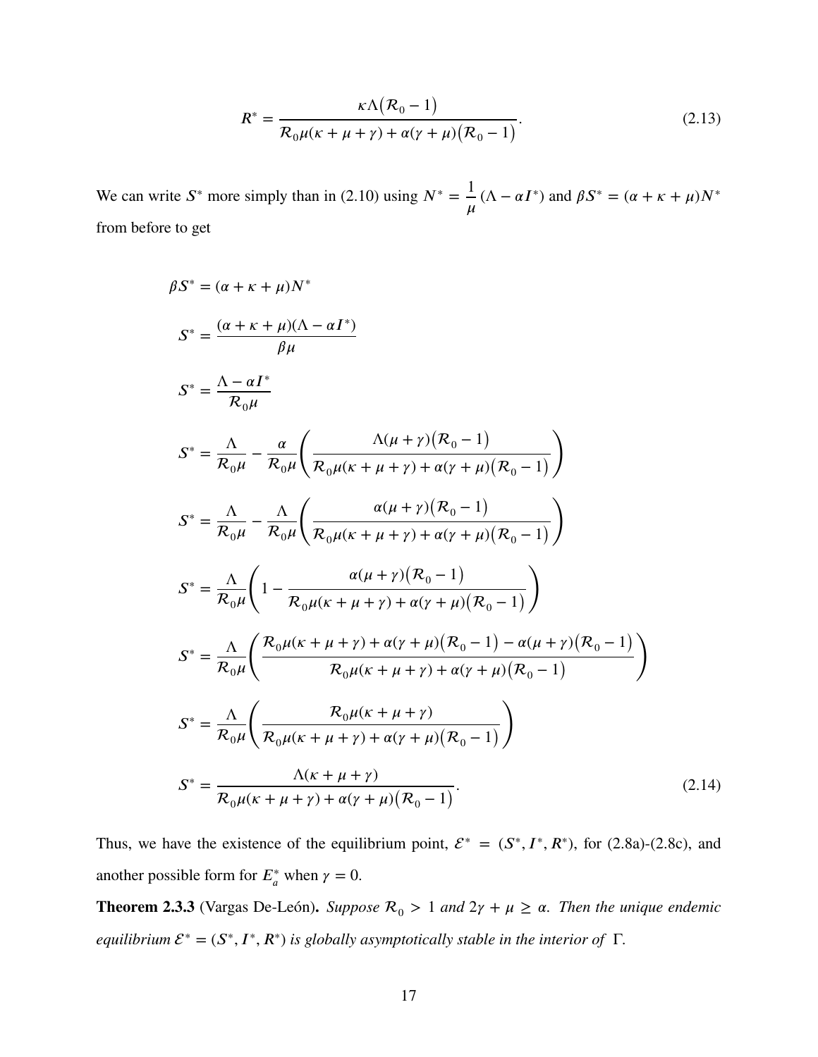$$R^* = \frac{\kappa\Lambda\big(\mathcal{R}_0 - 1\big)}{\mathcal{R}_0\mu(\kappa + \mu + \gamma) + \alpha(\gamma + \mu)\big(\mathcal{R}_0 - 1\big)}. \tag{2.13}$$

We can write $S^*$ more simply than in (2.10) using $N^* = \dfrac{1}{\mu}(\Lambda - \alpha I^*)$ and $\beta S^* = (\alpha + \kappa + \mu)N^*$ from before to get

$$\begin{aligned}
\beta S^* &= (\alpha + \kappa + \mu)N^* \\
S^* &= \frac{(\alpha + \kappa + \mu)(\Lambda - \alpha I^*)}{\beta\mu} \\
S^* &= \frac{\Lambda - \alpha I^*}{\mathcal{R}_0\mu} \\
S^* &= \frac{\Lambda}{\mathcal{R}_0\mu} - \frac{\alpha}{\mathcal{R}_0\mu}\left(\frac{\Lambda(\mu + \gamma)\big(\mathcal{R}_0 - 1\big)}{\mathcal{R}_0\mu(\kappa + \mu + \gamma) + \alpha(\gamma + \mu)\big(\mathcal{R}_0 - 1\big)}\right) \\
S^* &= \frac{\Lambda}{\mathcal{R}_0\mu} - \frac{\Lambda}{\mathcal{R}_0\mu}\left(\frac{\alpha(\mu + \gamma)\big(\mathcal{R}_0 - 1\big)}{\mathcal{R}_0\mu(\kappa + \mu + \gamma) + \alpha(\gamma + \mu)\big(\mathcal{R}_0 - 1\big)}\right) \\
S^* &= \frac{\Lambda}{\mathcal{R}_0\mu}\left(1 - \frac{\alpha(\mu + \gamma)\big(\mathcal{R}_0 - 1\big)}{\mathcal{R}_0\mu(\kappa + \mu + \gamma) + \alpha(\gamma + \mu)\big(\mathcal{R}_0 - 1\big)}\right) \\
S^* &= \frac{\Lambda}{\mathcal{R}_0\mu}\left(\frac{\mathcal{R}_0\mu(\kappa + \mu + \gamma) + \alpha(\gamma + \mu)\big(\mathcal{R}_0 - 1\big) - \alpha(\mu + \gamma)\big(\mathcal{R}_0 - 1\big)}{\mathcal{R}_0\mu(\kappa + \mu + \gamma) + \alpha(\gamma + \mu)\big(\mathcal{R}_0 - 1\big)}\right) \\
S^* &= \frac{\Lambda}{\mathcal{R}_0\mu}\left(\frac{\mathcal{R}_0\mu(\kappa + \mu + \gamma)}{\mathcal{R}_0\mu(\kappa + \mu + \gamma) + \alpha(\gamma + \mu)\big(\mathcal{R}_0 - 1\big)}\right) \\
S^* &= \frac{\Lambda(\kappa + \mu + \gamma)}{\mathcal{R}_0\mu(\kappa + \mu + \gamma) + \alpha(\gamma + \mu)\big(\mathcal{R}_0 - 1\big)}.
\end{aligned} \tag{2.14}$$

Thus, we have the existence of the equilibrium point, $\mathcal{E}^* = (S^*, I^*, R^*)$, for (2.8a)-(2.8c), and another possible form for $E_a^*$ when $\gamma = 0$.

**Theorem 2.3.3** (Vargas De-León)**.** *Suppose $\mathcal{R}_0 > 1$ and $2\gamma + \mu \geq \alpha$. Then the unique endemic equilibrium $\mathcal{E}^* = (S^*, I^*, R^*)$ is globally asymptotically stable in the interior of $\Gamma$.*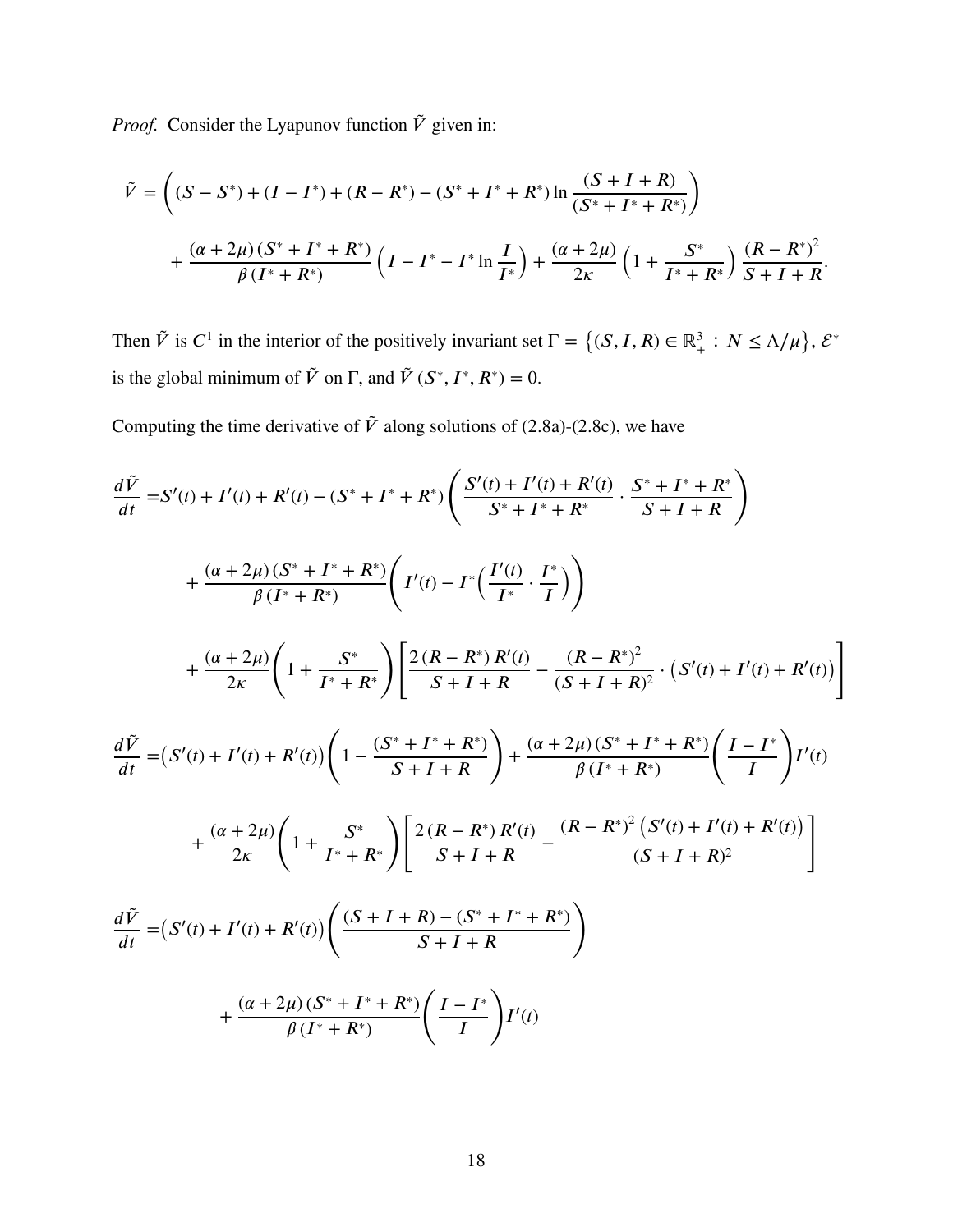*Proof.* Consider the Lyapunov function $\tilde{V}$ given in:

$$
\tilde{V} = \left( (S - S^*) + (I - I^*) + (R - R^*) - (S^* + I^* + R^*) \ln \frac{(S + I + R)}{(S^* + I^* + R^*)} \right) + \frac{(\alpha + 2\mu)(S^* + I^* + R^*)}{\beta (I^* + R^*)} \left( I - I^* - I^* \ln \frac{I}{I^*} \right) + \frac{(\alpha + 2\mu)}{2\kappa} \left( 1 + \frac{S^*}{I^* + R^*} \right) \frac{(R - R^*)^2}{S + I + R}.
$$

Then $\tilde{V}$ is $C^1$ in the interior of the positively invariant set $\Gamma = \left\{ (S, I, R) \in \mathbb{R}_+^3 \,:\, N \leq \Lambda/\mu \right\}$, $\mathcal{E}^*$ is the global minimum of $\tilde{V}$ on $\Gamma$, and $\tilde{V}(S^*, I^*, R^*) = 0$.

Computing the time derivative of $\tilde{V}$ along solutions of (2.8a)-(2.8c), we have

$$
\begin{aligned}
\frac{d\tilde{V}}{dt} =& S'(t) + I'(t) + R'(t) - (S^* + I^* + R^*) \left( \frac{S'(t) + I'(t) + R'(t)}{S^* + I^* + R^*} \cdot \frac{S^* + I^* + R^*}{S + I + R} \right) \\
&+ \frac{(\alpha + 2\mu)(S^* + I^* + R^*)}{\beta (I^* + R^*)} \left( I'(t) - I^* \left( \frac{I'(t)}{I^*} \cdot \frac{I^*}{I} \right) \right) \\
&+ \frac{(\alpha + 2\mu)}{2\kappa} \left( 1 + \frac{S^*}{I^* + R^*} \right) \left[ \frac{2(R - R^*) R'(t)}{S + I + R} - \frac{(R - R^*)^2}{(S + I + R)^2} \cdot \left( S'(t) + I'(t) + R'(t) \right) \right]
\end{aligned}
$$

$$
\begin{aligned}
\frac{d\tilde{V}}{dt} =& \left( S'(t) + I'(t) + R'(t) \right) \left( 1 - \frac{(S^* + I^* + R^*)}{S + I + R} \right) + \frac{(\alpha + 2\mu)(S^* + I^* + R^*)}{\beta (I^* + R^*)} \left( \frac{I - I^*}{I} \right) I'(t) \\
&+ \frac{(\alpha + 2\mu)}{2\kappa} \left( 1 + \frac{S^*}{I^* + R^*} \right) \left[ \frac{2(R - R^*) R'(t)}{S + I + R} - \frac{(R - R^*)^2 \left( S'(t) + I'(t) + R'(t) \right)}{(S + I + R)^2} \right]
\end{aligned}
$$

$$
\begin{aligned}
\frac{d\tilde{V}}{dt} =& \left( S'(t) + I'(t) + R'(t) \right) \left( \frac{(S + I + R) - (S^* + I^* + R^*)}{S + I + R} \right) \\
&+ \frac{(\alpha + 2\mu)(S^* + I^* + R^*)}{\beta (I^* + R^*)} \left( \frac{I - I^*}{I} \right) I'(t)
\end{aligned}
$$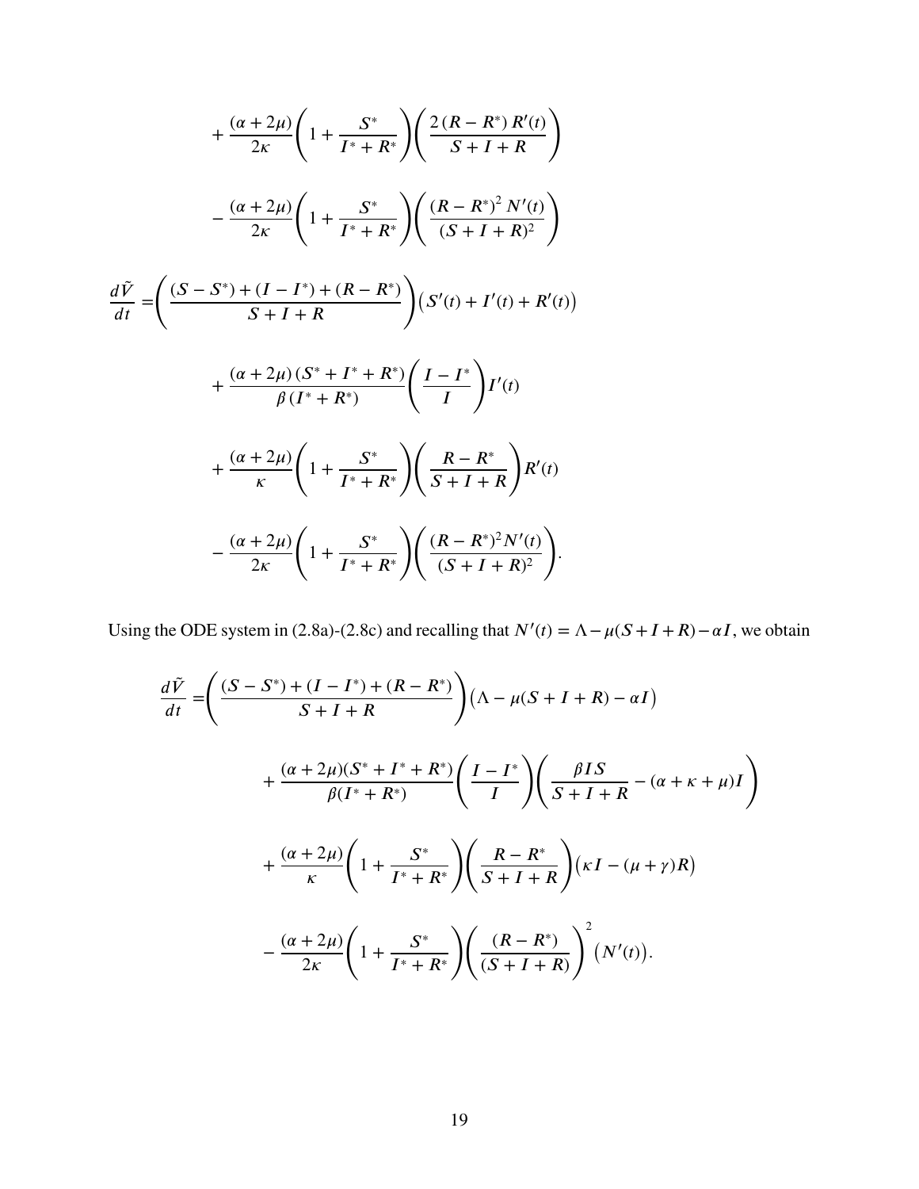$$
+ \frac{(\alpha+2\mu)}{2\kappa}\left(1+\frac{S^*}{I^*+R^*}\right)\left(\frac{2\,(R-R^*)\,R'(t)}{S+I+R}\right)
$$

$$
- \frac{(\alpha+2\mu)}{2\kappa}\left(1+\frac{S^*}{I^*+R^*}\right)\left(\frac{(R-R^*)^2\,N'(t)}{(S+I+R)^2}\right)
$$

$$
\begin{aligned}
\frac{d\tilde{V}}{dt} =& \left(\frac{(S-S^*)+(I-I^*)+(R-R^*)}{S+I+R}\right)\big(S'(t)+I'(t)+R'(t)\big) \\
&+ \frac{(\alpha+2\mu)\,(S^*+I^*+R^*)}{\beta\,(I^*+R^*)}\left(\frac{I-I^*}{I}\right)I'(t) \\
&+ \frac{(\alpha+2\mu)}{\kappa}\left(1+\frac{S^*}{I^*+R^*}\right)\left(\frac{R-R^*}{S+I+R}\right)R'(t) \\
&- \frac{(\alpha+2\mu)}{2\kappa}\left(1+\frac{S^*}{I^*+R^*}\right)\left(\frac{(R-R^*)^2 N'(t)}{(S+I+R)^2}\right).
\end{aligned}
$$

Using the ODE system in (2.8a)-(2.8c) and recalling that $N'(t) = \Lambda - \mu(S+I+R) - \alpha I$, we obtain

$$
\begin{aligned}
\frac{d\tilde{V}}{dt} =& \left(\frac{(S-S^*)+(I-I^*)+(R-R^*)}{S+I+R}\right)\big(\Lambda-\mu(S+I+R)-\alpha I\big) \\
&+ \frac{(\alpha+2\mu)(S^*+I^*+R^*)}{\beta(I^*+R^*)}\left(\frac{I-I^*}{I}\right)\left(\frac{\beta I S}{S+I+R}-(\alpha+\kappa+\mu)I\right) \\
&+ \frac{(\alpha+2\mu)}{\kappa}\left(1+\frac{S^*}{I^*+R^*}\right)\left(\frac{R-R^*}{S+I+R}\right)\big(\kappa I-(\mu+\gamma)R\big) \\
&- \frac{(\alpha+2\mu)}{2\kappa}\left(1+\frac{S^*}{I^*+R^*}\right)\left(\frac{(R-R^*)}{(S+I+R)}\right)^2\big(N'(t)\big).
\end{aligned}
$$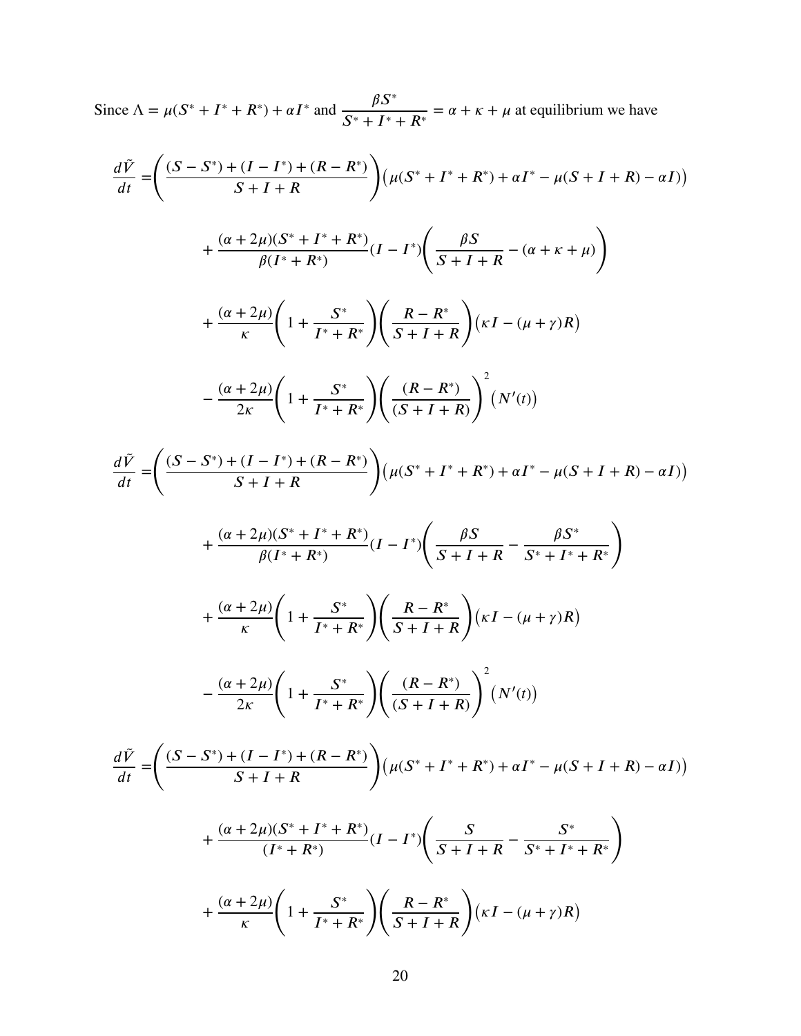Since $\Lambda = \mu(S^* + I^* + R^*) + \alpha I^*$ and $\dfrac{\beta S^*}{S^* + I^* + R^*} = \alpha + \kappa + \mu$ at equilibrium we have

$$
\begin{aligned}
\frac{d\tilde{V}}{dt} =& \left( \frac{(S - S^*) + (I - I^*) + (R - R^*)}{S + I + R} \right) \big( \mu(S^* + I^* + R^*) + \alpha I^* - \mu(S + I + R) - \alpha I \big) \\
& + \frac{(\alpha + 2\mu)(S^* + I^* + R^*)}{\beta(I^* + R^*)} (I - I^*) \left( \frac{\beta S}{S + I + R} - (\alpha + \kappa + \mu) \right) \\
& + \frac{(\alpha + 2\mu)}{\kappa} \left( 1 + \frac{S^*}{I^* + R^*} \right) \left( \frac{R - R^*}{S + I + R} \right) \big( \kappa I - (\mu + \gamma) R \big) \\
& - \frac{(\alpha + 2\mu)}{2\kappa} \left( 1 + \frac{S^*}{I^* + R^*} \right) \left( \frac{(R - R^*)}{(S + I + R)} \right)^2 \big( N'(t) \big)
\end{aligned}
$$

$$
\begin{aligned}
\frac{d\tilde{V}}{dt} =& \left( \frac{(S - S^*) + (I - I^*) + (R - R^*)}{S + I + R} \right) \big( \mu(S^* + I^* + R^*) + \alpha I^* - \mu(S + I + R) - \alpha I \big) \\
& + \frac{(\alpha + 2\mu)(S^* + I^* + R^*)}{\beta(I^* + R^*)} (I - I^*) \left( \frac{\beta S}{S + I + R} - \frac{\beta S^*}{S^* + I^* + R^*} \right) \\
& + \frac{(\alpha + 2\mu)}{\kappa} \left( 1 + \frac{S^*}{I^* + R^*} \right) \left( \frac{R - R^*}{S + I + R} \right) \big( \kappa I - (\mu + \gamma) R \big) \\
& - \frac{(\alpha + 2\mu)}{2\kappa} \left( 1 + \frac{S^*}{I^* + R^*} \right) \left( \frac{(R - R^*)}{(S + I + R)} \right)^2 \big( N'(t) \big)
\end{aligned}
$$

$$
\begin{aligned}
\frac{d\tilde{V}}{dt} =& \left( \frac{(S - S^*) + (I - I^*) + (R - R^*)}{S + I + R} \right) \big( \mu(S^* + I^* + R^*) + \alpha I^* - \mu(S + I + R) - \alpha I \big) \\
& + \frac{(\alpha + 2\mu)(S^* + I^* + R^*)}{(I^* + R^*)} (I - I^*) \left( \frac{S}{S + I + R} - \frac{S^*}{S^* + I^* + R^*} \right) \\
& + \frac{(\alpha + 2\mu)}{\kappa} \left( 1 + \frac{S^*}{I^* + R^*} \right) \left( \frac{R - R^*}{S + I + R} \right) \big( \kappa I - (\mu + \gamma) R \big)
\end{aligned}
$$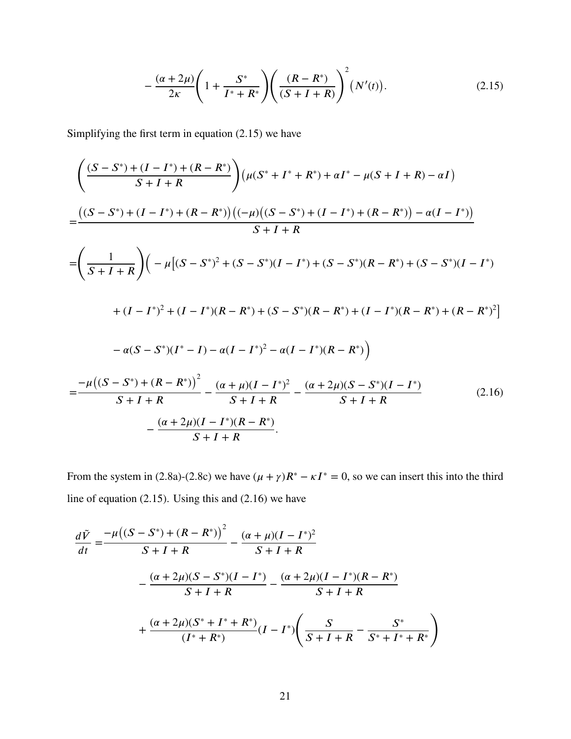$$
- \frac{(\alpha + 2\mu)}{2\kappa}\left(1 + \frac{S^*}{I^* + R^*}\right)\left(\frac{(R - R^*)}{(S + I + R)}\right)^2 \big(N'(t)\big). \tag{2.15}
$$

Simplifying the first term in equation (2.15) we have

$$
\begin{aligned}
&\left(\frac{(S - S^*) + (I - I^*) + (R - R^*)}{S + I + R}\right)\big(\mu(S^* + I^* + R^*) + \alpha I^* - \mu(S + I + R) - \alpha I\big) \\
=&\frac{\big((S - S^*) + (I - I^*) + (R - R^*)\big)\big((-\mu)\big((S - S^*) + (I - I^*) + (R - R^*)\big) - \alpha(I - I^*)\big)}{S + I + R} \\
=&\left(\frac{1}{S + I + R}\right)\Big( -\mu\big[(S - S^*)^2 + (S - S^*)(I - I^*) + (S - S^*)(R - R^*) + (S - S^*)(I - I^*) \\
&\qquad + (I - I^*)^2 + (I - I^*)(R - R^*) + (S - S^*)(R - R^*) + (I - I^*)(R - R^*) + (R - R^*)^2\big] \\
&\qquad - \alpha(S - S^*)(I^* - I) - \alpha(I - I^*)^2 - \alpha(I - I^*)(R - R^*)\Big) \\
=&\frac{-\mu\big((S - S^*) + (R - R^*)\big)^2}{S + I + R} - \frac{(\alpha + \mu)(I - I^*)^2}{S + I + R} - \frac{(\alpha + 2\mu)(S - S^*)(I - I^*)}{S + I + R} \\
&\qquad - \frac{(\alpha + 2\mu)(I - I^*)(R - R^*)}{S + I + R}.
\end{aligned} \tag{2.16}
$$

From the system in (2.8a)-(2.8c) we have $(\mu + \gamma)R^* - \kappa I^* = 0$, so we can insert this into the third line of equation (2.15). Using this and (2.16) we have

$$
\begin{aligned}
\frac{d\tilde{V}}{dt} =& \frac{-\mu\big((S - S^*) + (R - R^*)\big)^2}{S + I + R} - \frac{(\alpha + \mu)(I - I^*)^2}{S + I + R} \\
&- \frac{(\alpha + 2\mu)(S - S^*)(I - I^*)}{S + I + R} - \frac{(\alpha + 2\mu)(I - I^*)(R - R^*)}{S + I + R} \\
&+ \frac{(\alpha + 2\mu)(S^* + I^* + R^*)}{(I^* + R^*)}(I - I^*)\left(\frac{S}{S + I + R} - \frac{S^*}{S^* + I^* + R^*}\right)
\end{aligned}
$$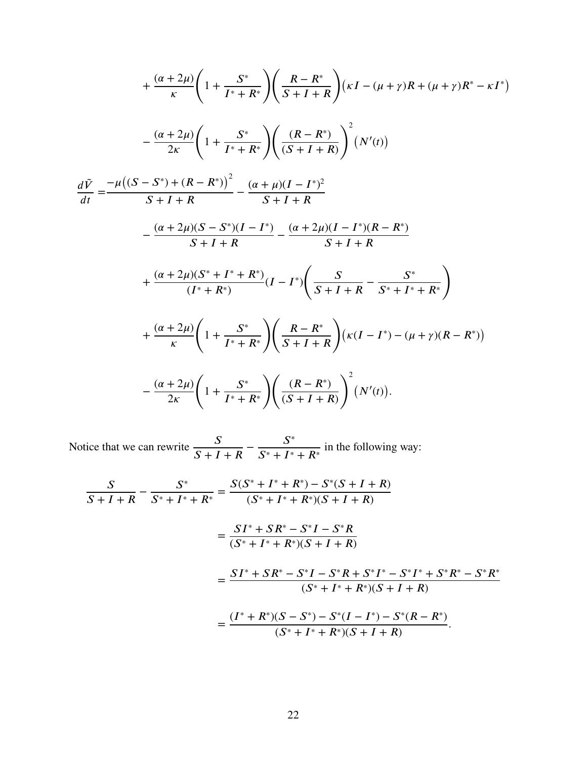$$+\frac{(\alpha+2\mu)}{\kappa}\left(1+\frac{S^*}{I^*+R^*}\right)\left(\frac{R-R^*}{S+I+R}\right)\left(\kappa I-(\mu+\gamma)R+(\mu+\gamma)R^*-\kappa I^*\right)$$

$$-\frac{(\alpha+2\mu)}{2\kappa}\left(1+\frac{S^*}{I^*+R^*}\right)\left(\frac{(R-R^*)}{(S+I+R)}\right)^2\left(N'(t)\right)$$

$$\begin{aligned}
\frac{d\tilde{V}}{dt} =& \frac{-\mu\left((S-S^*)+(R-R^*)\right)^2}{S+I+R}-\frac{(\alpha+\mu)(I-I^*)^2}{S+I+R} \\
&-\frac{(\alpha+2\mu)(S-S^*)(I-I^*)}{S+I+R}-\frac{(\alpha+2\mu)(I-I^*)(R-R^*)}{S+I+R} \\
&+\frac{(\alpha+2\mu)(S^*+I^*+R^*)}{(I^*+R^*)}(I-I^*)\left(\frac{S}{S+I+R}-\frac{S^*}{S^*+I^*+R^*}\right) \\
&+\frac{(\alpha+2\mu)}{\kappa}\left(1+\frac{S^*}{I^*+R^*}\right)\left(\frac{R-R^*}{S+I+R}\right)\left(\kappa(I-I^*)-(\mu+\gamma)(R-R^*)\right) \\
&-\frac{(\alpha+2\mu)}{2\kappa}\left(1+\frac{S^*}{I^*+R^*}\right)\left(\frac{(R-R^*)}{(S+I+R)}\right)^2\left(N'(t)\right).
\end{aligned}$$

Notice that we can rewrite $\dfrac{S}{S+I+R}-\dfrac{S^*}{S^*+I^*+R^*}$ in the following way:

$$\begin{aligned}
\frac{S}{S+I+R}-\frac{S^*}{S^*+I^*+R^*} &= \frac{S(S^*+I^*+R^*)-S^*(S+I+R)}{(S^*+I^*+R^*)(S+I+R)} \\
&= \frac{SI^*+SR^*-S^*I-S^*R}{(S^*+I^*+R^*)(S+I+R)} \\
&= \frac{SI^*+SR^*-S^*I-S^*R+S^*I^*-S^*I^*+S^*R^*-S^*R^*}{(S^*+I^*+R^*)(S+I+R)} \\
&= \frac{(I^*+R^*)(S-S^*)-S^*(I-I^*)-S^*(R-R^*)}{(S^*+I^*+R^*)(S+I+R)}.
\end{aligned}$$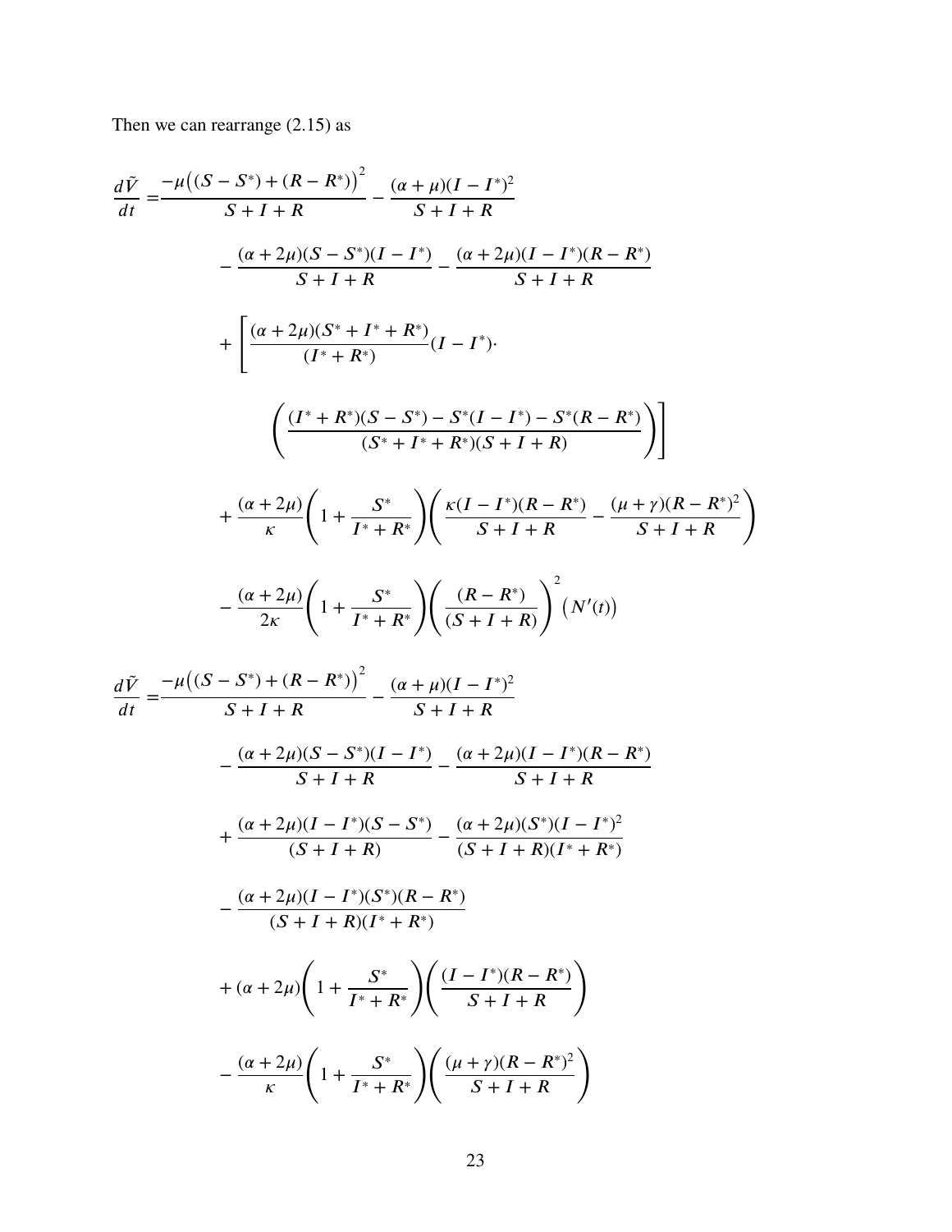Then we can rearrange (2.15) as

$$
\begin{aligned}
\frac{d\tilde{V}}{dt} =& \frac{-\mu\big((S-S^*)+(R-R^*)\big)^2}{S+I+R} - \frac{(\alpha+\mu)(I-I^*)^2}{S+I+R} \\
& - \frac{(\alpha+2\mu)(S-S^*)(I-I^*)}{S+I+R} - \frac{(\alpha+2\mu)(I-I^*)(R-R^*)}{S+I+R} \\
& + \Bigg[ \frac{(\alpha+2\mu)(S^*+I^*+R^*)}{(I^*+R^*)}(I-I^*) \cdot \\
& \qquad \left( \frac{(I^*+R^*)(S-S^*) - S^*(I-I^*) - S^*(R-R^*)}{(S^*+I^*+R^*)(S+I+R)} \right) \Bigg] \\
& + \frac{(\alpha+2\mu)}{\kappa}\left(1+\frac{S^*}{I^*+R^*}\right)\left(\frac{\kappa(I-I^*)(R-R^*)}{S+I+R} - \frac{(\mu+\gamma)(R-R^*)^2}{S+I+R}\right) \\
& - \frac{(\alpha+2\mu)}{2\kappa}\left(1+\frac{S^*}{I^*+R^*}\right)\left(\frac{(R-R^*)}{(S+I+R)}\right)^2 \big(N'(t)\big)
\end{aligned}
$$

$$
\begin{aligned}
\frac{d\tilde{V}}{dt} =& \frac{-\mu\big((S-S^*)+(R-R^*)\big)^2}{S+I+R} - \frac{(\alpha+\mu)(I-I^*)^2}{S+I+R} \\
& - \frac{(\alpha+2\mu)(S-S^*)(I-I^*)}{S+I+R} - \frac{(\alpha+2\mu)(I-I^*)(R-R^*)}{S+I+R} \\
& + \frac{(\alpha+2\mu)(I-I^*)(S-S^*)}{(S+I+R)} - \frac{(\alpha+2\mu)(S^*)(I-I^*)^2}{(S+I+R)(I^*+R^*)} \\
& - \frac{(\alpha+2\mu)(I-I^*)(S^*)(R-R^*)}{(S+I+R)(I^*+R^*)} \\
& + (\alpha+2\mu)\left(1+\frac{S^*}{I^*+R^*}\right)\left(\frac{(I-I^*)(R-R^*)}{S+I+R}\right) \\
& - \frac{(\alpha+2\mu)}{\kappa}\left(1+\frac{S^*}{I^*+R^*}\right)\left(\frac{(\mu+\gamma)(R-R^*)^2}{S+I+R}\right)
\end{aligned}
$$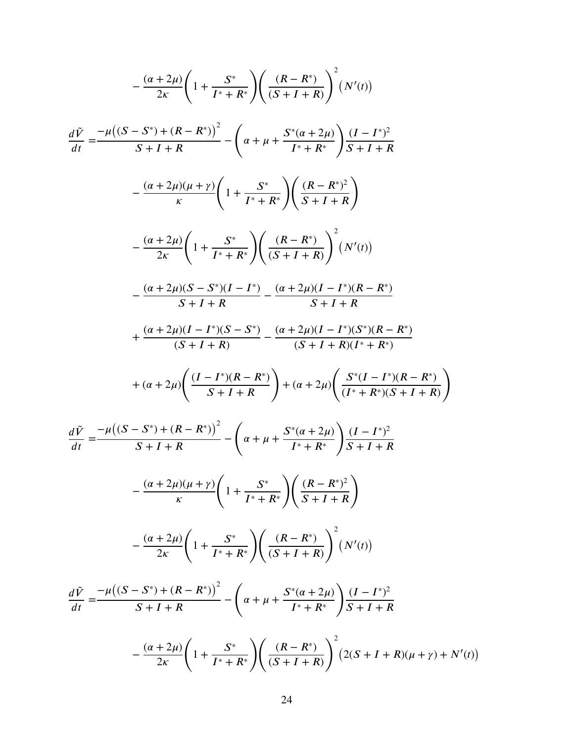$$
-\frac{(\alpha+2\mu)}{2\kappa}\left(1+\frac{S^*}{I^*+R^*}\right)\left(\frac{(R-R^*)}{(S+I+R)}\right)^2\left(N'(t)\right)
$$

$$
\begin{aligned}
\frac{d\tilde{V}}{dt} =& \frac{-\mu\big((S-S^*)+(R-R^*)\big)^2}{S+I+R} - \left(\alpha+\mu+\frac{S^*(\alpha+2\mu)}{I^*+R^*}\right)\frac{(I-I^*)^2}{S+I+R} \\
& - \frac{(\alpha+2\mu)(\mu+\gamma)}{\kappa}\left(1+\frac{S^*}{I^*+R^*}\right)\left(\frac{(R-R^*)^2}{S+I+R}\right) \\
& - \frac{(\alpha+2\mu)}{2\kappa}\left(1+\frac{S^*}{I^*+R^*}\right)\left(\frac{(R-R^*)}{(S+I+R)}\right)^2\left(N'(t)\right) \\
& - \frac{(\alpha+2\mu)(S-S^*)(I-I^*)}{S+I+R} - \frac{(\alpha+2\mu)(I-I^*)(R-R^*)}{S+I+R} \\
& + \frac{(\alpha+2\mu)(I-I^*)(S-S^*)}{(S+I+R)} - \frac{(\alpha+2\mu)(I-I^*)(S^*)(R-R^*)}{(S+I+R)(I^*+R^*)} \\
& + (\alpha+2\mu)\left(\frac{(I-I^*)(R-R^*)}{S+I+R}\right) + (\alpha+2\mu)\left(\frac{S^*(I-I^*)(R-R^*)}{(I^*+R^*)(S+I+R)}\right)
\end{aligned}
$$

$$
\begin{aligned}
\frac{d\tilde{V}}{dt} =& \frac{-\mu\big((S-S^*)+(R-R^*)\big)^2}{S+I+R} - \left(\alpha+\mu+\frac{S^*(\alpha+2\mu)}{I^*+R^*}\right)\frac{(I-I^*)^2}{S+I+R} \\
& - \frac{(\alpha+2\mu)(\mu+\gamma)}{\kappa}\left(1+\frac{S^*}{I^*+R^*}\right)\left(\frac{(R-R^*)^2}{S+I+R}\right) \\
& - \frac{(\alpha+2\mu)}{2\kappa}\left(1+\frac{S^*}{I^*+R^*}\right)\left(\frac{(R-R^*)}{(S+I+R)}\right)^2\left(N'(t)\right)
\end{aligned}
$$

$$
\begin{aligned}
\frac{d\tilde{V}}{dt} =& \frac{-\mu\big((S-S^*)+(R-R^*)\big)^2}{S+I+R} - \left(\alpha+\mu+\frac{S^*(\alpha+2\mu)}{I^*+R^*}\right)\frac{(I-I^*)^2}{S+I+R} \\
& - \frac{(\alpha+2\mu)}{2\kappa}\left(1+\frac{S^*}{I^*+R^*}\right)\left(\frac{(R-R^*)}{(S+I+R)}\right)^2\big(2(S+I+R)(\mu+\gamma)+N'(t)\big)
\end{aligned}
$$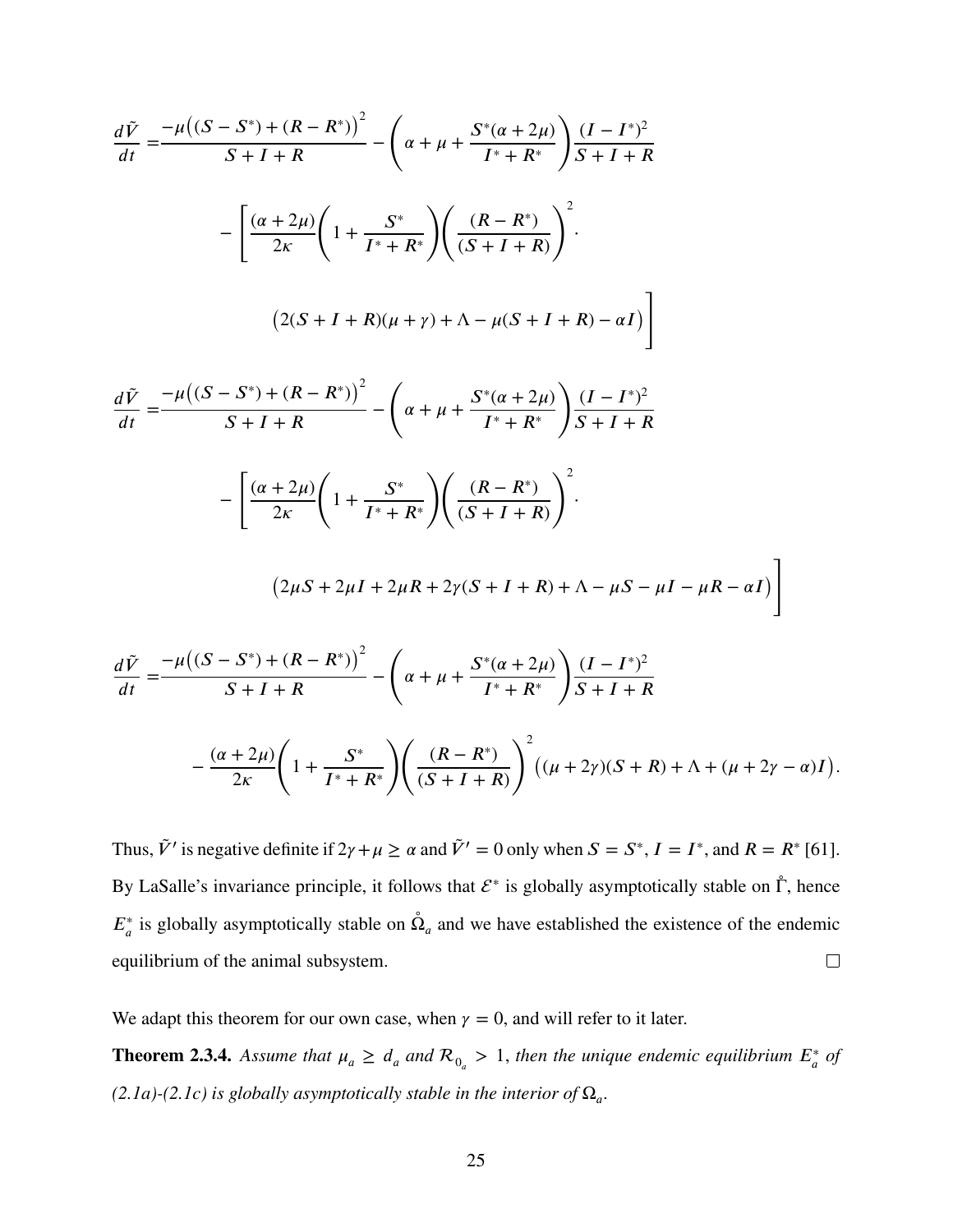$$
\begin{aligned}
\frac{d\tilde{V}}{dt} =& \frac{-\mu\big((S-S^*)+(R-R^*)\big)^2}{S+I+R} - \left(\alpha+\mu+\frac{S^*(\alpha+2\mu)}{I^*+R^*}\right)\frac{(I-I^*)^2}{S+I+R} \\
& - \left[\frac{(\alpha+2\mu)}{2\kappa}\left(1+\frac{S^*}{I^*+R^*}\right)\left(\frac{(R-R^*)}{(S+I+R)}\right)^2 \cdot \right. \\
& \left. \big(2(S+I+R)(\mu+\gamma)+\Lambda-\mu(S+I+R)-\alpha I\big)\right]
\end{aligned}
$$

$$
\begin{aligned}
\frac{d\tilde{V}}{dt} =& \frac{-\mu\big((S-S^*)+(R-R^*)\big)^2}{S+I+R} - \left(\alpha+\mu+\frac{S^*(\alpha+2\mu)}{I^*+R^*}\right)\frac{(I-I^*)^2}{S+I+R} \\
& - \left[\frac{(\alpha+2\mu)}{2\kappa}\left(1+\frac{S^*}{I^*+R^*}\right)\left(\frac{(R-R^*)}{(S+I+R)}\right)^2 \cdot \right. \\
& \left. \big(2\mu S+2\mu I+2\mu R+2\gamma(S+I+R)+\Lambda-\mu S-\mu I-\mu R-\alpha I\big)\right]
\end{aligned}
$$

$$
\begin{aligned}
\frac{d\tilde{V}}{dt} =& \frac{-\mu\big((S-S^*)+(R-R^*)\big)^2}{S+I+R} - \left(\alpha+\mu+\frac{S^*(\alpha+2\mu)}{I^*+R^*}\right)\frac{(I-I^*)^2}{S+I+R} \\
& - \frac{(\alpha+2\mu)}{2\kappa}\left(1+\frac{S^*}{I^*+R^*}\right)\left(\frac{(R-R^*)}{(S+I+R)}\right)^2\big((\mu+2\gamma)(S+R)+\Lambda+(\mu+2\gamma-\alpha)I\big).
\end{aligned}
$$

Thus, $\tilde{V}'$ is negative definite if $2\gamma+\mu \geq \alpha$ and $\tilde{V}' = 0$ only when $S = S^*$, $I = I^*$, and $R = R^*$ [61]. By LaSalle's invariance principle, it follows that $\mathcal{E}^*$ is globally asymptotically stable on $\mathring{\Gamma}$, hence $E_a^*$ is globally asymptotically stable on $\mathring{\Omega}_a$ and we have established the existence of the endemic equilibrium of the animal subsystem. □

We adapt this theorem for our own case, when $\gamma = 0$, and will refer to it later.

**Theorem 2.3.4.** *Assume that $\mu_a \geq d_a$ and $\mathcal{R}_{0_a} > 1$, then the unique endemic equilibrium $E_a^*$ of (2.1a)-(2.1c) is globally asymptotically stable in the interior of $\Omega_a$.*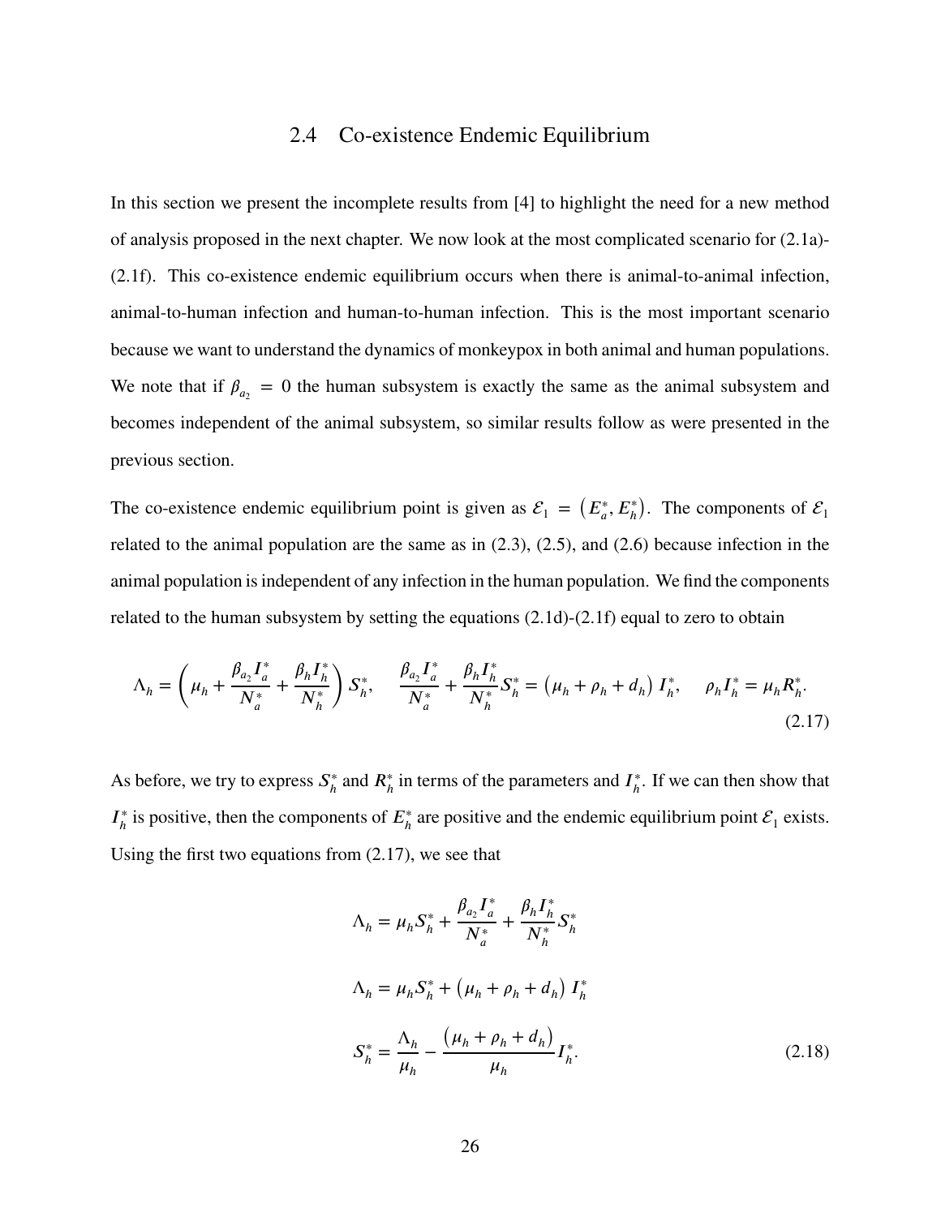## 2.4 Co-existence Endemic Equilibrium

In this section we present the incomplete results from [4] to highlight the need for a new method of analysis proposed in the next chapter. We now look at the most complicated scenario for (2.1a)-(2.1f). This co-existence endemic equilibrium occurs when there is animal-to-animal infection, animal-to-human infection and human-to-human infection. This is the most important scenario because we want to understand the dynamics of monkeypox in both animal and human populations. We note that if $\beta_{a_2} = 0$ the human subsystem is exactly the same as the animal subsystem and becomes independent of the animal subsystem, so similar results follow as were presented in the previous section.

The co-existence endemic equilibrium point is given as $\mathcal{E}_1 = \left(E_a^*, E_h^*\right)$. The components of $\mathcal{E}_1$ related to the animal population are the same as in (2.3), (2.5), and (2.6) because infection in the animal population is independent of any infection in the human population. We find the components related to the human subsystem by setting the equations (2.1d)-(2.1f) equal to zero to obtain

$$\Lambda_h = \left(\mu_h + \frac{\beta_{a_2} I_a^*}{N_a^*} + \frac{\beta_h I_h^*}{N_h^*}\right) S_h^*, \quad \frac{\beta_{a_2} I_a^*}{N_a^*} + \frac{\beta_h I_h^*}{N_h^*} S_h^* = \left(\mu_h + \rho_h + d_h\right) I_h^*, \quad \rho_h I_h^* = \mu_h R_h^*. \tag{2.17}$$

As before, we try to express $S_h^*$ and $R_h^*$ in terms of the parameters and $I_h^*$. If we can then show that $I_h^*$ is positive, then the components of $E_h^*$ are positive and the endemic equilibrium point $\mathcal{E}_1$ exists. Using the first two equations from (2.17), we see that

$$\Lambda_h = \mu_h S_h^* + \frac{\beta_{a_2} I_a^*}{N_a^*} + \frac{\beta_h I_h^*}{N_h^*} S_h^*$$

$$\Lambda_h = \mu_h S_h^* + \left(\mu_h + \rho_h + d_h\right) I_h^*$$

$$S_h^* = \frac{\Lambda_h}{\mu_h} - \frac{\left(\mu_h + \rho_h + d_h\right)}{\mu_h} I_h^*. \tag{2.18}$$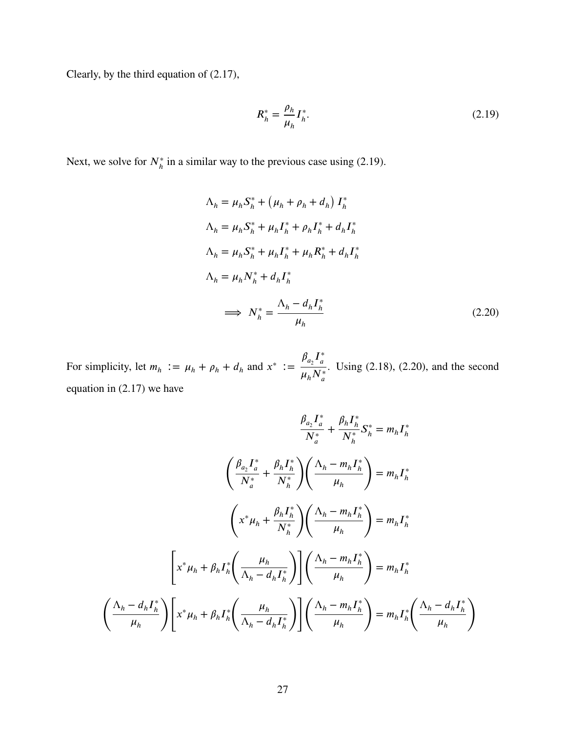Clearly, by the third equation of (2.17),

$$R_h^* = \frac{\rho_h}{\mu_h} I_h^*. \tag{2.19}$$

Next, we solve for $N_h^*$ in a similar way to the previous case using (2.19).

$$\begin{aligned}
\Lambda_h &= \mu_h S_h^* + \left(\mu_h + \rho_h + d_h\right) I_h^* \\
\Lambda_h &= \mu_h S_h^* + \mu_h I_h^* + \rho_h I_h^* + d_h I_h^* \\
\Lambda_h &= \mu_h S_h^* + \mu_h I_h^* + \mu_h R_h^* + d_h I_h^* \\
\Lambda_h &= \mu_h N_h^* + d_h I_h^* \\
&\implies N_h^* = \frac{\Lambda_h - d_h I_h^*}{\mu_h}
\end{aligned} \tag{2.20}$$

For simplicity, let $m_h := \mu_h + \rho_h + d_h$ and $x^* := \dfrac{\beta_{a_2} I_a^*}{\mu_h N_a^*}$. Using (2.18), (2.20), and the second equation in (2.17) we have

$$\begin{aligned}
\frac{\beta_{a_2} I_a^*}{N_a^*} + \frac{\beta_h I_h^*}{N_h^*} S_h^* &= m_h I_h^* \\
\left(\frac{\beta_{a_2} I_a^*}{N_a^*} + \frac{\beta_h I_h^*}{N_h^*}\right)\left(\frac{\Lambda_h - m_h I_h^*}{\mu_h}\right) &= m_h I_h^* \\
\left(x^* \mu_h + \frac{\beta_h I_h^*}{N_h^*}\right)\left(\frac{\Lambda_h - m_h I_h^*}{\mu_h}\right) &= m_h I_h^* \\
\left[x^* \mu_h + \beta_h I_h^* \left(\frac{\mu_h}{\Lambda_h - d_h I_h^*}\right)\right]\left(\frac{\Lambda_h - m_h I_h^*}{\mu_h}\right) &= m_h I_h^* \\
\left(\frac{\Lambda_h - d_h I_h^*}{\mu_h}\right)\left[x^* \mu_h + \beta_h I_h^* \left(\frac{\mu_h}{\Lambda_h - d_h I_h^*}\right)\right]\left(\frac{\Lambda_h - m_h I_h^*}{\mu_h}\right) &= m_h I_h^* \left(\frac{\Lambda_h - d_h I_h^*}{\mu_h}\right)
\end{aligned}$$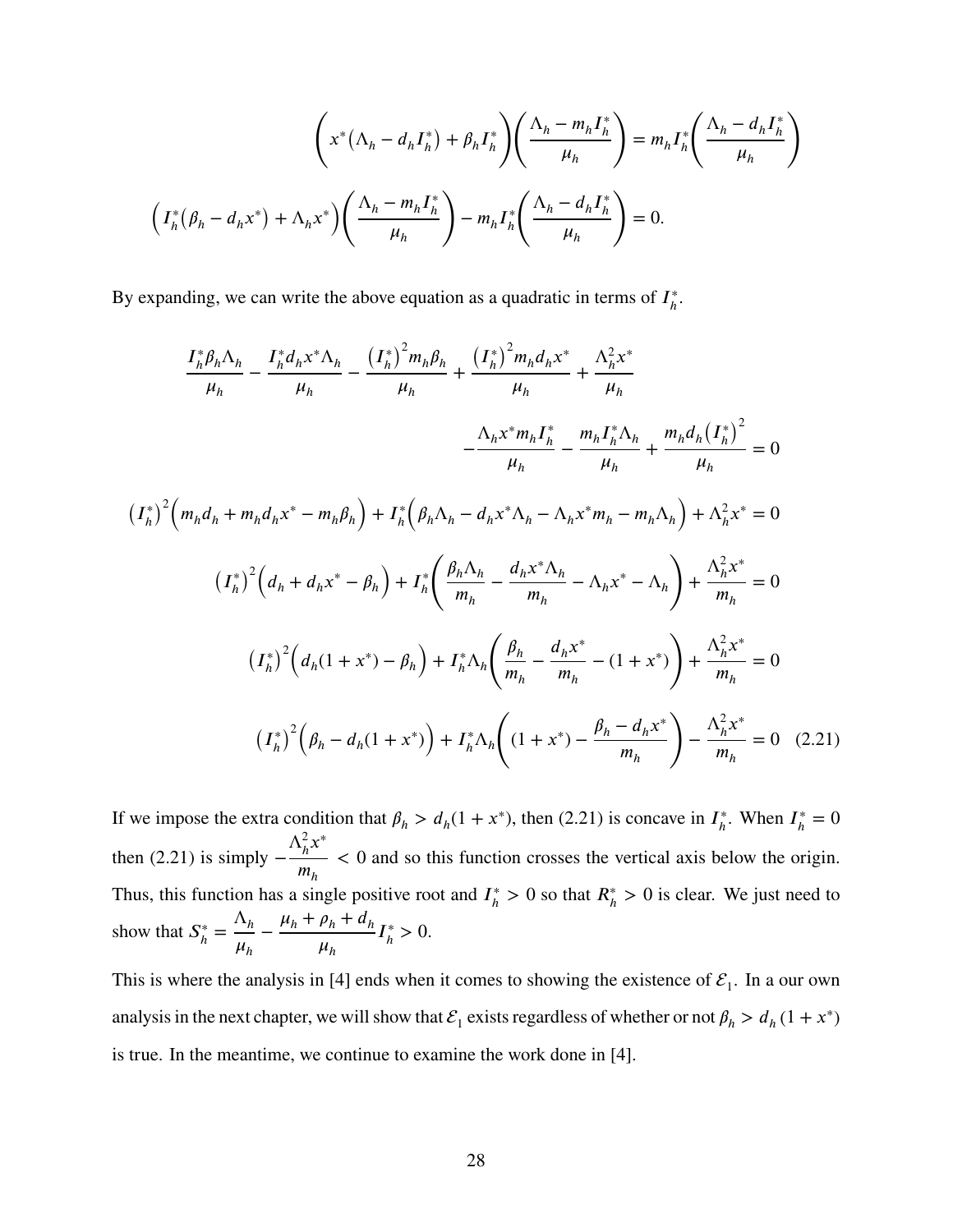$$\left(x^*\left(\Lambda_h - d_h I_h^*\right) + \beta_h I_h^*\right)\left(\frac{\Lambda_h - m_h I_h^*}{\mu_h}\right) = m_h I_h^*\left(\frac{\Lambda_h - d_h I_h^*}{\mu_h}\right)$$

$$\left(I_h^*\left(\beta_h - d_h x^*\right) + \Lambda_h x^*\right)\left(\frac{\Lambda_h - m_h I_h^*}{\mu_h}\right) - m_h I_h^*\left(\frac{\Lambda_h - d_h I_h^*}{\mu_h}\right) = 0.$$

By expanding, we can write the above equation as a quadratic in terms of $I_h^*$.

$$\frac{I_h^* \beta_h \Lambda_h}{\mu_h} - \frac{I_h^* d_h x^* \Lambda_h}{\mu_h} - \frac{\left(I_h^*\right)^2 m_h \beta_h}{\mu_h} + \frac{\left(I_h^*\right)^2 m_h d_h x^*}{\mu_h} + \frac{\Lambda_h^2 x^*}{\mu_h}$$

$$- \frac{\Lambda_h x^* m_h I_h^*}{\mu_h} - \frac{m_h I_h^* \Lambda_h}{\mu_h} + \frac{m_h d_h \left(I_h^*\right)^2}{\mu_h} = 0$$

$$\left(I_h^*\right)^2\left(m_h d_h + m_h d_h x^* - m_h \beta_h\right) + I_h^*\left(\beta_h \Lambda_h - d_h x^* \Lambda_h - \Lambda_h x^* m_h - m_h \Lambda_h\right) + \Lambda_h^2 x^* = 0$$

$$\left(I_h^*\right)^2\left(d_h + d_h x^* - \beta_h\right) + I_h^*\left(\frac{\beta_h \Lambda_h}{m_h} - \frac{d_h x^* \Lambda_h}{m_h} - \Lambda_h x^* - \Lambda_h\right) + \frac{\Lambda_h^2 x^*}{m_h} = 0$$

$$\left(I_h^*\right)^2\left(d_h(1 + x^*) - \beta_h\right) + I_h^* \Lambda_h\left(\frac{\beta_h}{m_h} - \frac{d_h x^*}{m_h} - (1 + x^*)\right) + \frac{\Lambda_h^2 x^*}{m_h} = 0$$

$$\left(I_h^*\right)^2\left(\beta_h - d_h(1 + x^*)\right) + I_h^* \Lambda_h\left((1 + x^*) - \frac{\beta_h - d_h x^*}{m_h}\right) - \frac{\Lambda_h^2 x^*}{m_h} = 0 \quad (2.21)$$

If we impose the extra condition that $\beta_h > d_h(1 + x^*)$, then (2.21) is concave in $I_h^*$. When $I_h^* = 0$ then (2.21) is simply $-\frac{\Lambda_h^2 x^*}{m_h} < 0$ and so this function crosses the vertical axis below the origin. Thus, this function has a single positive root and $I_h^* > 0$ so that $R_h^* > 0$ is clear. We just need to show that $S_h^* = \frac{\Lambda_h}{\mu_h} - \frac{\mu_h + \rho_h + d_h}{\mu_h} I_h^* > 0$.

This is where the analysis in [4] ends when it comes to showing the existence of $\mathcal{E}_1$. In a our own analysis in the next chapter, we will show that $\mathcal{E}_1$ exists regardless of whether or not $\beta_h > d_h(1 + x^*)$ is true. In the meantime, we continue to examine the work done in [4].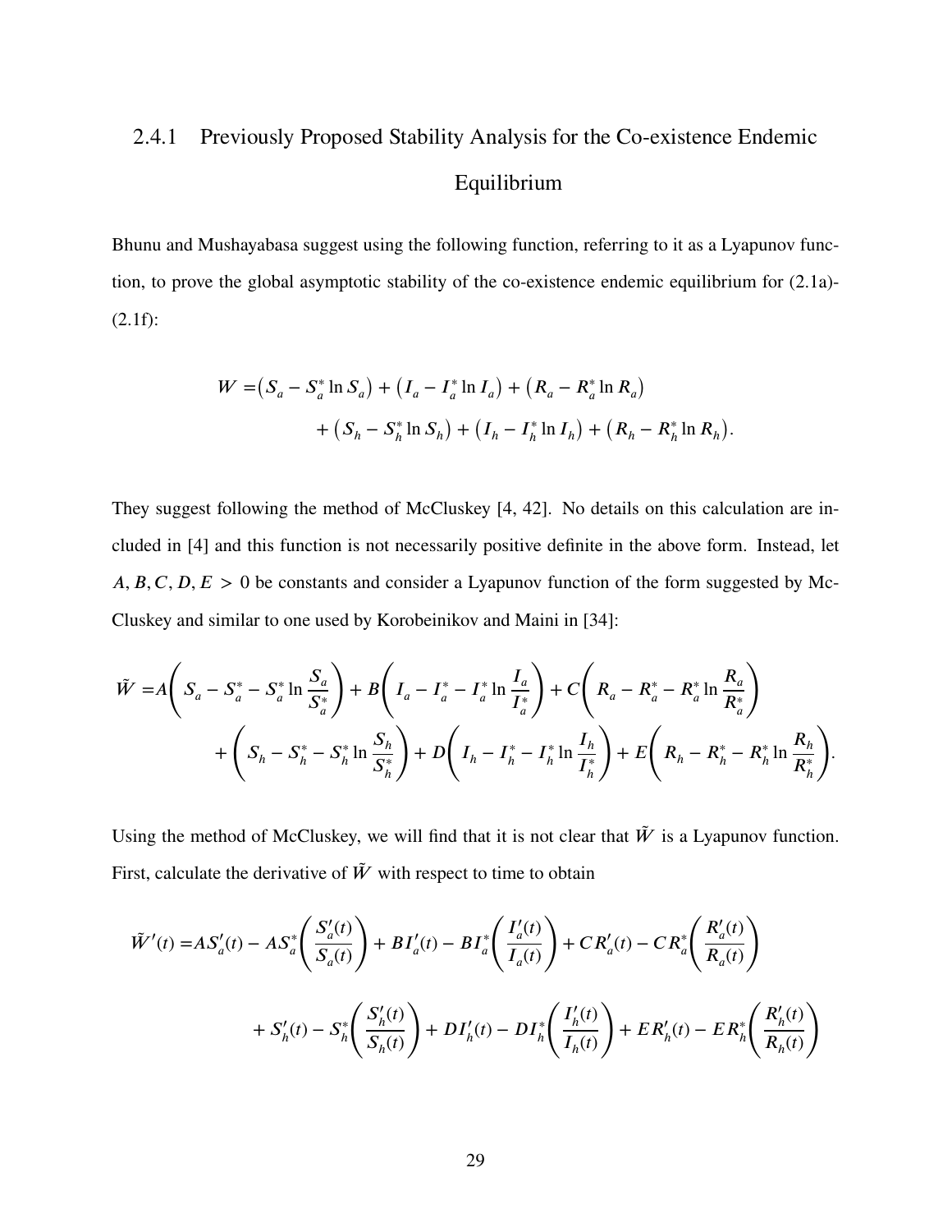### 2.4.1 Previously Proposed Stability Analysis for the Co-existence Endemic Equilibrium

Bhunu and Mushayabasa suggest using the following function, referring to it as a Lyapunov function, to prove the global asymptotic stability of the co-existence endemic equilibrium for (2.1a)-(2.1f):

$$
\begin{aligned}
W =& \left(S_a - S_a^* \ln S_a\right) + \left(I_a - I_a^* \ln I_a\right) + \left(R_a - R_a^* \ln R_a\right) \\
&+ \left(S_h - S_h^* \ln S_h\right) + \left(I_h - I_h^* \ln I_h\right) + \left(R_h - R_h^* \ln R_h\right).
\end{aligned}
$$

They suggest following the method of McCluskey [4, 42]. No details on this calculation are included in [4] and this function is not necessarily positive definite in the above form. Instead, let $A, B, C, D, E > 0$ be constants and consider a Lyapunov function of the form suggested by McCluskey and similar to one used by Korobeinikov and Maini in [34]:

$$
\begin{aligned}
\tilde{W} =& A\left(S_a - S_a^* - S_a^* \ln \frac{S_a}{S_a^*}\right) + B\left(I_a - I_a^* - I_a^* \ln \frac{I_a}{I_a^*}\right) + C\left(R_a - R_a^* - R_a^* \ln \frac{R_a}{R_a^*}\right) \\
&+ \left(S_h - S_h^* - S_h^* \ln \frac{S_h}{S_h^*}\right) + D\left(I_h - I_h^* - I_h^* \ln \frac{I_h}{I_h^*}\right) + E\left(R_h - R_h^* - R_h^* \ln \frac{R_h}{R_h^*}\right).
\end{aligned}
$$

Using the method of McCluskey, we will find that it is not clear that $\tilde{W}$ is a Lyapunov function. First, calculate the derivative of $\tilde{W}$ with respect to time to obtain

$$
\begin{aligned}
\tilde{W}'(t) =& AS_a'(t) - AS_a^*\left(\frac{S_a'(t)}{S_a(t)}\right) + BI_a'(t) - BI_a^*\left(\frac{I_a'(t)}{I_a(t)}\right) + CR_a'(t) - CR_a^*\left(\frac{R_a'(t)}{R_a(t)}\right) \\
&+ S_h'(t) - S_h^*\left(\frac{S_h'(t)}{S_h(t)}\right) + DI_h'(t) - DI_h^*\left(\frac{I_h'(t)}{I_h(t)}\right) + ER_h'(t) - ER_h^*\left(\frac{R_h'(t)}{R_h(t)}\right)
\end{aligned}
$$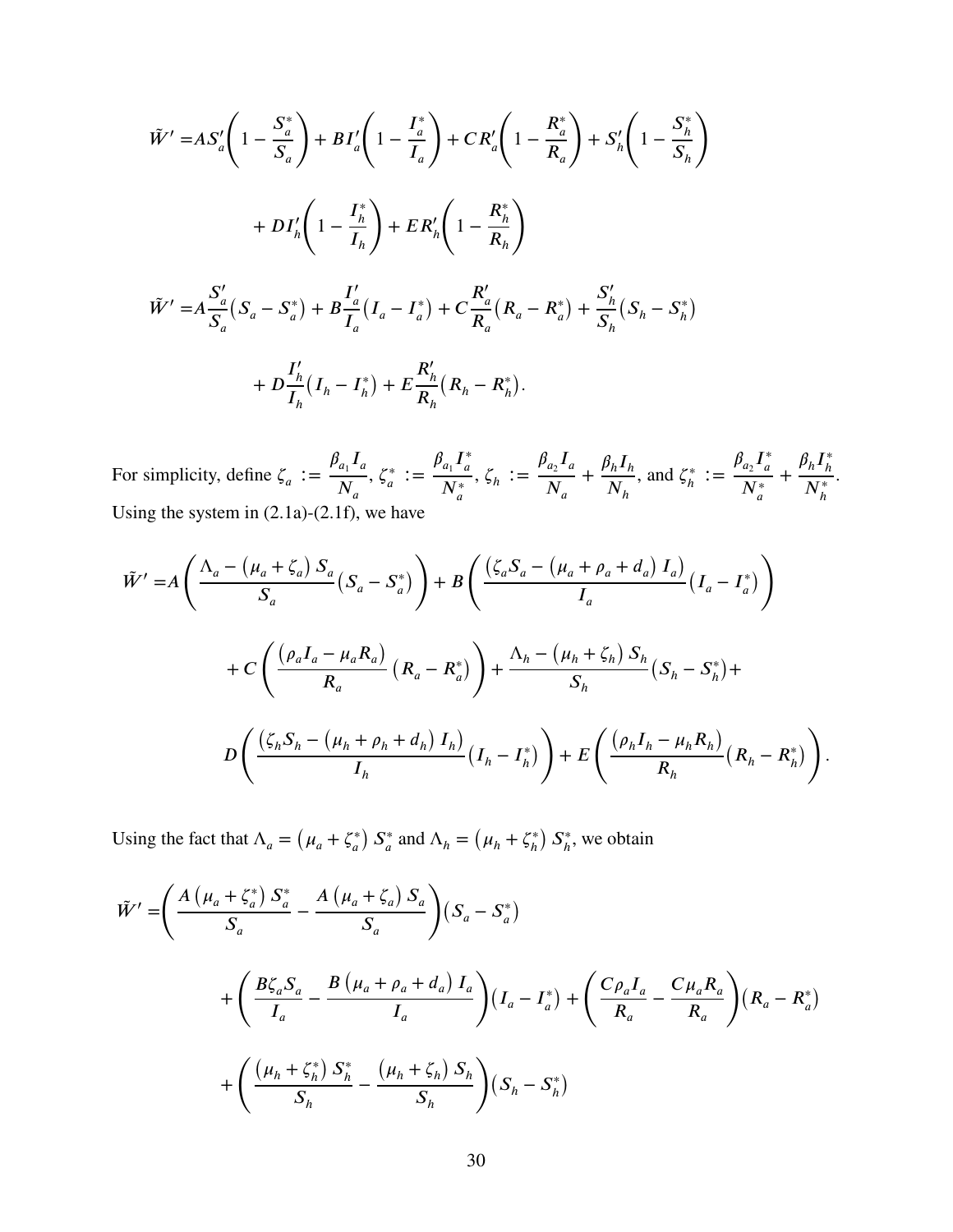$$
\begin{aligned}
\tilde{W}' =& A S_a' \left( 1 - \frac{S_a^*}{S_a} \right) + B I_a' \left( 1 - \frac{I_a^*}{I_a} \right) + C R_a' \left( 1 - \frac{R_a^*}{R_a} \right) + S_h' \left( 1 - \frac{S_h^*}{S_h} \right) \\
&+ D I_h' \left( 1 - \frac{I_h^*}{I_h} \right) + E R_h' \left( 1 - \frac{R_h^*}{R_h} \right) \\
\tilde{W}' =& A \frac{S_a'}{S_a} \left( S_a - S_a^* \right) + B \frac{I_a'}{I_a} \left( I_a - I_a^* \right) + C \frac{R_a'}{R_a} \left( R_a - R_a^* \right) + \frac{S_h'}{S_h} \left( S_h - S_h^* \right) \\
&+ D \frac{I_h'}{I_h} \left( I_h - I_h^* \right) + E \frac{R_h'}{R_h} \left( R_h - R_h^* \right).
\end{aligned}
$$

For simplicity, define $\zeta_a := \frac{\beta_{a_1} I_a}{N_a}$, $\zeta_a^* := \frac{\beta_{a_1} I_a^*}{N_a^*}$, $\zeta_h := \frac{\beta_{a_2} I_a}{N_a} + \frac{\beta_h I_h}{N_h}$, and $\zeta_h^* := \frac{\beta_{a_2} I_a^*}{N_a^*} + \frac{\beta_h I_h^*}{N_h^*}$. Using the system in (2.1a)-(2.1f), we have

$$
\begin{aligned}
\tilde{W}' =& A \left( \frac{\Lambda_a - \left( \mu_a + \zeta_a \right) S_a}{S_a} \left( S_a - S_a^* \right) \right) + B \left( \frac{\left( \zeta_a S_a - \left( \mu_a + \rho_a + d_a \right) I_a \right)}{I_a} \left( I_a - I_a^* \right) \right) \\
&+ C \left( \frac{\left( \rho_a I_a - \mu_a R_a \right)}{R_a} \left( R_a - R_a^* \right) \right) + \frac{\Lambda_h - \left( \mu_h + \zeta_h \right) S_h}{S_h} \left( S_h - S_h^* \right) + \\
& D \left( \frac{\left( \zeta_h S_h - \left( \mu_h + \rho_h + d_h \right) I_h \right)}{I_h} \left( I_h - I_h^* \right) \right) + E \left( \frac{\left( \rho_h I_h - \mu_h R_h \right)}{R_h} \left( R_h - R_h^* \right) \right).
\end{aligned}
$$

Using the fact that $\Lambda_a = \left( \mu_a + \zeta_a^* \right) S_a^*$ and $\Lambda_h = \left( \mu_h + \zeta_h^* \right) S_h^*$, we obtain

$$
\begin{aligned}
\tilde{W}' =& \left( \frac{A \left( \mu_a + \zeta_a^* \right) S_a^*}{S_a} - \frac{A \left( \mu_a + \zeta_a \right) S_a}{S_a} \right) \left( S_a - S_a^* \right) \\
&+ \left( \frac{B \zeta_a S_a}{I_a} - \frac{B \left( \mu_a + \rho_a + d_a \right) I_a}{I_a} \right) \left( I_a - I_a^* \right) + \left( \frac{C \rho_a I_a}{R_a} - \frac{C \mu_a R_a}{R_a} \right) \left( R_a - R_a^* \right) \\
&+ \left( \frac{\left( \mu_h + \zeta_h^* \right) S_h^*}{S_h} - \frac{\left( \mu_h + \zeta_h \right) S_h}{S_h} \right) \left( S_h - S_h^* \right)
\end{aligned}
$$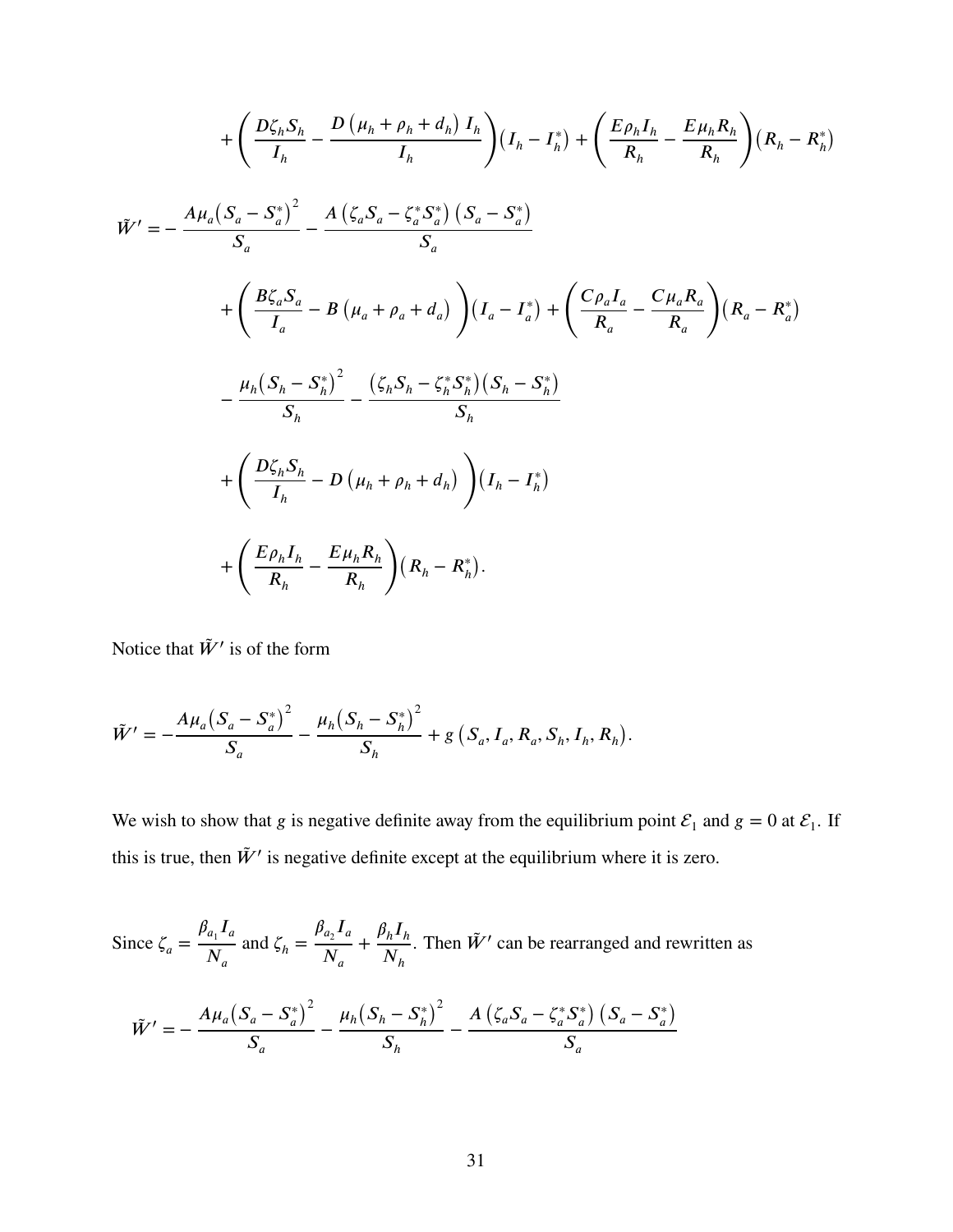$$+\left(\frac{D\zeta_h S_h}{I_h} - \frac{D\left(\mu_h + \rho_h + d_h\right) I_h}{I_h}\right)\left(I_h - I_h^*\right) + \left(\frac{E\rho_h I_h}{R_h} - \frac{E\mu_h R_h}{R_h}\right)\left(R_h - R_h^*\right)$$

$$\tilde{W}' = -\frac{A\mu_a\left(S_a - S_a^*\right)^2}{S_a} - \frac{A\left(\zeta_a S_a - \zeta_a^* S_a^*\right)\left(S_a - S_a^*\right)}{S_a}$$

$$+\left(\frac{B\zeta_a S_a}{I_a} - B\left(\mu_a + \rho_a + d_a\right)\right)\left(I_a - I_a^*\right) + \left(\frac{C\rho_a I_a}{R_a} - \frac{C\mu_a R_a}{R_a}\right)\left(R_a - R_a^*\right)$$

$$-\frac{\mu_h\left(S_h - S_h^*\right)^2}{S_h} - \frac{\left(\zeta_h S_h - \zeta_h^* S_h^*\right)\left(S_h - S_h^*\right)}{S_h}$$

$$+\left(\frac{D\zeta_h S_h}{I_h} - D\left(\mu_h + \rho_h + d_h\right)\right)\left(I_h - I_h^*\right)$$

$$+\left(\frac{E\rho_h I_h}{R_h} - \frac{E\mu_h R_h}{R_h}\right)\left(R_h - R_h^*\right).$$

Notice that $\tilde{W}'$ is of the form

$$\tilde{W}' = -\frac{A\mu_a\left(S_a - S_a^*\right)^2}{S_a} - \frac{\mu_h\left(S_h - S_h^*\right)^2}{S_h} + g\left(S_a, I_a, R_a, S_h, I_h, R_h\right).$$

We wish to show that $g$ is negative definite away from the equilibrium point $\mathcal{E}_1$ and $g = 0$ at $\mathcal{E}_1$. If this is true, then $\tilde{W}'$ is negative definite except at the equilibrium where it is zero.

Since $\zeta_a = \dfrac{\beta_{a_1} I_a}{N_a}$ and $\zeta_h = \dfrac{\beta_{a_2} I_a}{N_a} + \dfrac{\beta_h I_h}{N_h}$. Then $\tilde{W}'$ can be rearranged and rewritten as

$$\tilde{W}' = -\frac{A\mu_a\left(S_a - S_a^*\right)^2}{S_a} - \frac{\mu_h\left(S_h - S_h^*\right)^2}{S_h} - \frac{A\left(\zeta_a S_a - \zeta_a^* S_a^*\right)\left(S_a - S_a^*\right)}{S_a}$$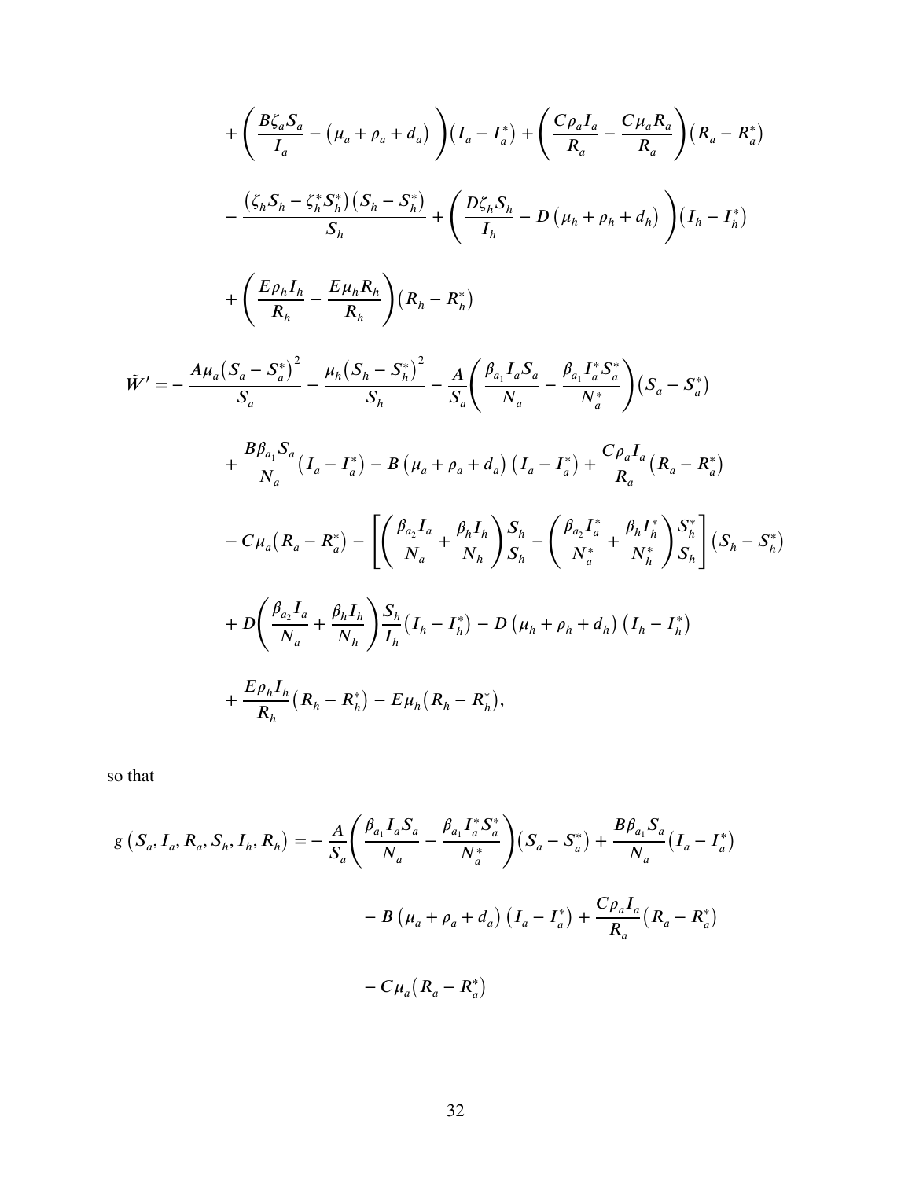$$
\begin{aligned}
&+\left(\frac{B\zeta_a S_a}{I_a}-\left(\mu_a+\rho_a+d_a\right)\right)\left(I_a-I_a^*\right)+\left(\frac{C\rho_a I_a}{R_a}-\frac{C\mu_a R_a}{R_a}\right)\left(R_a-R_a^*\right)\\
&-\frac{\left(\zeta_h S_h-\zeta_h^* S_h^*\right)\left(S_h-S_h^*\right)}{S_h}+\left(\frac{D\zeta_h S_h}{I_h}-D\left(\mu_h+\rho_h+d_h\right)\right)\left(I_h-I_h^*\right)\\
&+\left(\frac{E\rho_h I_h}{R_h}-\frac{E\mu_h R_h}{R_h}\right)\left(R_h-R_h^*\right)
\end{aligned}
$$

$$
\begin{aligned}
\tilde{W}'=&-\frac{A\mu_a\left(S_a-S_a^*\right)^2}{S_a}-\frac{\mu_h\left(S_h-S_h^*\right)^2}{S_h}-\frac{A}{S_a}\left(\frac{\beta_{a_1}I_aS_a}{N_a}-\frac{\beta_{a_1}I_a^*S_a^*}{N_a^*}\right)\left(S_a-S_a^*\right)\\
&+\frac{B\beta_{a_1}S_a}{N_a}\left(I_a-I_a^*\right)-B\left(\mu_a+\rho_a+d_a\right)\left(I_a-I_a^*\right)+\frac{C\rho_a I_a}{R_a}\left(R_a-R_a^*\right)\\
&-C\mu_a\left(R_a-R_a^*\right)-\left[\left(\frac{\beta_{a_2}I_a}{N_a}+\frac{\beta_h I_h}{N_h}\right)\frac{S_h}{S_h}-\left(\frac{\beta_{a_2}I_a^*}{N_a^*}+\frac{\beta_h I_h^*}{N_h^*}\right)\frac{S_h^*}{S_h}\right]\left(S_h-S_h^*\right)\\
&+D\left(\frac{\beta_{a_2}I_a}{N_a}+\frac{\beta_h I_h}{N_h}\right)\frac{S_h}{I_h}\left(I_h-I_h^*\right)-D\left(\mu_h+\rho_h+d_h\right)\left(I_h-I_h^*\right)\\
&+\frac{E\rho_h I_h}{R_h}\left(R_h-R_h^*\right)-E\mu_h\left(R_h-R_h^*\right),
\end{aligned}
$$

so that

$$
\begin{aligned}
g\left(S_a,I_a,R_a,S_h,I_h,R_h\right)=&-\frac{A}{S_a}\left(\frac{\beta_{a_1}I_aS_a}{N_a}-\frac{\beta_{a_1}I_a^*S_a^*}{N_a^*}\right)\left(S_a-S_a^*\right)+\frac{B\beta_{a_1}S_a}{N_a}\left(I_a-I_a^*\right)\\
&-B\left(\mu_a+\rho_a+d_a\right)\left(I_a-I_a^*\right)+\frac{C\rho_a I_a}{R_a}\left(R_a-R_a^*\right)\\
&-C\mu_a\left(R_a-R_a^*\right)
\end{aligned}
$$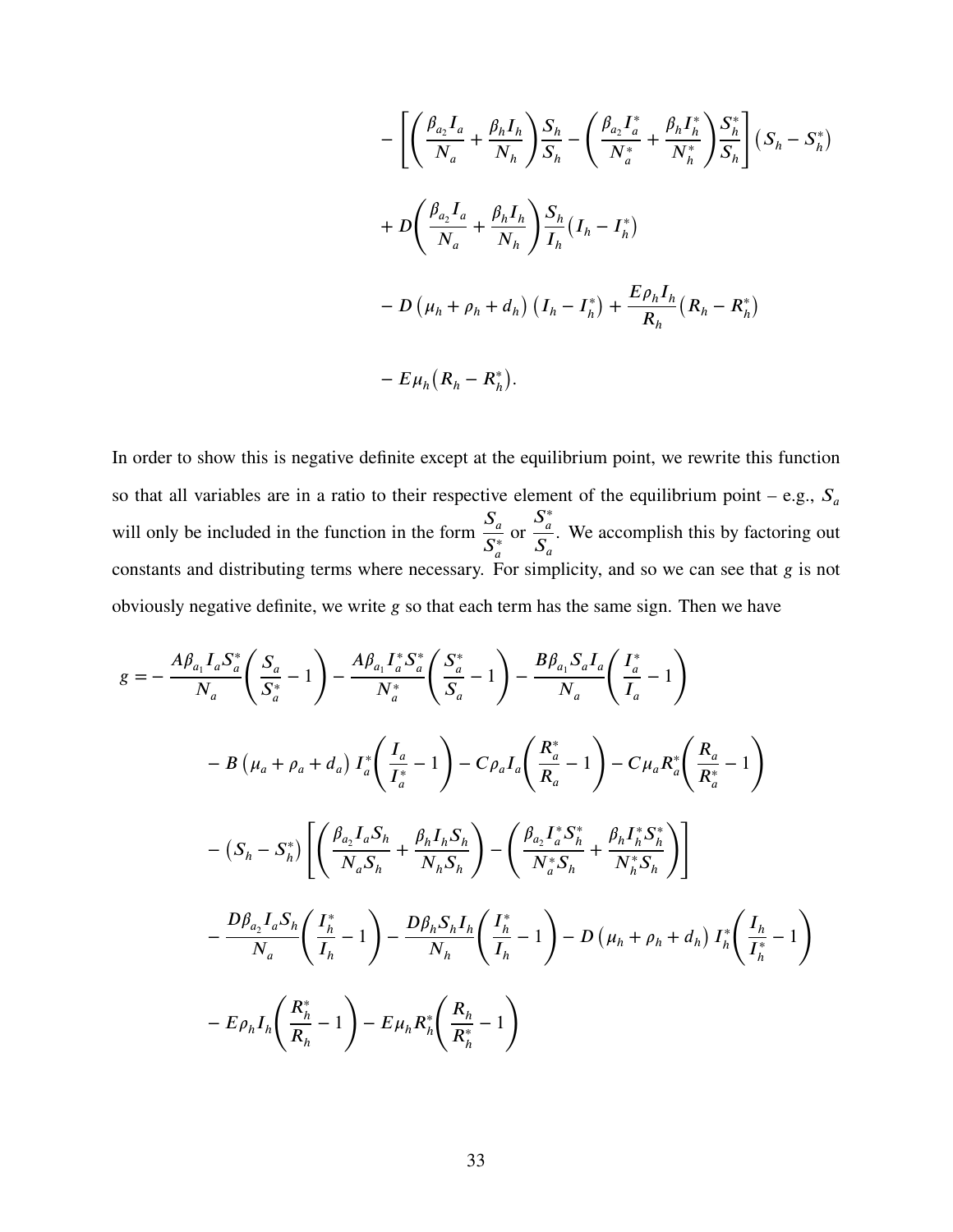$$
\begin{aligned}
&- \left[ \left( \frac{\beta_{a_2} I_a}{N_a} + \frac{\beta_h I_h}{N_h} \right) \frac{S_h}{S_h} - \left( \frac{\beta_{a_2} I_a^*}{N_a^*} + \frac{\beta_h I_h^*}{N_h^*} \right) \frac{S_h^*}{S_h} \right] \left( S_h - S_h^* \right) \\
&+ D \left( \frac{\beta_{a_2} I_a}{N_a} + \frac{\beta_h I_h}{N_h} \right) \frac{S_h}{I_h} \left( I_h - I_h^* \right) \\
&- D \left( \mu_h + \rho_h + d_h \right) \left( I_h - I_h^* \right) + \frac{E \rho_h I_h}{R_h} \left( R_h - R_h^* \right) \\
&- E \mu_h \left( R_h - R_h^* \right).
\end{aligned}
$$

In order to show this is negative definite except at the equilibrium point, we rewrite this function so that all variables are in a ratio to their respective element of the equilibrium point – e.g., $S_a$ will only be included in the function in the form $\dfrac{S_a}{S_a^*}$ or $\dfrac{S_a^*}{S_a}$. We accomplish this by factoring out constants and distributing terms where necessary. For simplicity, and so we can see that $g$ is not obviously negative definite, we write $g$ so that each term has the same sign. Then we have

$$
\begin{aligned}
g = &- \frac{A \beta_{a_1} I_a S_a^*}{N_a} \left( \frac{S_a}{S_a^*} - 1 \right) - \frac{A \beta_{a_1} I_a^* S_a^*}{N_a^*} \left( \frac{S_a^*}{S_a} - 1 \right) - \frac{B \beta_{a_1} S_a I_a}{N_a} \left( \frac{I_a^*}{I_a} - 1 \right) \\
&- B \left( \mu_a + \rho_a + d_a \right) I_a^* \left( \frac{I_a}{I_a^*} - 1 \right) - C \rho_a I_a \left( \frac{R_a^*}{R_a} - 1 \right) - C \mu_a R_a^* \left( \frac{R_a}{R_a^*} - 1 \right) \\
&- \left( S_h - S_h^* \right) \left[ \left( \frac{\beta_{a_2} I_a S_h}{N_a S_h} + \frac{\beta_h I_h S_h}{N_h S_h} \right) - \left( \frac{\beta_{a_2} I_a^* S_h^*}{N_a^* S_h} + \frac{\beta_h I_h^* S_h^*}{N_h^* S_h} \right) \right] \\
&- \frac{D \beta_{a_2} I_a S_h}{N_a} \left( \frac{I_h^*}{I_h} - 1 \right) - \frac{D \beta_h S_h I_h}{N_h} \left( \frac{I_h^*}{I_h} - 1 \right) - D \left( \mu_h + \rho_h + d_h \right) I_h^* \left( \frac{I_h}{I_h^*} - 1 \right) \\
&- E \rho_h I_h \left( \frac{R_h^*}{R_h} - 1 \right) - E \mu_h R_h^* \left( \frac{R_h}{R_h^*} - 1 \right)
\end{aligned}
$$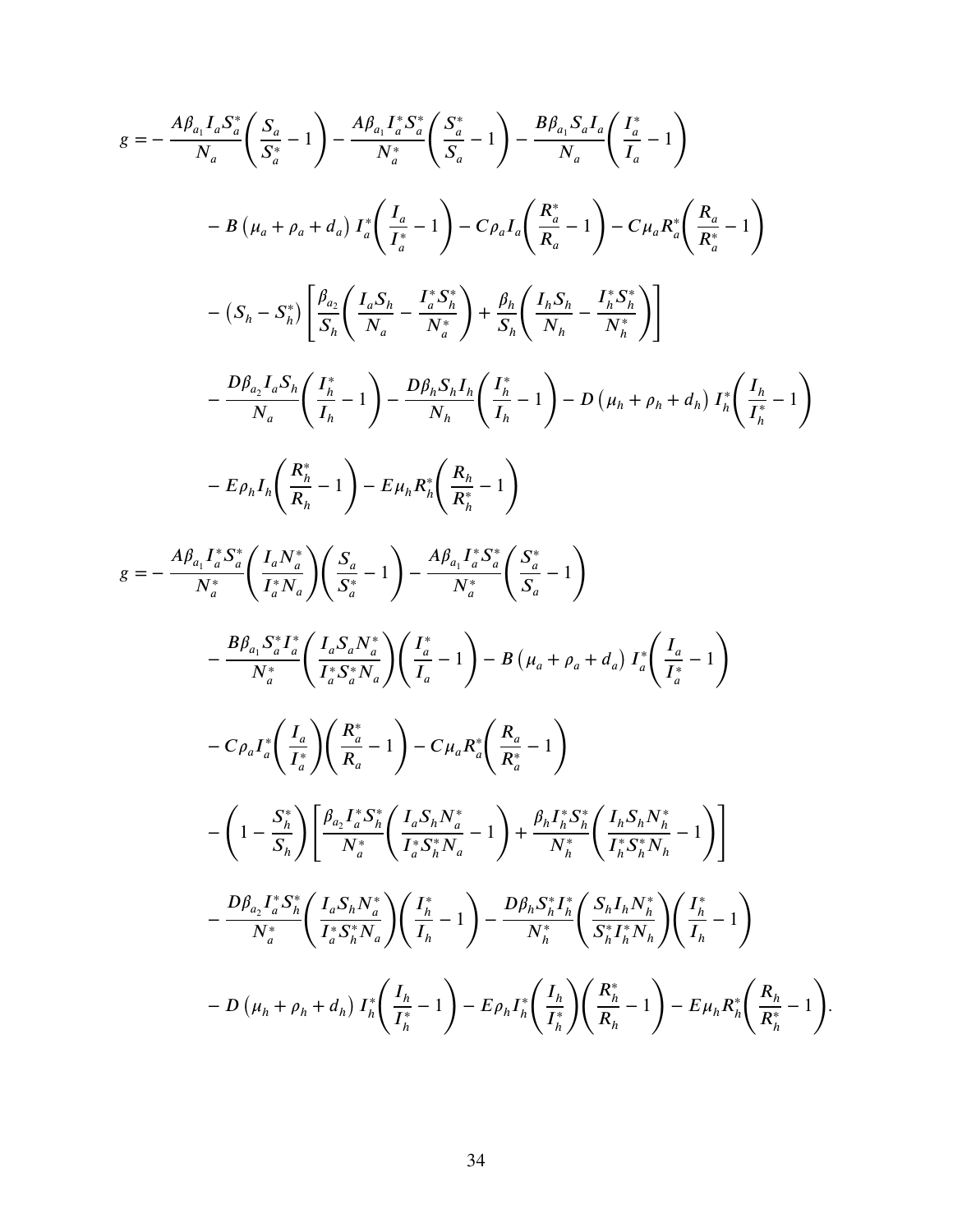$$
\begin{aligned}
g = & -\frac{A\beta_{a_1} I_a S_a^*}{N_a}\left(\frac{S_a}{S_a^*}-1\right)-\frac{A\beta_{a_1} I_a^* S_a^*}{N_a^*}\left(\frac{S_a^*}{S_a}-1\right)-\frac{B\beta_{a_1} S_a I_a}{N_a}\left(\frac{I_a^*}{I_a}-1\right) \\
& -B\left(\mu_a+\rho_a+d_a\right) I_a^*\left(\frac{I_a}{I_a^*}-1\right)-C\rho_a I_a\left(\frac{R_a^*}{R_a}-1\right)-C\mu_a R_a^*\left(\frac{R_a}{R_a^*}-1\right) \\
& -\left(S_h-S_h^*\right)\left[\frac{\beta_{a_2}}{S_h}\left(\frac{I_a S_h}{N_a}-\frac{I_a^* S_h^*}{N_a^*}\right)+\frac{\beta_h}{S_h}\left(\frac{I_h S_h}{N_h}-\frac{I_h^* S_h^*}{N_h^*}\right)\right] \\
& -\frac{D\beta_{a_2} I_a S_h}{N_a}\left(\frac{I_h^*}{I_h}-1\right)-\frac{D\beta_h S_h I_h}{N_h}\left(\frac{I_h^*}{I_h}-1\right)-D\left(\mu_h+\rho_h+d_h\right) I_h^*\left(\frac{I_h}{I_h^*}-1\right) \\
& -E\rho_h I_h\left(\frac{R_h^*}{R_h}-1\right)-E\mu_h R_h^*\left(\frac{R_h}{R_h^*}-1\right)
\end{aligned}
$$

$$
\begin{aligned}
g = & -\frac{A\beta_{a_1} I_a^* S_a^*}{N_a^*}\left(\frac{I_a N_a^*}{I_a^* N_a}\right)\left(\frac{S_a}{S_a^*}-1\right)-\frac{A\beta_{a_1} I_a^* S_a^*}{N_a^*}\left(\frac{S_a^*}{S_a}-1\right) \\
& -\frac{B\beta_{a_1} S_a^* I_a^*}{N_a^*}\left(\frac{I_a S_a N_a^*}{I_a^* S_a^* N_a}\right)\left(\frac{I_a^*}{I_a}-1\right)-B\left(\mu_a+\rho_a+d_a\right) I_a^*\left(\frac{I_a}{I_a^*}-1\right) \\
& -C\rho_a I_a^*\left(\frac{I_a}{I_a^*}\right)\left(\frac{R_a^*}{R_a}-1\right)-C\mu_a R_a^*\left(\frac{R_a}{R_a^*}-1\right) \\
& -\left(1-\frac{S_h^*}{S_h}\right)\left[\frac{\beta_{a_2} I_a^* S_h^*}{N_a^*}\left(\frac{I_a S_h N_a^*}{I_a^* S_h^* N_a}-1\right)+\frac{\beta_h I_h^* S_h^*}{N_h^*}\left(\frac{I_h S_h N_h^*}{I_h^* S_h^* N_h}-1\right)\right] \\
& -\frac{D\beta_{a_2} I_a^* S_h^*}{N_a^*}\left(\frac{I_a S_h N_a^*}{I_a^* S_h^* N_a}\right)\left(\frac{I_h^*}{I_h}-1\right)-\frac{D\beta_h S_h^* I_h^*}{N_h^*}\left(\frac{S_h I_h N_h^*}{S_h^* I_h^* N_h}\right)\left(\frac{I_h^*}{I_h}-1\right) \\
& -D\left(\mu_h+\rho_h+d_h\right) I_h^*\left(\frac{I_h}{I_h^*}-1\right)-E\rho_h I_h^*\left(\frac{I_h}{I_h^*}\right)\left(\frac{R_h^*}{R_h}-1\right)-E\mu_h R_h^*\left(\frac{R_h}{R_h^*}-1\right).
\end{aligned}
$$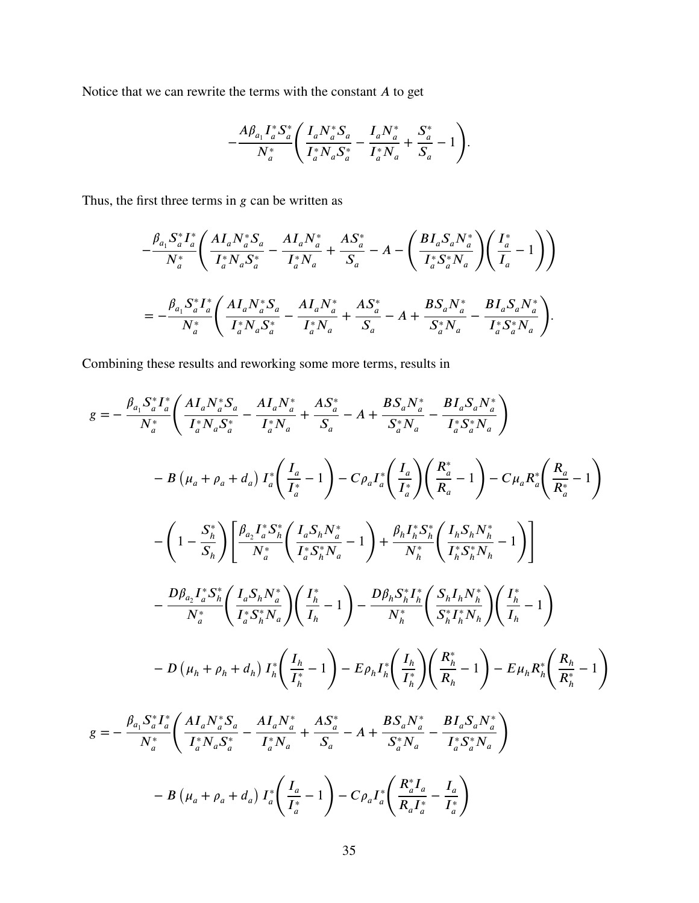Notice that we can rewrite the terms with the constant $A$ to get

$$-\frac{A\beta_{a_1} I_a^* S_a^*}{N_a^*}\left(\frac{I_a N_a^* S_a}{I_a^* N_a S_a^*} - \frac{I_a N_a^*}{I_a^* N_a} + \frac{S_a^*}{S_a} - 1\right).$$

Thus, the first three terms in $g$ can be written as

$$-\frac{\beta_{a_1} S_a^* I_a^*}{N_a^*}\left(\frac{A I_a N_a^* S_a}{I_a^* N_a S_a^*} - \frac{A I_a N_a^*}{I_a^* N_a} + \frac{A S_a^*}{S_a} - A - \left(\frac{B I_a S_a N_a^*}{I_a^* S_a^* N_a}\right)\left(\frac{I_a^*}{I_a} - 1\right)\right)$$

$$= -\frac{\beta_{a_1} S_a^* I_a^*}{N_a^*}\left(\frac{A I_a N_a^* S_a}{I_a^* N_a S_a^*} - \frac{A I_a N_a^*}{I_a^* N_a} + \frac{A S_a^*}{S_a} - A + \frac{B S_a N_a^*}{S_a^* N_a} - \frac{B I_a S_a N_a^*}{I_a^* S_a^* N_a}\right).$$

Combining these results and reworking some more terms, results in

$$\begin{aligned}
g = &-\frac{\beta_{a_1} S_a^* I_a^*}{N_a^*}\left(\frac{A I_a N_a^* S_a}{I_a^* N_a S_a^*} - \frac{A I_a N_a^*}{I_a^* N_a} + \frac{A S_a^*}{S_a} - A + \frac{B S_a N_a^*}{S_a^* N_a} - \frac{B I_a S_a N_a^*}{I_a^* S_a^* N_a}\right) \\
&- B\left(\mu_a + \rho_a + d_a\right) I_a^*\left(\frac{I_a}{I_a^*} - 1\right) - C\rho_a I_a^*\left(\frac{I_a}{I_a^*}\right)\left(\frac{R_a^*}{R_a} - 1\right) - C\mu_a R_a^*\left(\frac{R_a}{R_a^*} - 1\right) \\
&- \left(1 - \frac{S_h^*}{S_h}\right)\left[\frac{\beta_{a_2} I_a^* S_h^*}{N_a^*}\left(\frac{I_a S_h N_a^*}{I_a^* S_h^* N_a} - 1\right) + \frac{\beta_h I_h^* S_h^*}{N_h^*}\left(\frac{I_h S_h N_h^*}{I_h^* S_h^* N_h} - 1\right)\right] \\
&- \frac{D\beta_{a_2} I_a^* S_h^*}{N_a^*}\left(\frac{I_a S_h N_a^*}{I_a^* S_h^* N_a}\right)\left(\frac{I_h^*}{I_h} - 1\right) - \frac{D\beta_h S_h^* I_h^*}{N_h^*}\left(\frac{S_h I_h N_h^*}{S_h^* I_h^* N_h}\right)\left(\frac{I_h^*}{I_h} - 1\right) \\
&- D\left(\mu_h + \rho_h + d_h\right) I_h^*\left(\frac{I_h}{I_h^*} - 1\right) - E\rho_h I_h^*\left(\frac{I_h}{I_h^*}\right)\left(\frac{R_h^*}{R_h} - 1\right) - E\mu_h R_h^*\left(\frac{R_h}{R_h^*} - 1\right)
\end{aligned}$$

$$\begin{aligned}
g = &-\frac{\beta_{a_1} S_a^* I_a^*}{N_a^*}\left(\frac{A I_a N_a^* S_a}{I_a^* N_a S_a^*} - \frac{A I_a N_a^*}{I_a^* N_a} + \frac{A S_a^*}{S_a} - A + \frac{B S_a N_a^*}{S_a^* N_a} - \frac{B I_a S_a N_a^*}{I_a^* S_a^* N_a}\right) \\
&- B\left(\mu_a + \rho_a + d_a\right) I_a^*\left(\frac{I_a}{I_a^*} - 1\right) - C\rho_a I_a^*\left(\frac{R_a^* I_a}{R_a I_a^*} - \frac{I_a}{I_a^*}\right)
\end{aligned}$$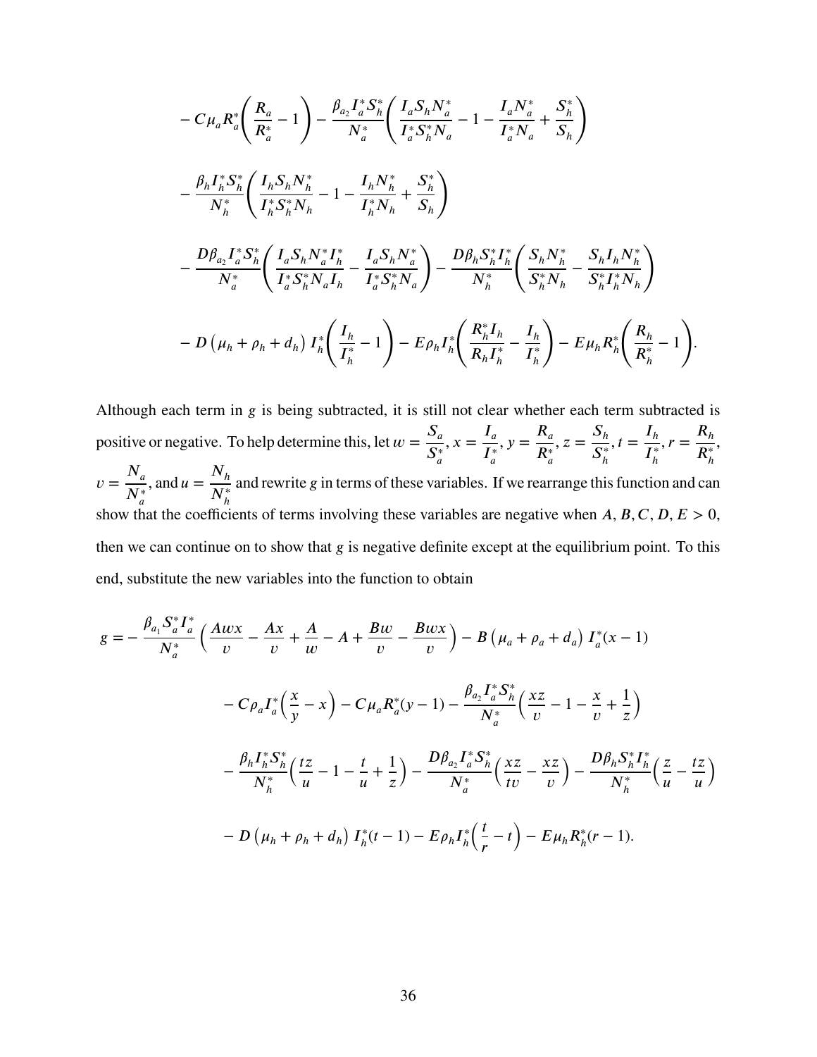$$
- C\mu_a R_a^* \left( \frac{R_a}{R_a^*} - 1 \right) - \frac{\beta_{a_2} I_a^* S_h^*}{N_a^*} \left( \frac{I_a S_h N_a^*}{I_a^* S_h^* N_a} - 1 - \frac{I_a N_a^*}{I_a^* N_a} + \frac{S_h^*}{S_h} \right)
$$

$$
- \frac{\beta_h I_h^* S_h^*}{N_h^*} \left( \frac{I_h S_h N_h^*}{I_h^* S_h^* N_h} - 1 - \frac{I_h N_h^*}{I_h^* N_h} + \frac{S_h^*}{S_h} \right)
$$

$$
- \frac{D\beta_{a_2} I_a^* S_h^*}{N_a^*} \left( \frac{I_a S_h N_a^* I_h^*}{I_a^* S_h^* N_a I_h} - \frac{I_a S_h N_a^*}{I_a^* S_h^* N_a} \right) - \frac{D\beta_h S_h^* I_h^*}{N_h^*} \left( \frac{S_h N_h^*}{S_h^* N_h} - \frac{S_h I_h N_h^*}{S_h^* I_h^* N_h} \right)
$$

$$
- D\left(\mu_h + \rho_h + d_h\right) I_h^* \left( \frac{I_h}{I_h^*} - 1 \right) - E\rho_h I_h^* \left( \frac{R_h^* I_h}{R_h I_h^*} - \frac{I_h}{I_h^*} \right) - E\mu_h R_h^* \left( \frac{R_h}{R_h^*} - 1 \right).
$$

Although each term in $g$ is being subtracted, it is still not clear whether each term subtracted is positive or negative. To help determine this, let $w = \dfrac{S_a}{S_a^*}$, $x = \dfrac{I_a}{I_a^*}$, $y = \dfrac{R_a}{R_a^*}$, $z = \dfrac{S_h}{S_h^*}$, $t = \dfrac{I_h}{I_h^*}$, $r = \dfrac{R_h}{R_h^*}$, $v = \dfrac{N_a}{N_a^*}$, and $u = \dfrac{N_h}{N_h^*}$ and rewrite $g$ in terms of these variables. If we rearrange this function and can show that the coefficients of terms involving these variables are negative when $A, B, C, D, E > 0$, then we can continue on to show that $g$ is negative definite except at the equilibrium point. To this end, substitute the new variables into the function to obtain

$$
\begin{aligned}
g = &- \frac{\beta_{a_1} S_a^* I_a^*}{N_a^*} \left( \frac{Awx}{v} - \frac{Ax}{v} + \frac{A}{w} - A + \frac{Bw}{v} - \frac{Bwx}{v} \right) - B\left(\mu_a + \rho_a + d_a\right) I_a^*(x - 1) \\
&- C\rho_a I_a^* \left( \frac{x}{y} - x \right) - C\mu_a R_a^*(y - 1) - \frac{\beta_{a_2} I_a^* S_h^*}{N_a^*} \left( \frac{xz}{v} - 1 - \frac{x}{v} + \frac{1}{z} \right) \\
&- \frac{\beta_h I_h^* S_h^*}{N_h^*} \left( \frac{tz}{u} - 1 - \frac{t}{u} + \frac{1}{z} \right) - \frac{D\beta_{a_2} I_a^* S_h^*}{N_a^*} \left( \frac{xz}{tv} - \frac{xz}{v} \right) - \frac{D\beta_h S_h^* I_h^*}{N_h^*} \left( \frac{z}{u} - \frac{tz}{u} \right) \\
&- D\left(\mu_h + \rho_h + d_h\right) I_h^*(t - 1) - E\rho_h I_h^* \left( \frac{t}{r} - t \right) - E\mu_h R_h^*(r - 1).
\end{aligned}
$$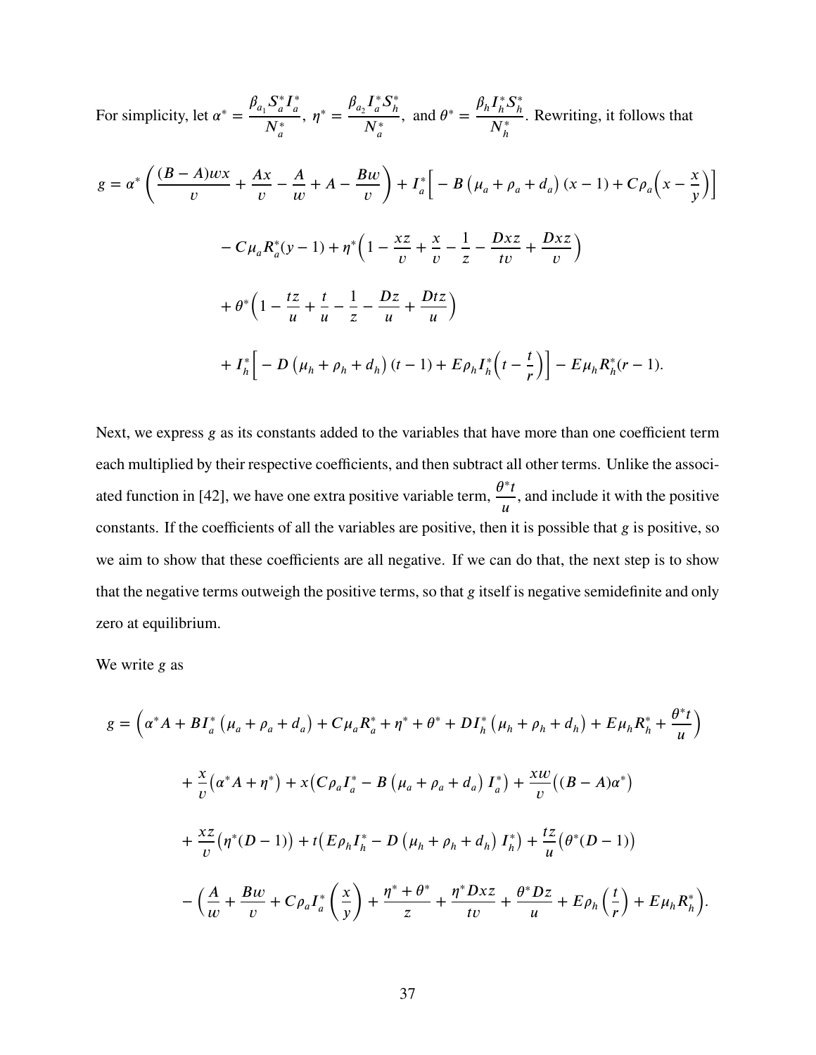For simplicity, let $\alpha^* = \dfrac{\beta_{a_1} S_a^* I_a^*}{N_a^*}$, $\eta^* = \dfrac{\beta_{a_2} I_a^* S_h^*}{N_a^*}$, and $\theta^* = \dfrac{\beta_h I_h^* S_h^*}{N_h^*}$. Rewriting, it follows that

$$
\begin{aligned}
g = \alpha^* \left( \frac{(B-A)wx}{v} + \frac{Ax}{v} - \frac{A}{w} + A - \frac{Bw}{v} \right) + I_a^* \Big[ -B\left(\mu_a + \rho_a + d_a\right)(x-1) + C\rho_a \Big( x - \frac{x}{y} \Big) \Big] \\
- C\mu_a R_a^*(y-1) + \eta^* \Big( 1 - \frac{xz}{v} + \frac{x}{v} - \frac{1}{z} - \frac{Dxz}{tv} + \frac{Dxz}{v} \Big) \\
+ \theta^* \Big( 1 - \frac{tz}{u} + \frac{t}{u} - \frac{1}{z} - \frac{Dz}{u} + \frac{Dtz}{u} \Big) \\
+ I_h^* \Big[ -D\left(\mu_h + \rho_h + d_h\right)(t-1) + E\rho_h I_h^* \Big( t - \frac{t}{r} \Big) \Big] - E\mu_h R_h^*(r-1).
\end{aligned}
$$

Next, we express $g$ as its constants added to the variables that have more than one coefficient term each multiplied by their respective coefficients, and then subtract all other terms. Unlike the associated function in [42], we have one extra positive variable term, $\dfrac{\theta^* t}{u}$, and include it with the positive constants. If the coefficients of all the variables are positive, then it is possible that $g$ is positive, so we aim to show that these coefficients are all negative. If we can do that, the next step is to show that the negative terms outweigh the positive terms, so that $g$ itself is negative semidefinite and only zero at equilibrium.

We write $g$ as

$$
\begin{aligned}
g = \Big( \alpha^* A + BI_a^* \left(\mu_a + \rho_a + d_a\right) + C\mu_a R_a^* + \eta^* + \theta^* + DI_h^* \left(\mu_h + \rho_h + d_h\right) + E\mu_h R_h^* + \frac{\theta^* t}{u} \Big) \\
+ \frac{x}{v}\big( \alpha^* A + \eta^* \big) + x\big( C\rho_a I_a^* - B\left(\mu_a + \rho_a + d_a\right) I_a^* \big) + \frac{xw}{v}\big( (B-A)\alpha^* \big) \\
+ \frac{xz}{v}\big( \eta^*(D-1) \big) + t\big( E\rho_h I_h^* - D\left(\mu_h + \rho_h + d_h\right) I_h^* \big) + \frac{tz}{u}\big( \theta^*(D-1) \big) \\
- \Big( \frac{A}{w} + \frac{Bw}{v} + C\rho_a I_a^* \left( \frac{x}{y} \right) + \frac{\eta^* + \theta^*}{z} + \frac{\eta^* Dxz}{tv} + \frac{\theta^* Dz}{u} + E\rho_h \left( \frac{t}{r} \right) + E\mu_h R_h^* \Big).
\end{aligned}
$$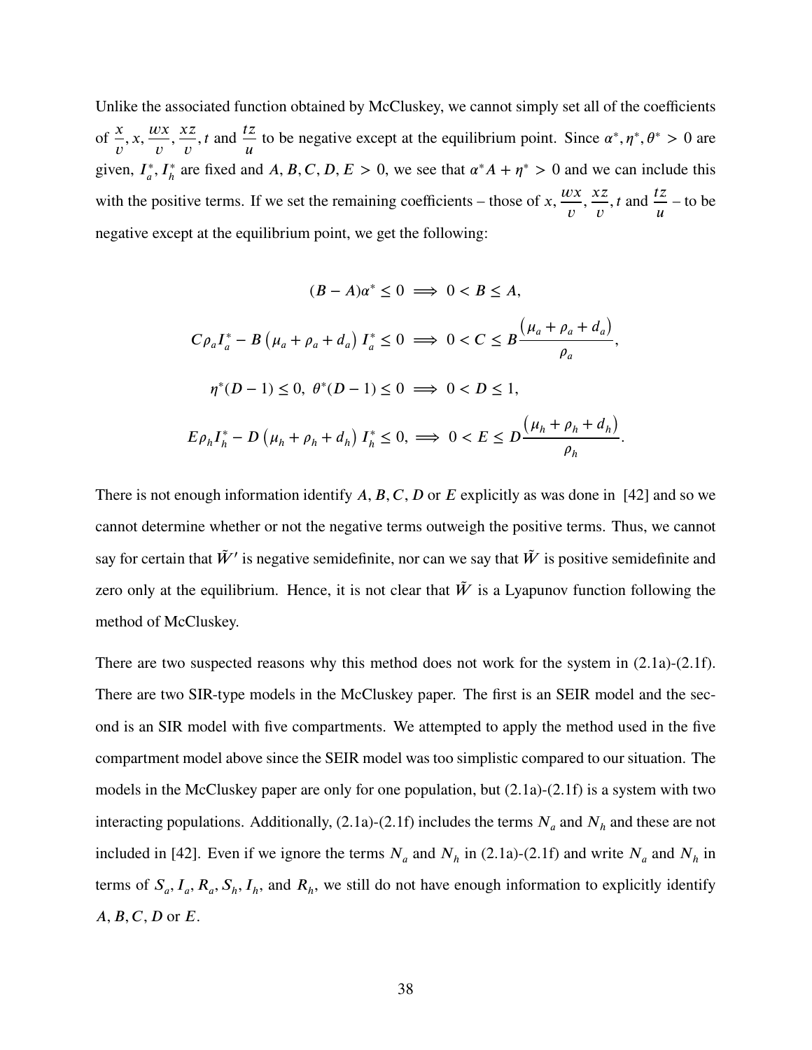Unlike the associated function obtained by McCluskey, we cannot simply set all of the coefficients of $\frac{x}{v}, x, \frac{wx}{v}, \frac{xz}{v}, t$ and $\frac{tz}{u}$ to be negative except at the equilibrium point. Since $\alpha^*, \eta^*, \theta^* > 0$ are given, $I_a^*, I_h^*$ are fixed and $A, B, C, D, E > 0$, we see that $\alpha^* A + \eta^* > 0$ and we can include this with the positive terms. If we set the remaining coefficients – those of $x, \frac{wx}{v}, \frac{xz}{v}, t$ and $\frac{tz}{u}$ – to be negative except at the equilibrium point, we get the following:

$$(B - A)\alpha^* \leq 0 \implies 0 < B \leq A,$$

$$C\rho_a I_a^* - B\left(\mu_a + \rho_a + d_a\right) I_a^* \leq 0 \implies 0 < C \leq B\frac{\left(\mu_a + \rho_a + d_a\right)}{\rho_a},$$

$$\eta^*(D-1) \leq 0,\ \theta^*(D-1) \leq 0 \implies 0 < D \leq 1,$$

$$E\rho_h I_h^* - D\left(\mu_h + \rho_h + d_h\right) I_h^* \leq 0, \implies 0 < E \leq D\frac{\left(\mu_h + \rho_h + d_h\right)}{\rho_h}.$$

There is not enough information identify $A, B, C, D$ or $E$ explicitly as was done in [42] and so we cannot determine whether or not the negative terms outweigh the positive terms. Thus, we cannot say for certain that $\tilde{W}'$ is negative semidefinite, nor can we say that $\tilde{W}$ is positive semidefinite and zero only at the equilibrium. Hence, it is not clear that $\tilde{W}$ is a Lyapunov function following the method of McCluskey.

There are two suspected reasons why this method does not work for the system in (2.1a)-(2.1f). There are two SIR-type models in the McCluskey paper. The first is an SEIR model and the second is an SIR model with five compartments. We attempted to apply the method used in the five compartment model above since the SEIR model was too simplistic compared to our situation. The models in the McCluskey paper are only for one population, but (2.1a)-(2.1f) is a system with two interacting populations. Additionally, (2.1a)-(2.1f) includes the terms $N_a$ and $N_h$ and these are not included in [42]. Even if we ignore the terms $N_a$ and $N_h$ in (2.1a)-(2.1f) and write $N_a$ and $N_h$ in terms of $S_a, I_a, R_a, S_h, I_h$, and $R_h$, we still do not have enough information to explicitly identify $A, B, C, D$ or $E$.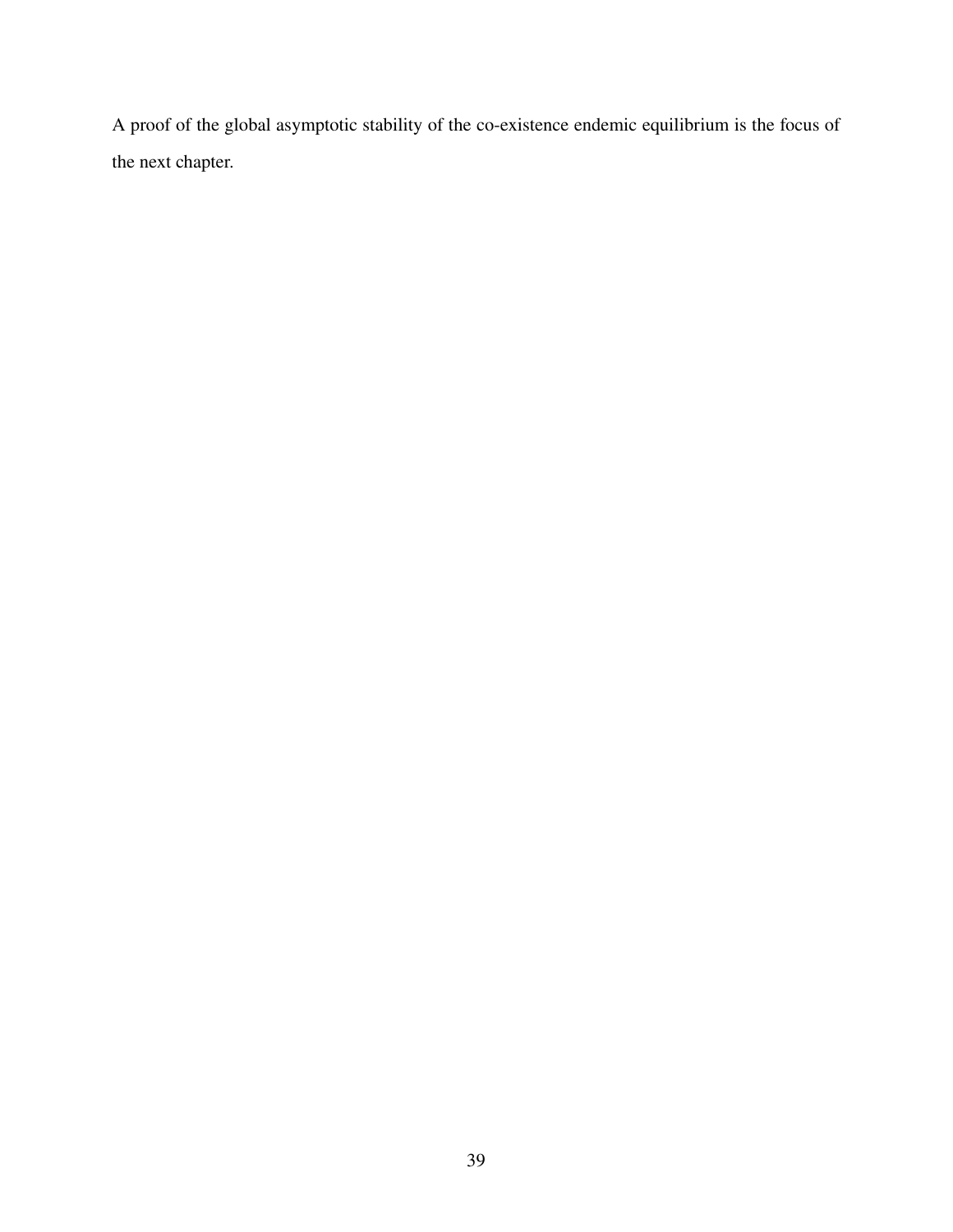A proof of the global asymptotic stability of the co-existence endemic equilibrium is the focus of the next chapter.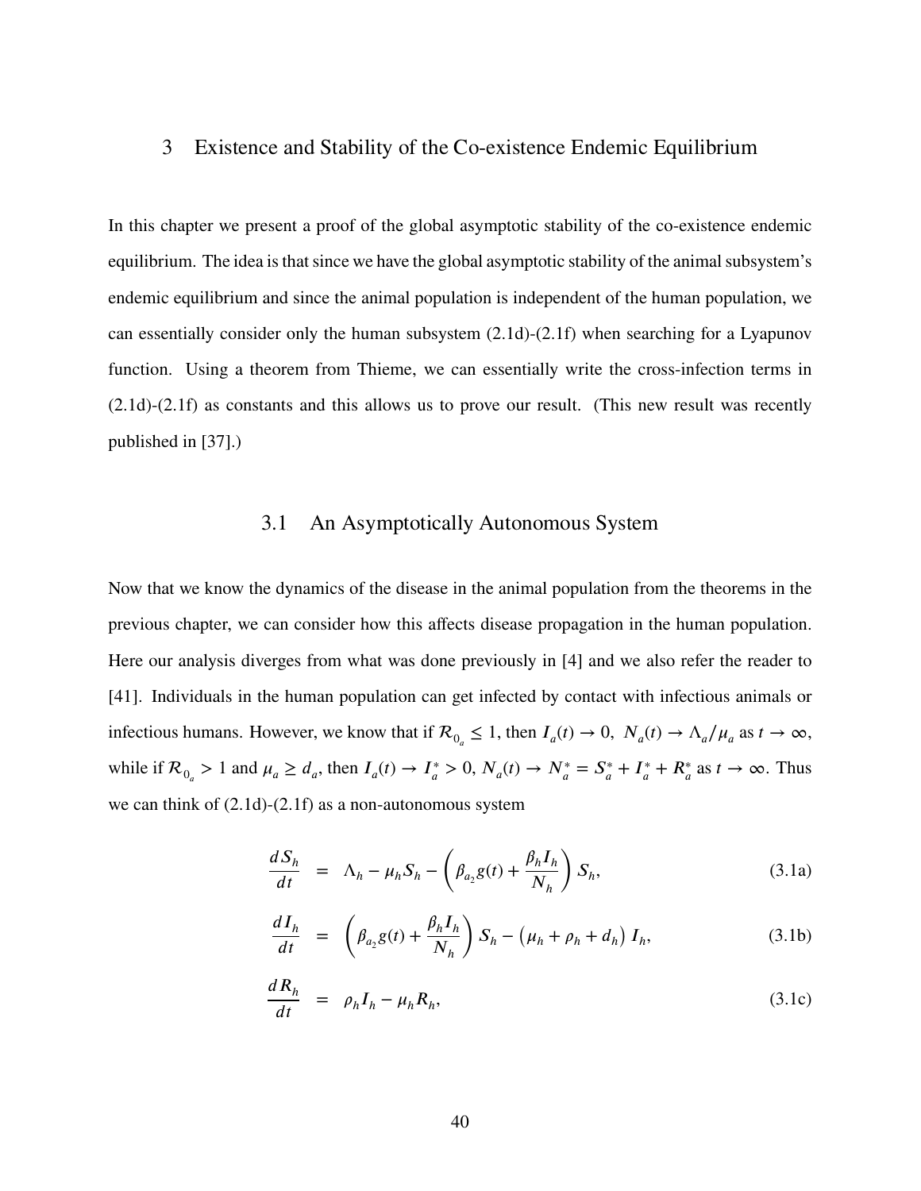# 3 Existence and Stability of the Co-existence Endemic Equilibrium

In this chapter we present a proof of the global asymptotic stability of the co-existence endemic equilibrium. The idea is that since we have the global asymptotic stability of the animal subsystem's endemic equilibrium and since the animal population is independent of the human population, we can essentially consider only the human subsystem (2.1d)-(2.1f) when searching for a Lyapunov function. Using a theorem from Thieme, we can essentially write the cross-infection terms in (2.1d)-(2.1f) as constants and this allows us to prove our result. (This new result was recently published in [37].)

## 3.1 An Asymptotically Autonomous System

Now that we know the dynamics of the disease in the animal population from the theorems in the previous chapter, we can consider how this affects disease propagation in the human population. Here our analysis diverges from what was done previously in [4] and we also refer the reader to [41]. Individuals in the human population can get infected by contact with infectious animals or infectious humans. However, we know that if $\mathcal{R}_{0_a} \leq 1$, then $I_a(t) \to 0,\ N_a(t) \to \Lambda_a/\mu_a$ as $t \to \infty$, while if $\mathcal{R}_{0_a} > 1$ and $\mu_a \geq d_a$, then $I_a(t) \to I_a^* > 0,\ N_a(t) \to N_a^* = S_a^* + I_a^* + R_a^*$ as $t \to \infty$. Thus we can think of (2.1d)-(2.1f) as a non-autonomous system

$$\frac{dS_h}{dt} = \Lambda_h - \mu_h S_h - \left(\beta_{a_2} g(t) + \frac{\beta_h I_h}{N_h}\right) S_h, \tag{3.1a}$$

$$\frac{dI_h}{dt} = \left(\beta_{a_2} g(t) + \frac{\beta_h I_h}{N_h}\right) S_h - \left(\mu_h + \rho_h + d_h\right) I_h, \tag{3.1b}$$

$$\frac{dR_h}{dt} = \rho_h I_h - \mu_h R_h, \tag{3.1c}$$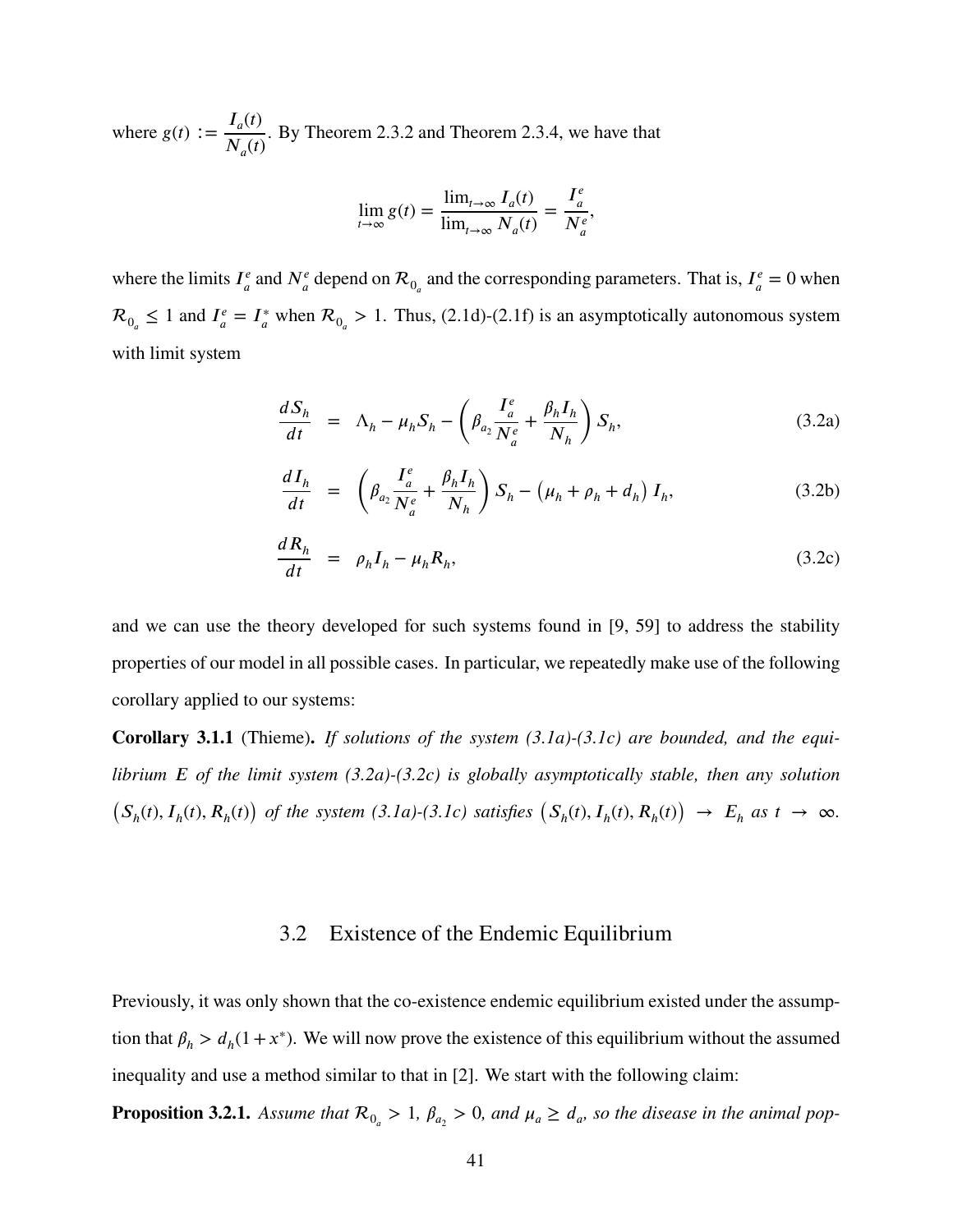where $g(t) := \dfrac{I_a(t)}{N_a(t)}$. By Theorem 2.3.2 and Theorem 2.3.4, we have that

$$\lim_{t\to\infty} g(t) = \frac{\lim_{t\to\infty} I_a(t)}{\lim_{t\to\infty} N_a(t)} = \frac{I_a^e}{N_a^e},$$

where the limits $I_a^e$ and $N_a^e$ depend on $\mathcal{R}_{0_a}$ and the corresponding parameters. That is, $I_a^e = 0$ when $\mathcal{R}_{0_a} \leq 1$ and $I_a^e = I_a^*$ when $\mathcal{R}_{0_a} > 1$. Thus, (2.1d)-(2.1f) is an asymptotically autonomous system with limit system

$$\frac{dS_h}{dt} = \Lambda_h - \mu_h S_h - \left(\beta_{a_2}\frac{I_a^e}{N_a^e} + \frac{\beta_h I_h}{N_h}\right) S_h, \tag{3.2a}$$

$$\frac{dI_h}{dt} = \left(\beta_{a_2}\frac{I_a^e}{N_a^e} + \frac{\beta_h I_h}{N_h}\right) S_h - \left(\mu_h + \rho_h + d_h\right) I_h, \tag{3.2b}$$

$$\frac{dR_h}{dt} = \rho_h I_h - \mu_h R_h, \tag{3.2c}$$

and we can use the theory developed for such systems found in [9, 59] to address the stability properties of our model in all possible cases. In particular, we repeatedly make use of the following corollary applied to our systems:

**Corollary 3.1.1** (Thieme)**.** *If solutions of the system (3.1a)-(3.1c) are bounded, and the equilibrium $E$ of the limit system (3.2a)-(3.2c) is globally asymptotically stable, then any solution $\left(S_h(t), I_h(t), R_h(t)\right)$ of the system (3.1a)-(3.1c) satisfies $\left(S_h(t), I_h(t), R_h(t)\right) \to E_h$ as $t \to \infty$.*

## 3.2 Existence of the Endemic Equilibrium

Previously, it was only shown that the co-existence endemic equilibrium existed under the assumption that $\beta_h > d_h(1 + x^*)$. We will now prove the existence of this equilibrium without the assumed inequality and use a method similar to that in [2]. We start with the following claim:

**Proposition 3.2.1.** *Assume that $\mathcal{R}_{0_a} > 1$, $\beta_{a_2} > 0$, and $\mu_a \geq d_a$, so the disease in the animal pop-*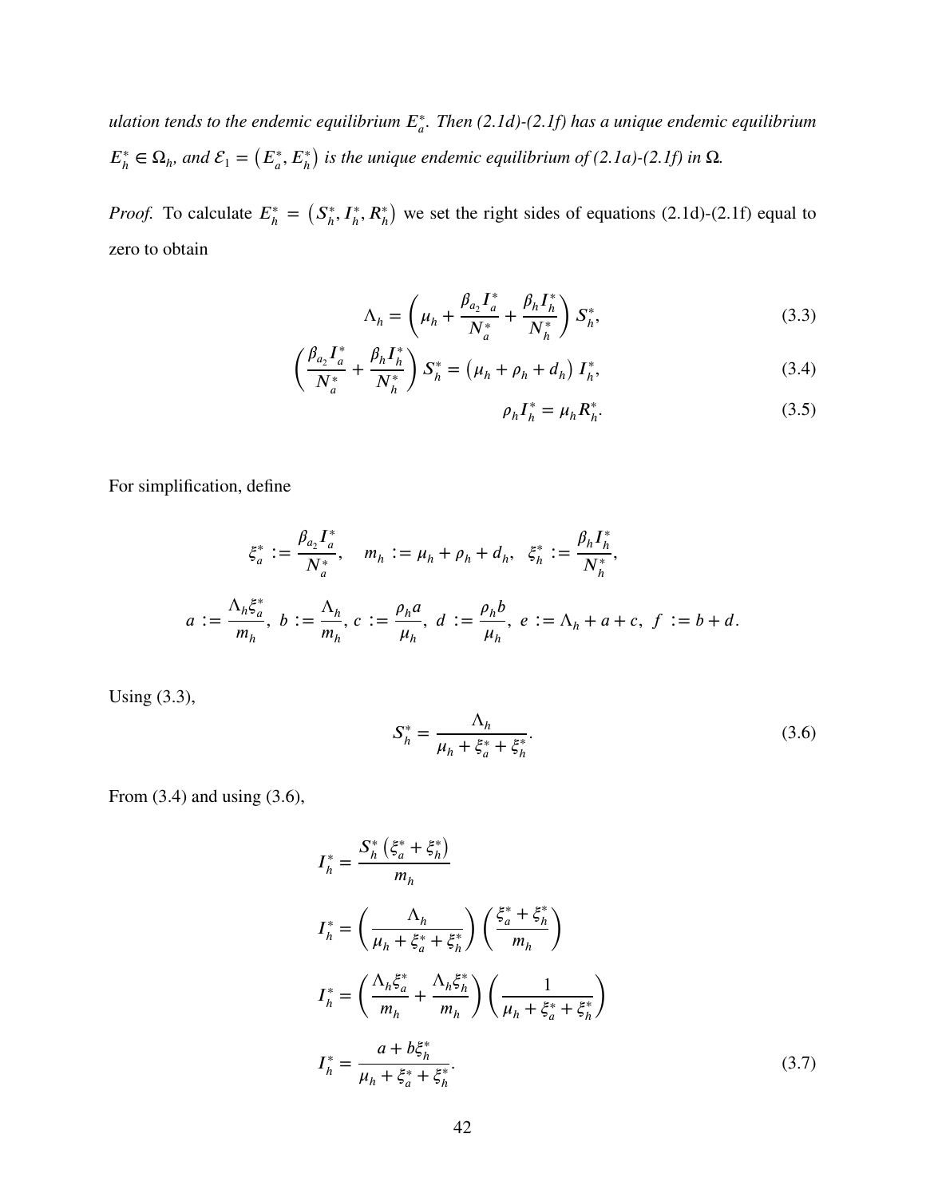*ulation tends to the endemic equilibrium $E_a^*$. Then (2.1d)-(2.1f) has a unique endemic equilibrium $E_h^* \in \Omega_h$, and $\mathcal{E}_1 = \left(E_a^*, E_h^*\right)$ is the unique endemic equilibrium of (2.1a)-(2.1f) in $\Omega$.*

*Proof.* To calculate $E_h^* = \left(S_h^*, I_h^*, R_h^*\right)$ we set the right sides of equations (2.1d)-(2.1f) equal to zero to obtain

$$\Lambda_h = \left(\mu_h + \frac{\beta_{a_2} I_a^*}{N_a^*} + \frac{\beta_h I_h^*}{N_h^*}\right) S_h^*, \tag{3.3}$$

$$\left(\frac{\beta_{a_2} I_a^*}{N_a^*} + \frac{\beta_h I_h^*}{N_h^*}\right) S_h^* = \left(\mu_h + \rho_h + d_h\right) I_h^*, \tag{3.4}$$

$$\rho_h I_h^* = \mu_h R_h^*. \tag{3.5}$$

For simplification, define

$$\xi_a^* := \frac{\beta_{a_2} I_a^*}{N_a^*}, \quad m_h := \mu_h + \rho_h + d_h, \quad \xi_h^* := \frac{\beta_h I_h^*}{N_h^*},$$

$$a := \frac{\Lambda_h \xi_a^*}{m_h}, \; b := \frac{\Lambda_h}{m_h}, \; c := \frac{\rho_h a}{\mu_h}, \; d := \frac{\rho_h b}{\mu_h}, \; e := \Lambda_h + a + c, \; f := b + d.$$

Using (3.3),

$$S_h^* = \frac{\Lambda_h}{\mu_h + \xi_a^* + \xi_h^*}. \tag{3.6}$$

From (3.4) and using (3.6),

$$I_h^* = \frac{S_h^* \left(\xi_a^* + \xi_h^*\right)}{m_h}$$

$$I_h^* = \left(\frac{\Lambda_h}{\mu_h + \xi_a^* + \xi_h^*}\right)\left(\frac{\xi_a^* + \xi_h^*}{m_h}\right)$$

$$I_h^* = \left(\frac{\Lambda_h \xi_a^*}{m_h} + \frac{\Lambda_h \xi_h^*}{m_h}\right)\left(\frac{1}{\mu_h + \xi_a^* + \xi_h^*}\right)$$

$$I_h^* = \frac{a + b\xi_h^*}{\mu_h + \xi_a^* + \xi_h^*}. \tag{3.7}$$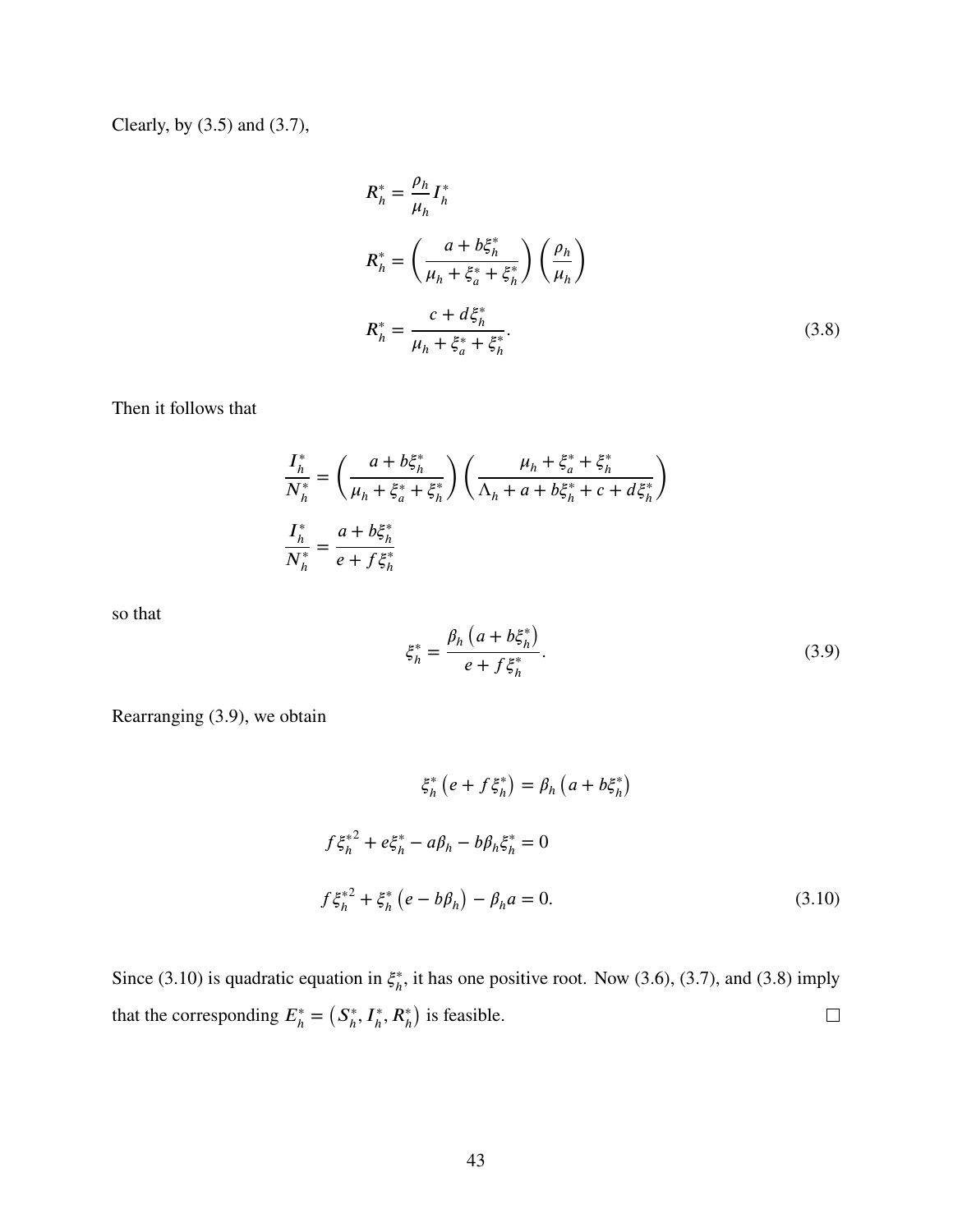Clearly, by (3.5) and (3.7),

$$
\begin{aligned}
R_h^* &= \frac{\rho_h}{\mu_h} I_h^* \\
R_h^* &= \left( \frac{a + b\xi_h^*}{\mu_h + \xi_a^* + \xi_h^*} \right) \left( \frac{\rho_h}{\mu_h} \right) \\
R_h^* &= \frac{c + d\xi_h^*}{\mu_h + \xi_a^* + \xi_h^*}.
\end{aligned} \tag{3.8}
$$

Then it follows that

$$
\begin{aligned}
\frac{I_h^*}{N_h^*} &= \left( \frac{a + b\xi_h^*}{\mu_h + \xi_a^* + \xi_h^*} \right) \left( \frac{\mu_h + \xi_a^* + \xi_h^*}{\Lambda_h + a + b\xi_h^* + c + d\xi_h^*} \right) \\
\frac{I_h^*}{N_h^*} &= \frac{a + b\xi_h^*}{e + f\xi_h^*}
\end{aligned}
$$

so that

$$
\xi_h^* = \frac{\beta_h \left( a + b\xi_h^* \right)}{e + f\xi_h^*}. \tag{3.9}
$$

Rearranging (3.9), we obtain

$$
\begin{aligned}
\xi_h^* \left( e + f\xi_h^* \right) &= \beta_h \left( a + b\xi_h^* \right) \\
f\xi_h^{*2} + e\xi_h^* - a\beta_h - b\beta_h\xi_h^* &= 0 \\
f\xi_h^{*2} + \xi_h^* \left( e - b\beta_h \right) - \beta_h a &= 0.
\end{aligned} \tag{3.10}
$$

Since (3.10) is quadratic equation in $\xi_h^*$, it has one positive root. Now (3.6), (3.7), and (3.8) imply that the corresponding $E_h^* = \left( S_h^*, I_h^*, R_h^* \right)$ is feasible. $\square$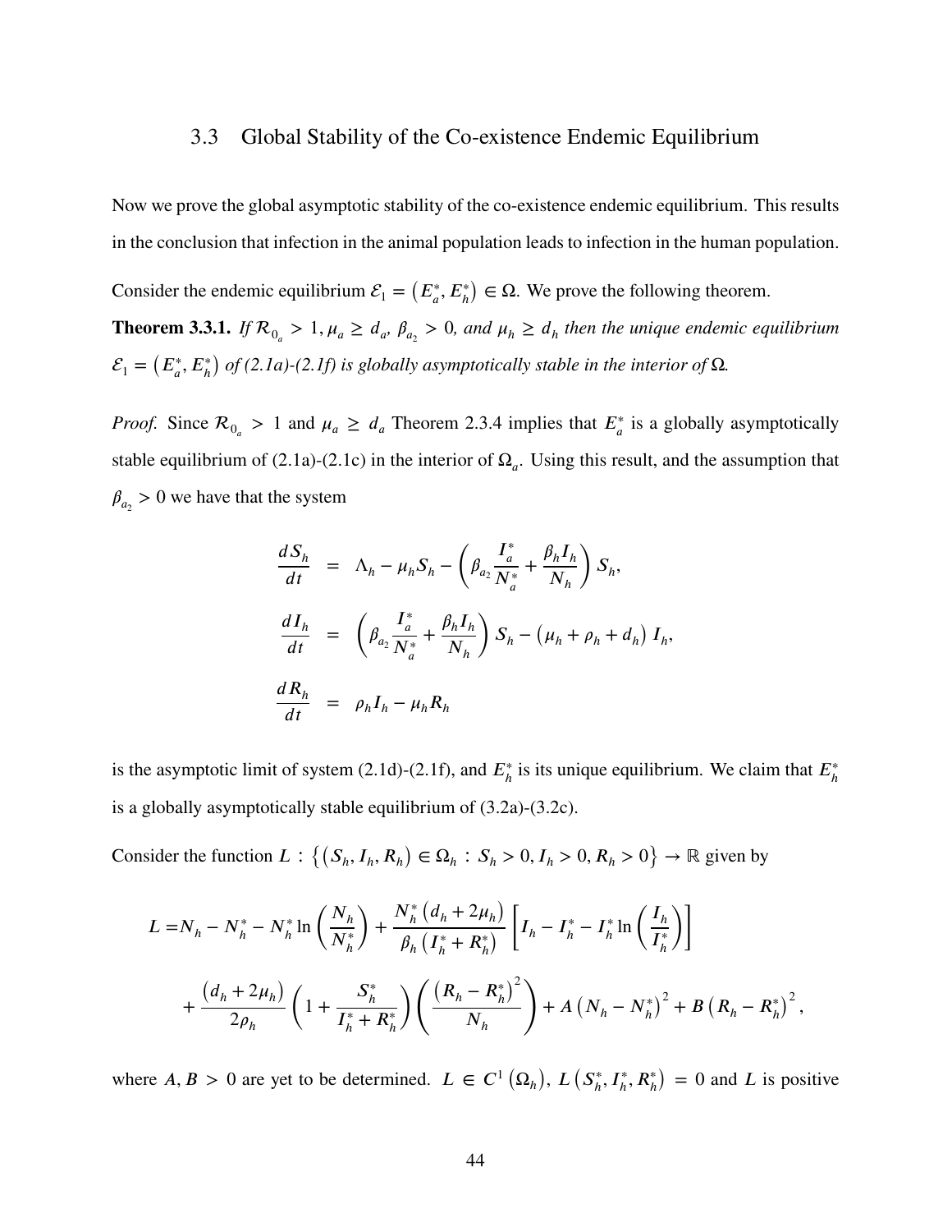## 3.3 Global Stability of the Co-existence Endemic Equilibrium

Now we prove the global asymptotic stability of the co-existence endemic equilibrium. This results in the conclusion that infection in the animal population leads to infection in the human population.

Consider the endemic equilibrium $\mathcal{E}_1 = \left(E_a^*, E_h^*\right) \in \Omega$. We prove the following theorem.

**Theorem 3.3.1.** *If $\mathcal{R}_{0_a} > 1$, $\mu_a \geq d_a$, $\beta_{a_2} > 0$, and $\mu_h \geq d_h$ then the unique endemic equilibrium $\mathcal{E}_1 = \left(E_a^*, E_h^*\right)$ of (2.1a)-(2.1f) is globally asymptotically stable in the interior of $\Omega$.*

*Proof.* Since $\mathcal{R}_{0_a} > 1$ and $\mu_a \geq d_a$ Theorem 2.3.4 implies that $E_a^*$ is a globally asymptotically stable equilibrium of (2.1a)-(2.1c) in the interior of $\Omega_a$. Using this result, and the assumption that $\beta_{a_2} > 0$ we have that the system

$$
\begin{aligned}
\frac{dS_h}{dt} &= \Lambda_h - \mu_h S_h - \left(\beta_{a_2}\frac{I_a^*}{N_a^*} + \frac{\beta_h I_h}{N_h}\right) S_h, \\
\frac{dI_h}{dt} &= \left(\beta_{a_2}\frac{I_a^*}{N_a^*} + \frac{\beta_h I_h}{N_h}\right) S_h - \left(\mu_h + \rho_h + d_h\right) I_h, \\
\frac{dR_h}{dt} &= \rho_h I_h - \mu_h R_h
\end{aligned}
$$

is the asymptotic limit of system (2.1d)-(2.1f), and $E_h^*$ is its unique equilibrium. We claim that $E_h^*$ is a globally asymptotically stable equilibrium of (3.2a)-(3.2c).

Consider the function $L : \left\{\left(S_h, I_h, R_h\right) \in \Omega_h : S_h > 0, I_h > 0, R_h > 0\right\} \to \mathbb{R}$ given by

$$
\begin{aligned}
L =& N_h - N_h^* - N_h^* \ln\left(\frac{N_h}{N_h^*}\right) + \frac{N_h^*\left(d_h + 2\mu_h\right)}{\beta_h\left(I_h^* + R_h^*\right)}\left[I_h - I_h^* - I_h^* \ln\left(\frac{I_h}{I_h^*}\right)\right] \\
&+ \frac{\left(d_h + 2\mu_h\right)}{2\rho_h}\left(1 + \frac{S_h^*}{I_h^* + R_h^*}\right)\left(\frac{\left(R_h - R_h^*\right)^2}{N_h}\right) + A\left(N_h - N_h^*\right)^2 + B\left(R_h - R_h^*\right)^2,
\end{aligned}
$$

where $A, B > 0$ are yet to be determined. $L \in C^1\left(\Omega_h\right)$, $L\left(S_h^*, I_h^*, R_h^*\right) = 0$ and $L$ is positive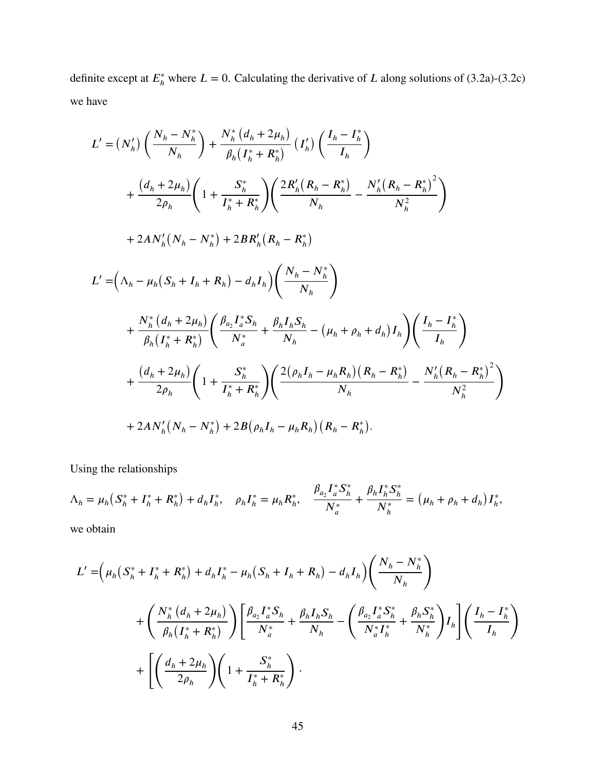definite except at $E_h^*$ where $L = 0$. Calculating the derivative of $L$ along solutions of (3.2a)-(3.2c) we have

$$
\begin{aligned}
L' = & \left(N_h'\right)\left(\frac{N_h - N_h^*}{N_h}\right) + \frac{N_h^*\left(d_h + 2\mu_h\right)}{\beta_h\left(I_h^* + R_h^*\right)}\left(I_h'\right)\left(\frac{I_h - I_h^*}{I_h}\right) \\
& + \frac{\left(d_h + 2\mu_h\right)}{2\rho_h}\left(1 + \frac{S_h^*}{I_h^* + R_h^*}\right)\left(\frac{2R_h'\left(R_h - R_h^*\right)}{N_h} - \frac{N_h'\left(R_h - R_h^*\right)^2}{N_h^2}\right) \\
& + 2AN_h'\left(N_h - N_h^*\right) + 2BR_h'\left(R_h - R_h^*\right) \\
L' = & \Big(\Lambda_h - \mu_h\left(S_h + I_h + R_h\right) - d_h I_h\Big)\left(\frac{N_h - N_h^*}{N_h}\right) \\
& + \frac{N_h^*\left(d_h + 2\mu_h\right)}{\beta_h\left(I_h^* + R_h^*\right)}\left(\frac{\beta_{a_2} I_a^* S_h}{N_a^*} + \frac{\beta_h I_h S_h}{N_h} - \left(\mu_h + \rho_h + d_h\right) I_h\right)\left(\frac{I_h - I_h^*}{I_h}\right) \\
& + \frac{\left(d_h + 2\mu_h\right)}{2\rho_h}\left(1 + \frac{S_h^*}{I_h^* + R_h^*}\right)\left(\frac{2\left(\rho_h I_h - \mu_h R_h\right)\left(R_h - R_h^*\right)}{N_h} - \frac{N_h'\left(R_h - R_h^*\right)^2}{N_h^2}\right) \\
& + 2AN_h'\left(N_h - N_h^*\right) + 2B\left(\rho_h I_h - \mu_h R_h\right)\left(R_h - R_h^*\right).
\end{aligned}
$$

Using the relationships

$$
\Lambda_h = \mu_h\left(S_h^* + I_h^* + R_h^*\right) + d_h I_h^*, \quad \rho_h I_h^* = \mu_h R_h^*, \quad \frac{\beta_{a_2} I_a^* S_h^*}{N_a^*} + \frac{\beta_h I_h^* S_h^*}{N_h^*} = \left(\mu_h + \rho_h + d_h\right) I_h^*,
$$

we obtain

$$
\begin{aligned}
L' = & \Big(\mu_h\left(S_h^* + I_h^* + R_h^*\right) + d_h I_h^* - \mu_h\left(S_h + I_h + R_h\right) - d_h I_h\Big)\left(\frac{N_h - N_h^*}{N_h}\right) \\
& + \left(\frac{N_h^*\left(d_h + 2\mu_h\right)}{\beta_h\left(I_h^* + R_h^*\right)}\right)\left[\frac{\beta_{a_2} I_a^* S_h}{N_a^*} + \frac{\beta_h I_h S_h}{N_h} - \left(\frac{\beta_{a_2} I_a^* S_h^*}{N_a^* I_h^*} + \frac{\beta_h S_h^*}{N_h^*}\right) I_h\right]\left(\frac{I_h - I_h^*}{I_h}\right) \\
& + \left[\left(\frac{d_h + 2\mu_h}{2\rho_h}\right)\left(1 + \frac{S_h^*}{I_h^* + R_h^*}\right) \cdot\right.
\end{aligned}
$$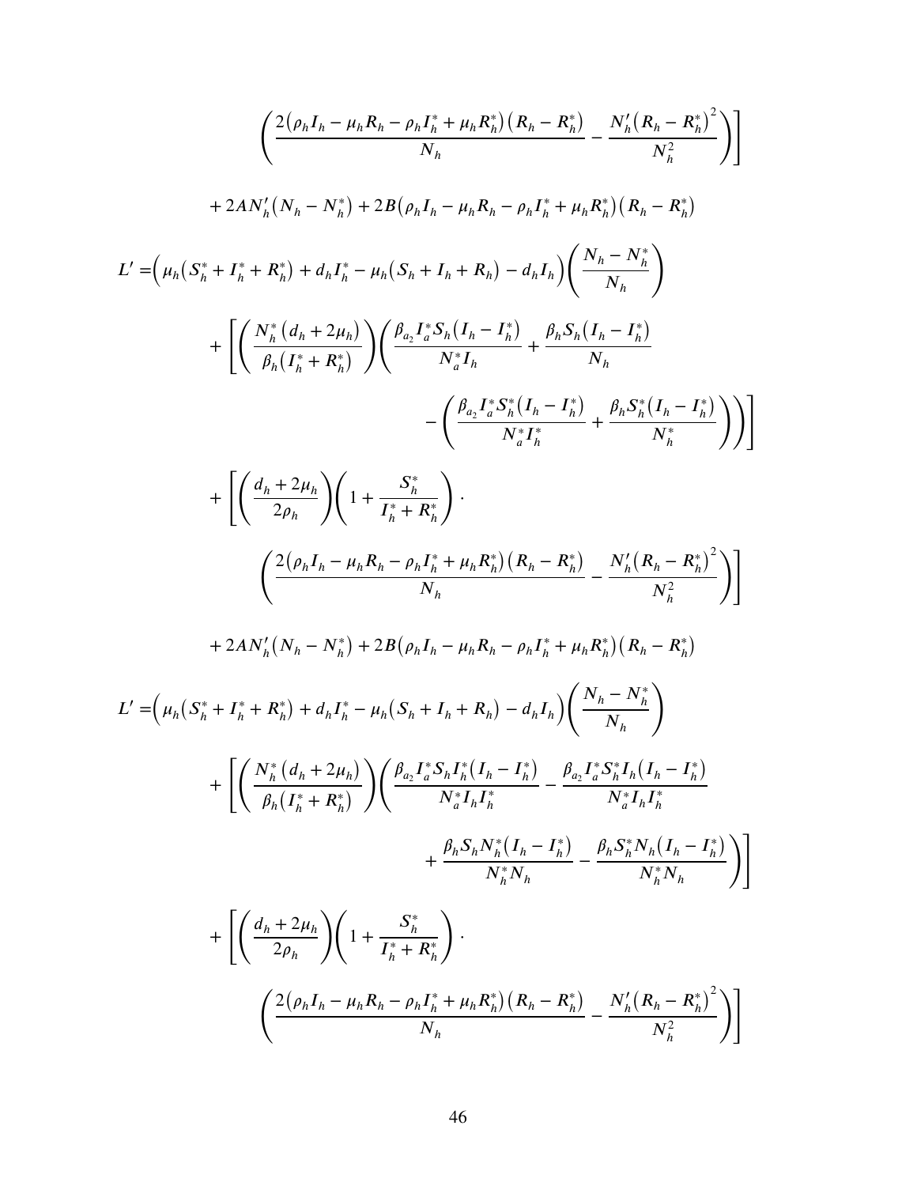$$\left(\frac{2\left(\rho_h I_h - \mu_h R_h - \rho_h I_h^* + \mu_h R_h^*\right)\left(R_h - R_h^*\right)}{N_h} - \frac{N_h'\left(R_h - R_h^*\right)^2}{N_h^2}\right)\Bigg]$$

$$+ 2AN_h'\left(N_h - N_h^*\right) + 2B\left(\rho_h I_h - \mu_h R_h - \rho_h I_h^* + \mu_h R_h^*\right)\left(R_h - R_h^*\right)$$

$$L' = \Big(\mu_h\left(S_h^* + I_h^* + R_h^*\right) + d_h I_h^* - \mu_h\left(S_h + I_h + R_h\right) - d_h I_h\Big)\left(\frac{N_h - N_h^*}{N_h}\right)$$

$$+ \left[\left(\frac{N_h^*\left(d_h + 2\mu_h\right)}{\beta_h\left(I_h^* + R_h^*\right)}\right)\left(\frac{\beta_{a_2} I_a^* S_h\left(I_h - I_h^*\right)}{N_a^* I_h} + \frac{\beta_h S_h\left(I_h - I_h^*\right)}{N_h} - \left(\frac{\beta_{a_2} I_a^* S_h^*\left(I_h - I_h^*\right)}{N_a^* I_h^*} + \frac{\beta_h S_h^*\left(I_h - I_h^*\right)}{N_h^*}\right)\right)\right]$$

$$+ \left[\left(\frac{d_h + 2\mu_h}{2\rho_h}\right)\left(1 + \frac{S_h^*}{I_h^* + R_h^*}\right) \cdot \left(\frac{2\left(\rho_h I_h - \mu_h R_h - \rho_h I_h^* + \mu_h R_h^*\right)\left(R_h - R_h^*\right)}{N_h} - \frac{N_h'\left(R_h - R_h^*\right)^2}{N_h^2}\right)\right]$$

$$+ 2AN_h'\left(N_h - N_h^*\right) + 2B\left(\rho_h I_h - \mu_h R_h - \rho_h I_h^* + \mu_h R_h^*\right)\left(R_h - R_h^*\right)$$

$$L' = \Big(\mu_h\left(S_h^* + I_h^* + R_h^*\right) + d_h I_h^* - \mu_h\left(S_h + I_h + R_h\right) - d_h I_h\Big)\left(\frac{N_h - N_h^*}{N_h}\right)$$

$$+ \left[\left(\frac{N_h^*\left(d_h + 2\mu_h\right)}{\beta_h\left(I_h^* + R_h^*\right)}\right)\left(\frac{\beta_{a_2} I_a^* S_h I_h^*\left(I_h - I_h^*\right)}{N_a^* I_h I_h^*} - \frac{\beta_{a_2} I_a^* S_h^* I_h\left(I_h - I_h^*\right)}{N_a^* I_h I_h^*} + \frac{\beta_h S_h N_h^*\left(I_h - I_h^*\right)}{N_h^* N_h} - \frac{\beta_h S_h^* N_h\left(I_h - I_h^*\right)}{N_h^* N_h}\right)\right]$$

$$+ \left[\left(\frac{d_h + 2\mu_h}{2\rho_h}\right)\left(1 + \frac{S_h^*}{I_h^* + R_h^*}\right) \cdot \left(\frac{2\left(\rho_h I_h - \mu_h R_h - \rho_h I_h^* + \mu_h R_h^*\right)\left(R_h - R_h^*\right)}{N_h} - \frac{N_h'\left(R_h - R_h^*\right)^2}{N_h^2}\right)\right]$$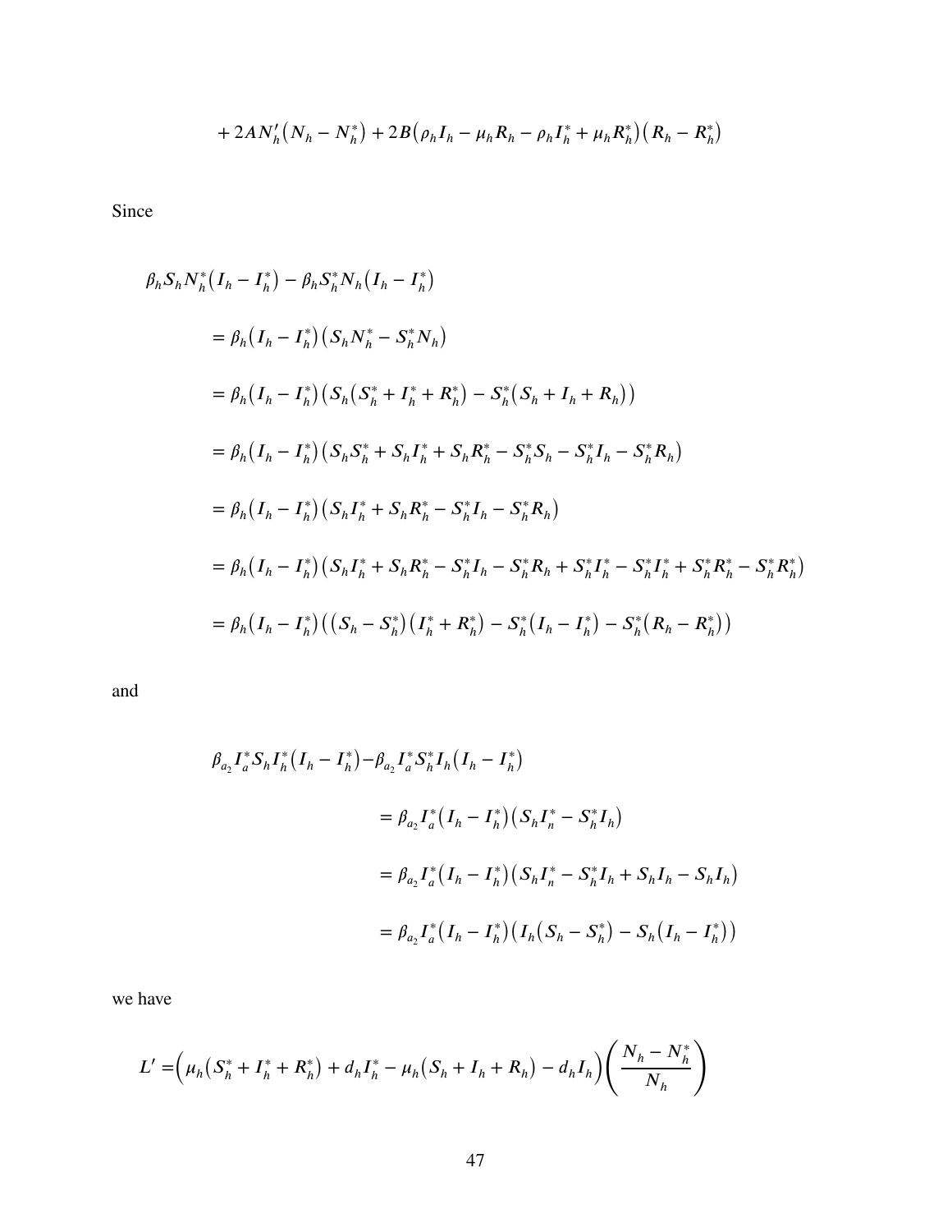$$+2AN_h'\left(N_h - N_h^*\right) + 2B\left(\rho_h I_h - \mu_h R_h - \rho_h I_h^* + \mu_h R_h^*\right)\left(R_h - R_h^*\right)$$

Since

$$\begin{aligned}
&\beta_h S_h N_h^*\left(I_h - I_h^*\right) - \beta_h S_h^* N_h\left(I_h - I_h^*\right) \\
&\quad = \beta_h\left(I_h - I_h^*\right)\left(S_h N_h^* - S_h^* N_h\right) \\
&\quad = \beta_h\left(I_h - I_h^*\right)\left(S_h\left(S_h^* + I_h^* + R_h^*\right) - S_h^*\left(S_h + I_h + R_h\right)\right) \\
&\quad = \beta_h\left(I_h - I_h^*\right)\left(S_h S_h^* + S_h I_h^* + S_h R_h^* - S_h^* S_h - S_h^* I_h - S_h^* R_h\right) \\
&\quad = \beta_h\left(I_h - I_h^*\right)\left(S_h I_h^* + S_h R_h^* - S_h^* I_h - S_h^* R_h\right) \\
&\quad = \beta_h\left(I_h - I_h^*\right)\left(S_h I_h^* + S_h R_h^* - S_h^* I_h - S_h^* R_h + S_h^* I_h^* - S_h^* I_h^* + S_h^* R_h^* - S_h^* R_h^*\right) \\
&\quad = \beta_h\left(I_h - I_h^*\right)\left(\left(S_h - S_h^*\right)\left(I_h^* + R_h^*\right) - S_h^*\left(I_h - I_h^*\right) - S_h^*\left(R_h - R_h^*\right)\right)
\end{aligned}$$

and

$$\begin{aligned}
\beta_{a_2} I_a^* S_h I_h^*\left(I_h - I_h^*\right) - \beta_{a_2} I_a^* S_h^* I_h\left(I_h - I_h^*\right)
&= \beta_{a_2} I_a^*\left(I_h - I_h^*\right)\left(S_h I_n^* - S_h^* I_h\right) \\
&= \beta_{a_2} I_a^*\left(I_h - I_h^*\right)\left(S_h I_n^* - S_h^* I_h + S_h I_h - S_h I_h\right) \\
&= \beta_{a_2} I_a^*\left(I_h - I_h^*\right)\left(I_h\left(S_h - S_h^*\right) - S_h\left(I_h - I_h^*\right)\right)
\end{aligned}$$

we have

$$L' = \left(\mu_h\left(S_h^* + I_h^* + R_h^*\right) + d_h I_h^* - \mu_h\left(S_h + I_h + R_h\right) - d_h I_h\right)\left(\frac{N_h - N_h^*}{N_h}\right)$$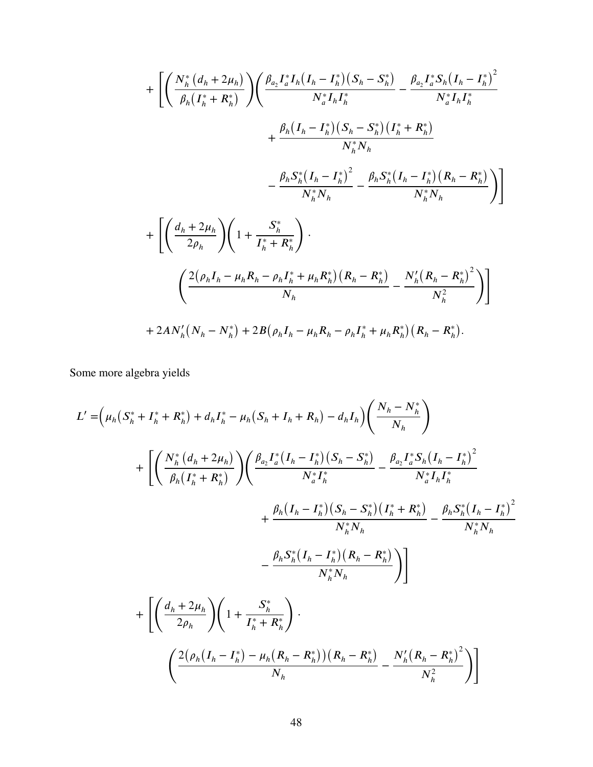$$
\begin{aligned}
&+\left[\left(\frac{N_h^*\left(d_h+2\mu_h\right)}{\beta_h\left(I_h^*+R_h^*\right)}\right)\left(\frac{\beta_{a_2} I_a^* I_h\left(I_h-I_h^*\right)\left(S_h-S_h^*\right)}{N_a^* I_h I_h^*}-\frac{\beta_{a_2} I_a^* S_h\left(I_h-I_h^*\right)^2}{N_a^* I_h I_h^*}\right.\right.\\
&\qquad\qquad+\frac{\beta_h\left(I_h-I_h^*\right)\left(S_h-S_h^*\right)\left(I_h^*+R_h^*\right)}{N_h^* N_h}\\
&\qquad\qquad\left.\left.-\frac{\beta_h S_h^*\left(I_h-I_h^*\right)^2}{N_h^* N_h}-\frac{\beta_h S_h^*\left(I_h-I_h^*\right)\left(R_h-R_h^*\right)}{N_h^* N_h}\right)\right]\\
&+\left[\left(\frac{d_h+2\mu_h}{2\rho_h}\right)\left(1+\frac{S_h^*}{I_h^*+R_h^*}\right)\cdot\right.\\
&\qquad\left.\left(\frac{2\left(\rho_h I_h-\mu_h R_h-\rho_h I_h^*+\mu_h R_h^*\right)\left(R_h-R_h^*\right)}{N_h}-\frac{N_h'\left(R_h-R_h^*\right)^2}{N_h^2}\right)\right]\\
&+2AN_h'\left(N_h-N_h^*\right)+2B\left(\rho_h I_h-\mu_h R_h-\rho_h I_h^*+\mu_h R_h^*\right)\left(R_h-R_h^*\right).
\end{aligned}
$$

Some more algebra yields

$$
\begin{aligned}
L'=&\Big(\mu_h\left(S_h^*+I_h^*+R_h^*\right)+d_h I_h^*-\mu_h\left(S_h+I_h+R_h\right)-d_h I_h\Big)\left(\frac{N_h-N_h^*}{N_h}\right)\\
&+\left[\left(\frac{N_h^*\left(d_h+2\mu_h\right)}{\beta_h\left(I_h^*+R_h^*\right)}\right)\left(\frac{\beta_{a_2} I_a^*\left(I_h-I_h^*\right)\left(S_h-S_h^*\right)}{N_a^* I_h^*}-\frac{\beta_{a_2} I_a^* S_h\left(I_h-I_h^*\right)^2}{N_a^* I_h I_h^*}\right.\right.\\
&\qquad\qquad+\frac{\beta_h\left(I_h-I_h^*\right)\left(S_h-S_h^*\right)\left(I_h^*+R_h^*\right)}{N_h^* N_h}-\frac{\beta_h S_h^*\left(I_h-I_h^*\right)^2}{N_h^* N_h}\\
&\qquad\qquad\left.\left.-\frac{\beta_h S_h^*\left(I_h-I_h^*\right)\left(R_h-R_h^*\right)}{N_h^* N_h}\right)\right]\\
&+\left[\left(\frac{d_h+2\mu_h}{2\rho_h}\right)\left(1+\frac{S_h^*}{I_h^*+R_h^*}\right)\cdot\right.\\
&\qquad\left.\left(\frac{2\left(\rho_h\left(I_h-I_h^*\right)-\mu_h\left(R_h-R_h^*\right)\right)\left(R_h-R_h^*\right)}{N_h}-\frac{N_h'\left(R_h-R_h^*\right)^2}{N_h^2}\right)\right]
\end{aligned}
$$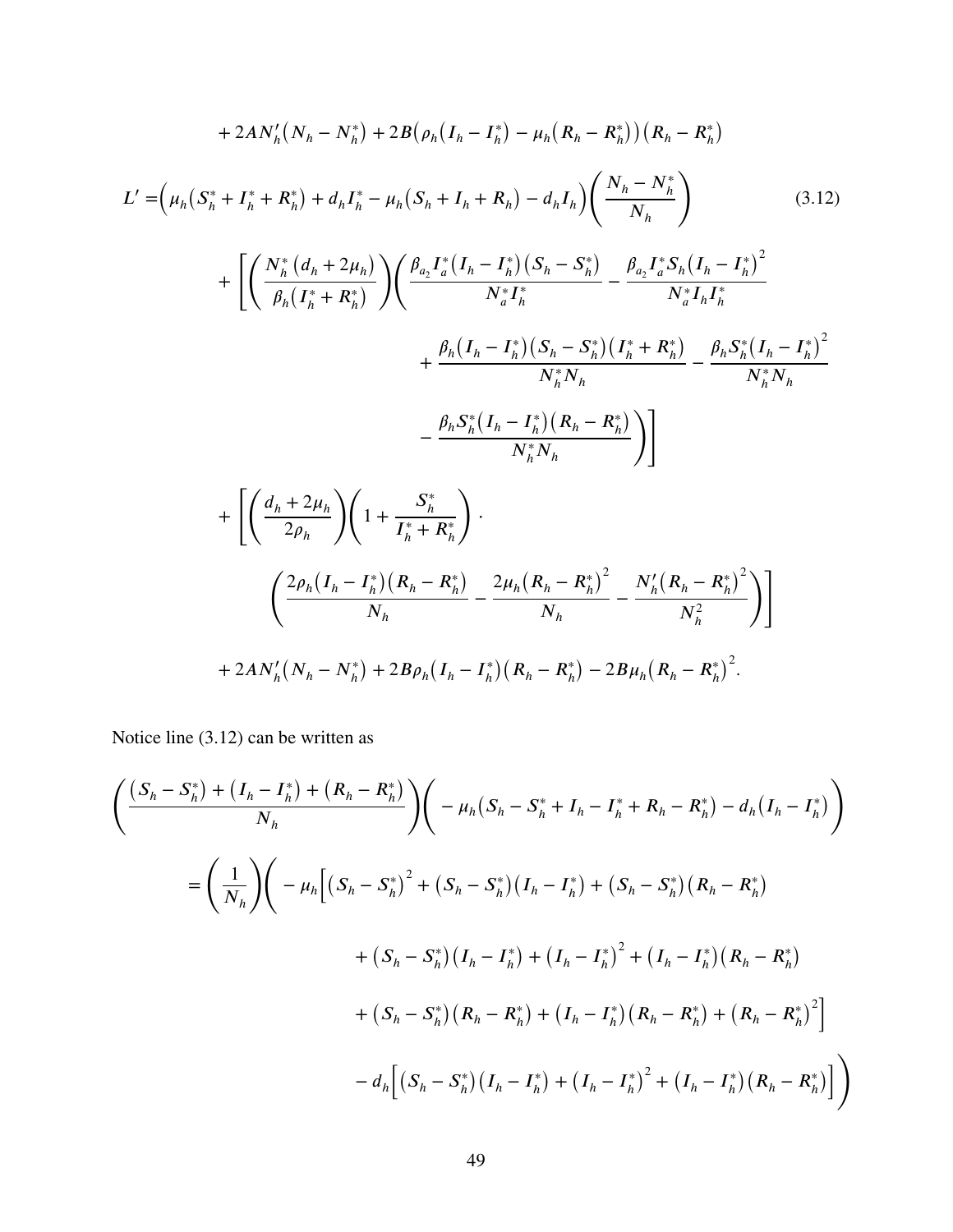$$+ 2AN_h'\left(N_h - N_h^*\right) + 2B\left(\rho_h\left(I_h - I_h^*\right) - \mu_h\left(R_h - R_h^*\right)\right)\left(R_h - R_h^*\right)$$

$$
\begin{aligned}
L' =& \Big(\mu_h\left(S_h^* + I_h^* + R_h^*\right) + d_h I_h^* - \mu_h\left(S_h + I_h + R_h\right) - d_h I_h\Big)\left(\frac{N_h - N_h^*}{N_h}\right) \qquad (3.12) \\
&+ \Bigg[\left(\frac{N_h^*\left(d_h + 2\mu_h\right)}{\beta_h\left(I_h^* + R_h^*\right)}\right)\Bigg(\frac{\beta_{a_2} I_a^*\left(I_h - I_h^*\right)\left(S_h - S_h^*\right)}{N_a^* I_h^*} - \frac{\beta_{a_2} I_a^* S_h\left(I_h - I_h^*\right)^2}{N_a^* I_h I_h^*} \\
&\qquad + \frac{\beta_h\left(I_h - I_h^*\right)\left(S_h - S_h^*\right)\left(I_h^* + R_h^*\right)}{N_h^* N_h} - \frac{\beta_h S_h^*\left(I_h - I_h^*\right)^2}{N_h^* N_h} \\
&\qquad - \frac{\beta_h S_h^*\left(I_h - I_h^*\right)\left(R_h - R_h^*\right)}{N_h^* N_h}\Bigg)\Bigg] \\
&+ \Bigg[\left(\frac{d_h + 2\mu_h}{2\rho_h}\right)\left(1 + \frac{S_h^*}{I_h^* + R_h^*}\right) \cdot \\
&\qquad \left(\frac{2\rho_h\left(I_h - I_h^*\right)\left(R_h - R_h^*\right)}{N_h} - \frac{2\mu_h\left(R_h - R_h^*\right)^2}{N_h} - \frac{N_h'\left(R_h - R_h^*\right)^2}{N_h^2}\right)\Bigg] \\
&+ 2AN_h'\left(N_h - N_h^*\right) + 2B\rho_h\left(I_h - I_h^*\right)\left(R_h - R_h^*\right) - 2B\mu_h\left(R_h - R_h^*\right)^2.
\end{aligned}
$$

Notice line (3.12) can be written as

$$
\begin{aligned}
&\left(\frac{\left(S_h - S_h^*\right) + \left(I_h - I_h^*\right) + \left(R_h - R_h^*\right)}{N_h}\right)\Big(-\mu_h\left(S_h - S_h^* + I_h - I_h^* + R_h - R_h^*\right) - d_h\left(I_h - I_h^*\right)\Big) \\
&= \left(\frac{1}{N_h}\right)\Big(-\mu_h\Big[\left(S_h - S_h^*\right)^2 + \left(S_h - S_h^*\right)\left(I_h - I_h^*\right) + \left(S_h - S_h^*\right)\left(R_h - R_h^*\right) \\
&\qquad + \left(S_h - S_h^*\right)\left(I_h - I_h^*\right) + \left(I_h - I_h^*\right)^2 + \left(I_h - I_h^*\right)\left(R_h - R_h^*\right) \\
&\qquad + \left(S_h - S_h^*\right)\left(R_h - R_h^*\right) + \left(I_h - I_h^*\right)\left(R_h - R_h^*\right) + \left(R_h - R_h^*\right)^2\Big] \\
&\qquad - d_h\Big[\left(S_h - S_h^*\right)\left(I_h - I_h^*\right) + \left(I_h - I_h^*\right)^2 + \left(I_h - I_h^*\right)\left(R_h - R_h^*\right)\Big]\Big)
\end{aligned}
$$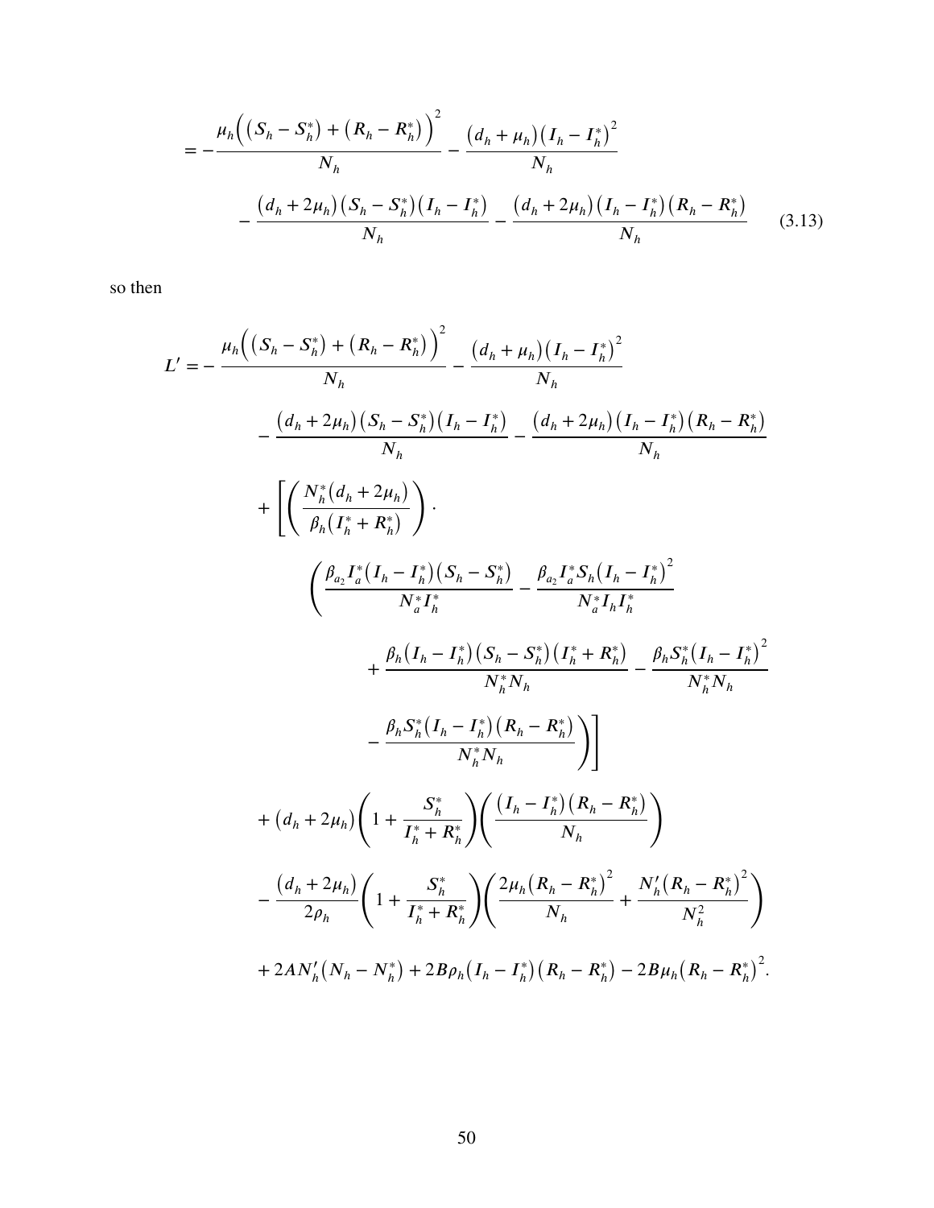$$= -\frac{\mu_h\Big(\big(S_h - S_h^*\big) + \big(R_h - R_h^*\big)\Big)^2}{N_h} - \frac{\big(d_h + \mu_h\big)\big(I_h - I_h^*\big)^2}{N_h}$$

$$- \frac{\big(d_h + 2\mu_h\big)\big(S_h - S_h^*\big)\big(I_h - I_h^*\big)}{N_h} - \frac{\big(d_h + 2\mu_h\big)\big(I_h - I_h^*\big)\big(R_h - R_h^*\big)}{N_h} \qquad (3.13)$$

so then

$$\begin{aligned}
L' = &-\frac{\mu_h\Big(\big(S_h - S_h^*\big) + \big(R_h - R_h^*\big)\Big)^2}{N_h} - \frac{\big(d_h + \mu_h\big)\big(I_h - I_h^*\big)^2}{N_h} \\
&- \frac{\big(d_h + 2\mu_h\big)\big(S_h - S_h^*\big)\big(I_h - I_h^*\big)}{N_h} - \frac{\big(d_h + 2\mu_h\big)\big(I_h - I_h^*\big)\big(R_h - R_h^*\big)}{N_h} \\
&+ \left[\left(\frac{N_h^*\big(d_h + 2\mu_h\big)}{\beta_h\big(I_h^* + R_h^*\big)}\right) \cdot \right. \\
&\qquad \left(\frac{\beta_{a_2} I_a^*\big(I_h - I_h^*\big)\big(S_h - S_h^*\big)}{N_a^* I_h^*} - \frac{\beta_{a_2} I_a^* S_h\big(I_h - I_h^*\big)^2}{N_a^* I_h I_h^*}\right. \\
&\qquad\qquad + \frac{\beta_h\big(I_h - I_h^*\big)\big(S_h - S_h^*\big)\big(I_h^* + R_h^*\big)}{N_h^* N_h} - \frac{\beta_h S_h^*\big(I_h - I_h^*\big)^2}{N_h^* N_h} \\
&\qquad\qquad \left.\left. - \frac{\beta_h S_h^*\big(I_h - I_h^*\big)\big(R_h - R_h^*\big)}{N_h^* N_h}\right)\right] \\
&+ \big(d_h + 2\mu_h\big)\left(1 + \frac{S_h^*}{I_h^* + R_h^*}\right)\left(\frac{\big(I_h - I_h^*\big)\big(R_h - R_h^*\big)}{N_h}\right) \\
&- \frac{\big(d_h + 2\mu_h\big)}{2\rho_h}\left(1 + \frac{S_h^*}{I_h^* + R_h^*}\right)\left(\frac{2\mu_h\big(R_h - R_h^*\big)^2}{N_h} + \frac{N_h'\big(R_h - R_h^*\big)^2}{N_h^2}\right) \\
&+ 2AN_h'\big(N_h - N_h^*\big) + 2B\rho_h\big(I_h - I_h^*\big)\big(R_h - R_h^*\big) - 2B\mu_h\big(R_h - R_h^*\big)^2.
\end{aligned}$$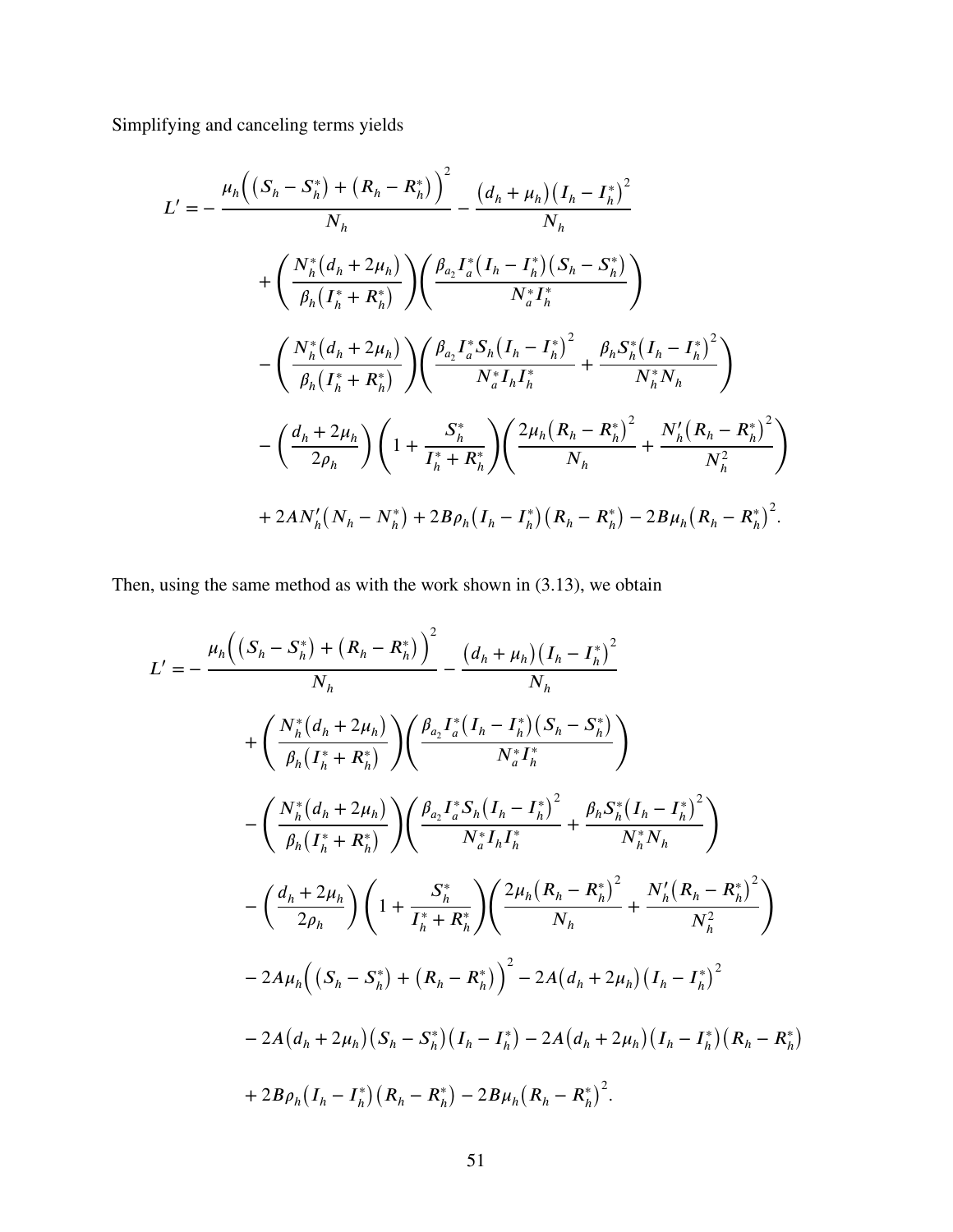Simplifying and canceling terms yields

$$
\begin{aligned}
L' = &- \frac{\mu_h \Big( \big(S_h - S_h^*\big) + \big(R_h - R_h^*\big) \Big)^2}{N_h} - \frac{\big(d_h + \mu_h\big)\big(I_h - I_h^*\big)^2}{N_h} \\
&+ \left( \frac{N_h^* \big(d_h + 2\mu_h\big)}{\beta_h \big(I_h^* + R_h^*\big)} \right) \left( \frac{\beta_{a_2} I_a^* \big(I_h - I_h^*\big)\big(S_h - S_h^*\big)}{N_a^* I_h^*} \right) \\
&- \left( \frac{N_h^* \big(d_h + 2\mu_h\big)}{\beta_h \big(I_h^* + R_h^*\big)} \right) \left( \frac{\beta_{a_2} I_a^* S_h \big(I_h - I_h^*\big)^2}{N_a^* I_h I_h^*} + \frac{\beta_h S_h^* \big(I_h - I_h^*\big)^2}{N_h^* N_h} \right) \\
&- \left( \frac{d_h + 2\mu_h}{2\rho_h} \right) \left( 1 + \frac{S_h^*}{I_h^* + R_h^*} \right) \left( \frac{2\mu_h \big(R_h - R_h^*\big)^2}{N_h} + \frac{N_h' \big(R_h - R_h^*\big)^2}{N_h^2} \right) \\
&+ 2AN_h' \big(N_h - N_h^*\big) + 2B\rho_h \big(I_h - I_h^*\big)\big(R_h - R_h^*\big) - 2B\mu_h \big(R_h - R_h^*\big)^2.
\end{aligned}
$$

Then, using the same method as with the work shown in (3.13), we obtain

$$
\begin{aligned}
L' = &- \frac{\mu_h \Big( \big(S_h - S_h^*\big) + \big(R_h - R_h^*\big) \Big)^2}{N_h} - \frac{\big(d_h + \mu_h\big)\big(I_h - I_h^*\big)^2}{N_h} \\
&+ \left( \frac{N_h^* \big(d_h + 2\mu_h\big)}{\beta_h \big(I_h^* + R_h^*\big)} \right) \left( \frac{\beta_{a_2} I_a^* \big(I_h - I_h^*\big)\big(S_h - S_h^*\big)}{N_a^* I_h^*} \right) \\
&- \left( \frac{N_h^* \big(d_h + 2\mu_h\big)}{\beta_h \big(I_h^* + R_h^*\big)} \right) \left( \frac{\beta_{a_2} I_a^* S_h \big(I_h - I_h^*\big)^2}{N_a^* I_h I_h^*} + \frac{\beta_h S_h^* \big(I_h - I_h^*\big)^2}{N_h^* N_h} \right) \\
&- \left( \frac{d_h + 2\mu_h}{2\rho_h} \right) \left( 1 + \frac{S_h^*}{I_h^* + R_h^*} \right) \left( \frac{2\mu_h \big(R_h - R_h^*\big)^2}{N_h} + \frac{N_h' \big(R_h - R_h^*\big)^2}{N_h^2} \right) \\
&- 2A\mu_h \Big( \big(S_h - S_h^*\big) + \big(R_h - R_h^*\big) \Big)^2 - 2A\big(d_h + 2\mu_h\big)\big(I_h - I_h^*\big)^2 \\
&- 2A\big(d_h + 2\mu_h\big)\big(S_h - S_h^*\big)\big(I_h - I_h^*\big) - 2A\big(d_h + 2\mu_h\big)\big(I_h - I_h^*\big)\big(R_h - R_h^*\big) \\
&+ 2B\rho_h \big(I_h - I_h^*\big)\big(R_h - R_h^*\big) - 2B\mu_h \big(R_h - R_h^*\big)^2.
\end{aligned}
$$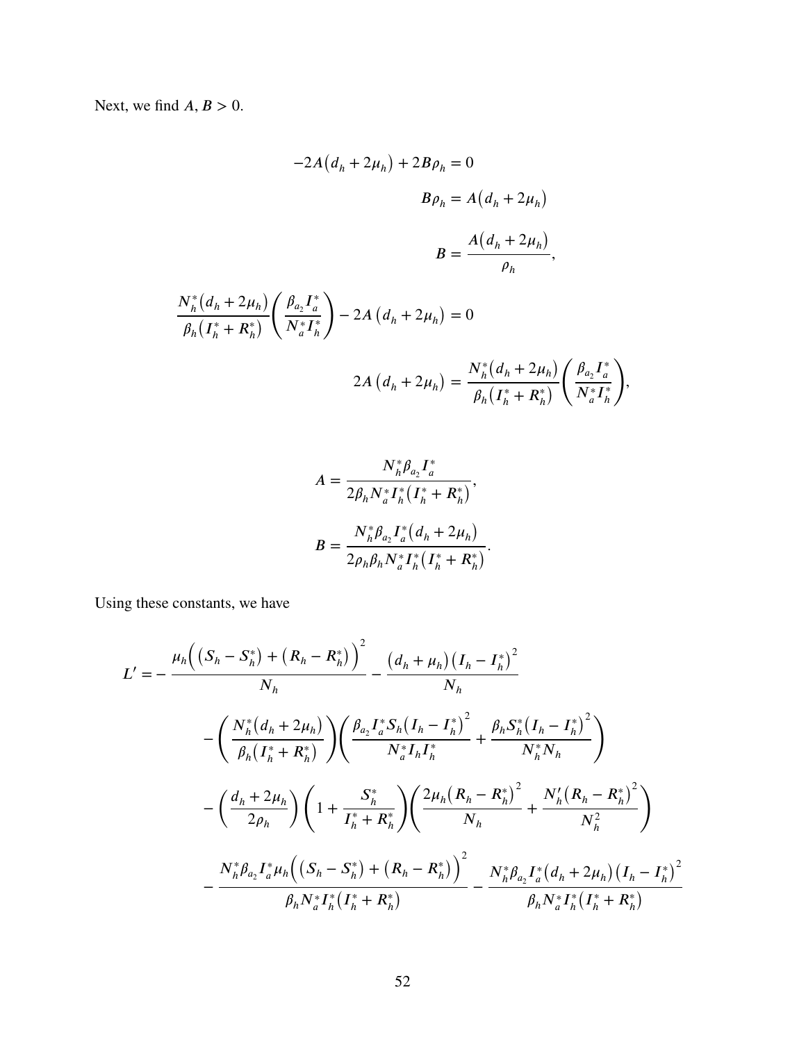Next, we find $A, B > 0$.

$$-2A\left(d_h + 2\mu_h\right) + 2B\rho_h = 0$$

$$B\rho_h = A\left(d_h + 2\mu_h\right)$$

$$B = \frac{A\left(d_h + 2\mu_h\right)}{\rho_h},$$

$$\frac{N_h^*\left(d_h + 2\mu_h\right)}{\beta_h\left(I_h^* + R_h^*\right)}\left(\frac{\beta_{a_2} I_a^*}{N_a^* I_h^*}\right) - 2A\left(d_h + 2\mu_h\right) = 0$$

$$2A\left(d_h + 2\mu_h\right) = \frac{N_h^*\left(d_h + 2\mu_h\right)}{\beta_h\left(I_h^* + R_h^*\right)}\left(\frac{\beta_{a_2} I_a^*}{N_a^* I_h^*}\right),$$

$$A = \frac{N_h^* \beta_{a_2} I_a^*}{2\beta_h N_a^* I_h^*\left(I_h^* + R_h^*\right)},$$

$$B = \frac{N_h^* \beta_{a_2} I_a^*\left(d_h + 2\mu_h\right)}{2\rho_h \beta_h N_a^* I_h^*\left(I_h^* + R_h^*\right)}.$$

Using these constants, we have

$$
\begin{aligned}
L' = &-\frac{\mu_h\Big(\left(S_h - S_h^*\right) + \left(R_h - R_h^*\right)\Big)^2}{N_h} - \frac{\left(d_h + \mu_h\right)\left(I_h - I_h^*\right)^2}{N_h} \\
&- \left(\frac{N_h^*\left(d_h + 2\mu_h\right)}{\beta_h\left(I_h^* + R_h^*\right)}\right)\left(\frac{\beta_{a_2} I_a^* S_h\left(I_h - I_h^*\right)^2}{N_a^* I_h I_h^*} + \frac{\beta_h S_h^*\left(I_h - I_h^*\right)^2}{N_h^* N_h}\right) \\
&- \left(\frac{d_h + 2\mu_h}{2\rho_h}\right)\left(1 + \frac{S_h^*}{I_h^* + R_h^*}\right)\left(\frac{2\mu_h\left(R_h - R_h^*\right)^2}{N_h} + \frac{N_h'\left(R_h - R_h^*\right)^2}{N_h^2}\right) \\
&- \frac{N_h^* \beta_{a_2} I_a^* \mu_h\Big(\left(S_h - S_h^*\right) + \left(R_h - R_h^*\right)\Big)^2}{\beta_h N_a^* I_h^*\left(I_h^* + R_h^*\right)} - \frac{N_h^* \beta_{a_2} I_a^*\left(d_h + 2\mu_h\right)\left(I_h - I_h^*\right)^2}{\beta_h N_a^* I_h^*\left(I_h^* + R_h^*\right)}
\end{aligned}
$$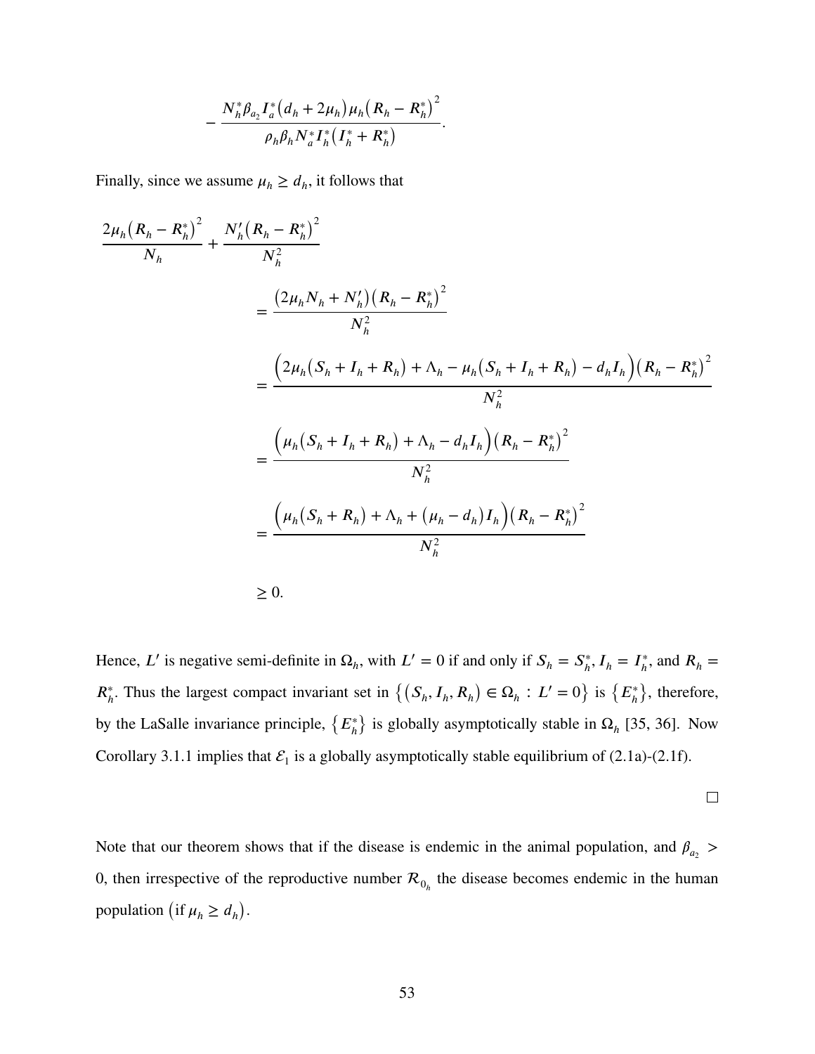$$
- \frac{N_h^* \beta_{a_2} I_a^* \left(d_h + 2\mu_h\right) \mu_h \left(R_h - R_h^*\right)^2}{\rho_h \beta_h N_a^* I_h^* \left(I_h^* + R_h^*\right)}.
$$

Finally, since we assume $\mu_h \geq d_h$, it follows that

$$
\begin{aligned}
\frac{2\mu_h \left(R_h - R_h^*\right)^2}{N_h} + \frac{N_h' \left(R_h - R_h^*\right)^2}{N_h^2}
&= \frac{\left(2\mu_h N_h + N_h'\right)\left(R_h - R_h^*\right)^2}{N_h^2} \\
&= \frac{\Big(2\mu_h \left(S_h + I_h + R_h\right) + \Lambda_h - \mu_h \left(S_h + I_h + R_h\right) - d_h I_h\Big)\left(R_h - R_h^*\right)^2}{N_h^2} \\
&= \frac{\Big(\mu_h \left(S_h + I_h + R_h\right) + \Lambda_h - d_h I_h\Big)\left(R_h - R_h^*\right)^2}{N_h^2} \\
&= \frac{\Big(\mu_h \left(S_h + R_h\right) + \Lambda_h + \left(\mu_h - d_h\right) I_h\Big)\left(R_h - R_h^*\right)^2}{N_h^2} \\
&\geq 0.
\end{aligned}
$$

Hence, $L'$ is negative semi-definite in $\Omega_h$, with $L' = 0$ if and only if $S_h = S_h^*$, $I_h = I_h^*$, and $R_h = R_h^*$. Thus the largest compact invariant set in $\left\{\left(S_h, I_h, R_h\right) \in \Omega_h : L' = 0\right\}$ is $\left\{E_h^*\right\}$, therefore, by the LaSalle invariance principle, $\left\{E_h^*\right\}$ is globally asymptotically stable in $\Omega_h$ [35, 36]. Now Corollary 3.1.1 implies that $\mathcal{E}_1$ is a globally asymptotically stable equilibrium of (2.1a)-(2.1f).

□

Note that our theorem shows that if the disease is endemic in the animal population, and $\beta_{a_2} > 0$, then irrespective of the reproductive number $\mathcal{R}_{0_h}$ the disease becomes endemic in the human population $\left(\text{if } \mu_h \geq d_h\right)$.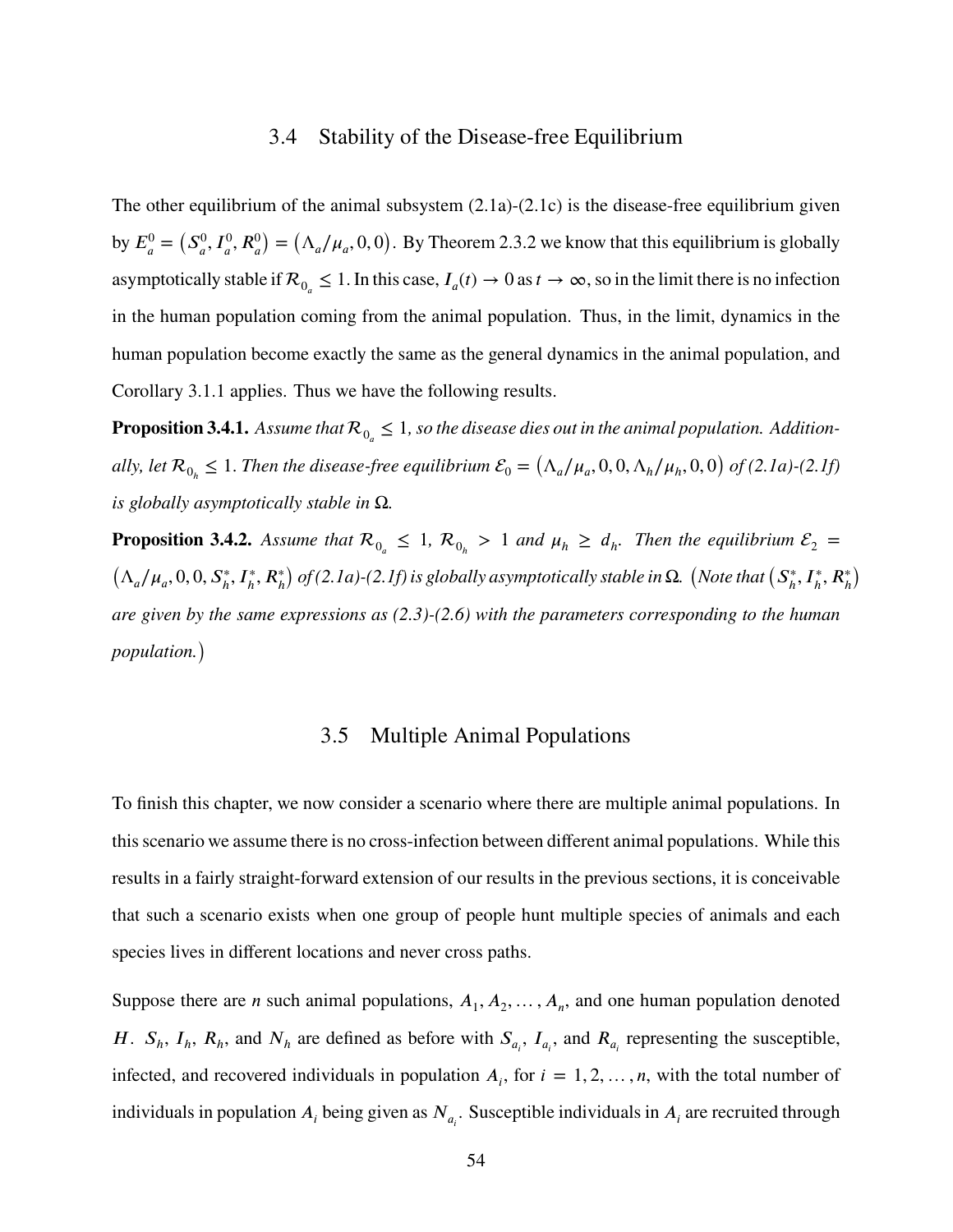## 3.4 Stability of the Disease-free Equilibrium

The other equilibrium of the animal subsystem (2.1a)-(2.1c) is the disease-free equilibrium given by $E_a^0 = \left(S_a^0, I_a^0, R_a^0\right) = \left(\Lambda_a/\mu_a, 0, 0\right)$. By Theorem 2.3.2 we know that this equilibrium is globally asymptotically stable if $\mathcal{R}_{0_a} \leq 1$. In this case, $I_a(t) \to 0$ as $t \to \infty$, so in the limit there is no infection in the human population coming from the animal population. Thus, in the limit, dynamics in the human population become exactly the same as the general dynamics in the animal population, and Corollary 3.1.1 applies. Thus we have the following results.

**Proposition 3.4.1.** *Assume that $\mathcal{R}_{0_a} \leq 1$, so the disease dies out in the animal population. Additionally, let $\mathcal{R}_{0_h} \leq 1$. Then the disease-free equilibrium $\mathcal{E}_0 = \left(\Lambda_a/\mu_a, 0, 0, \Lambda_h/\mu_h, 0, 0\right)$ of (2.1a)-(2.1f) is globally asymptotically stable in $\Omega$.*

**Proposition 3.4.2.** *Assume that $\mathcal{R}_{0_a} \leq 1$, $\mathcal{R}_{0_h} > 1$ and $\mu_h \geq d_h$. Then the equilibrium $\mathcal{E}_2 = \left(\Lambda_a/\mu_a, 0, 0, S_h^*, I_h^*, R_h^*\right)$ of (2.1a)-(2.1f) is globally asymptotically stable in $\Omega$. (Note that $\left(S_h^*, I_h^*, R_h^*\right)$ are given by the same expressions as (2.3)-(2.6) with the parameters corresponding to the human population.)*

## 3.5 Multiple Animal Populations

To finish this chapter, we now consider a scenario where there are multiple animal populations. In this scenario we assume there is no cross-infection between different animal populations. While this results in a fairly straight-forward extension of our results in the previous sections, it is conceivable that such a scenario exists when one group of people hunt multiple species of animals and each species lives in different locations and never cross paths.

Suppose there are $n$ such animal populations, $A_1, A_2, \ldots, A_n$, and one human population denoted $H$. $S_h$, $I_h$, $R_h$, and $N_h$ are defined as before with $S_{a_i}$, $I_{a_i}$, and $R_{a_i}$ representing the susceptible, infected, and recovered individuals in population $A_i$, for $i = 1, 2, \ldots, n$, with the total number of individuals in population $A_i$ being given as $N_{a_i}$. Susceptible individuals in $A_i$ are recruited through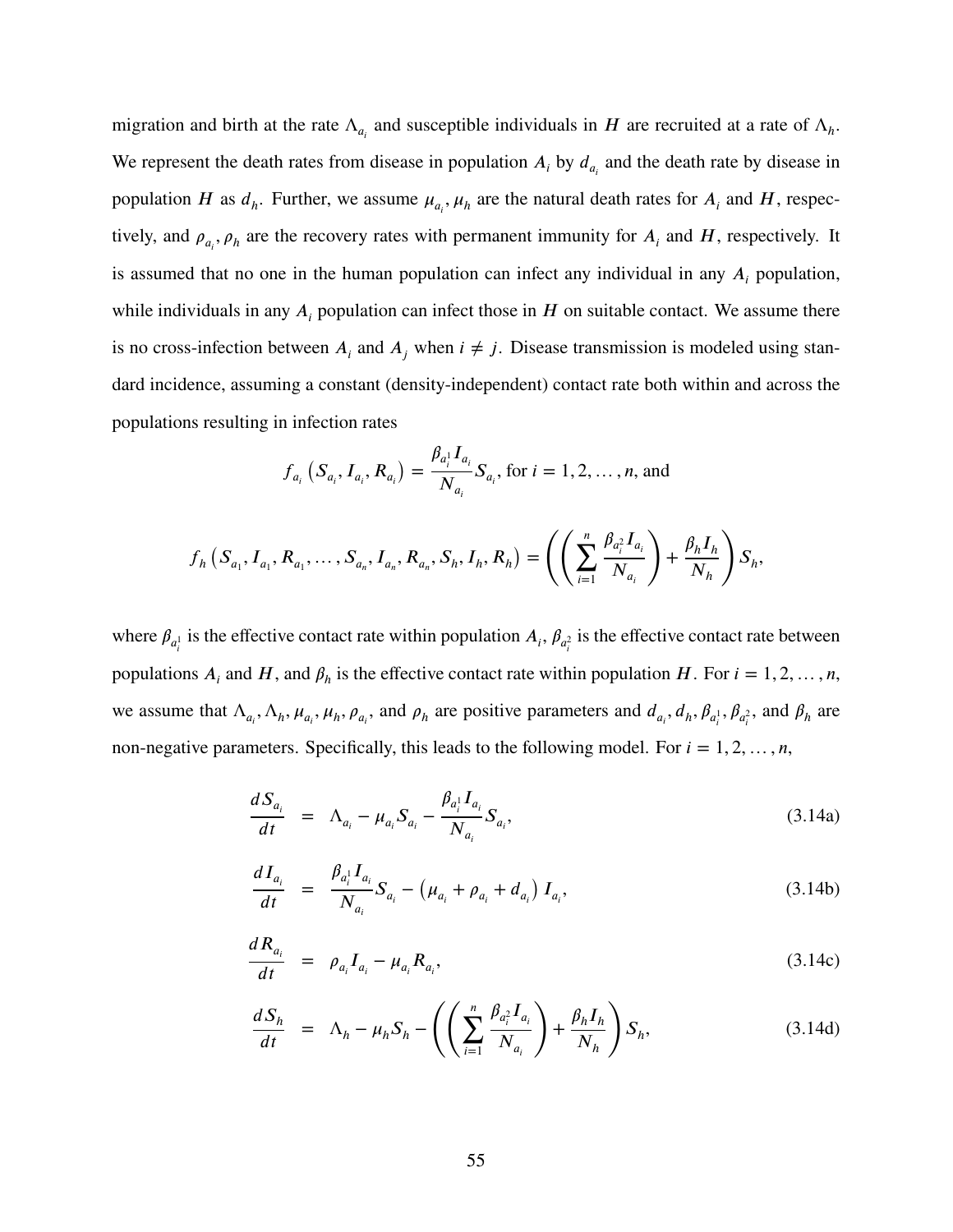migration and birth at the rate $\Lambda_{a_i}$ and susceptible individuals in $H$ are recruited at a rate of $\Lambda_h$. We represent the death rates from disease in population $A_i$ by $d_{a_i}$ and the death rate by disease in population $H$ as $d_h$. Further, we assume $\mu_{a_i}, \mu_h$ are the natural death rates for $A_i$ and $H$, respectively, and $\rho_{a_i}, \rho_h$ are the recovery rates with permanent immunity for $A_i$ and $H$, respectively. It is assumed that no one in the human population can infect any individual in any $A_i$ population, while individuals in any $A_i$ population can infect those in $H$ on suitable contact. We assume there is no cross-infection between $A_i$ and $A_j$ when $i \neq j$. Disease transmission is modeled using standard incidence, assuming a constant (density-independent) contact rate both within and across the populations resulting in infection rates

$$f_{a_i}\left(S_{a_i}, I_{a_i}, R_{a_i}\right) = \frac{\beta_{a_i^1} I_{a_i}}{N_{a_i}} S_{a_i}, \text{ for } i = 1, 2, \ldots, n, \text{ and}$$

$$f_h\left(S_{a_1}, I_{a_1}, R_{a_1}, \ldots, S_{a_n}, I_{a_n}, R_{a_n}, S_h, I_h, R_h\right) = \left(\left(\sum_{i=1}^{n} \frac{\beta_{a_i^2} I_{a_i}}{N_{a_i}}\right) + \frac{\beta_h I_h}{N_h}\right) S_h,$$

where $\beta_{a_i^1}$ is the effective contact rate within population $A_i$, $\beta_{a_i^2}$ is the effective contact rate between populations $A_i$ and $H$, and $\beta_h$ is the effective contact rate within population $H$. For $i = 1, 2, \ldots, n$, we assume that $\Lambda_{a_i}, \Lambda_h, \mu_{a_i}, \mu_h, \rho_{a_i}$, and $\rho_h$ are positive parameters and $d_{a_i}, d_h, \beta_{a_i^1}, \beta_{a_i^2}$, and $\beta_h$ are non-negative parameters. Specifically, this leads to the following model. For $i = 1, 2, \ldots, n$,

$$\frac{dS_{a_i}}{dt} = \Lambda_{a_i} - \mu_{a_i} S_{a_i} - \frac{\beta_{a_i^1} I_{a_i}}{N_{a_i}} S_{a_i}, \tag{3.14a}$$

$$\frac{dI_{a_i}}{dt} = \frac{\beta_{a_i^1} I_{a_i}}{N_{a_i}} S_{a_i} - \left(\mu_{a_i} + \rho_{a_i} + d_{a_i}\right) I_{a_i}, \tag{3.14b}$$

$$\frac{dR_{a_i}}{dt} = \rho_{a_i} I_{a_i} - \mu_{a_i} R_{a_i}, \tag{3.14c}$$

$$\frac{dS_h}{dt} = \Lambda_h - \mu_h S_h - \left(\left(\sum_{i=1}^{n} \frac{\beta_{a_i^2} I_{a_i}}{N_{a_i}}\right) + \frac{\beta_h I_h}{N_h}\right) S_h, \tag{3.14d}$$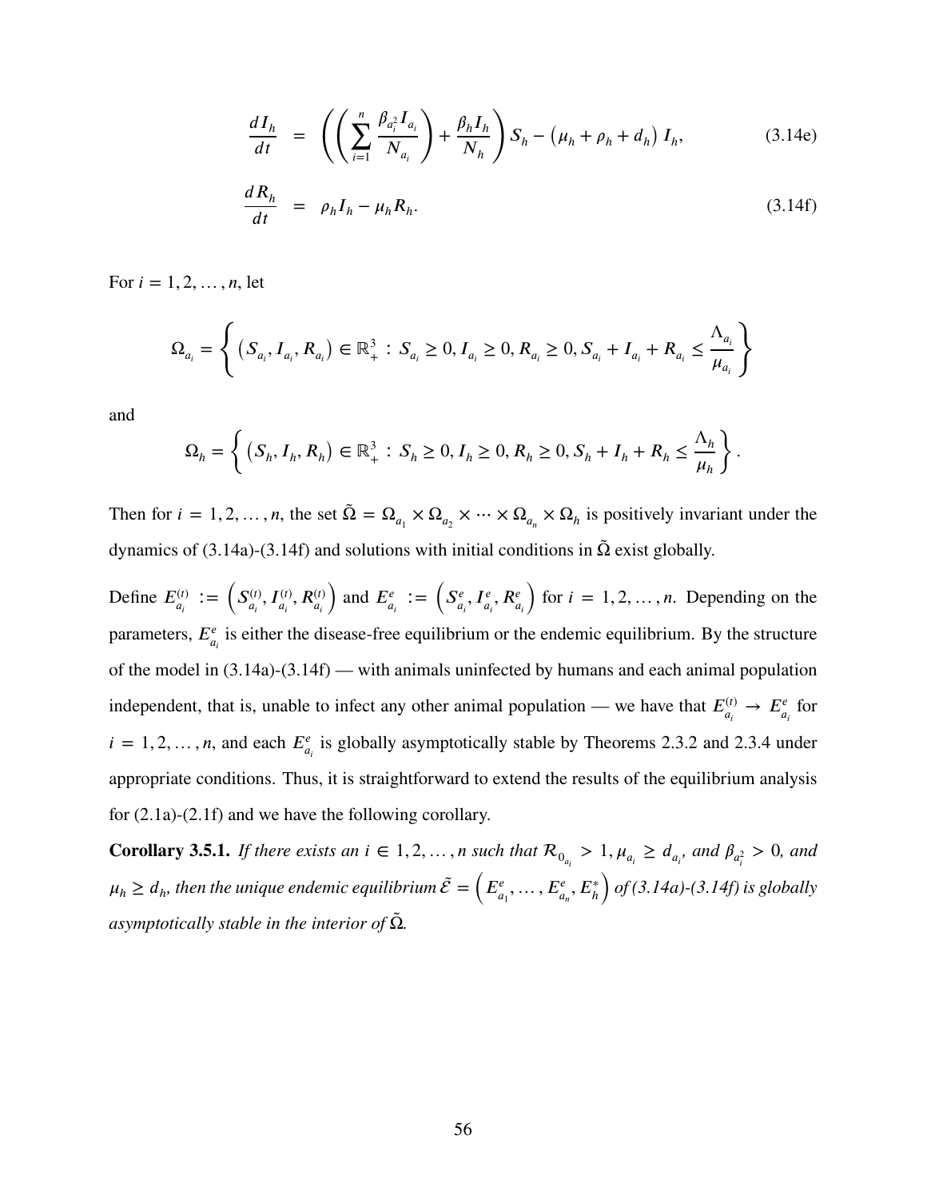$$\frac{dI_h}{dt} = \left( \left( \sum_{i=1}^{n} \frac{\beta_{a_i^2} I_{a_i}}{N_{a_i}} \right) + \frac{\beta_h I_h}{N_h} \right) S_h - \left(\mu_h + \rho_h + d_h\right) I_h, \tag{3.14e}$$

$$\frac{dR_h}{dt} = \rho_h I_h - \mu_h R_h. \tag{3.14f}$$

For $i = 1, 2, \ldots, n$, let

$$\Omega_{a_i} = \left\{ \left(S_{a_i}, I_{a_i}, R_{a_i}\right) \in \mathbb{R}_+^3 \,:\, S_{a_i} \geq 0, I_{a_i} \geq 0, R_{a_i} \geq 0, S_{a_i} + I_{a_i} + R_{a_i} \leq \frac{\Lambda_{a_i}}{\mu_{a_i}} \right\}$$

and

$$\Omega_h = \left\{ \left(S_h, I_h, R_h\right) \in \mathbb{R}_+^3 \,:\, S_h \geq 0, I_h \geq 0, R_h \geq 0, S_h + I_h + R_h \leq \frac{\Lambda_h}{\mu_h} \right\}.$$

Then for $i = 1, 2, \ldots, n$, the set $\tilde{\Omega} = \Omega_{a_1} \times \Omega_{a_2} \times \cdots \times \Omega_{a_n} \times \Omega_h$ is positively invariant under the dynamics of (3.14a)-(3.14f) and solutions with initial conditions in $\tilde{\Omega}$ exist globally.

Define $E_{a_i}^{(t)} := \left(S_{a_i}^{(t)}, I_{a_i}^{(t)}, R_{a_i}^{(t)}\right)$ and $E_{a_i}^{e} := \left(S_{a_i}^{e}, I_{a_i}^{e}, R_{a_i}^{e}\right)$ for $i = 1, 2, \ldots, n$. Depending on the parameters, $E_{a_i}^{e}$ is either the disease-free equilibrium or the endemic equilibrium. By the structure of the model in (3.14a)-(3.14f) — with animals uninfected by humans and each animal population independent, that is, unable to infect any other animal population — we have that $E_{a_i}^{(t)} \to E_{a_i}^{e}$ for $i = 1, 2, \ldots, n$, and each $E_{a_i}^{e}$ is globally asymptotically stable by Theorems 2.3.2 and 2.3.4 under appropriate conditions. Thus, it is straightforward to extend the results of the equilibrium analysis for (2.1a)-(2.1f) and we have the following corollary.

**Corollary 3.5.1.** *If there exists an $i \in 1, 2, \ldots, n$ such that $\mathcal{R}_{0_{a_i}} > 1$, $\mu_{a_i} \geq d_{a_i}$, and $\beta_{a_i^2} > 0$, and $\mu_h \geq d_h$, then the unique endemic equilibrium $\tilde{\mathcal{E}} = \left(E_{a_1}^{e}, \ldots, E_{a_n}^{e}, E_h^{*}\right)$ of (3.14a)-(3.14f) is globally asymptotically stable in the interior of $\tilde{\Omega}$.*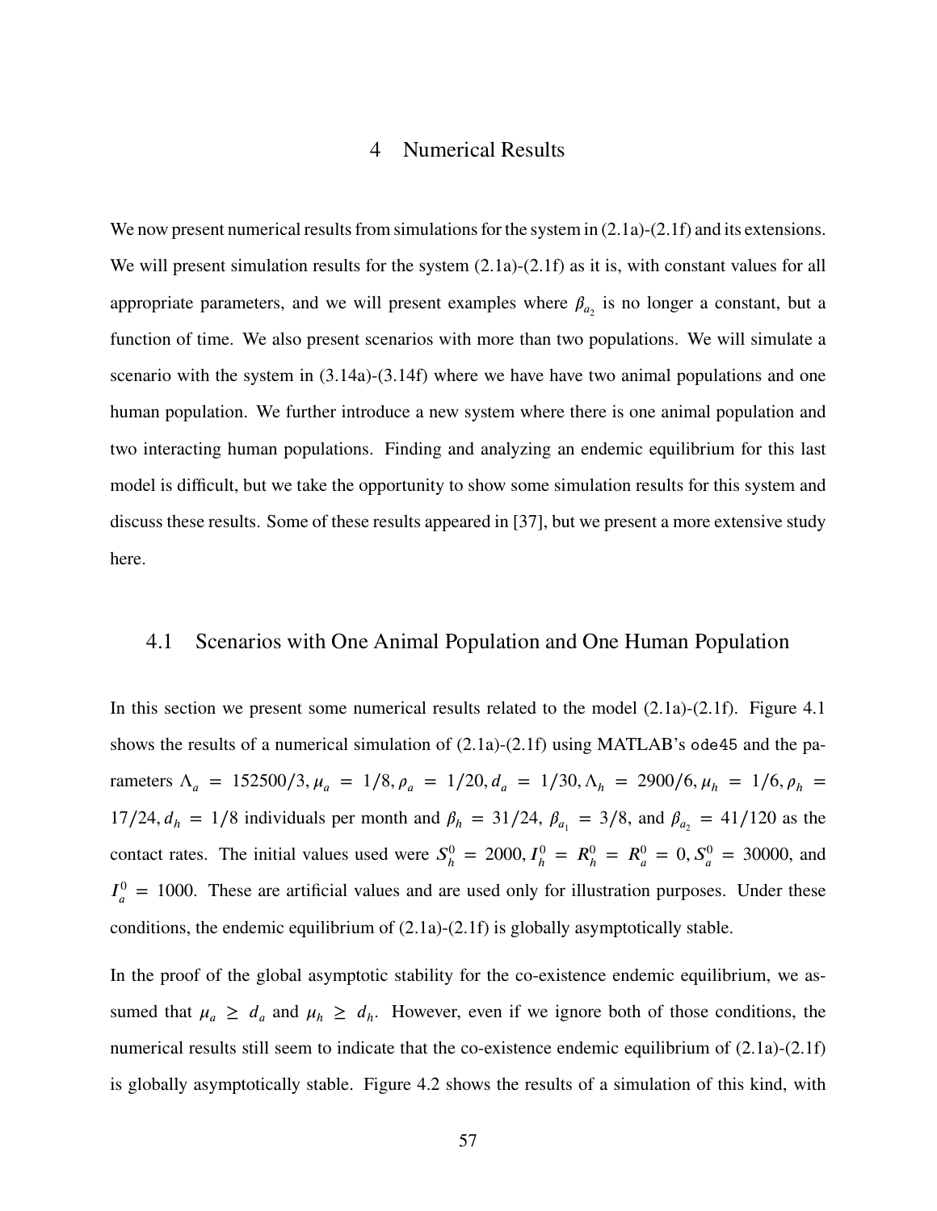# 4 Numerical Results

We now present numerical results from simulations for the system in (2.1a)-(2.1f) and its extensions. We will present simulation results for the system (2.1a)-(2.1f) as it is, with constant values for all appropriate parameters, and we will present examples where $\beta_{a_2}$ is no longer a constant, but a function of time. We also present scenarios with more than two populations. We will simulate a scenario with the system in (3.14a)-(3.14f) where we have have two animal populations and one human population. We further introduce a new system where there is one animal population and two interacting human populations. Finding and analyzing an endemic equilibrium for this last model is difficult, but we take the opportunity to show some simulation results for this system and discuss these results. Some of these results appeared in [37], but we present a more extensive study here.

## 4.1 Scenarios with One Animal Population and One Human Population

In this section we present some numerical results related to the model (2.1a)-(2.1f). Figure 4.1 shows the results of a numerical simulation of (2.1a)-(2.1f) using MATLAB's `ode45` and the parameters $\Lambda_a = 152500/3, \mu_a = 1/8, \rho_a = 1/20, d_a = 1/30, \Lambda_h = 2900/6, \mu_h = 1/6, \rho_h = 17/24, d_h = 1/8$ individuals per month and $\beta_h = 31/24$, $\beta_{a_1} = 3/8$, and $\beta_{a_2} = 41/120$ as the contact rates. The initial values used were $S_h^0 = 2000, I_h^0 = R_h^0 = R_a^0 = 0, S_a^0 = 30000$, and $I_a^0 = 1000$. These are artificial values and are used only for illustration purposes. Under these conditions, the endemic equilibrium of (2.1a)-(2.1f) is globally asymptotically stable.

In the proof of the global asymptotic stability for the co-existence endemic equilibrium, we assumed that $\mu_a \geq d_a$ and $\mu_h \geq d_h$. However, even if we ignore both of those conditions, the numerical results still seem to indicate that the co-existence endemic equilibrium of (2.1a)-(2.1f) is globally asymptotically stable. Figure 4.2 shows the results of a simulation of this kind, with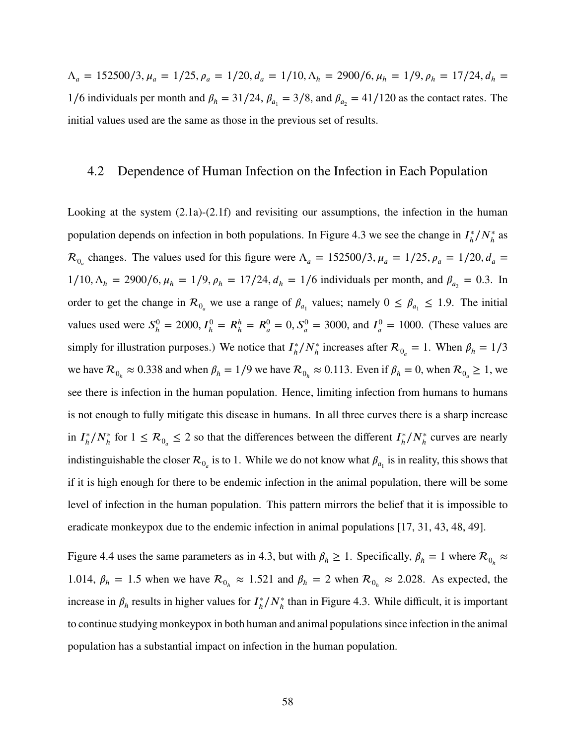$\Lambda_a = 152500/3, \mu_a = 1/25, \rho_a = 1/20, d_a = 1/10, \Lambda_h = 2900/6, \mu_h = 1/9, \rho_h = 17/24, d_h = 1/6$ individuals per month and $\beta_h = 31/24$, $\beta_{a_1} = 3/8$, and $\beta_{a_2} = 41/120$ as the contact rates. The initial values used are the same as those in the previous set of results.

## 4.2 Dependence of Human Infection on the Infection in Each Population

Looking at the system (2.1a)-(2.1f) and revisiting our assumptions, the infection in the human population depends on infection in both populations. In Figure 4.3 we see the change in $I_h^*/N_h^*$ as $\mathcal{R}_{0_a}$ changes. The values used for this figure were $\Lambda_a = 152500/3, \mu_a = 1/25, \rho_a = 1/20, d_a = 1/10, \Lambda_h = 2900/6, \mu_h = 1/9, \rho_h = 17/24, d_h = 1/6$ individuals per month, and $\beta_{a_2} = 0.3$. In order to get the change in $\mathcal{R}_{0_a}$ we use a range of $\beta_{a_1}$ values; namely $0 \leq \beta_{a_1} \leq 1.9$. The initial values used were $S_h^0 = 2000, I_h^0 = R_h^h = R_a^0 = 0, S_a^0 = 3000$, and $I_a^0 = 1000$. (These values are simply for illustration purposes.) We notice that $I_h^*/N_h^*$ increases after $\mathcal{R}_{0_a} = 1$. When $\beta_h = 1/3$ we have $\mathcal{R}_{0_h} \approx 0.338$ and when $\beta_h = 1/9$ we have $\mathcal{R}_{0_h} \approx 0.113$. Even if $\beta_h = 0$, when $\mathcal{R}_{0_a} \geq 1$, we see there is infection in the human population. Hence, limiting infection from humans to humans is not enough to fully mitigate this disease in humans. In all three curves there is a sharp increase in $I_h^*/N_h^*$ for $1 \leq \mathcal{R}_{0_a} \leq 2$ so that the differences between the different $I_h^*/N_h^*$ curves are nearly indistinguishable the closer $\mathcal{R}_{0_a}$ is to 1. While we do not know what $\beta_{a_1}$ is in reality, this shows that if it is high enough for there to be endemic infection in the animal population, there will be some level of infection in the human population. This pattern mirrors the belief that it is impossible to eradicate monkeypox due to the endemic infection in animal populations [17, 31, 43, 48, 49].

Figure 4.4 uses the same parameters as in 4.3, but with $\beta_h \geq 1$. Specifically, $\beta_h = 1$ where $\mathcal{R}_{0_h} \approx 1.014$, $\beta_h = 1.5$ when we have $\mathcal{R}_{0_h} \approx 1.521$ and $\beta_h = 2$ when $\mathcal{R}_{0_h} \approx 2.028$. As expected, the increase in $\beta_h$ results in higher values for $I_h^*/N_h^*$ than in Figure 4.3. While difficult, it is important to continue studying monkeypox in both human and animal populations since infection in the animal population has a substantial impact on infection in the human population.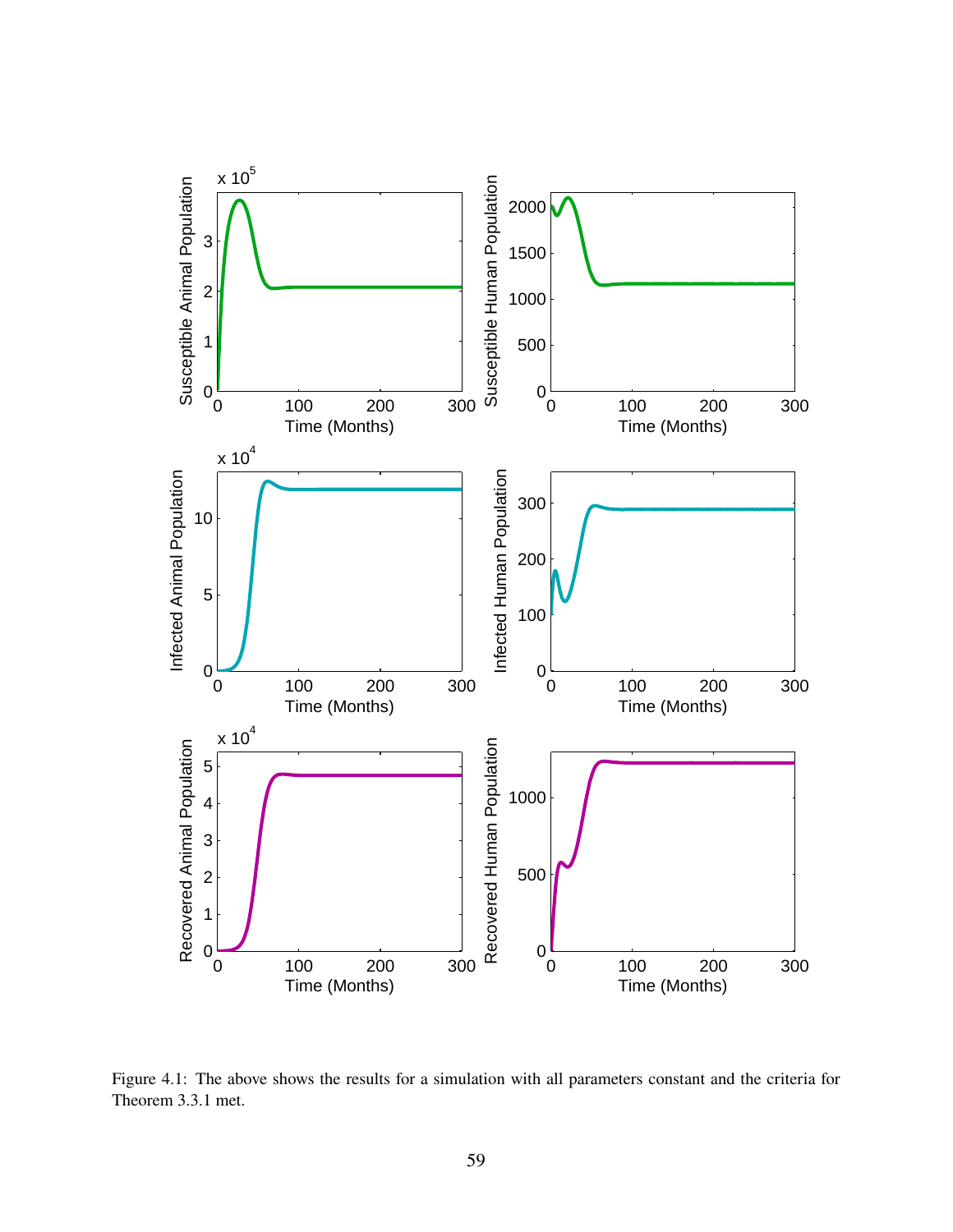Figure 4.1: The above shows the results for a simulation with all parameters constant and the criteria for Theorem 3.3.1 met.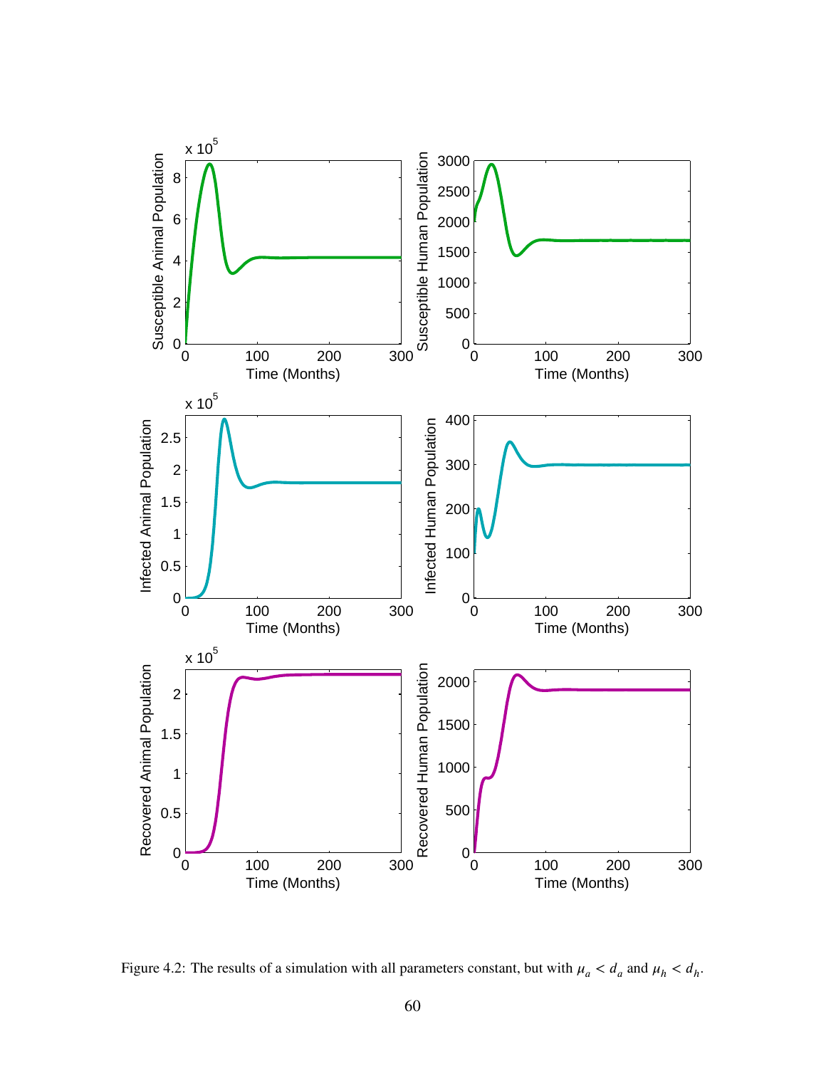Figure 4.2: The results of a simulation with all parameters constant, but with $\mu_a < d_a$ and $\mu_h < d_h$.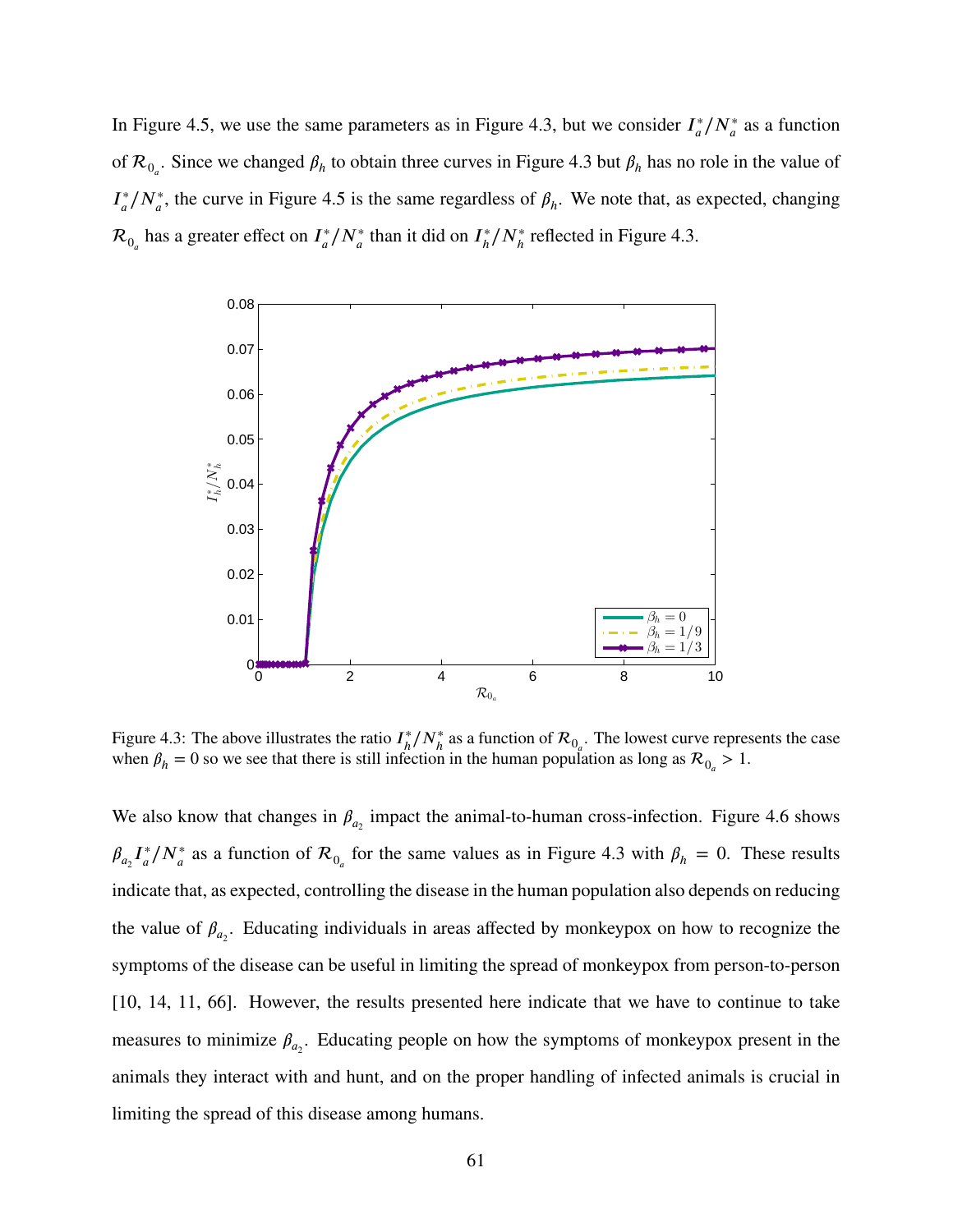In Figure 4.5, we use the same parameters as in Figure 4.3, but we consider $I_a^*/N_a^*$ as a function of $\mathcal{R}_{0_a}$. Since we changed $\beta_h$ to obtain three curves in Figure 4.3 but $\beta_h$ has no role in the value of $I_a^*/N_a^*$, the curve in Figure 4.5 is the same regardless of $\beta_h$. We note that, as expected, changing $\mathcal{R}_{0_a}$ has a greater effect on $I_a^*/N_a^*$ than it did on $I_h^*/N_h^*$ reflected in Figure 4.3.

Figure 4.3: The above illustrates the ratio $I_h^*/N_h^*$ as a function of $\mathcal{R}_{0_a}$. The lowest curve represents the case when $\beta_h = 0$ so we see that there is still infection in the human population as long as $\mathcal{R}_{0_a} > 1$.

We also know that changes in $\beta_{a_2}$ impact the animal-to-human cross-infection. Figure 4.6 shows $\beta_{a_2} I_a^*/N_a^*$ as a function of $\mathcal{R}_{0_a}$ for the same values as in Figure 4.3 with $\beta_h = 0$. These results indicate that, as expected, controlling the disease in the human population also depends on reducing the value of $\beta_{a_2}$. Educating individuals in areas affected by monkeypox on how to recognize the symptoms of the disease can be useful in limiting the spread of monkeypox from person-to-person [10, 14, 11, 66]. However, the results presented here indicate that we have to continue to take measures to minimize $\beta_{a_2}$. Educating people on how the symptoms of monkeypox present in the animals they interact with and hunt, and on the proper handling of infected animals is crucial in limiting the spread of this disease among humans.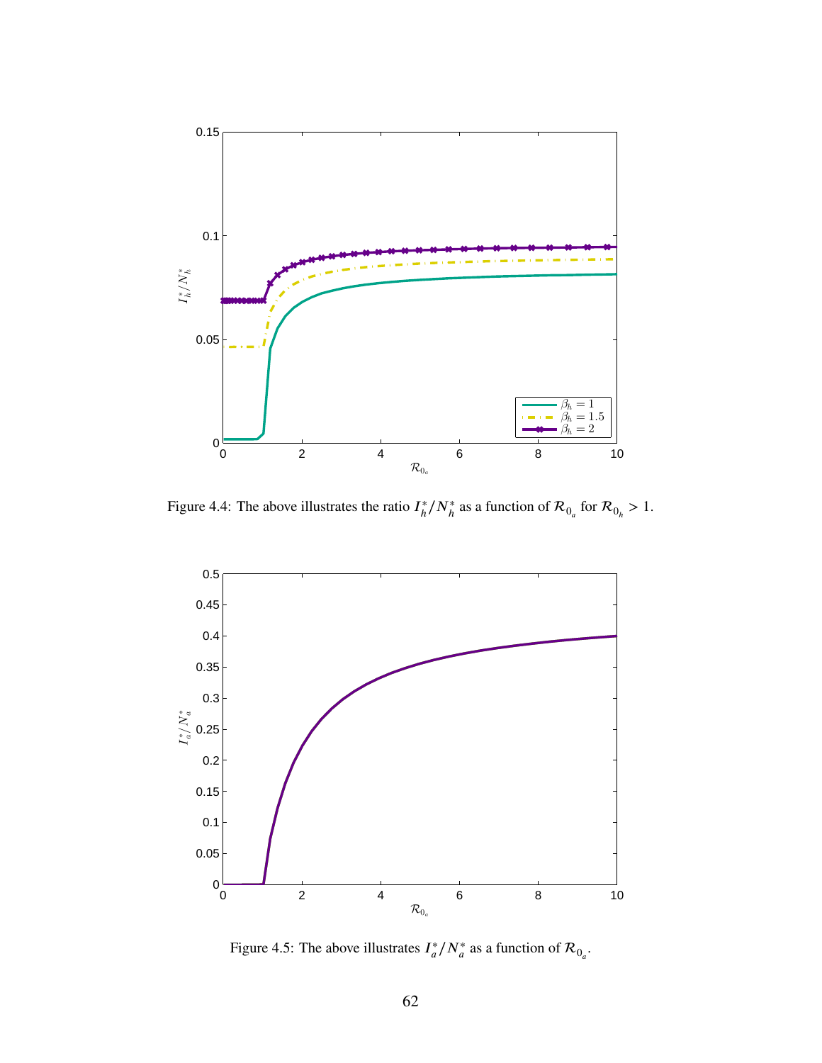Figure 4.4: The above illustrates the ratio $I_h^*/N_h^*$ as a function of $\mathcal{R}_{0_a}$ for $\mathcal{R}_{0_h} > 1$.

Figure 4.5: The above illustrates $I_a^*/N_a^*$ as a function of $\mathcal{R}_{0_a}$.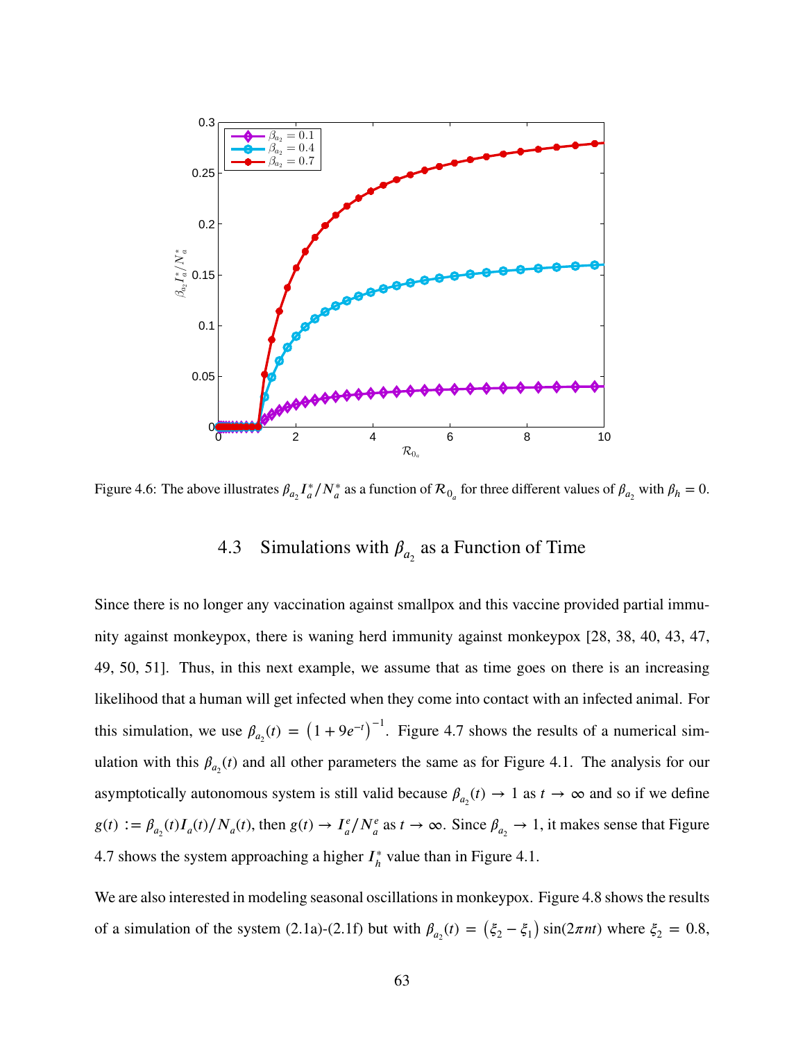Figure 4.6: The above illustrates $\beta_{a_2} I_a^*/N_a^*$ as a function of $\mathcal{R}_{0_a}$ for three different values of $\beta_{a_2}$ with $\beta_h = 0$.

## 4.3 Simulations with $\beta_{a_2}$ as a Function of Time

Since there is no longer any vaccination against smallpox and this vaccine provided partial immunity against monkeypox, there is waning herd immunity against monkeypox [28, 38, 40, 43, 47, 49, 50, 51]. Thus, in this next example, we assume that as time goes on there is an increasing likelihood that a human will get infected when they come into contact with an infected animal. For this simulation, we use $\beta_{a_2}(t) = \left(1 + 9e^{-t}\right)^{-1}$. Figure 4.7 shows the results of a numerical simulation with this $\beta_{a_2}(t)$ and all other parameters the same as for Figure 4.1. The analysis for our asymptotically autonomous system is still valid because $\beta_{a_2}(t) \to 1$ as $t \to \infty$ and so if we define $g(t) := \beta_{a_2}(t) I_a(t)/N_a(t)$, then $g(t) \to I_a^e/N_a^e$ as $t \to \infty$. Since $\beta_{a_2} \to 1$, it makes sense that Figure 4.7 shows the system approaching a higher $I_h^*$ value than in Figure 4.1.

We are also interested in modeling seasonal oscillations in monkeypox. Figure 4.8 shows the results of a simulation of the system (2.1a)-(2.1f) but with $\beta_{a_2}(t) = \left(\xi_2 - \xi_1\right) \sin(2\pi n t)$ where $\xi_2 = 0.8$,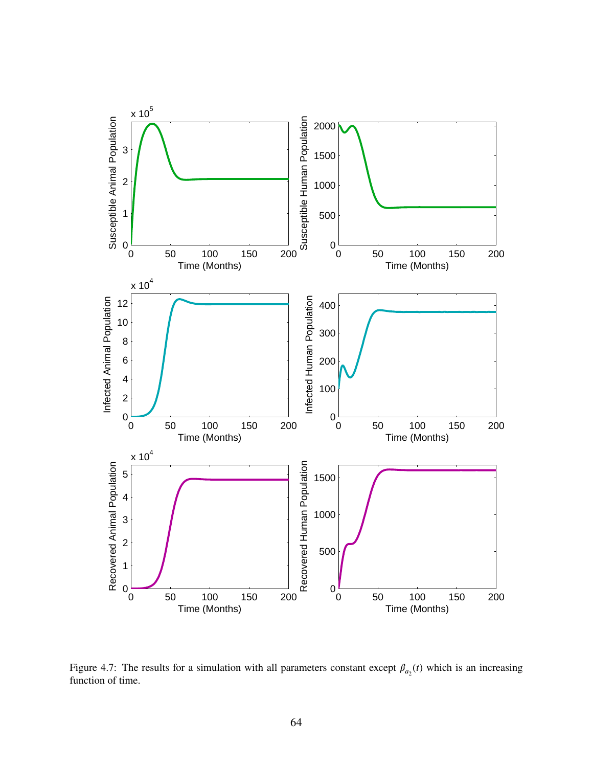Figure 4.7: The results for a simulation with all parameters constant except $\beta_{a_2}(t)$ which is an increasing function of time.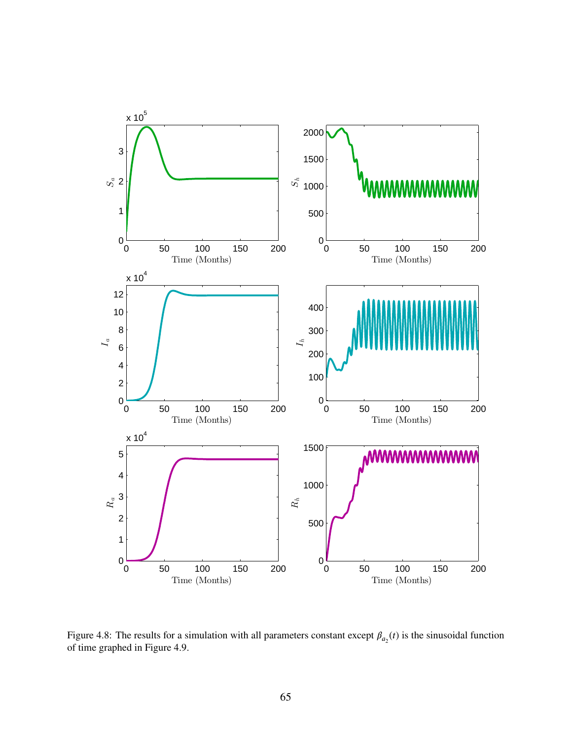Figure 4.8: The results for a simulation with all parameters constant except $\beta_{a_2}(t)$ is the sinusoidal function of time graphed in Figure 4.9.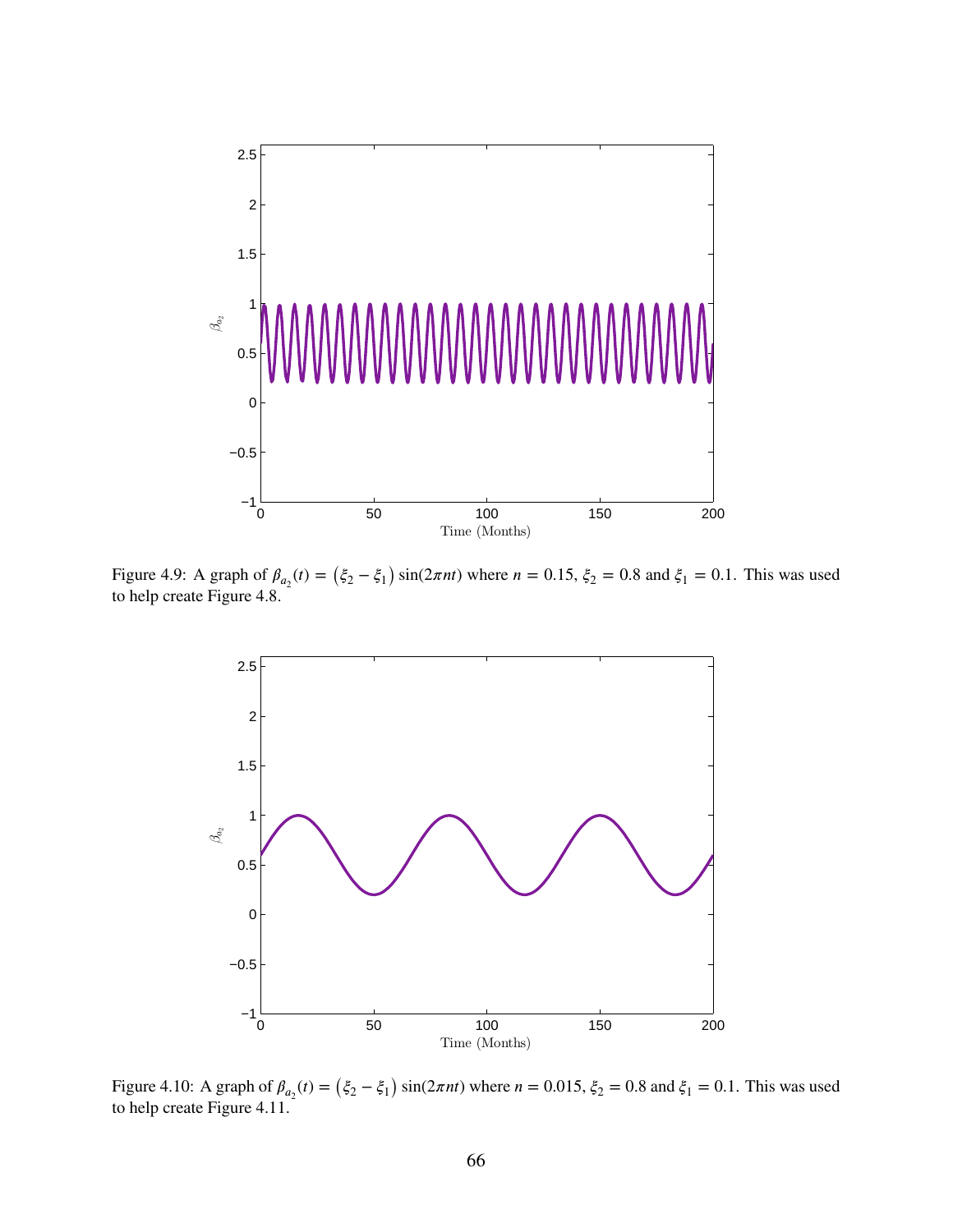Figure 4.9: A graph of $\beta_{a_2}(t) = (\xi_2 - \xi_1)\sin(2\pi nt)$ where $n = 0.15$, $\xi_2 = 0.8$ and $\xi_1 = 0.1$. This was used to help create Figure 4.8.

Figure 4.10: A graph of $\beta_{a_2}(t) = (\xi_2 - \xi_1)\sin(2\pi nt)$ where $n = 0.015$, $\xi_2 = 0.8$ and $\xi_1 = 0.1$. This was used to help create Figure 4.11.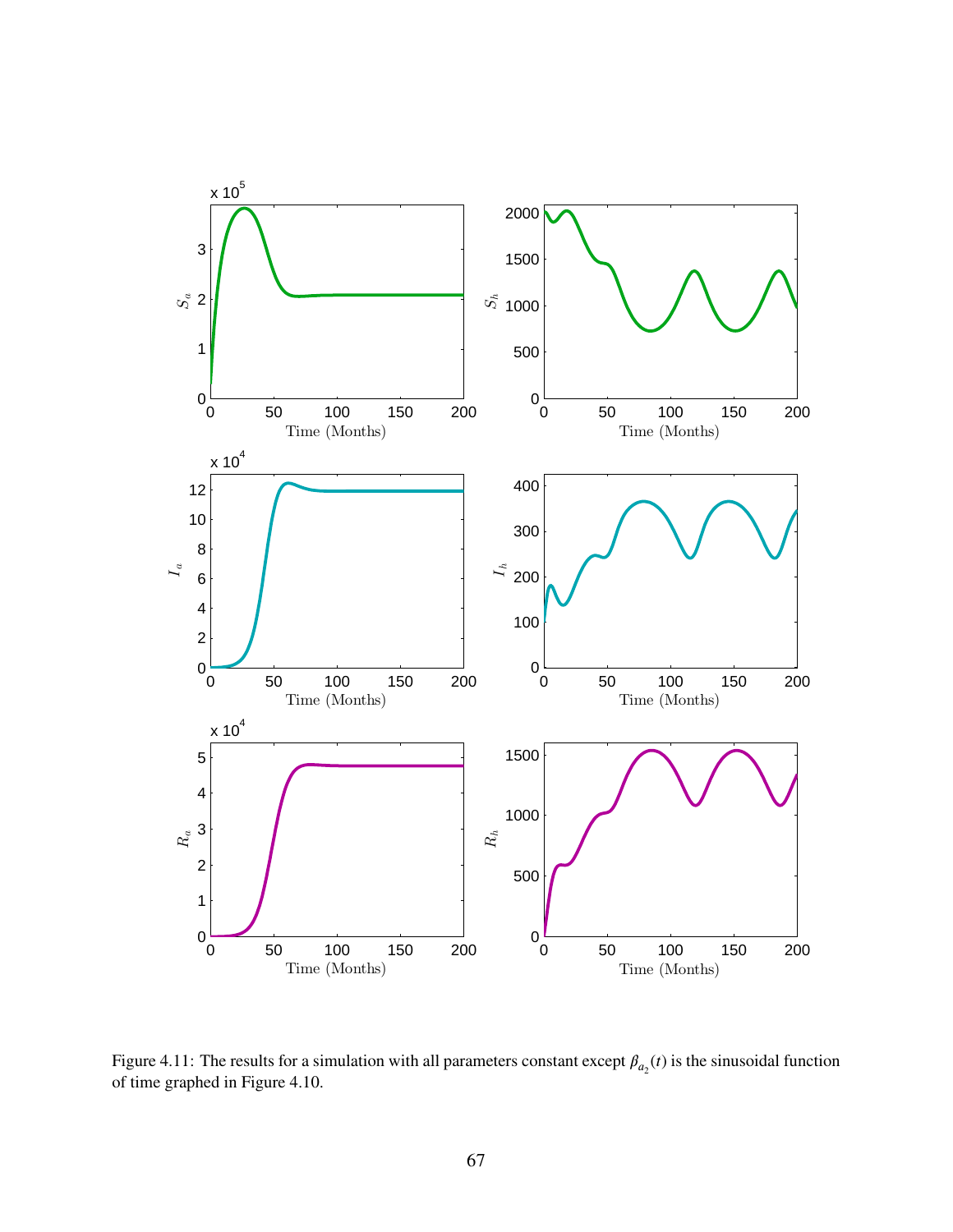Figure 4.11: The results for a simulation with all parameters constant except $\beta_{a_2}(t)$ is the sinusoidal function of time graphed in Figure 4.10.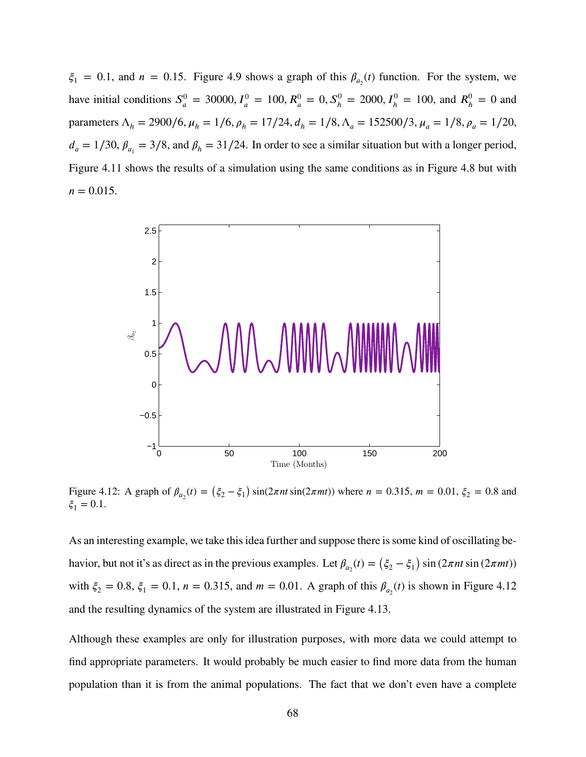$\xi_1 = 0.1$, and $n = 0.15$. Figure 4.9 shows a graph of this $\beta_{a_2}(t)$ function. For the system, we have initial conditions $S_a^0 = 30000$, $I_a^0 = 100$, $R_a^0 = 0$, $S_h^0 = 2000$, $I_h^0 = 100$, and $R_h^0 = 0$ and parameters $\Lambda_h = 2900/6$, $\mu_h = 1/6$, $\rho_h = 17/24$, $d_h = 1/8$, $\Lambda_a = 152500/3$, $\mu_a = 1/8$, $\rho_a = 1/20$, $d_a = 1/30$, $\beta_{a_1} = 3/8$, and $\beta_h = 31/24$. In order to see a similar situation but with a longer period, Figure 4.11 shows the results of a simulation using the same conditions as in Figure 4.8 but with $n = 0.015$.

Figure 4.12: A graph of $\beta_{a_2}(t) = \left(\xi_2 - \xi_1\right) \sin(2\pi nt \sin(2\pi mt))$ where $n = 0.315$, $m = 0.01$, $\xi_2 = 0.8$ and $\xi_1 = 0.1$.

As an interesting example, we take this idea further and suppose there is some kind of oscillating behavior, but not it's as direct as in the previous examples. Let $\beta_{a_2}(t) = \left(\xi_2 - \xi_1\right) \sin\left(2\pi nt \sin\left(2\pi mt\right)\right)$ with $\xi_2 = 0.8$, $\xi_1 = 0.1$, $n = 0.315$, and $m = 0.01$. A graph of this $\beta_{a_2}(t)$ is shown in Figure 4.12 and the resulting dynamics of the system are illustrated in Figure 4.13.

Although these examples are only for illustration purposes, with more data we could attempt to find appropriate parameters. It would probably be much easier to find more data from the human population than it is from the animal populations. The fact that we don't even have a complete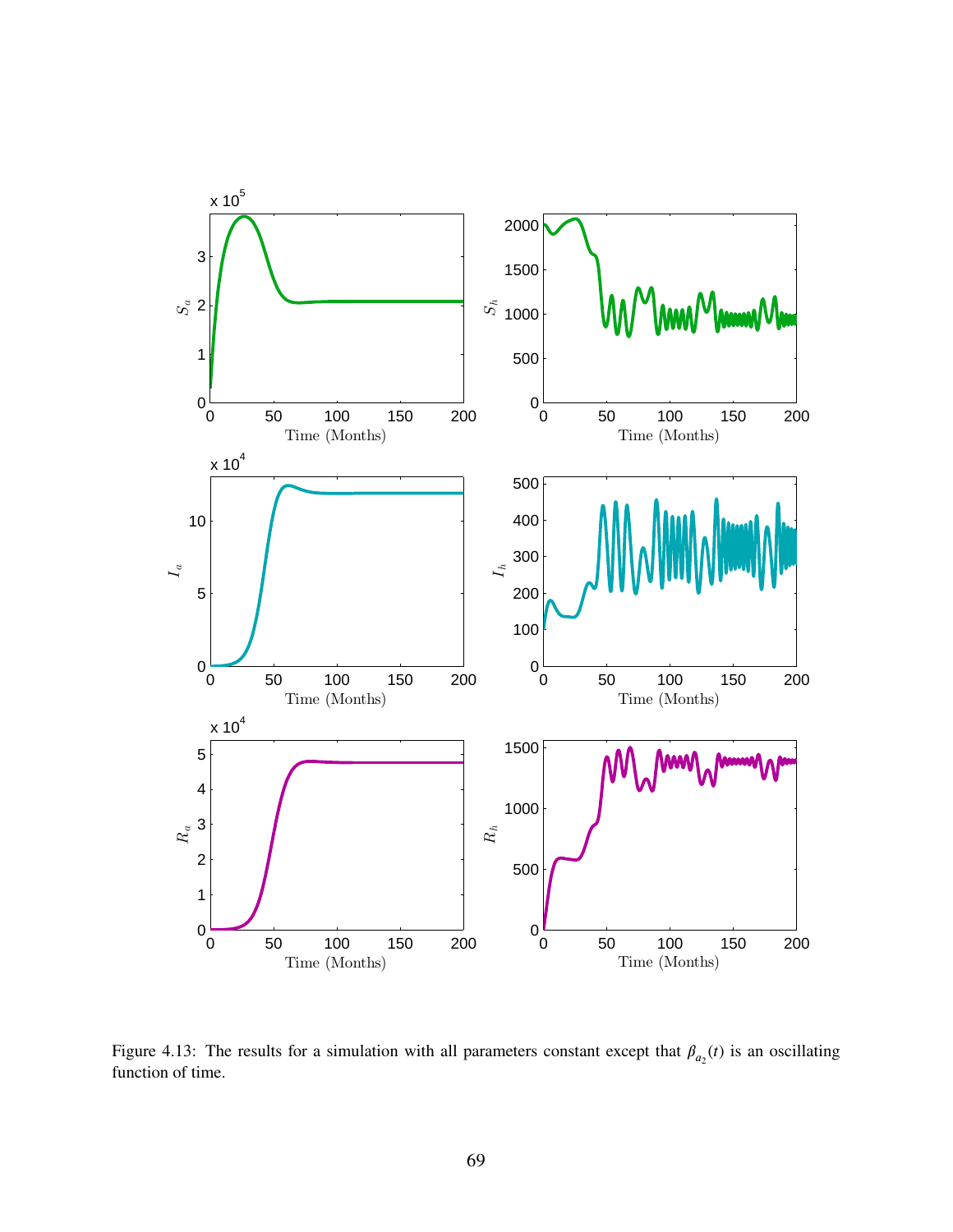Figure 4.13: The results for a simulation with all parameters constant except that $\beta_{a_2}(t)$ is an oscillating function of time.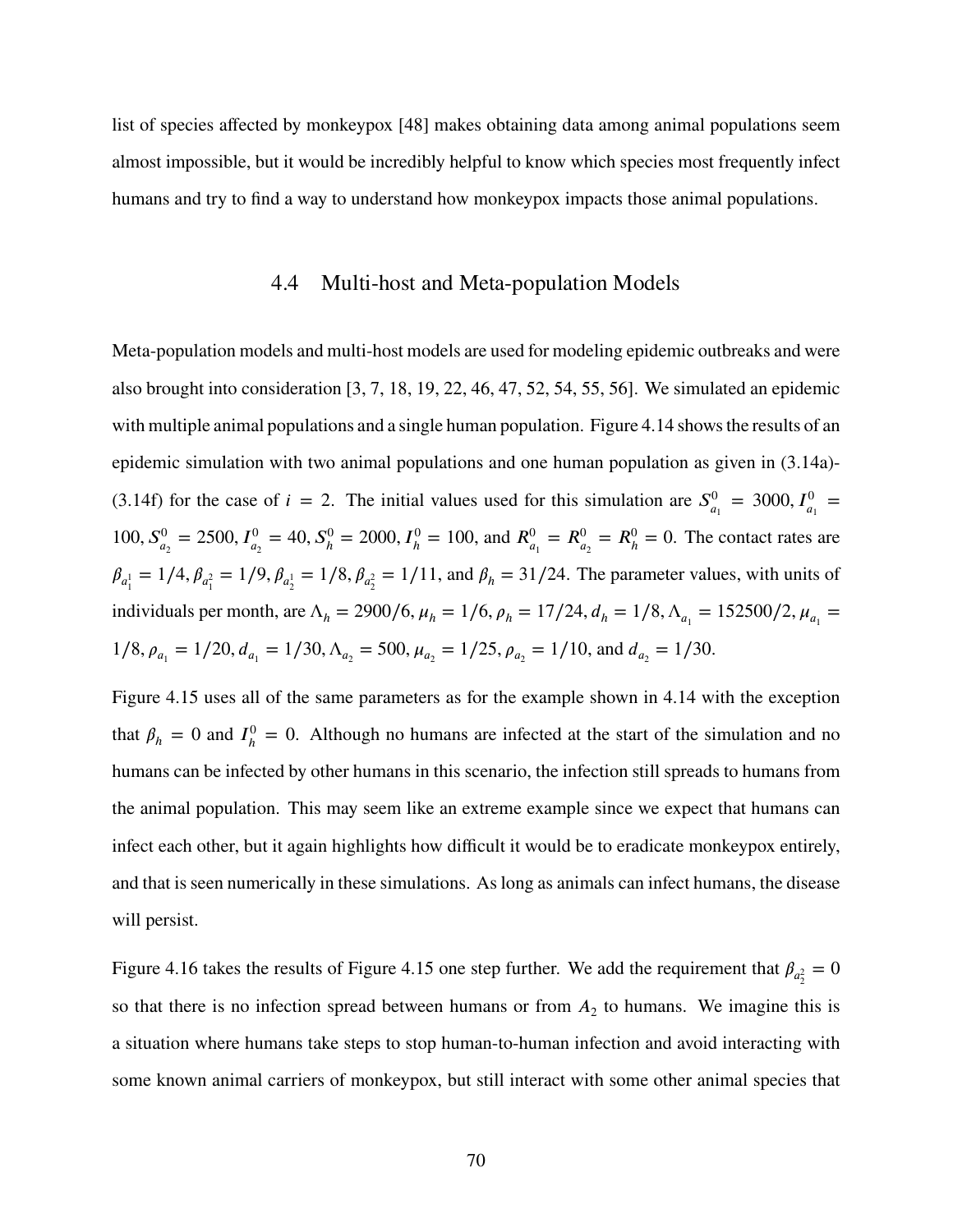list of species affected by monkeypox [48] makes obtaining data among animal populations seem almost impossible, but it would be incredibly helpful to know which species most frequently infect humans and try to find a way to understand how monkeypox impacts those animal populations.

## 4.4 Multi-host and Meta-population Models

Meta-population models and multi-host models are used for modeling epidemic outbreaks and were also brought into consideration [3, 7, 18, 19, 22, 46, 47, 52, 54, 55, 56]. We simulated an epidemic with multiple animal populations and a single human population. Figure 4.14 shows the results of an epidemic simulation with two animal populations and one human population as given in (3.14a)-(3.14f) for the case of $i = 2$. The initial values used for this simulation are $S_{a_1}^0 = 3000, I_{a_1}^0 = 100, S_{a_2}^0 = 2500, I_{a_2}^0 = 40, S_h^0 = 2000, I_h^0 = 100$, and $R_{a_1}^0 = R_{a_2}^0 = R_h^0 = 0$. The contact rates are $\beta_{a_1^1} = 1/4, \beta_{a_1^2} = 1/9, \beta_{a_2^1} = 1/8, \beta_{a_2^2} = 1/11$, and $\beta_h = 31/24$. The parameter values, with units of individuals per month, are $\Lambda_h = 2900/6, \mu_h = 1/6, \rho_h = 17/24, d_h = 1/8, \Lambda_{a_1} = 152500/2, \mu_{a_1} = 1/8, \rho_{a_1} = 1/20, d_{a_1} = 1/30, \Lambda_{a_2} = 500, \mu_{a_2} = 1/25, \rho_{a_2} = 1/10$, and $d_{a_2} = 1/30$.

Figure 4.15 uses all of the same parameters as for the example shown in 4.14 with the exception that $\beta_h = 0$ and $I_h^0 = 0$. Although no humans are infected at the start of the simulation and no humans can be infected by other humans in this scenario, the infection still spreads to humans from the animal population. This may seem like an extreme example since we expect that humans can infect each other, but it again highlights how difficult it would be to eradicate monkeypox entirely, and that is seen numerically in these simulations. As long as animals can infect humans, the disease will persist.

Figure 4.16 takes the results of Figure 4.15 one step further. We add the requirement that $\beta_{a_2^2} = 0$ so that there is no infection spread between humans or from $A_2$ to humans. We imagine this is a situation where humans take steps to stop human-to-human infection and avoid interacting with some known animal carriers of monkeypox, but still interact with some other animal species that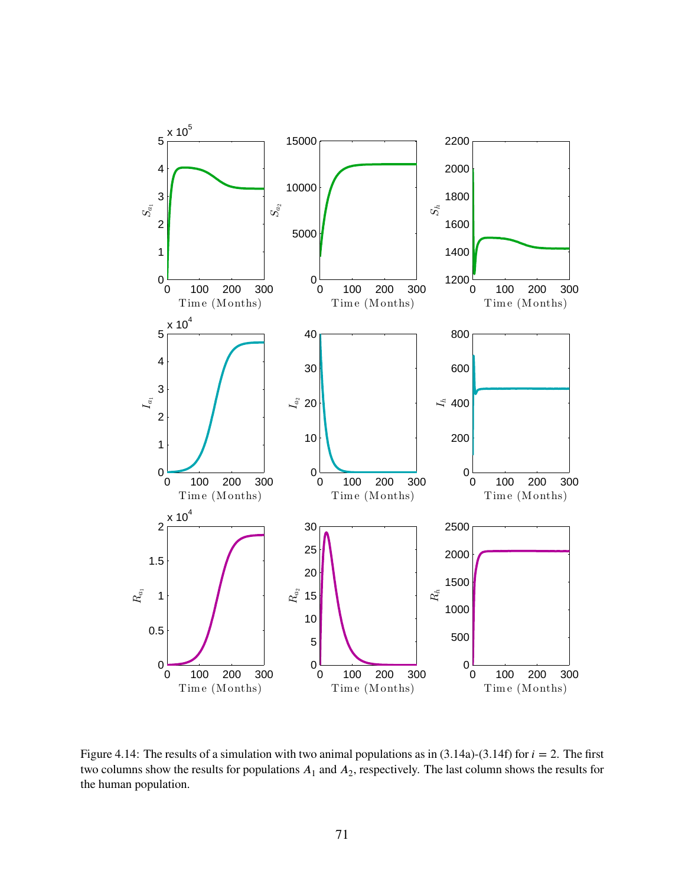Figure 4.14: The results of a simulation with two animal populations as in (3.14a)-(3.14f) for $i = 2$. The first two columns show the results for populations $A_1$ and $A_2$, respectively. The last column shows the results for the human population.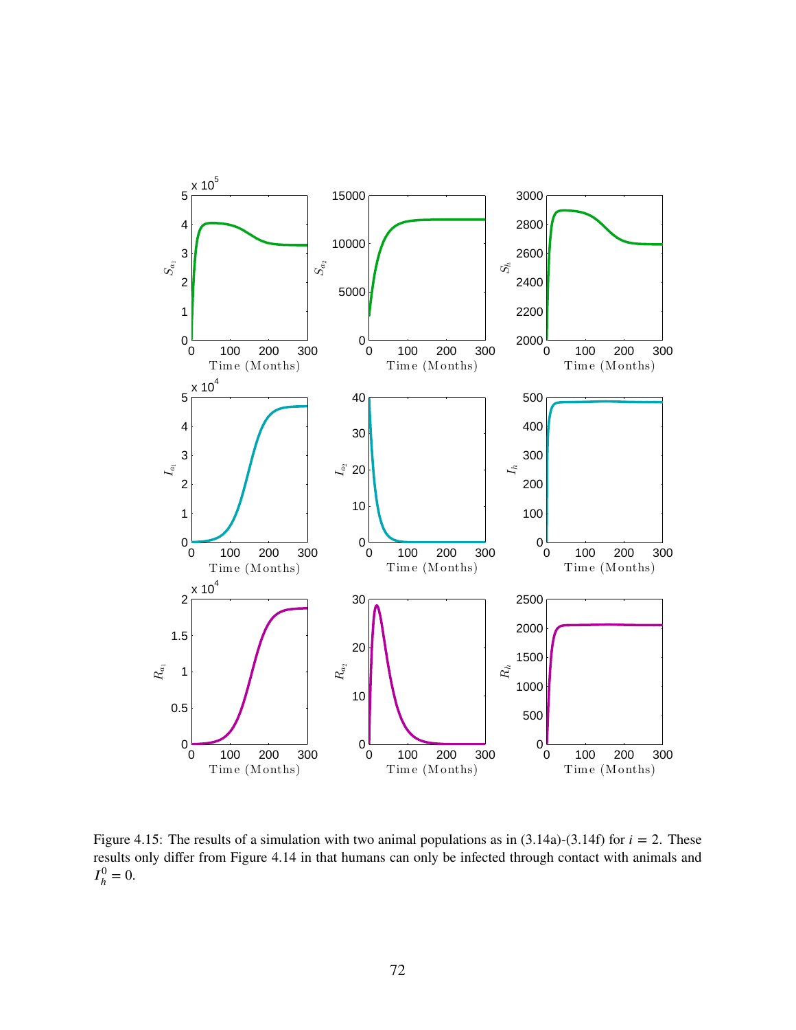Figure 4.15: The results of a simulation with two animal populations as in (3.14a)-(3.14f) for $i = 2$. These results only differ from Figure 4.14 in that humans can only be infected through contact with animals and $I_h^0 = 0$.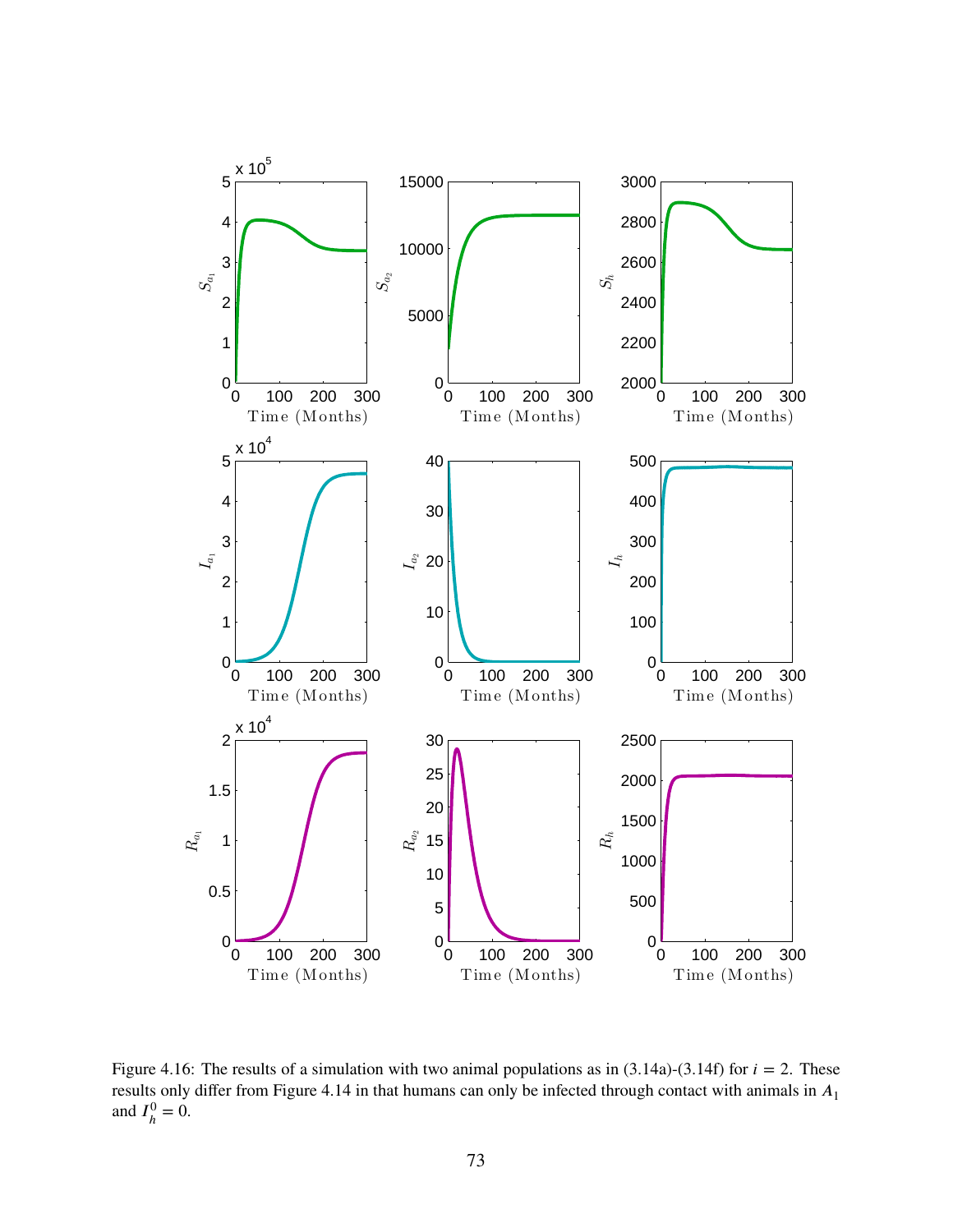Figure 4.16: The results of a simulation with two animal populations as in (3.14a)-(3.14f) for $i = 2$. These results only differ from Figure 4.14 in that humans can only be infected through contact with animals in $A_1$ and $I_h^0 = 0$.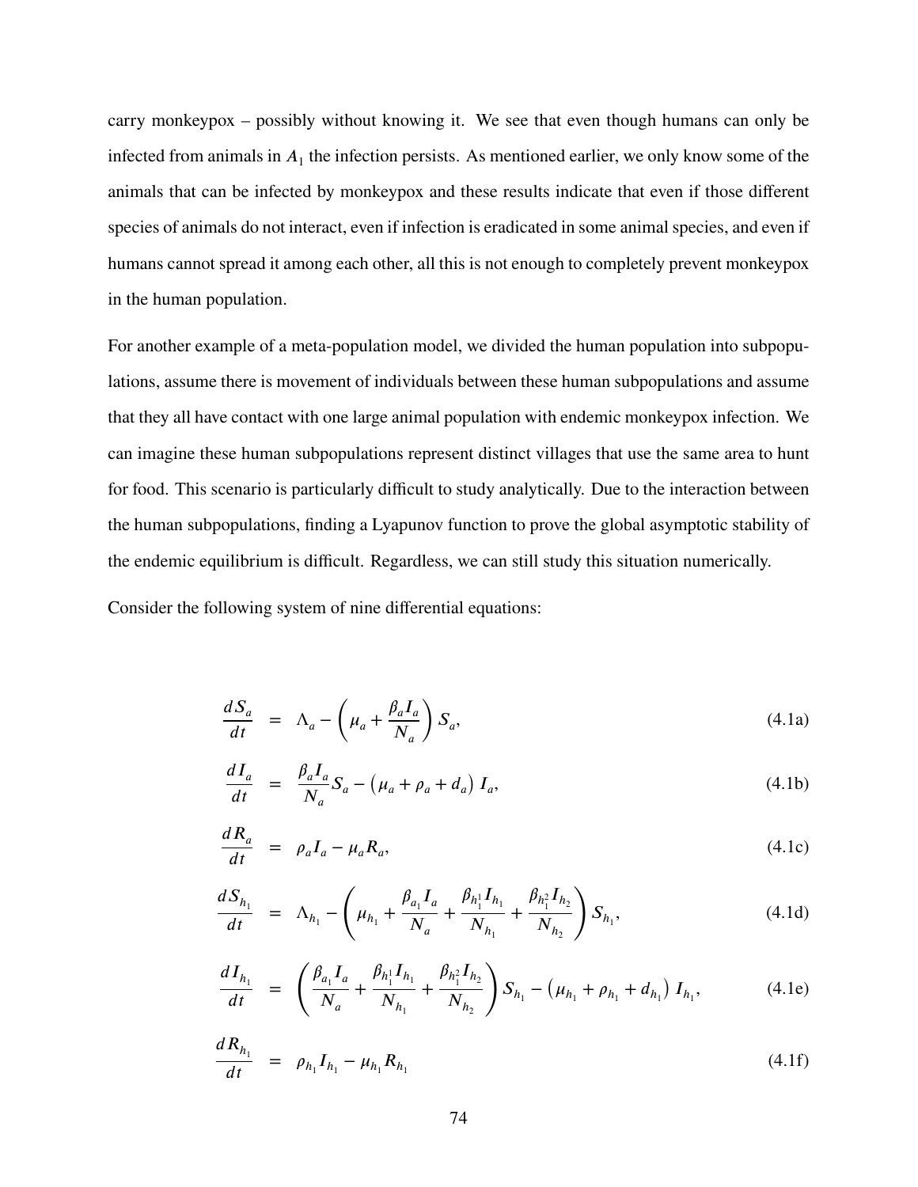carry monkeypox – possibly without knowing it. We see that even though humans can only be infected from animals in $A_1$ the infection persists. As mentioned earlier, we only know some of the animals that can be infected by monkeypox and these results indicate that even if those different species of animals do not interact, even if infection is eradicated in some animal species, and even if humans cannot spread it among each other, all this is not enough to completely prevent monkeypox in the human population.

For another example of a meta-population model, we divided the human population into subpopulations, assume there is movement of individuals between these human subpopulations and assume that they all have contact with one large animal population with endemic monkeypox infection. We can imagine these human subpopulations represent distinct villages that use the same area to hunt for food. This scenario is particularly difficult to study analytically. Due to the interaction between the human subpopulations, finding a Lyapunov function to prove the global asymptotic stability of the endemic equilibrium is difficult. Regardless, we can still study this situation numerically.

Consider the following system of nine differential equations:

$$\frac{dS_a}{dt} = \Lambda_a - \left(\mu_a + \frac{\beta_a I_a}{N_a}\right) S_a, \tag{4.1a}$$

$$\frac{dI_a}{dt} = \frac{\beta_a I_a}{N_a} S_a - \left(\mu_a + \rho_a + d_a\right) I_a, \tag{4.1b}$$

$$\frac{dR_a}{dt} = \rho_a I_a - \mu_a R_a, \tag{4.1c}$$

$$\frac{dS_{h_1}}{dt} = \Lambda_{h_1} - \left(\mu_{h_1} + \frac{\beta_{a_1} I_a}{N_a} + \frac{\beta_{h_1^1} I_{h_1}}{N_{h_1}} + \frac{\beta_{h_1^2} I_{h_2}}{N_{h_2}}\right) S_{h_1}, \tag{4.1d}$$

$$\frac{dI_{h_1}}{dt} = \left(\frac{\beta_{a_1} I_a}{N_a} + \frac{\beta_{h_1^1} I_{h_1}}{N_{h_1}} + \frac{\beta_{h_1^2} I_{h_2}}{N_{h_2}}\right) S_{h_1} - \left(\mu_{h_1} + \rho_{h_1} + d_{h_1}\right) I_{h_1}, \tag{4.1e}$$

$$\frac{dR_{h_1}}{dt} = \rho_{h_1} I_{h_1} - \mu_{h_1} R_{h_1} \tag{4.1f}$$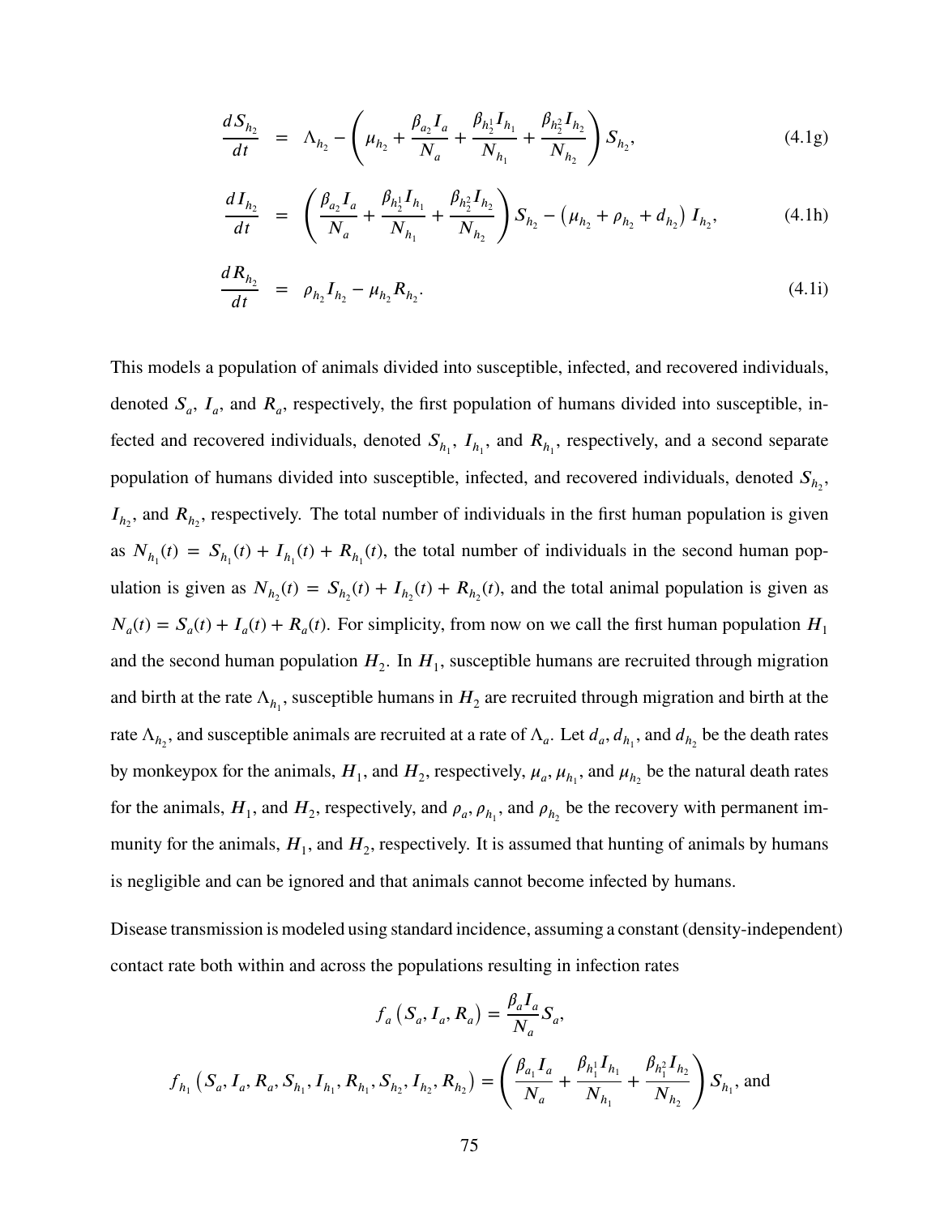$$\frac{dS_{h_2}}{dt} = \Lambda_{h_2} - \left( \mu_{h_2} + \frac{\beta_{a_2} I_a}{N_a} + \frac{\beta_{h_2^1} I_{h_1}}{N_{h_1}} + \frac{\beta_{h_2^2} I_{h_2}}{N_{h_2}} \right) S_{h_2}, \tag{4.1g}$$

$$\frac{dI_{h_2}}{dt} = \left( \frac{\beta_{a_2} I_a}{N_a} + \frac{\beta_{h_2^1} I_{h_1}}{N_{h_1}} + \frac{\beta_{h_2^2} I_{h_2}}{N_{h_2}} \right) S_{h_2} - \left( \mu_{h_2} + \rho_{h_2} + d_{h_2} \right) I_{h_2}, \tag{4.1h}$$

$$\frac{dR_{h_2}}{dt} = \rho_{h_2} I_{h_2} - \mu_{h_2} R_{h_2}. \tag{4.1i}$$

This models a population of animals divided into susceptible, infected, and recovered individuals, denoted $S_a$, $I_a$, and $R_a$, respectively, the first population of humans divided into susceptible, infected and recovered individuals, denoted $S_{h_1}$, $I_{h_1}$, and $R_{h_1}$, respectively, and a second separate population of humans divided into susceptible, infected, and recovered individuals, denoted $S_{h_2}$, $I_{h_2}$, and $R_{h_2}$, respectively. The total number of individuals in the first human population is given as $N_{h_1}(t) = S_{h_1}(t) + I_{h_1}(t) + R_{h_1}(t)$, the total number of individuals in the second human population is given as $N_{h_2}(t) = S_{h_2}(t) + I_{h_2}(t) + R_{h_2}(t)$, and the total animal population is given as $N_a(t) = S_a(t) + I_a(t) + R_a(t)$. For simplicity, from now on we call the first human population $H_1$ and the second human population $H_2$. In $H_1$, susceptible humans are recruited through migration and birth at the rate $\Lambda_{h_1}$, susceptible humans in $H_2$ are recruited through migration and birth at the rate $\Lambda_{h_2}$, and susceptible animals are recruited at a rate of $\Lambda_a$. Let $d_a$, $d_{h_1}$, and $d_{h_2}$ be the death rates by monkeypox for the animals, $H_1$, and $H_2$, respectively, $\mu_a$, $\mu_{h_1}$, and $\mu_{h_2}$ be the natural death rates for the animals, $H_1$, and $H_2$, respectively, and $\rho_a$, $\rho_{h_1}$, and $\rho_{h_2}$ be the recovery with permanent immunity for the animals, $H_1$, and $H_2$, respectively. It is assumed that hunting of animals by humans is negligible and can be ignored and that animals cannot become infected by humans.

Disease transmission is modeled using standard incidence, assuming a constant (density-independent) contact rate both within and across the populations resulting in infection rates

$$f_a\left(S_a, I_a, R_a\right) = \frac{\beta_a I_a}{N_a} S_a,$$

$$f_{h_1}\left(S_a, I_a, R_a, S_{h_1}, I_{h_1}, R_{h_1}, S_{h_2}, I_{h_2}, R_{h_2}\right) = \left( \frac{\beta_{a_1} I_a}{N_a} + \frac{\beta_{h_1^1} I_{h_1}}{N_{h_1}} + \frac{\beta_{h_1^2} I_{h_2}}{N_{h_2}} \right) S_{h_1}, \text{ and}$$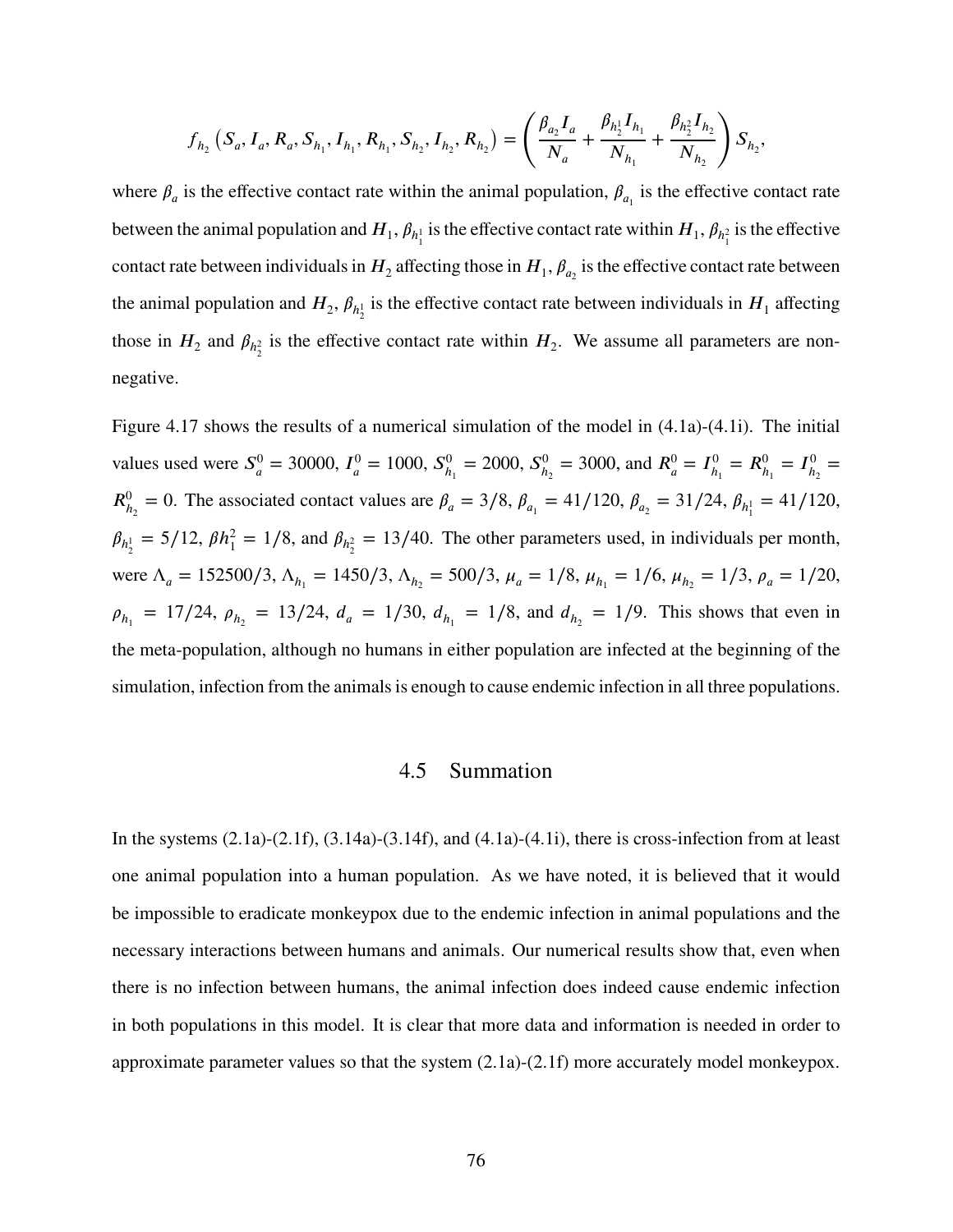$$f_{h_2}\left(S_a, I_a, R_a, S_{h_1}, I_{h_1}, R_{h_1}, S_{h_2}, I_{h_2}, R_{h_2}\right) = \left(\frac{\beta_{a_2} I_a}{N_a} + \frac{\beta_{h_2^1} I_{h_1}}{N_{h_1}} + \frac{\beta_{h_2^2} I_{h_2}}{N_{h_2}}\right) S_{h_2},$$

where $\beta_a$ is the effective contact rate within the animal population, $\beta_{a_1}$ is the effective contact rate between the animal population and $H_1$, $\beta_{h_1^1}$ is the effective contact rate within $H_1$, $\beta_{h_1^2}$ is the effective contact rate between individuals in $H_2$ affecting those in $H_1$, $\beta_{a_2}$ is the effective contact rate between the animal population and $H_2$, $\beta_{h_2^1}$ is the effective contact rate between individuals in $H_1$ affecting those in $H_2$ and $\beta_{h_2^2}$ is the effective contact rate within $H_2$. We assume all parameters are non-negative.

Figure 4.17 shows the results of a numerical simulation of the model in (4.1a)-(4.1i). The initial values used were $S_a^0 = 30000$, $I_a^0 = 1000$, $S_{h_1}^0 = 2000$, $S_{h_2}^0 = 3000$, and $R_a^0 = I_{h_1}^0 = R_{h_1}^0 = I_{h_2}^0 = R_{h_2}^0 = 0$. The associated contact values are $\beta_a = 3/8$, $\beta_{a_1} = 41/120$, $\beta_{a_2} = 31/24$, $\beta_{h_1^1} = 41/120$, $\beta_{h_2^1} = 5/12$, $\beta h_1^2 = 1/8$, and $\beta_{h_2^2} = 13/40$. The other parameters used, in individuals per month, were $\Lambda_a = 152500/3$, $\Lambda_{h_1} = 1450/3$, $\Lambda_{h_2} = 500/3$, $\mu_a = 1/8$, $\mu_{h_1} = 1/6$, $\mu_{h_2} = 1/3$, $\rho_a = 1/20$, $\rho_{h_1} = 17/24$, $\rho_{h_2} = 13/24$, $d_a = 1/30$, $d_{h_1} = 1/8$, and $d_{h_2} = 1/9$. This shows that even in the meta-population, although no humans in either population are infected at the beginning of the simulation, infection from the animals is enough to cause endemic infection in all three populations.

## 4.5 Summation

In the systems (2.1a)-(2.1f), (3.14a)-(3.14f), and (4.1a)-(4.1i), there is cross-infection from at least one animal population into a human population. As we have noted, it is believed that it would be impossible to eradicate monkeypox due to the endemic infection in animal populations and the necessary interactions between humans and animals. Our numerical results show that, even when there is no infection between humans, the animal infection does indeed cause endemic infection in both populations in this model. It is clear that more data and information is needed in order to approximate parameter values so that the system (2.1a)-(2.1f) more accurately model monkeypox.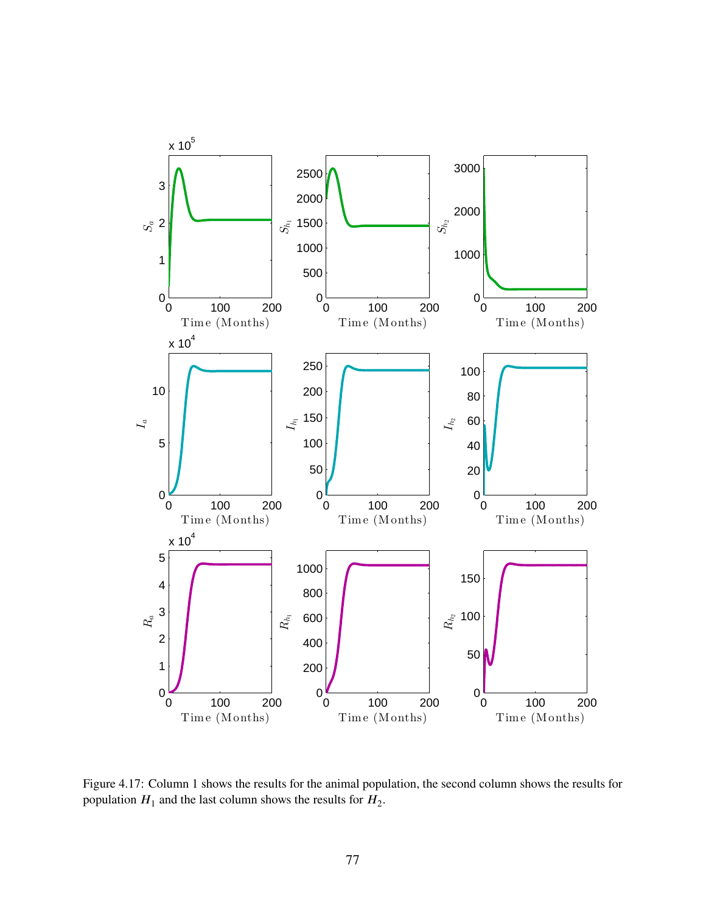Figure 4.17: Column 1 shows the results for the animal population, the second column shows the results for population $H_1$ and the last column shows the results for $H_2$.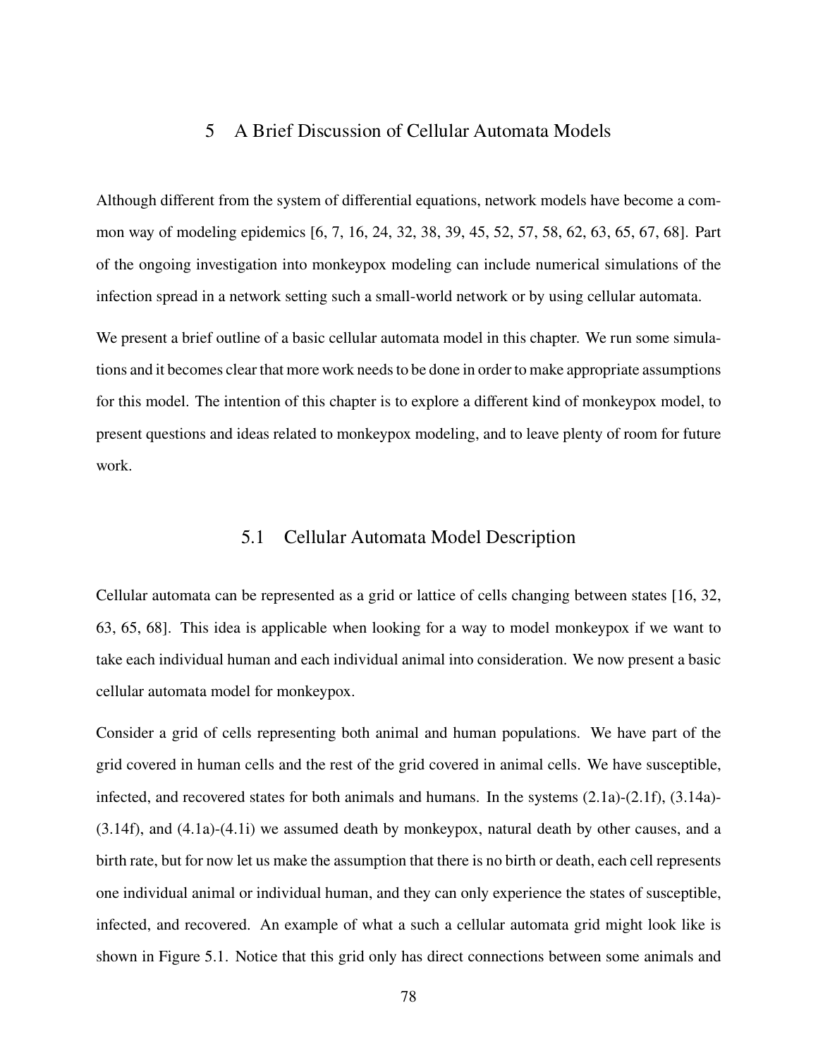# 5 A Brief Discussion of Cellular Automata Models

Although different from the system of differential equations, network models have become a common way of modeling epidemics [6, 7, 16, 24, 32, 38, 39, 45, 52, 57, 58, 62, 63, 65, 67, 68]. Part of the ongoing investigation into monkeypox modeling can include numerical simulations of the infection spread in a network setting such a small-world network or by using cellular automata.

We present a brief outline of a basic cellular automata model in this chapter. We run some simulations and it becomes clear that more work needs to be done in order to make appropriate assumptions for this model. The intention of this chapter is to explore a different kind of monkeypox model, to present questions and ideas related to monkeypox modeling, and to leave plenty of room for future work.

## 5.1 Cellular Automata Model Description

Cellular automata can be represented as a grid or lattice of cells changing between states [16, 32, 63, 65, 68]. This idea is applicable when looking for a way to model monkeypox if we want to take each individual human and each individual animal into consideration. We now present a basic cellular automata model for monkeypox.

Consider a grid of cells representing both animal and human populations. We have part of the grid covered in human cells and the rest of the grid covered in animal cells. We have susceptible, infected, and recovered states for both animals and humans. In the systems (2.1a)-(2.1f), (3.14a)-(3.14f), and (4.1a)-(4.1i) we assumed death by monkeypox, natural death by other causes, and a birth rate, but for now let us make the assumption that there is no birth or death, each cell represents one individual animal or individual human, and they can only experience the states of susceptible, infected, and recovered. An example of what a such a cellular automata grid might look like is shown in Figure 5.1. Notice that this grid only has direct connections between some animals and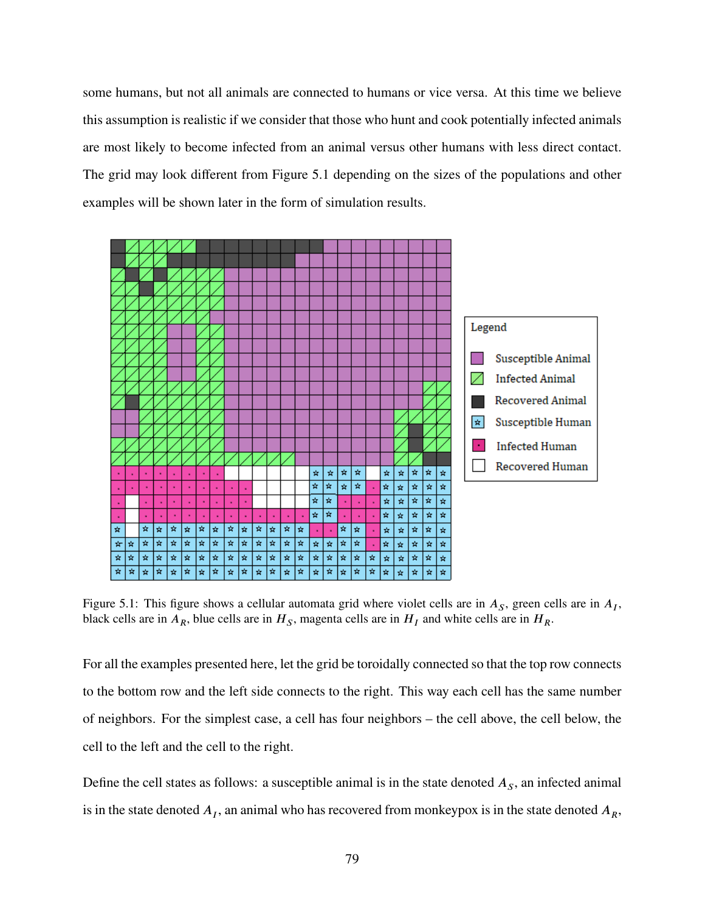some humans, but not all animals are connected to humans or vice versa. At this time we believe this assumption is realistic if we consider that those who hunt and cook potentially infected animals are most likely to become infected from an animal versus other humans with less direct contact. The grid may look different from Figure 5.1 depending on the sizes of the populations and other examples will be shown later in the form of simulation results.

Figure 5.1: This figure shows a cellular automata grid where violet cells are in $A_S$, green cells are in $A_I$, black cells are in $A_R$, blue cells are in $H_S$, magenta cells are in $H_I$ and white cells are in $H_R$.

For all the examples presented here, let the grid be toroidally connected so that the top row connects to the bottom row and the left side connects to the right. This way each cell has the same number of neighbors. For the simplest case, a cell has four neighbors – the cell above, the cell below, the cell to the left and the cell to the right.

Define the cell states as follows: a susceptible animal is in the state denoted $A_S$, an infected animal is in the state denoted $A_I$, an animal who has recovered from monkeypox is in the state denoted $A_R$,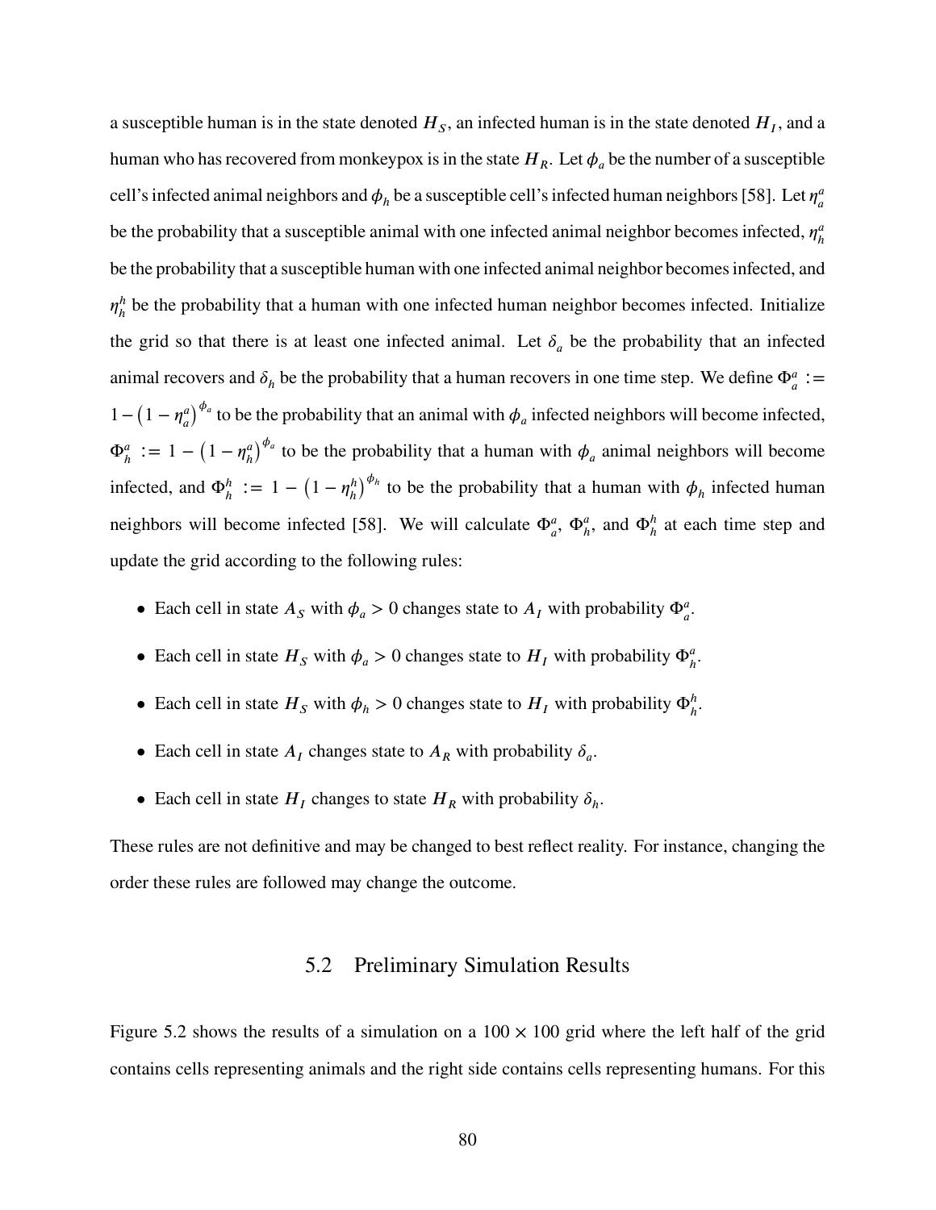a susceptible human is in the state denoted $H_S$, an infected human is in the state denoted $H_I$, and a human who has recovered from monkeypox is in the state $H_R$. Let $\phi_a$ be the number of a susceptible cell's infected animal neighbors and $\phi_h$ be a susceptible cell's infected human neighbors [58]. Let $\eta_a^a$ be the probability that a susceptible animal with one infected animal neighbor becomes infected, $\eta_h^a$ be the probability that a susceptible human with one infected animal neighbor becomes infected, and $\eta_h^h$ be the probability that a human with one infected human neighbor becomes infected. Initialize the grid so that there is at least one infected animal. Let $\delta_a$ be the probability that an infected animal recovers and $\delta_h$ be the probability that a human recovers in one time step. We define $\Phi_a^a := 1 - \left(1 - \eta_a^a\right)^{\phi_a}$ to be the probability that an animal with $\phi_a$ infected neighbors will become infected, $\Phi_h^a := 1 - \left(1 - \eta_h^a\right)^{\phi_a}$ to be the probability that a human with $\phi_a$ animal neighbors will become infected, and $\Phi_h^h := 1 - \left(1 - \eta_h^h\right)^{\phi_h}$ to be the probability that a human with $\phi_h$ infected human neighbors will become infected [58]. We will calculate $\Phi_a^a$, $\Phi_h^a$, and $\Phi_h^h$ at each time step and update the grid according to the following rules:

- Each cell in state $A_S$ with $\phi_a > 0$ changes state to $A_I$ with probability $\Phi_a^a$.
- Each cell in state $H_S$ with $\phi_a > 0$ changes state to $H_I$ with probability $\Phi_h^a$.
- Each cell in state $H_S$ with $\phi_h > 0$ changes state to $H_I$ with probability $\Phi_h^h$.
- Each cell in state $A_I$ changes state to $A_R$ with probability $\delta_a$.
- Each cell in state $H_I$ changes to state $H_R$ with probability $\delta_h$.

These rules are not definitive and may be changed to best reflect reality. For instance, changing the order these rules are followed may change the outcome.

## 5.2 Preliminary Simulation Results

Figure 5.2 shows the results of a simulation on a $100 \times 100$ grid where the left half of the grid contains cells representing animals and the right side contains cells representing humans. For this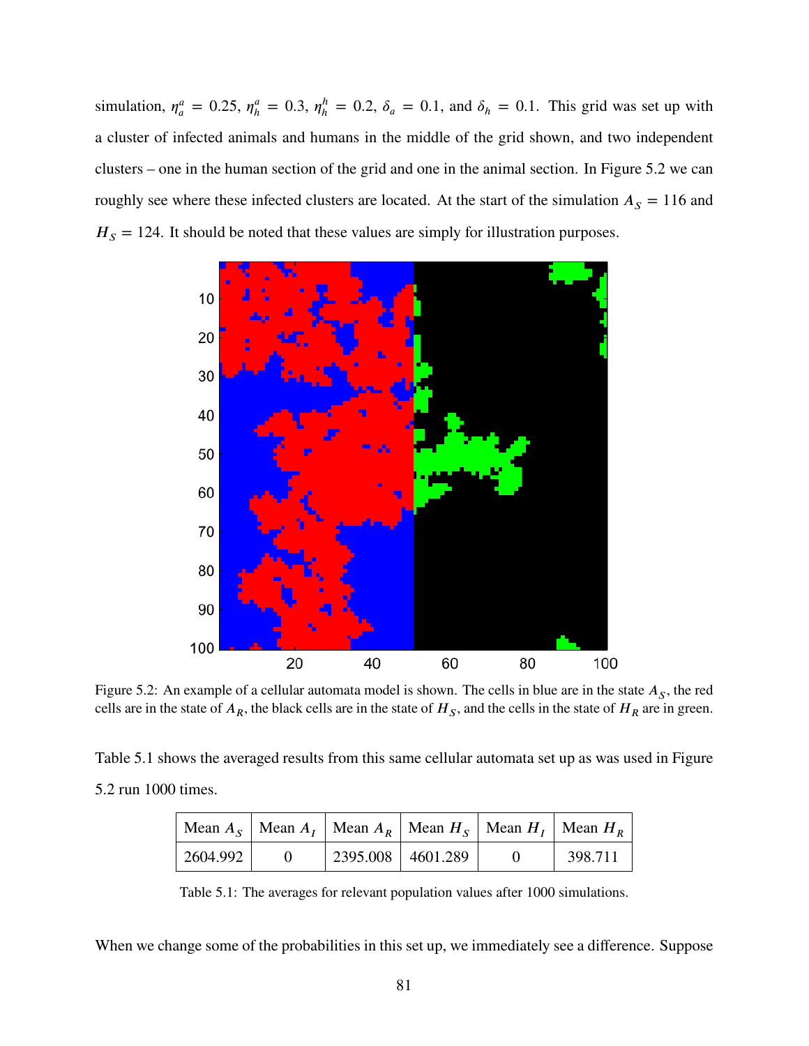simulation, $\eta_a^a = 0.25$, $\eta_h^a = 0.3$, $\eta_h^h = 0.2$, $\delta_a = 0.1$, and $\delta_h = 0.1$. This grid was set up with a cluster of infected animals and humans in the middle of the grid shown, and two independent clusters – one in the human section of the grid and one in the animal section. In Figure 5.2 we can roughly see where these infected clusters are located. At the start of the simulation $A_S = 116$ and $H_S = 124$. It should be noted that these values are simply for illustration purposes.

Figure 5.2: An example of a cellular automata model is shown. The cells in blue are in the state $A_S$, the red cells are in the state of $A_R$, the black cells are in the state of $H_S$, and the cells in the state of $H_R$ are in green.

Table 5.1 shows the averaged results from this same cellular automata set up as was used in Figure 5.2 run 1000 times.

| Mean $A_S$ | Mean $A_I$ | Mean $A_R$ | Mean $H_S$ | Mean $H_I$ | Mean $H_R$ |
|---|---|---|---|---|---|
| 2604.992 | 0 | 2395.008 | 4601.289 | 0 | 398.711 |

Table 5.1: The averages for relevant population values after 1000 simulations.

When we change some of the probabilities in this set up, we immediately see a difference. Suppose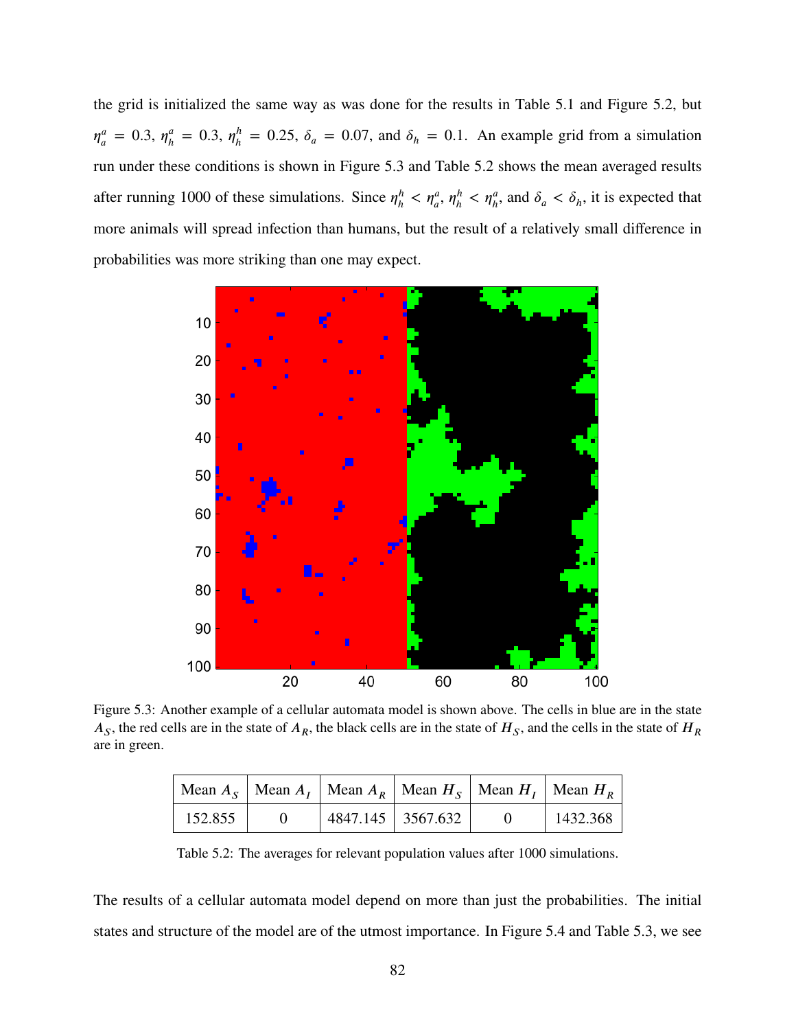the grid is initialized the same way as was done for the results in Table 5.1 and Figure 5.2, but $\eta_a^a = 0.3$, $\eta_h^a = 0.3$, $\eta_h^h = 0.25$, $\delta_a = 0.07$, and $\delta_h = 0.1$. An example grid from a simulation run under these conditions is shown in Figure 5.3 and Table 5.2 shows the mean averaged results after running 1000 of these simulations. Since $\eta_h^h < \eta_a^a$, $\eta_h^h < \eta_h^a$, and $\delta_a < \delta_h$, it is expected that more animals will spread infection than humans, but the result of a relatively small difference in probabilities was more striking than one may expect.

Figure 5.3: Another example of a cellular automata model is shown above. The cells in blue are in the state $A_S$, the red cells are in the state of $A_R$, the black cells are in the state of $H_S$, and the cells in the state of $H_R$ are in green.

| Mean $A_S$ | Mean $A_I$ | Mean $A_R$ | Mean $H_S$ | Mean $H_I$ | Mean $H_R$ |
|---|---|---|---|---|---|
| 152.855 | 0 | 4847.145 | 3567.632 | 0 | 1432.368 |

Table 5.2: The averages for relevant population values after 1000 simulations.

The results of a cellular automata model depend on more than just the probabilities. The initial states and structure of the model are of the utmost importance. In Figure 5.4 and Table 5.3, we see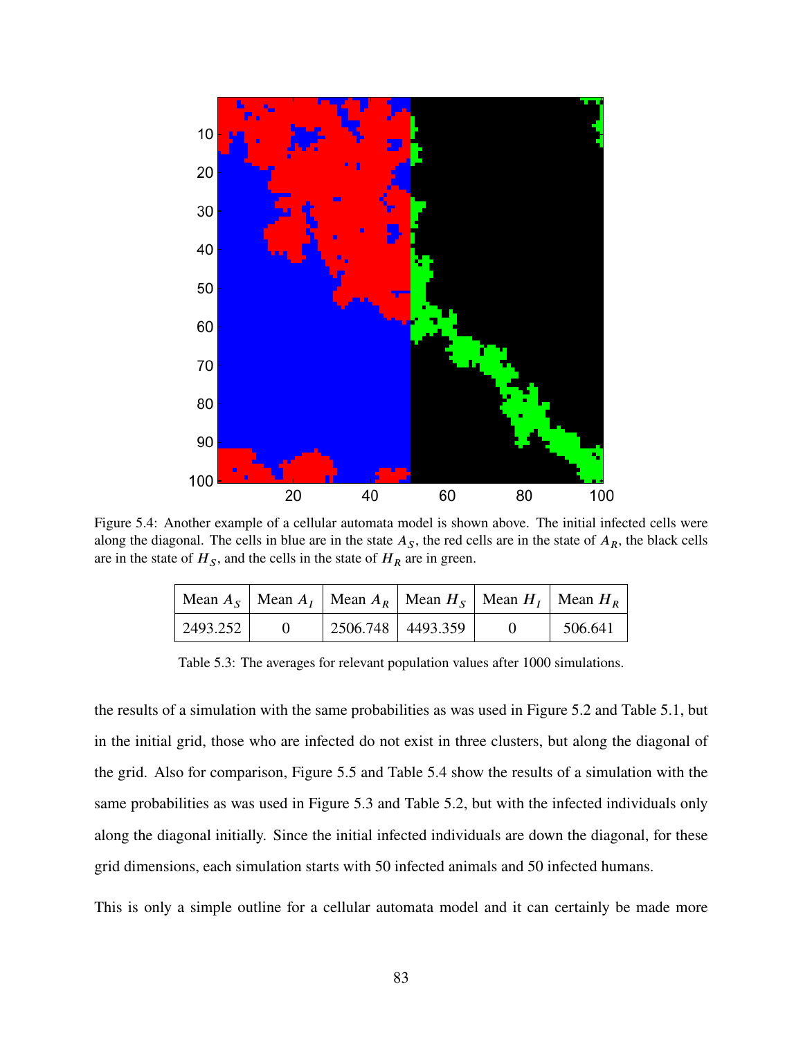Figure 5.4: Another example of a cellular automata model is shown above. The initial infected cells were along the diagonal. The cells in blue are in the state $A_S$, the red cells are in the state of $A_R$, the black cells are in the state of $H_S$, and the cells in the state of $H_R$ are in green.

| Mean $A_S$ | Mean $A_I$ | Mean $A_R$ | Mean $H_S$ | Mean $H_I$ | Mean $H_R$ |
|---|---|---|---|---|---|
| 2493.252 | 0 | 2506.748 | 4493.359 | 0 | 506.641 |

Table 5.3: The averages for relevant population values after 1000 simulations.

the results of a simulation with the same probabilities as was used in Figure 5.2 and Table 5.1, but in the initial grid, those who are infected do not exist in three clusters, but along the diagonal of the grid. Also for comparison, Figure 5.5 and Table 5.4 show the results of a simulation with the same probabilities as was used in Figure 5.3 and Table 5.2, but with the infected individuals only along the diagonal initially. Since the initial infected individuals are down the diagonal, for these grid dimensions, each simulation starts with 50 infected animals and 50 infected humans.

This is only a simple outline for a cellular automata model and it can certainly be made more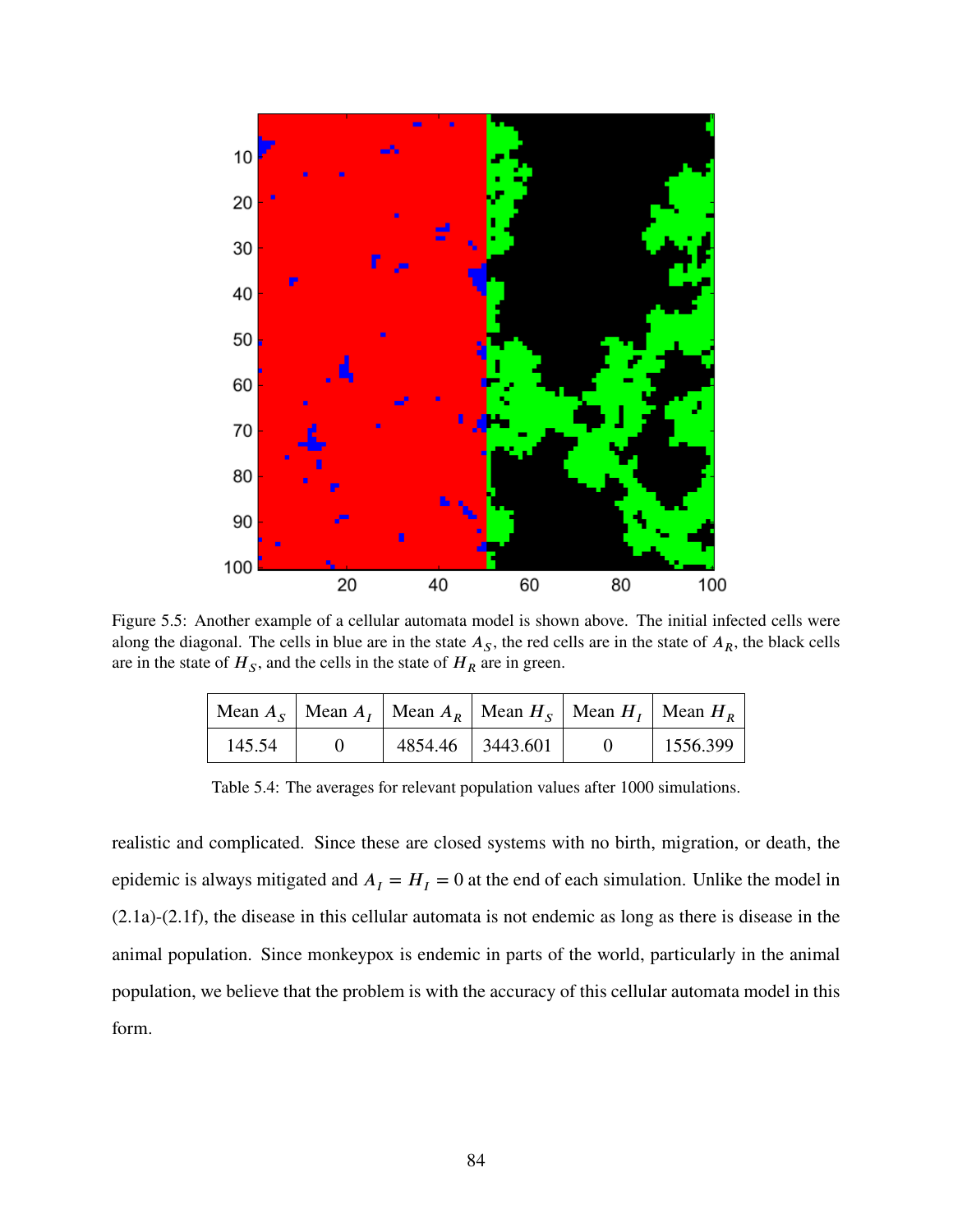Figure 5.5: Another example of a cellular automata model is shown above. The initial infected cells were along the diagonal. The cells in blue are in the state $A_S$, the red cells are in the state of $A_R$, the black cells are in the state of $H_S$, and the cells in the state of $H_R$ are in green.

| Mean $A_S$ | Mean $A_I$ | Mean $A_R$ | Mean $H_S$ | Mean $H_I$ | Mean $H_R$ |
|---|---|---|---|---|---|
| 145.54 | 0 | 4854.46 | 3443.601 | 0 | 1556.399 |

Table 5.4: The averages for relevant population values after 1000 simulations.

realistic and complicated. Since these are closed systems with no birth, migration, or death, the epidemic is always mitigated and $A_I = H_I = 0$ at the end of each simulation. Unlike the model in (2.1a)-(2.1f), the disease in this cellular automata is not endemic as long as there is disease in the animal population. Since monkeypox is endemic in parts of the world, particularly in the animal population, we believe that the problem is with the accuracy of this cellular automata model in this form.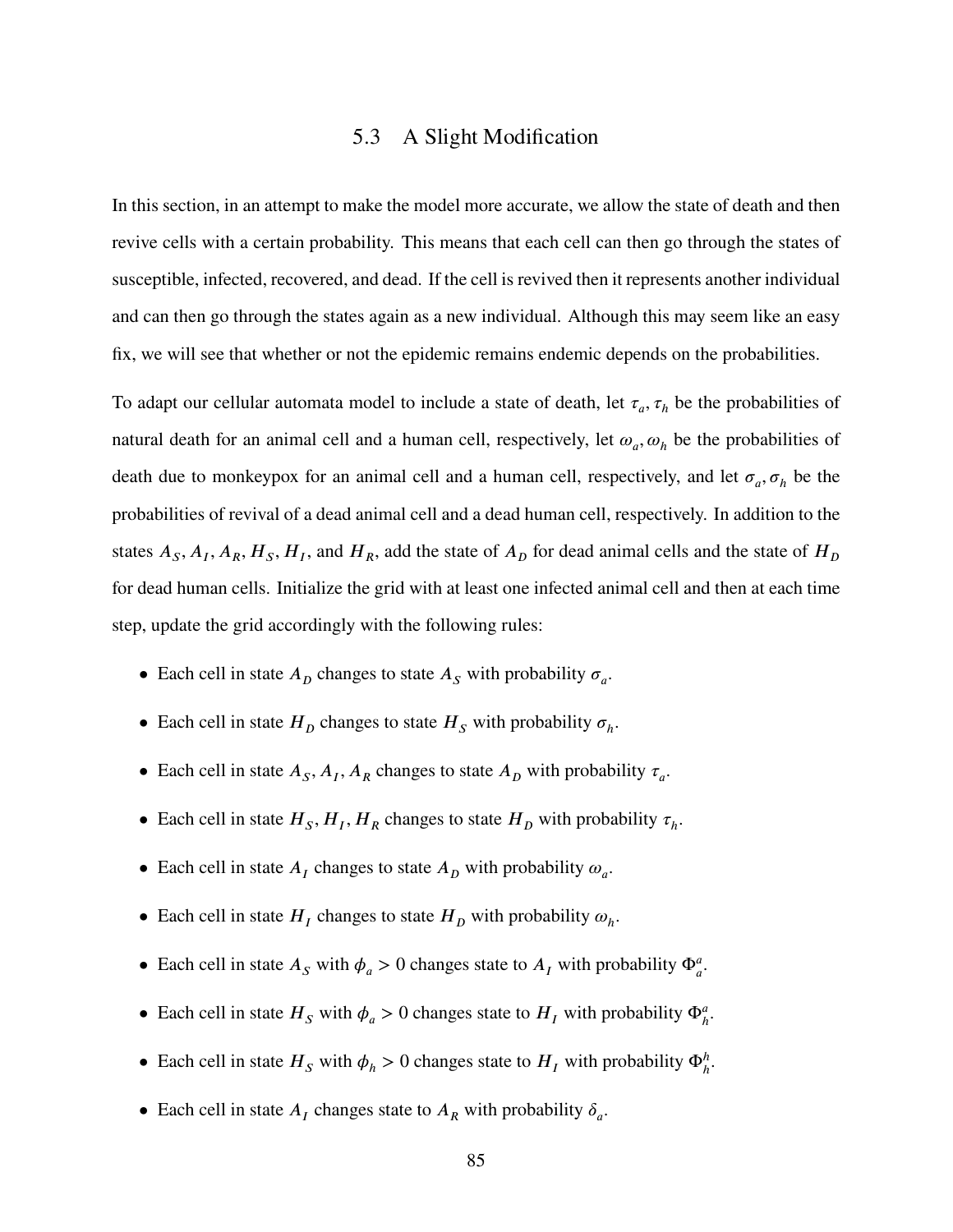## 5.3 A Slight Modification

In this section, in an attempt to make the model more accurate, we allow the state of death and then revive cells with a certain probability. This means that each cell can then go through the states of susceptible, infected, recovered, and dead. If the cell is revived then it represents another individual and can then go through the states again as a new individual. Although this may seem like an easy fix, we will see that whether or not the epidemic remains endemic depends on the probabilities.

To adapt our cellular automata model to include a state of death, let $\tau_a, \tau_h$ be the probabilities of natural death for an animal cell and a human cell, respectively, let $\omega_a, \omega_h$ be the probabilities of death due to monkeypox for an animal cell and a human cell, respectively, and let $\sigma_a, \sigma_h$ be the probabilities of revival of a dead animal cell and a dead human cell, respectively. In addition to the states $A_S, A_I, A_R, H_S, H_I$, and $H_R$, add the state of $A_D$ for dead animal cells and the state of $H_D$ for dead human cells. Initialize the grid with at least one infected animal cell and then at each time step, update the grid accordingly with the following rules:

- Each cell in state $A_D$ changes to state $A_S$ with probability $\sigma_a$.
- Each cell in state $H_D$ changes to state $H_S$ with probability $\sigma_h$.
- Each cell in state $A_S, A_I, A_R$ changes to state $A_D$ with probability $\tau_a$.
- Each cell in state $H_S, H_I, H_R$ changes to state $H_D$ with probability $\tau_h$.
- Each cell in state $A_I$ changes to state $A_D$ with probability $\omega_a$.
- Each cell in state $H_I$ changes to state $H_D$ with probability $\omega_h$.
- Each cell in state $A_S$ with $\phi_a > 0$ changes state to $A_I$ with probability $\Phi_a^a$.
- Each cell in state $H_S$ with $\phi_a > 0$ changes state to $H_I$ with probability $\Phi_h^a$.
- Each cell in state $H_S$ with $\phi_h > 0$ changes state to $H_I$ with probability $\Phi_h^h$.
- Each cell in state $A_I$ changes state to $A_R$ with probability $\delta_a$.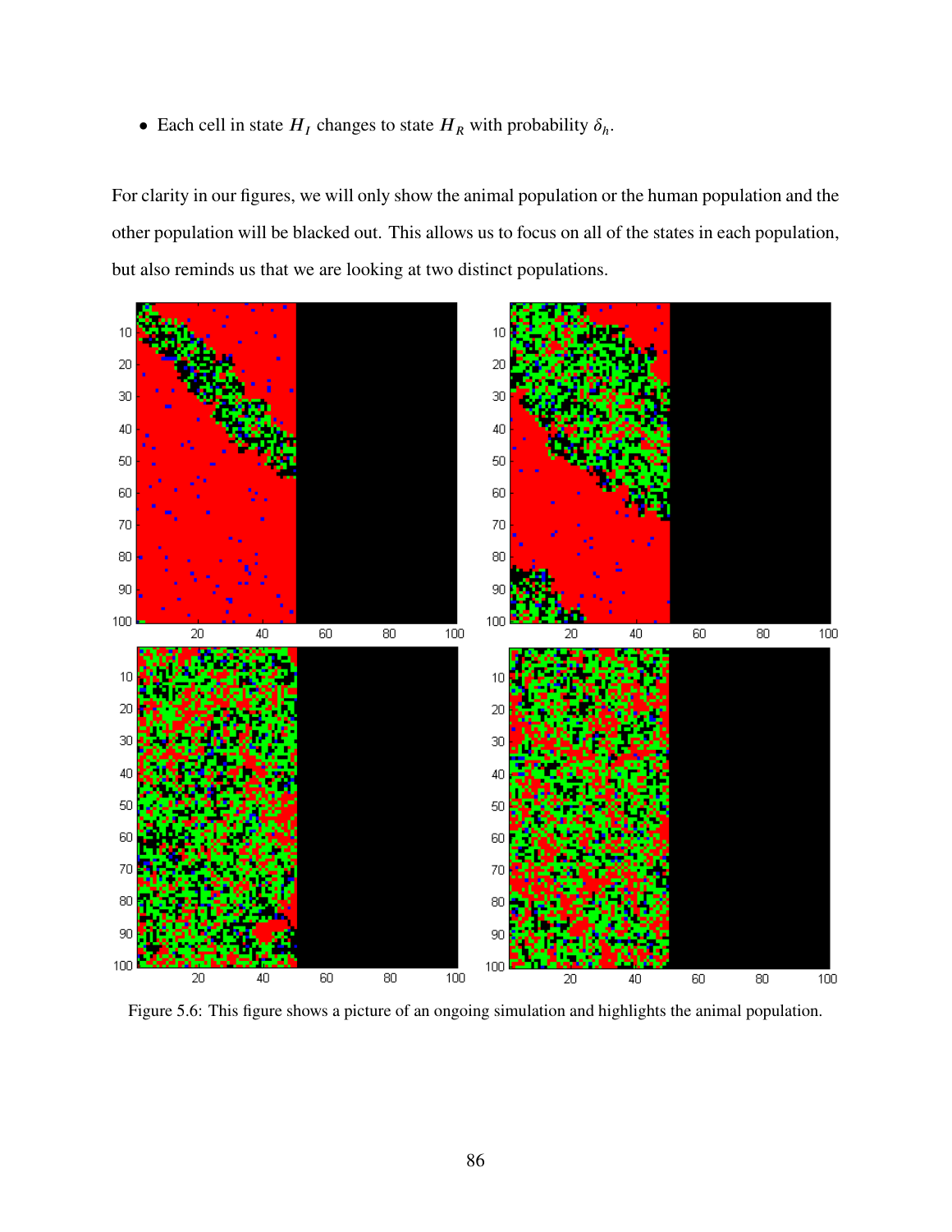- Each cell in state $H_I$ changes to state $H_R$ with probability $\delta_h$.

For clarity in our figures, we will only show the animal population or the human population and the other population will be blacked out. This allows us to focus on all of the states in each population, but also reminds us that we are looking at two distinct populations.

Figure 5.6: This figure shows a picture of an ongoing simulation and highlights the animal population.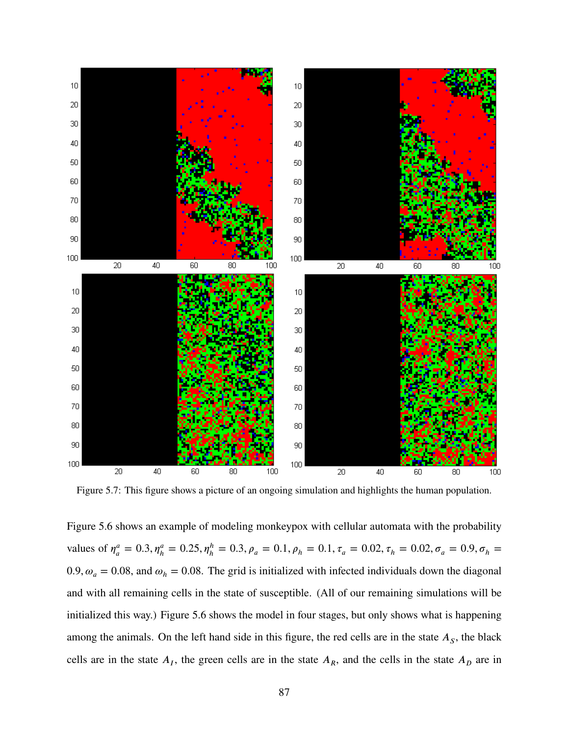Figure 5.7: This figure shows a picture of an ongoing simulation and highlights the human population.

Figure 5.6 shows an example of modeling monkeypox with cellular automata with the probability values of $\eta_a^a = 0.3, \eta_h^a = 0.25, \eta_h^h = 0.3, \rho_a = 0.1, \rho_h = 0.1, \tau_a = 0.02, \tau_h = 0.02, \sigma_a = 0.9, \sigma_h = 0.9, \omega_a = 0.08$, and $\omega_h = 0.08$. The grid is initialized with infected individuals down the diagonal and with all remaining cells in the state of susceptible. (All of our remaining simulations will be initialized this way.) Figure 5.6 shows the model in four stages, but only shows what is happening among the animals. On the left hand side in this figure, the red cells are in the state $A_S$, the black cells are in the state $A_I$, the green cells are in the state $A_R$, and the cells in the state $A_D$ are in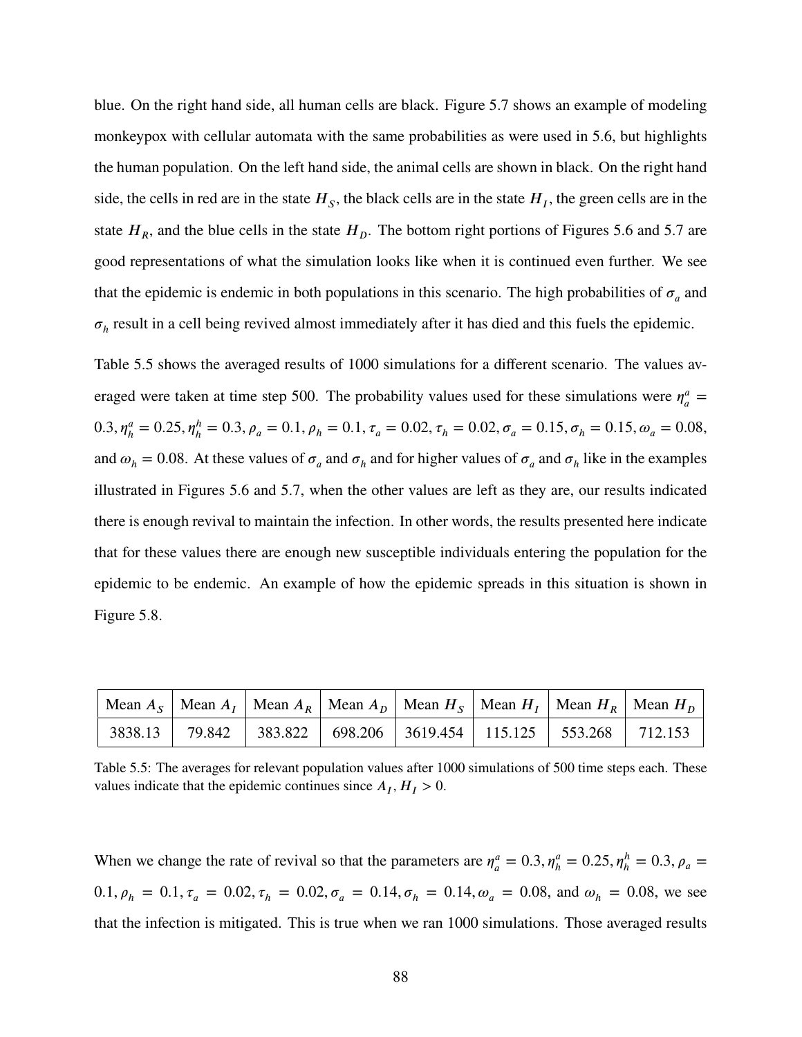blue. On the right hand side, all human cells are black. Figure 5.7 shows an example of modeling monkeypox with cellular automata with the same probabilities as were used in 5.6, but highlights the human population. On the left hand side, the animal cells are shown in black. On the right hand side, the cells in red are in the state $H_S$, the black cells are in the state $H_I$, the green cells are in the state $H_R$, and the blue cells in the state $H_D$. The bottom right portions of Figures 5.6 and 5.7 are good representations of what the simulation looks like when it is continued even further. We see that the epidemic is endemic in both populations in this scenario. The high probabilities of $\sigma_a$ and $\sigma_h$ result in a cell being revived almost immediately after it has died and this fuels the epidemic.

Table 5.5 shows the averaged results of 1000 simulations for a different scenario. The values averaged were taken at time step 500. The probability values used for these simulations were $\eta_a^a = 0.3, \eta_h^a = 0.25, \eta_h^h = 0.3, \rho_a = 0.1, \rho_h = 0.1, \tau_a = 0.02, \tau_h = 0.02, \sigma_a = 0.15, \sigma_h = 0.15, \omega_a = 0.08$, and $\omega_h = 0.08$. At these values of $\sigma_a$ and $\sigma_h$ and for higher values of $\sigma_a$ and $\sigma_h$ like in the examples illustrated in Figures 5.6 and 5.7, when the other values are left as they are, our results indicated there is enough revival to maintain the infection. In other words, the results presented here indicate that for these values there are enough new susceptible individuals entering the population for the epidemic to be endemic. An example of how the epidemic spreads in this situation is shown in Figure 5.8.

| Mean $A_S$ | Mean $A_I$ | Mean $A_R$ | Mean $A_D$ | Mean $H_S$ | Mean $H_I$ | Mean $H_R$ | Mean $H_D$ |
|---|---|---|---|---|---|---|---|
| 3838.13 | 79.842 | 383.822 | 698.206 | 3619.454 | 115.125 | 553.268 | 712.153 |

Table 5.5: The averages for relevant population values after 1000 simulations of 500 time steps each. These values indicate that the epidemic continues since $A_I, H_I > 0$.

When we change the rate of revival so that the parameters are $\eta_a^a = 0.3, \eta_h^a = 0.25, \eta_h^h = 0.3, \rho_a = 0.1, \rho_h = 0.1, \tau_a = 0.02, \tau_h = 0.02, \sigma_a = 0.14, \sigma_h = 0.14, \omega_a = 0.08$, and $\omega_h = 0.08$, we see that the infection is mitigated. This is true when we ran 1000 simulations. Those averaged results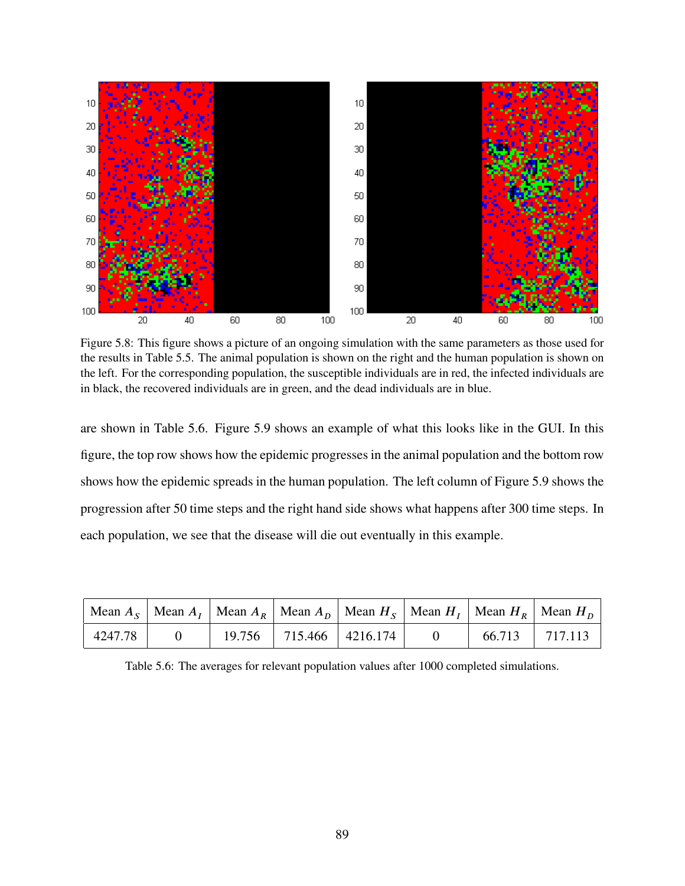Figure 5.8: This figure shows a picture of an ongoing simulation with the same parameters as those used for the results in Table 5.5. The animal population is shown on the right and the human population is shown on the left. For the corresponding population, the susceptible individuals are in red, the infected individuals are in black, the recovered individuals are in green, and the dead individuals are in blue.

are shown in Table 5.6. Figure 5.9 shows an example of what this looks like in the GUI. In this figure, the top row shows how the epidemic progresses in the animal population and the bottom row shows how the epidemic spreads in the human population. The left column of Figure 5.9 shows the progression after 50 time steps and the right hand side shows what happens after 300 time steps. In each population, we see that the disease will die out eventually in this example.

| Mean $A_S$ | Mean $A_I$ | Mean $A_R$ | Mean $A_D$ | Mean $H_S$ | Mean $H_I$ | Mean $H_R$ | Mean $H_D$ |
|---|---|---|---|---|---|---|---|
| 4247.78 | 0 | 19.756 | 715.466 | 4216.174 | 0 | 66.713 | 717.113 |

Table 5.6: The averages for relevant population values after 1000 completed simulations.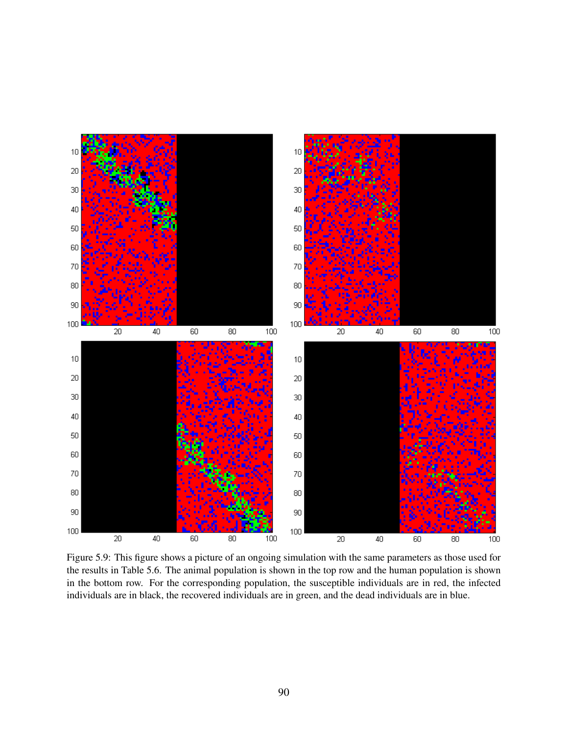Figure 5.9: This figure shows a picture of an ongoing simulation with the same parameters as those used for the results in Table 5.6. The animal population is shown in the top row and the human population is shown in the bottom row. For the corresponding population, the susceptible individuals are in red, the infected individuals are in black, the recovered individuals are in green, and the dead individuals are in blue.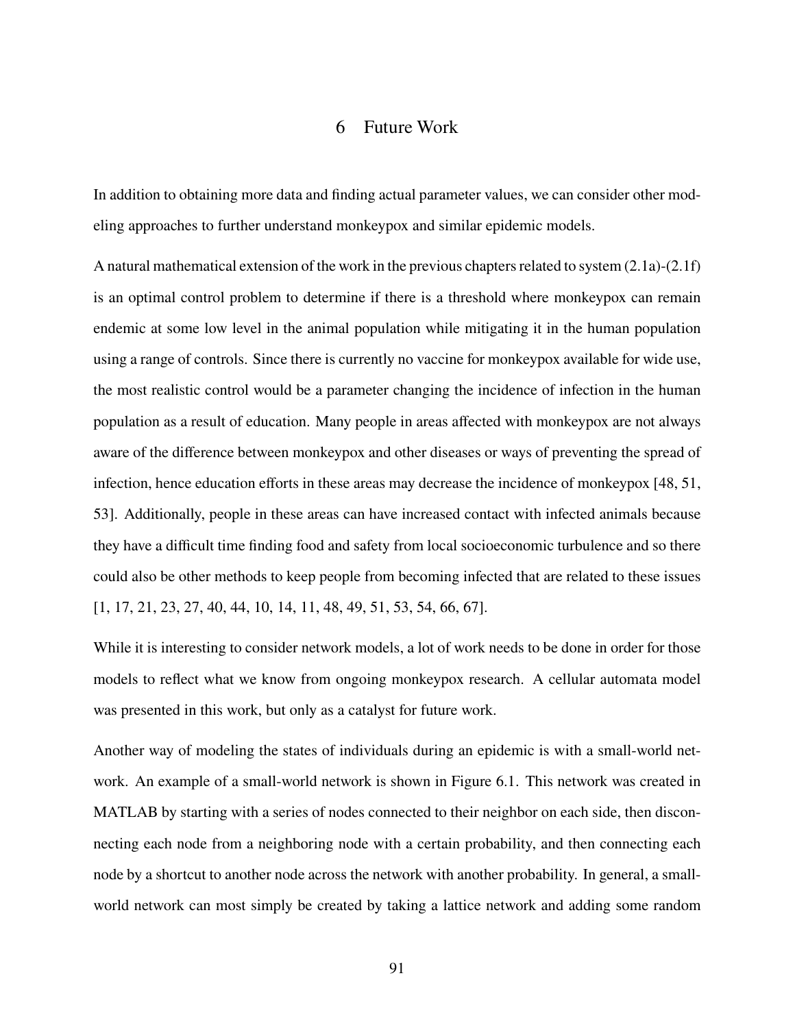# 6 Future Work

In addition to obtaining more data and finding actual parameter values, we can consider other modeling approaches to further understand monkeypox and similar epidemic models.

A natural mathematical extension of the work in the previous chapters related to system (2.1a)-(2.1f) is an optimal control problem to determine if there is a threshold where monkeypox can remain endemic at some low level in the animal population while mitigating it in the human population using a range of controls. Since there is currently no vaccine for monkeypox available for wide use, the most realistic control would be a parameter changing the incidence of infection in the human population as a result of education. Many people in areas affected with monkeypox are not always aware of the difference between monkeypox and other diseases or ways of preventing the spread of infection, hence education efforts in these areas may decrease the incidence of monkeypox [48, 51, 53]. Additionally, people in these areas can have increased contact with infected animals because they have a difficult time finding food and safety from local socioeconomic turbulence and so there could also be other methods to keep people from becoming infected that are related to these issues [1, 17, 21, 23, 27, 40, 44, 10, 14, 11, 48, 49, 51, 53, 54, 66, 67].

While it is interesting to consider network models, a lot of work needs to be done in order for those models to reflect what we know from ongoing monkeypox research. A cellular automata model was presented in this work, but only as a catalyst for future work.

Another way of modeling the states of individuals during an epidemic is with a small-world network. An example of a small-world network is shown in Figure 6.1. This network was created in MATLAB by starting with a series of nodes connected to their neighbor on each side, then disconnecting each node from a neighboring node with a certain probability, and then connecting each node by a shortcut to another node across the network with another probability. In general, a small-world network can most simply be created by taking a lattice network and adding some random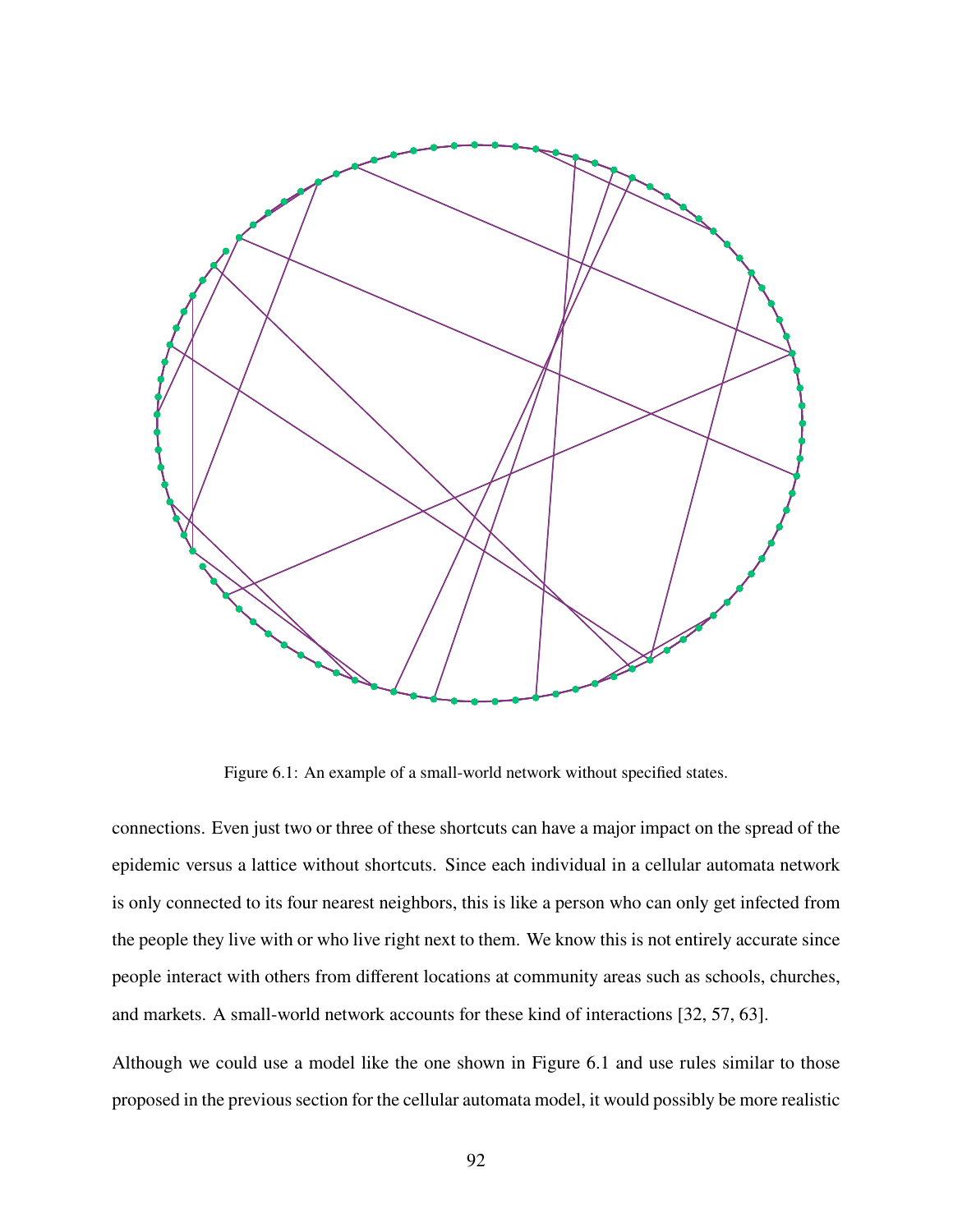Figure 6.1: An example of a small-world network without specified states.

connections. Even just two or three of these shortcuts can have a major impact on the spread of the epidemic versus a lattice without shortcuts. Since each individual in a cellular automata network is only connected to its four nearest neighbors, this is like a person who can only get infected from the people they live with or who live right next to them. We know this is not entirely accurate since people interact with others from different locations at community areas such as schools, churches, and markets. A small-world network accounts for these kind of interactions [32, 57, 63].

Although we could use a model like the one shown in Figure 6.1 and use rules similar to those proposed in the previous section for the cellular automata model, it would possibly be more realistic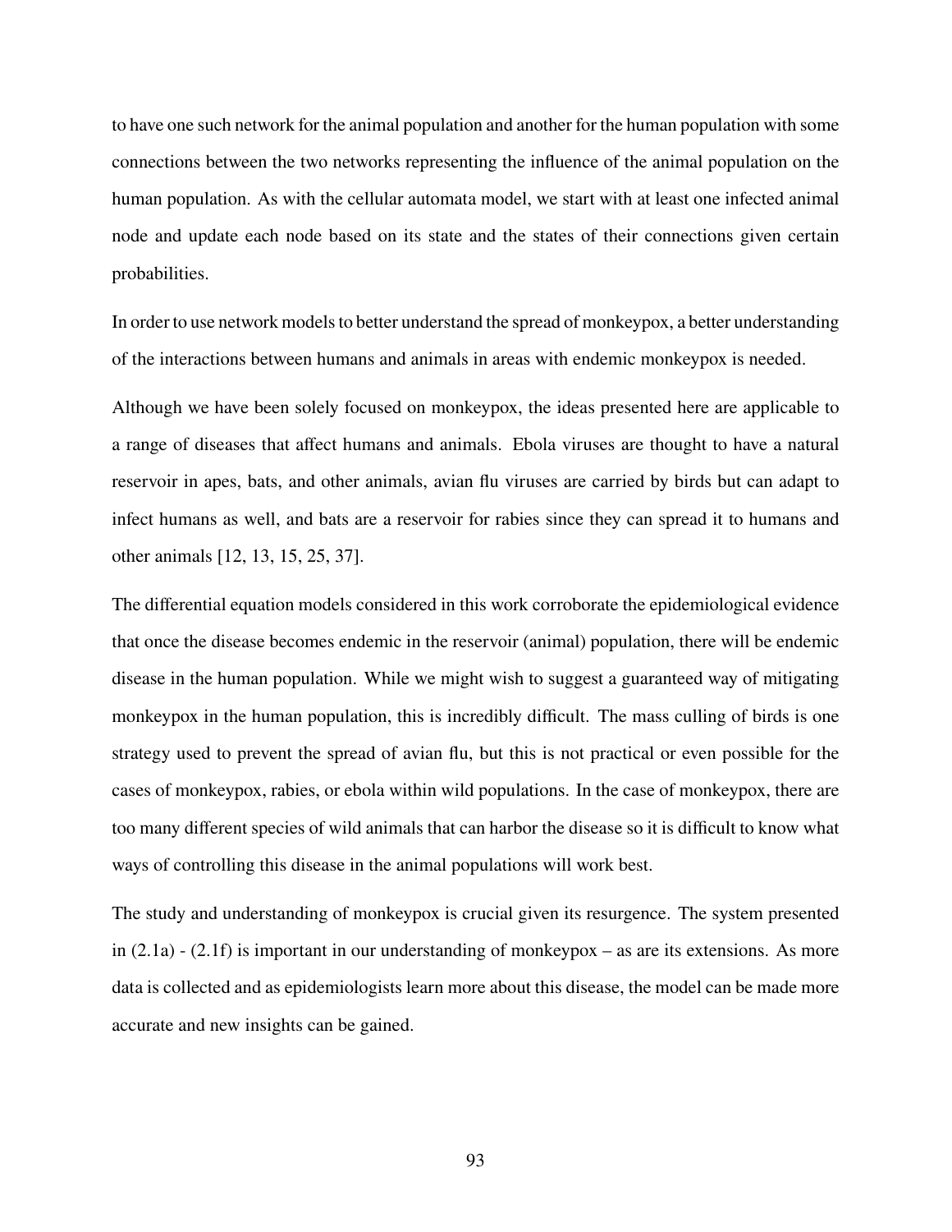to have one such network for the animal population and another for the human population with some connections between the two networks representing the influence of the animal population on the human population. As with the cellular automata model, we start with at least one infected animal node and update each node based on its state and the states of their connections given certain probabilities.

In order to use network models to better understand the spread of monkeypox, a better understanding of the interactions between humans and animals in areas with endemic monkeypox is needed.

Although we have been solely focused on monkeypox, the ideas presented here are applicable to a range of diseases that affect humans and animals. Ebola viruses are thought to have a natural reservoir in apes, bats, and other animals, avian flu viruses are carried by birds but can adapt to infect humans as well, and bats are a reservoir for rabies since they can spread it to humans and other animals [12, 13, 15, 25, 37].

The differential equation models considered in this work corroborate the epidemiological evidence that once the disease becomes endemic in the reservoir (animal) population, there will be endemic disease in the human population. While we might wish to suggest a guaranteed way of mitigating monkeypox in the human population, this is incredibly difficult. The mass culling of birds is one strategy used to prevent the spread of avian flu, but this is not practical or even possible for the cases of monkeypox, rabies, or ebola within wild populations. In the case of monkeypox, there are too many different species of wild animals that can harbor the disease so it is difficult to know what ways of controlling this disease in the animal populations will work best.

The study and understanding of monkeypox is crucial given its resurgence. The system presented in (2.1a) - (2.1f) is important in our understanding of monkeypox – as are its extensions. As more data is collected and as epidemiologists learn more about this disease, the model can be made more accurate and new insights can be gained.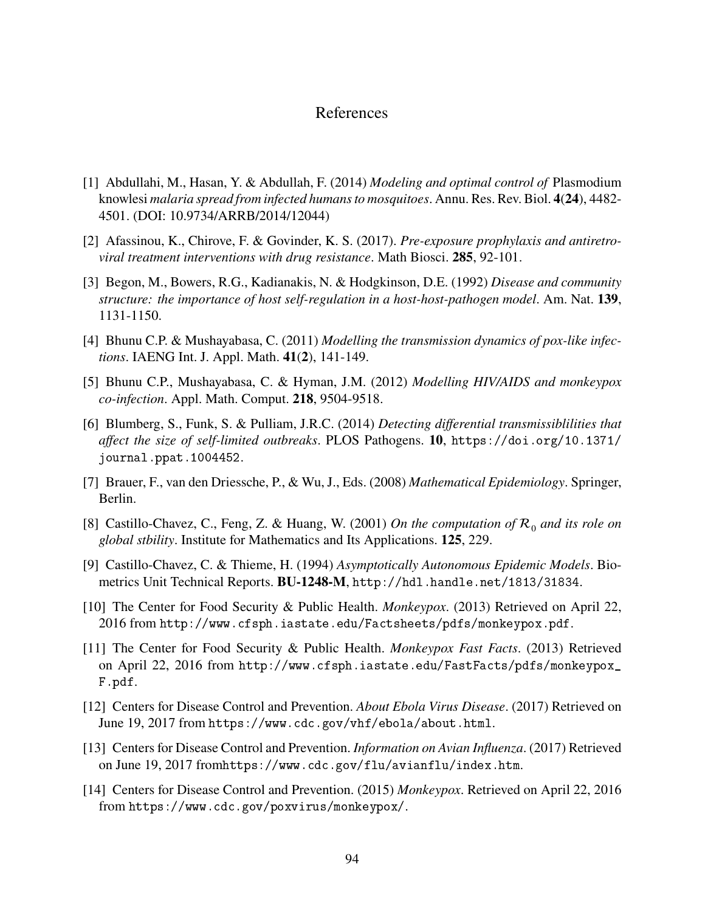# References

[1] Abdullahi, M., Hasan, Y. & Abdullah, F. (2014) *Modeling and optimal control of* Plasmodium knowlesi *malaria spread from infected humans to mosquitoes*. Annu. Res. Rev. Biol. **4**(**24**), 4482-4501. (DOI: 10.9734/ARRB/2014/12044)

[2] Afassinou, K., Chirove, F. & Govinder, K. S. (2017). *Pre-exposure prophylaxis and antiretroviral treatment interventions with drug resistance*. Math Biosci. **285**, 92-101.

[3] Begon, M., Bowers, R.G., Kadianakis, N. & Hodgkinson, D.E. (1992) *Disease and community structure: the importance of host self-regulation in a host-host-pathogen model*. Am. Nat. **139**, 1131-1150.

[4] Bhunu C.P. & Mushayabasa, C. (2011) *Modelling the transmission dynamics of pox-like infections*. IAENG Int. J. Appl. Math. **41**(**2**), 141-149.

[5] Bhunu C.P., Mushayabasa, C. & Hyman, J.M. (2012) *Modelling HIV/AIDS and monkeypox co-infection*. Appl. Math. Comput. **218**, 9504-9518.

[6] Blumberg, S., Funk, S. & Pulliam, J.R.C. (2014) *Detecting differential transmissiblilities that affect the size of self-limited outbreaks*. PLOS Pathogens. **10**, https://doi.org/10.1371/journal.ppat.1004452.

[7] Brauer, F., van den Driessche, P., & Wu, J., Eds. (2008) *Mathematical Epidemiology*. Springer, Berlin.

[8] Castillo-Chavez, C., Feng, Z. & Huang, W. (2001) *On the computation of $\mathcal{R}_0$ and its role on global stbility*. Institute for Mathematics and Its Applications. **125**, 229.

[9] Castillo-Chavez, C. & Thieme, H. (1994) *Asymptotically Autonomous Epidemic Models*. Biometrics Unit Technical Reports. **BU-1248-M**, http://hdl.handle.net/1813/31834.

[10] The Center for Food Security & Public Health. *Monkeypox*. (2013) Retrieved on April 22, 2016 from http://www.cfsph.iastate.edu/Factsheets/pdfs/monkeypox.pdf.

[11] The Center for Food Security & Public Health. *Monkeypox Fast Facts*. (2013) Retrieved on April 22, 2016 from http://www.cfsph.iastate.edu/FastFacts/pdfs/monkeypox_F.pdf.

[12] Centers for Disease Control and Prevention. *About Ebola Virus Disease*. (2017) Retrieved on June 19, 2017 from https://www.cdc.gov/vhf/ebola/about.html.

[13] Centers for Disease Control and Prevention. *Information on Avian Influenza*. (2017) Retrieved on June 19, 2017 fromhttps://www.cdc.gov/flu/avianflu/index.htm.

[14] Centers for Disease Control and Prevention. (2015) *Monkeypox*. Retrieved on April 22, 2016 from https://www.cdc.gov/poxvirus/monkeypox/.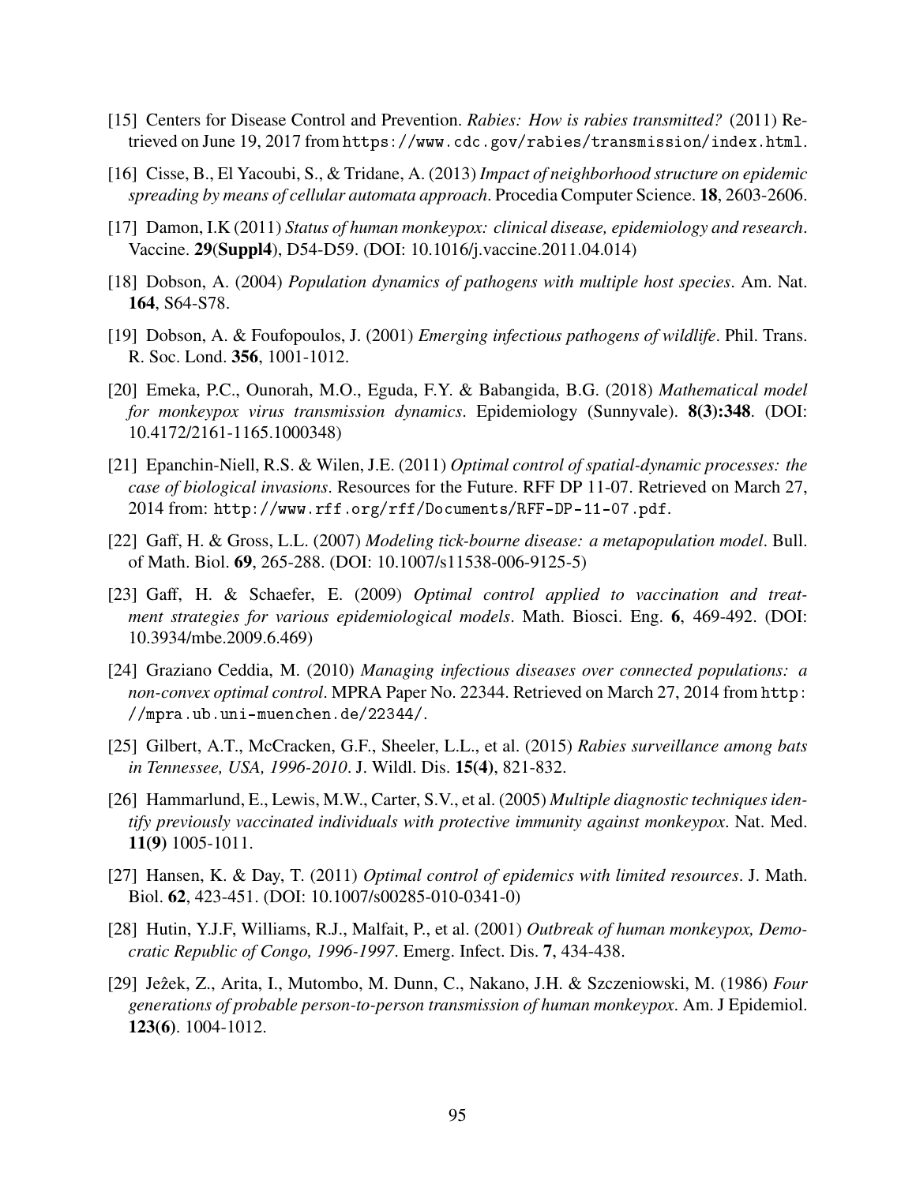[15] Centers for Disease Control and Prevention. *Rabies: How is rabies transmitted?* (2011) Retrieved on June 19, 2017 from `https://www.cdc.gov/rabies/transmission/index.html`.

[16] Cisse, B., El Yacoubi, S., & Tridane, A. (2013) *Impact of neighborhood structure on epidemic spreading by means of cellular automata approach*. Procedia Computer Science. **18**, 2603-2606.

[17] Damon, I.K (2011) *Status of human monkeypox: clinical disease, epidemiology and research*. Vaccine. **29**(**Suppl4**), D54-D59. (DOI: 10.1016/j.vaccine.2011.04.014)

[18] Dobson, A. (2004) *Population dynamics of pathogens with multiple host species*. Am. Nat. **164**, S64-S78.

[19] Dobson, A. & Foufopoulos, J. (2001) *Emerging infectious pathogens of wildlife*. Phil. Trans. R. Soc. Lond. **356**, 1001-1012.

[20] Emeka, P.C., Ounorah, M.O., Eguda, F.Y. & Babangida, B.G. (2018) *Mathematical model for monkeypox virus transmission dynamics*. Epidemiology (Sunnyvale). **8(3):348**. (DOI: 10.4172/2161-1165.1000348)

[21] Epanchin-Niell, R.S. & Wilen, J.E. (2011) *Optimal control of spatial-dynamic processes: the case of biological invasions*. Resources for the Future. RFF DP 11-07. Retrieved on March 27, 2014 from: `http://www.rff.org/rff/Documents/RFF-DP-11-07.pdf`.

[22] Gaff, H. & Gross, L.L. (2007) *Modeling tick-bourne disease: a metapopulation model*. Bull. of Math. Biol. **69**, 265-288. (DOI: 10.1007/s11538-006-9125-5)

[23] Gaff, H. & Schaefer, E. (2009) *Optimal control applied to vaccination and treatment strategies for various epidemiological models*. Math. Biosci. Eng. **6**, 469-492. (DOI: 10.3934/mbe.2009.6.469)

[24] Graziano Ceddia, M. (2010) *Managing infectious diseases over connected populations: a non-convex optimal control*. MPRA Paper No. 22344. Retrieved on March 27, 2014 from `http://mpra.ub.uni-muenchen.de/22344/`.

[25] Gilbert, A.T., McCracken, G.F., Sheeler, L.L., et al. (2015) *Rabies surveillance among bats in Tennessee, USA, 1996-2010*. J. Wildl. Dis. **15(4)**, 821-832.

[26] Hammarlund, E., Lewis, M.W., Carter, S.V., et al. (2005) *Multiple diagnostic techniques identify previously vaccinated individuals with protective immunity against monkeypox*. Nat. Med. **11(9)** 1005-1011.

[27] Hansen, K. & Day, T. (2011) *Optimal control of epidemics with limited resources*. J. Math. Biol. **62**, 423-451. (DOI: 10.1007/s00285-010-0341-0)

[28] Hutin, Y.J.F, Williams, R.J., Malfait, P., et al. (2001) *Outbreak of human monkeypox, Democratic Republic of Congo, 1996-1997*. Emerg. Infect. Dis. **7**, 434-438.

[29] Ježek, Z., Arita, I., Mutombo, M. Dunn, C., Nakano, J.H. & Szczeniowski, M. (1986) *Four generations of probable person-to-person transmission of human monkeypox*. Am. J Epidemiol. **123(6)**. 1004-1012.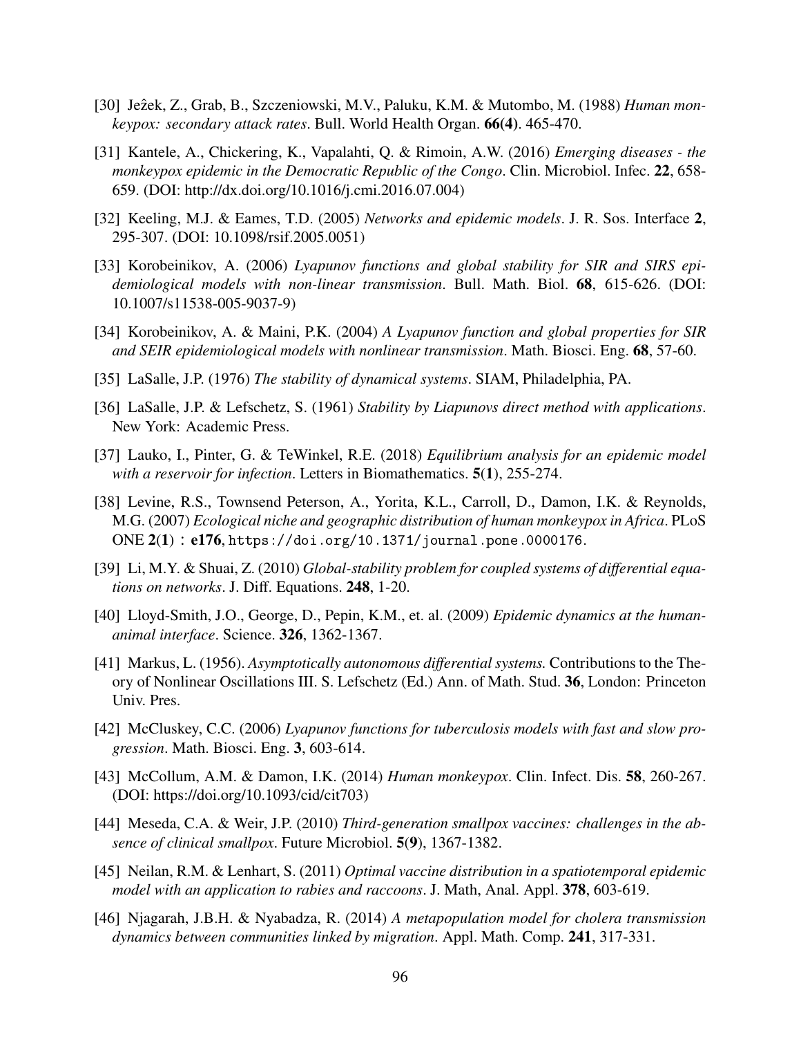[30] Jeẑek, Z., Grab, B., Szczeniowski, M.V., Paluku, K.M. & Mutombo, M. (1988) *Human monkeypox: secondary attack rates*. Bull. World Health Organ. **66(4)**. 465-470.

[31] Kantele, A., Chickering, K., Vapalahti, Q. & Rimoin, A.W. (2016) *Emerging diseases - the monkeypox epidemic in the Democratic Republic of the Congo*. Clin. Microbiol. Infec. **22**, 658-659. (DOI: http://dx.doi.org/10.1016/j.cmi.2016.07.004)

[32] Keeling, M.J. & Eames, T.D. (2005) *Networks and epidemic models*. J. R. Sos. Interface **2**, 295-307. (DOI: 10.1098/rsif.2005.0051)

[33] Korobeinikov, A. (2006) *Lyapunov functions and global stability for SIR and SIRS epidemiological models with non-linear transmission*. Bull. Math. Biol. **68**, 615-626. (DOI: 10.1007/s11538-005-9037-9)

[34] Korobeinikov, A. & Maini, P.K. (2004) *A Lyapunov function and global properties for SIR and SEIR epidemiological models with nonlinear transmission*. Math. Biosci. Eng. **68**, 57-60.

[35] LaSalle, J.P. (1976) *The stability of dynamical systems*. SIAM, Philadelphia, PA.

[36] LaSalle, J.P. & Lefschetz, S. (1961) *Stability by Liapunovs direct method with applications*. New York: Academic Press.

[37] Lauko, I., Pinter, G. & TeWinkel, R.E. (2018) *Equilibrium analysis for an epidemic model with a reservoir for infection*. Letters in Biomathematics. **5**(**1**), 255-274.

[38] Levine, R.S., Townsend Peterson, A., Yorita, K.L., Carroll, D., Damon, I.K. & Reynolds, M.G. (2007) *Ecological niche and geographic distribution of human monkeypox in Africa*. PLoS ONE **2**(**1**) : **e176**, `https://doi.org/10.1371/journal.pone.0000176`.

[39] Li, M.Y. & Shuai, Z. (2010) *Global-stability problem for coupled systems of differential equations on networks*. J. Diff. Equations. **248**, 1-20.

[40] Lloyd-Smith, J.O., George, D., Pepin, K.M., et. al. (2009) *Epidemic dynamics at the human-animal interface*. Science. **326**, 1362-1367.

[41] Markus, L. (1956). *Asymptotically autonomous differential systems.* Contributions to the Theory of Nonlinear Oscillations III. S. Lefschetz (Ed.) Ann. of Math. Stud. **36**, London: Princeton Univ. Pres.

[42] McCluskey, C.C. (2006) *Lyapunov functions for tuberculosis models with fast and slow progression*. Math. Biosci. Eng. **3**, 603-614.

[43] McCollum, A.M. & Damon, I.K. (2014) *Human monkeypox*. Clin. Infect. Dis. **58**, 260-267. (DOI: https://doi.org/10.1093/cid/cit703)

[44] Meseda, C.A. & Weir, J.P. (2010) *Third-generation smallpox vaccines: challenges in the absence of clinical smallpox*. Future Microbiol. **5**(**9**), 1367-1382.

[45] Neilan, R.M. & Lenhart, S. (2011) *Optimal vaccine distribution in a spatiotemporal epidemic model with an application to rabies and raccoons*. J. Math, Anal. Appl. **378**, 603-619.

[46] Njagarah, J.B.H. & Nyabadza, R. (2014) *A metapopulation model for cholera transmission dynamics between communities linked by migration*. Appl. Math. Comp. **241**, 317-331.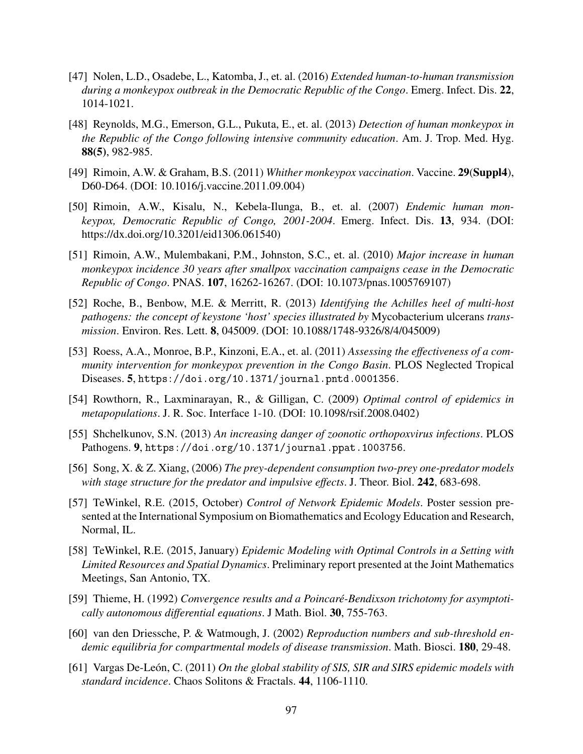[47] Nolen, L.D., Osadebe, L., Katomba, J., et. al. (2016) *Extended human-to-human transmission during a monkeypox outbreak in the Democratic Republic of the Congo*. Emerg. Infect. Dis. **22**, 1014-1021.

[48] Reynolds, M.G., Emerson, G.L., Pukuta, E., et. al. (2013) *Detection of human monkeypox in the Republic of the Congo following intensive community education*. Am. J. Trop. Med. Hyg. **88(5)**, 982-985.

[49] Rimoin, A.W. & Graham, B.S. (2011) *Whither monkeypox vaccination*. Vaccine. **29**(**Suppl4**), D60-D64. (DOI: 10.1016/j.vaccine.2011.09.004)

[50] Rimoin, A.W., Kisalu, N., Kebela-Ilunga, B., et. al. (2007) *Endemic human monkeypox, Democratic Republic of Congo, 2001-2004*. Emerg. Infect. Dis. **13**, 934. (DOI: https://dx.doi.org/10.3201/eid1306.061540)

[51] Rimoin, A.W., Mulembakani, P.M., Johnston, S.C., et. al. (2010) *Major increase in human monkeypox incidence 30 years after smallpox vaccination campaigns cease in the Democratic Republic of Congo*. PNAS. **107**, 16262-16267. (DOI: 10.1073/pnas.1005769107)

[52] Roche, B., Benbow, M.E. & Merritt, R. (2013) *Identifying the Achilles heel of multi-host pathogens: the concept of keystone 'host' species illustrated by* Mycobacterium ulcerans *transmission*. Environ. Res. Lett. **8**, 045009. (DOI: 10.1088/1748-9326/8/4/045009)

[53] Roess, A.A., Monroe, B.P., Kinzoni, E.A., et. al. (2011) *Assessing the effectiveness of a community intervention for monkeypox prevention in the Congo Basin*. PLOS Neglected Tropical Diseases. **5**, `https://doi.org/10.1371/journal.pntd.0001356`.

[54] Rowthorn, R., Laxminarayan, R., & Gilligan, C. (2009) *Optimal control of epidemics in metapopulations*. J. R. Soc. Interface 1-10. (DOI: 10.1098/rsif.2008.0402)

[55] Shchelkunov, S.N. (2013) *An increasing danger of zoonotic orthopoxvirus infections*. PLOS Pathogens. **9**, `https://doi.org/10.1371/journal.ppat.1003756`.

[56] Song, X. & Z. Xiang, (2006) *The prey-dependent consumption two-prey one-predator models with stage structure for the predator and impulsive effects*. J. Theor. Biol. **242**, 683-698.

[57] TeWinkel, R.E. (2015, October) *Control of Network Epidemic Models*. Poster session presented at the International Symposium on Biomathematics and Ecology Education and Research, Normal, IL.

[58] TeWinkel, R.E. (2015, January) *Epidemic Modeling with Optimal Controls in a Setting with Limited Resources and Spatial Dynamics*. Preliminary report presented at the Joint Mathematics Meetings, San Antonio, TX.

[59] Thieme, H. (1992) *Convergence results and a Poincaré-Bendixson trichotomy for asymptotically autonomous differential equations*. J Math. Biol. **30**, 755-763.

[60] van den Driessche, P. & Watmough, J. (2002) *Reproduction numbers and sub-threshold endemic equilibria for compartmental models of disease transmission*. Math. Biosci. **180**, 29-48.

[61] Vargas De-León, C. (2011) *On the global stability of SIS, SIR and SIRS epidemic models with standard incidence*. Chaos Solitons & Fractals. **44**, 1106-1110.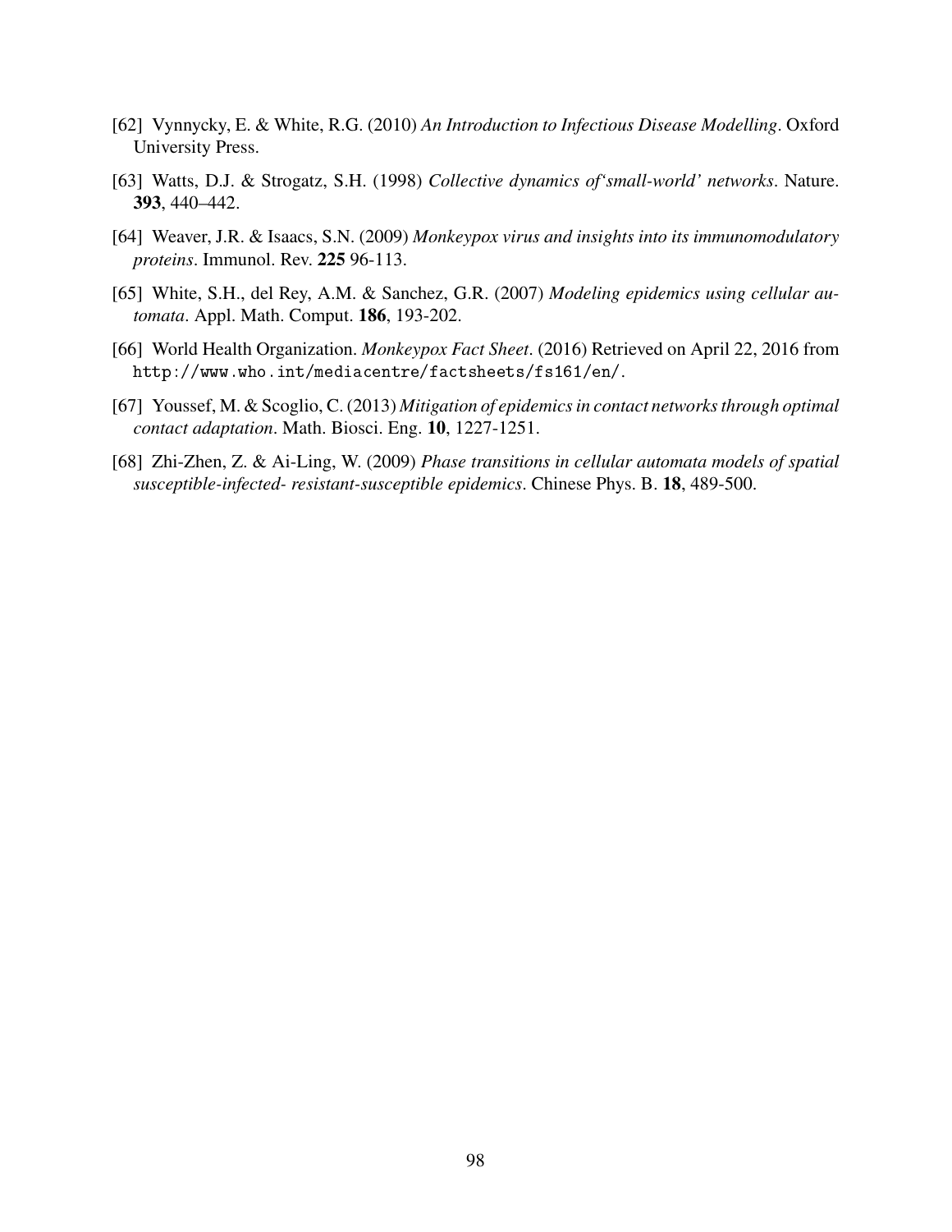[62] Vynnycky, E. & White, R.G. (2010) *An Introduction to Infectious Disease Modelling*. Oxford University Press.

[63] Watts, D.J. & Strogatz, S.H. (1998) *Collective dynamics of'small-world' networks*. Nature. **393**, 440–442.

[64] Weaver, J.R. & Isaacs, S.N. (2009) *Monkeypox virus and insights into its immunomodulatory proteins*. Immunol. Rev. **225** 96-113.

[65] White, S.H., del Rey, A.M. & Sanchez, G.R. (2007) *Modeling epidemics using cellular automata*. Appl. Math. Comput. **186**, 193-202.

[66] World Health Organization. *Monkeypox Fact Sheet*. (2016) Retrieved on April 22, 2016 from `http://www.who.int/mediacentre/factsheets/fs161/en/`.

[67] Youssef, M. & Scoglio, C. (2013) *Mitigation of epidemics in contact networks through optimal contact adaptation*. Math. Biosci. Eng. **10**, 1227-1251.

[68] Zhi-Zhen, Z. & Ai-Ling, W. (2009) *Phase transitions in cellular automata models of spatial susceptible-infected- resistant-susceptible epidemics*. Chinese Phys. B. **18**, 489-500.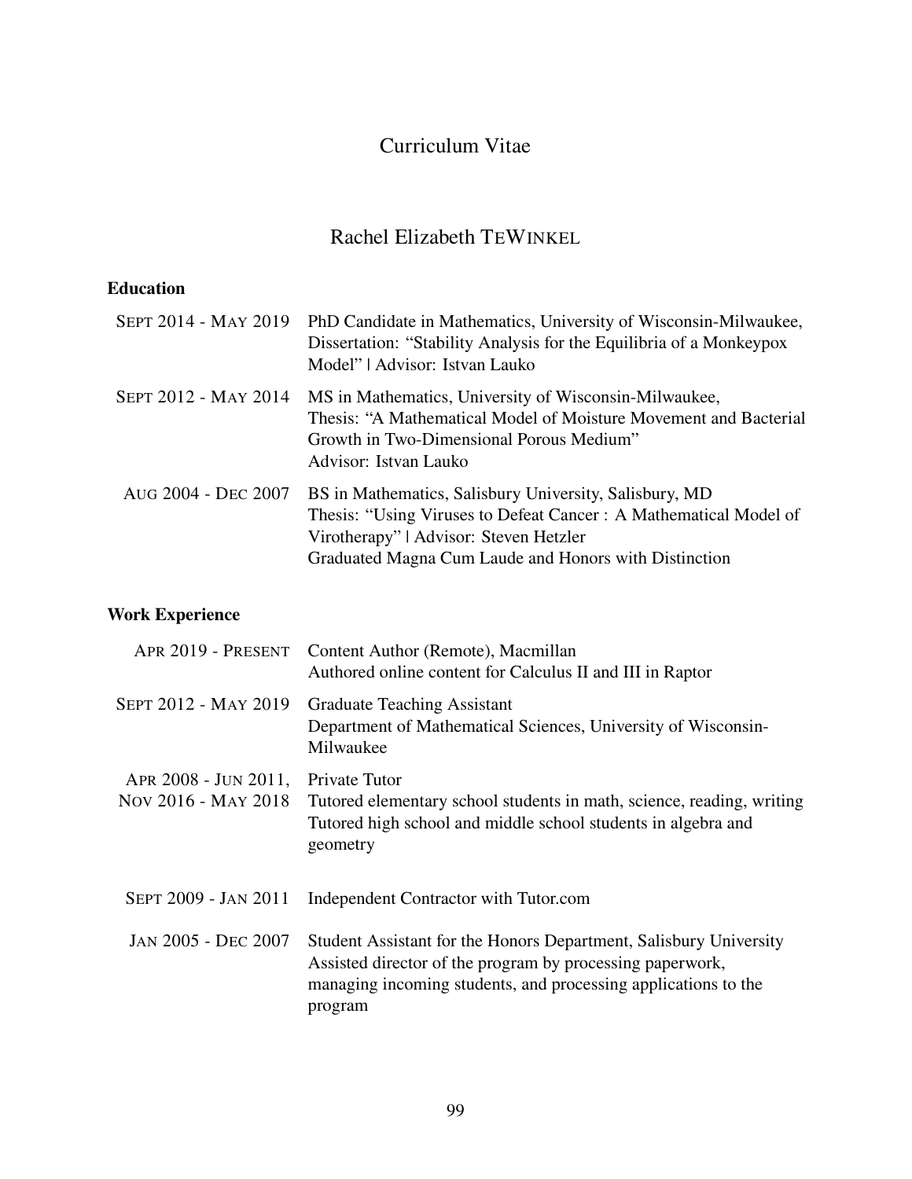# Curriculum Vitae

## Rachel Elizabeth TeWinkel

### Education

**Sept 2014 - May 2019** PhD Candidate in Mathematics, University of Wisconsin-Milwaukee, Dissertation: "Stability Analysis for the Equilibria of a Monkeypox Model" | Advisor: Istvan Lauko

**Sept 2012 - May 2014** MS in Mathematics, University of Wisconsin-Milwaukee, Thesis: "A Mathematical Model of Moisture Movement and Bacterial Growth in Two-Dimensional Porous Medium"
Advisor: Istvan Lauko

**Aug 2004 - Dec 2007** BS in Mathematics, Salisbury University, Salisbury, MD
Thesis: "Using Viruses to Defeat Cancer : A Mathematical Model of Virotherapy" | Advisor: Steven Hetzler
Graduated Magna Cum Laude and Honors with Distinction

### Work Experience

**Apr 2019 - Present** Content Author (Remote), Macmillan
Authored online content for Calculus II and III in Raptor

**Sept 2012 - May 2019** Graduate Teaching Assistant
Department of Mathematical Sciences, University of Wisconsin-Milwaukee

**Apr 2008 - Jun 2011, Nov 2016 - May 2018** Private Tutor
Tutored elementary school students in math, science, reading, writing
Tutored high school and middle school students in algebra and geometry

**Sept 2009 - Jan 2011** Independent Contractor with Tutor.com

**Jan 2005 - Dec 2007** Student Assistant for the Honors Department, Salisbury University
Assisted director of the program by processing paperwork, managing incoming students, and processing applications to the program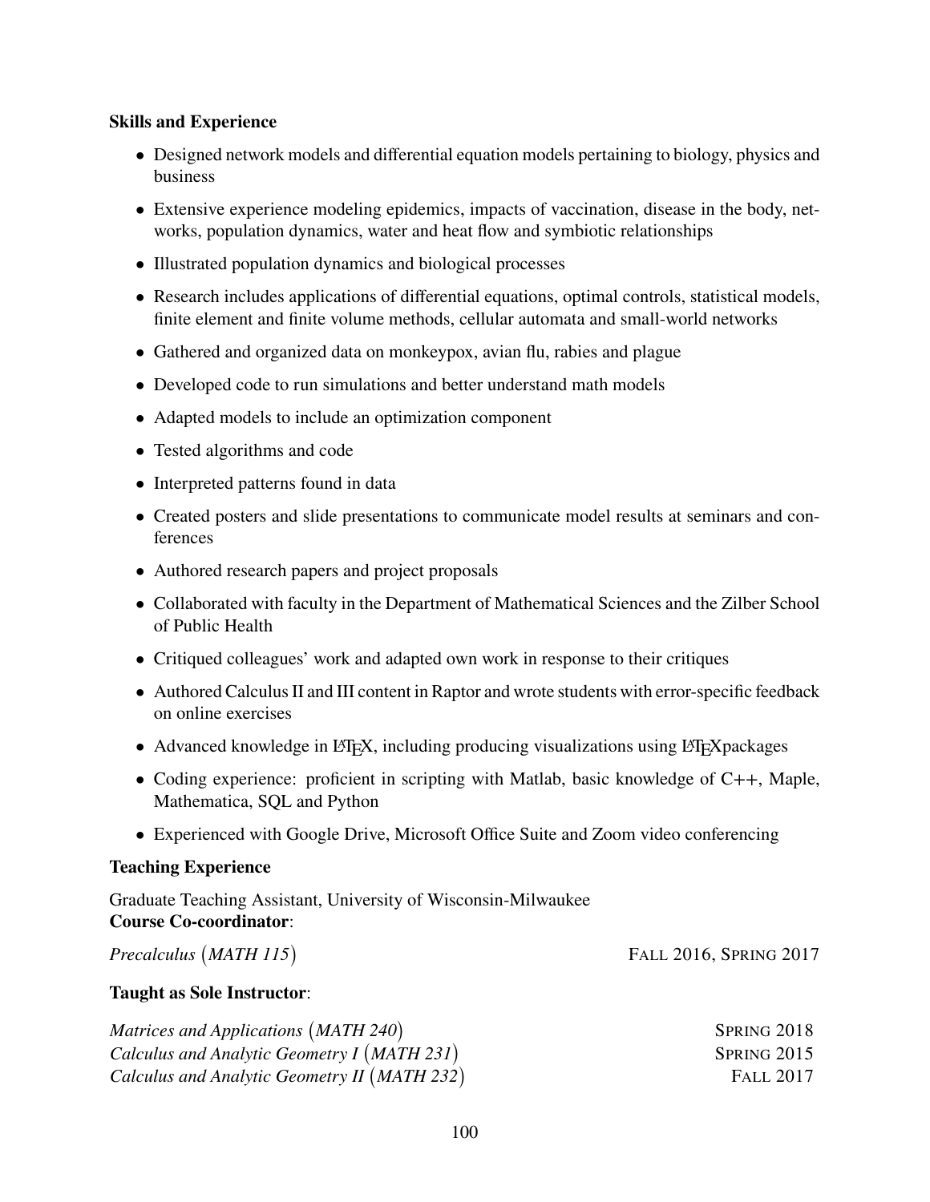**Skills and Experience**

- Designed network models and differential equation models pertaining to biology, physics and business
- Extensive experience modeling epidemics, impacts of vaccination, disease in the body, networks, population dynamics, water and heat flow and symbiotic relationships
- Illustrated population dynamics and biological processes
- Research includes applications of differential equations, optimal controls, statistical models, finite element and finite volume methods, cellular automata and small-world networks
- Gathered and organized data on monkeypox, avian flu, rabies and plague
- Developed code to run simulations and better understand math models
- Adapted models to include an optimization component
- Tested algorithms and code
- Interpreted patterns found in data
- Created posters and slide presentations to communicate model results at seminars and conferences
- Authored research papers and project proposals
- Collaborated with faculty in the Department of Mathematical Sciences and the Zilber School of Public Health
- Critiqued colleagues' work and adapted own work in response to their critiques
- Authored Calculus II and III content in Raptor and wrote students with error-specific feedback on online exercises
- Advanced knowledge in LaTeX, including producing visualizations using LaTeXpackages
- Coding experience: proficient in scripting with Matlab, basic knowledge of C++, Maple, Mathematica, SQL and Python
- Experienced with Google Drive, Microsoft Office Suite and Zoom video conferencing

**Teaching Experience**

Graduate Teaching Assistant, University of Wisconsin-Milwaukee
**Course Co-coordinator**:

*Precalculus (MATH 115)* — FALL 2016, SPRING 2017

**Taught as Sole Instructor**:

*Matrices and Applications (MATH 240)* — SPRING 2018
*Calculus and Analytic Geometry I (MATH 231)* — SPRING 2015
*Calculus and Analytic Geometry II (MATH 232)* — FALL 2017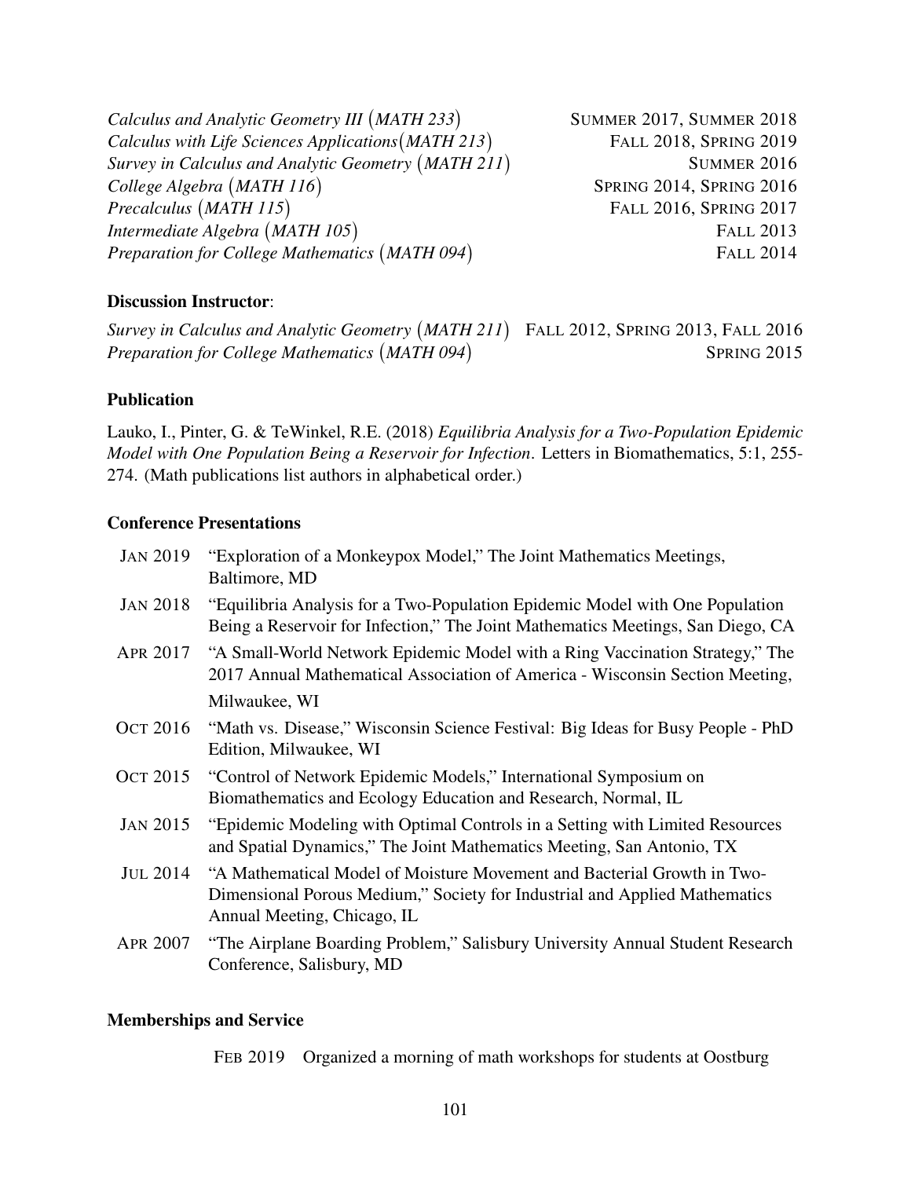*Calculus and Analytic Geometry III (MATH 233)* SUMMER 2017, SUMMER 2018
*Calculus with Life Sciences Applications (MATH 213)* FALL 2018, SPRING 2019
*Survey in Calculus and Analytic Geometry (MATH 211)* SUMMER 2016
*College Algebra (MATH 116)* SPRING 2014, SPRING 2016
*Precalculus (MATH 115)* FALL 2016, SPRING 2017
*Intermediate Algebra (MATH 105)* FALL 2013
*Preparation for College Mathematics (MATH 094)* FALL 2014

**Discussion Instructor**:

*Survey in Calculus and Analytic Geometry (MATH 211)* FALL 2012, SPRING 2013, FALL 2016
*Preparation for College Mathematics (MATH 094)* SPRING 2015

### Publication

Lauko, I., Pinter, G. & TeWinkel, R.E. (2018) *Equilibria Analysis for a Two-Population Epidemic Model with One Population Being a Reservoir for Infection*. Letters in Biomathematics, 5:1, 255-274. (Math publications list authors in alphabetical order.)

### Conference Presentations

- JAN 2019 "Exploration of a Monkeypox Model," The Joint Mathematics Meetings, Baltimore, MD
- JAN 2018 "Equilibria Analysis for a Two-Population Epidemic Model with One Population Being a Reservoir for Infection," The Joint Mathematics Meetings, San Diego, CA
- APR 2017 "A Small-World Network Epidemic Model with a Ring Vaccination Strategy," The 2017 Annual Mathematical Association of America - Wisconsin Section Meeting, Milwaukee, WI
- OCT 2016 "Math vs. Disease," Wisconsin Science Festival: Big Ideas for Busy People - PhD Edition, Milwaukee, WI
- OCT 2015 "Control of Network Epidemic Models," International Symposium on Biomathematics and Ecology Education and Research, Normal, IL
- JAN 2015 "Epidemic Modeling with Optimal Controls in a Setting with Limited Resources and Spatial Dynamics," The Joint Mathematics Meeting, San Antonio, TX
- JUL 2014 "A Mathematical Model of Moisture Movement and Bacterial Growth in Two-Dimensional Porous Medium," Society for Industrial and Applied Mathematics Annual Meeting, Chicago, IL
- APR 2007 "The Airplane Boarding Problem," Salisbury University Annual Student Research Conference, Salisbury, MD

### Memberships and Service

FEB 2019 Organized a morning of math workshops for students at Oostburg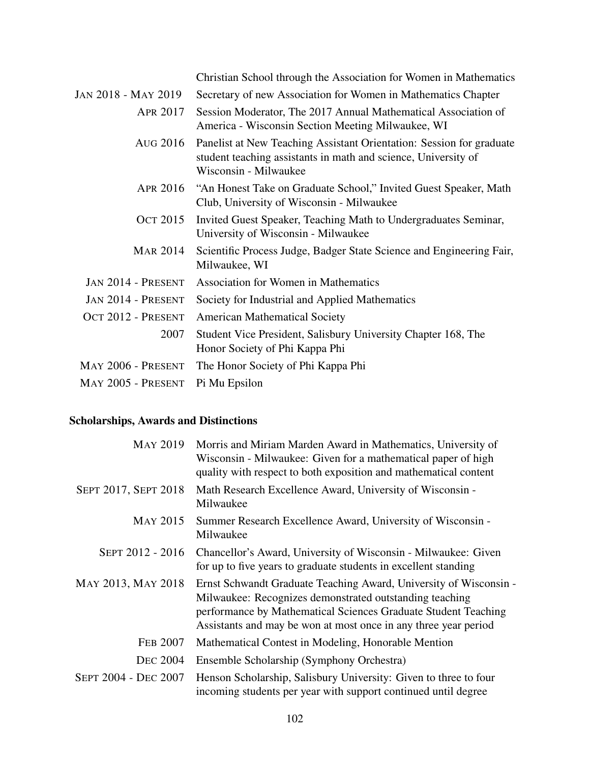| | |
|---|---|
| | Christian School through the Association for Women in Mathematics |
| JAN 2018 - MAY 2019 | Secretary of new Association for Women in Mathematics Chapter |
| APR 2017 | Session Moderator, The 2017 Annual Mathematical Association of America - Wisconsin Section Meeting Milwaukee, WI |
| AUG 2016 | Panelist at New Teaching Assistant Orientation: Session for graduate student teaching assistants in math and science, University of Wisconsin - Milwaukee |
| APR 2016 | "An Honest Take on Graduate School," Invited Guest Speaker, Math Club, University of Wisconsin - Milwaukee |
| OCT 2015 | Invited Guest Speaker, Teaching Math to Undergraduates Seminar, University of Wisconsin - Milwaukee |
| MAR 2014 | Scientific Process Judge, Badger State Science and Engineering Fair, Milwaukee, WI |
| JAN 2014 - PRESENT | Association for Women in Mathematics |
| JAN 2014 - PRESENT | Society for Industrial and Applied Mathematics |
| OCT 2012 - PRESENT | American Mathematical Society |
| 2007 | Student Vice President, Salisbury University Chapter 168, The Honor Society of Phi Kappa Phi |
| MAY 2006 - PRESENT | The Honor Society of Phi Kappa Phi |
| MAY 2005 - PRESENT | Pi Mu Epsilon |

### Scholarships, Awards and Distinctions

| | |
|---|---|
| MAY 2019 | Morris and Miriam Marden Award in Mathematics, University of Wisconsin - Milwaukee: Given for a mathematical paper of high quality with respect to both exposition and mathematical content |
| SEPT 2017, SEPT 2018 | Math Research Excellence Award, University of Wisconsin - Milwaukee |
| MAY 2015 | Summer Research Excellence Award, University of Wisconsin - Milwaukee |
| SEPT 2012 - 2016 | Chancellor's Award, University of Wisconsin - Milwaukee: Given for up to five years to graduate students in excellent standing |
| MAY 2013, MAY 2018 | Ernst Schwandt Graduate Teaching Award, University of Wisconsin - Milwaukee: Recognizes demonstrated outstanding teaching performance by Mathematical Sciences Graduate Student Teaching Assistants and may be won at most once in any three year period |
| FEB 2007 | Mathematical Contest in Modeling, Honorable Mention |
| DEC 2004 | Ensemble Scholarship (Symphony Orchestra) |
| SEPT 2004 - DEC 2007 | Henson Scholarship, Salisbury University: Given to three to four incoming students per year with support continued until degree |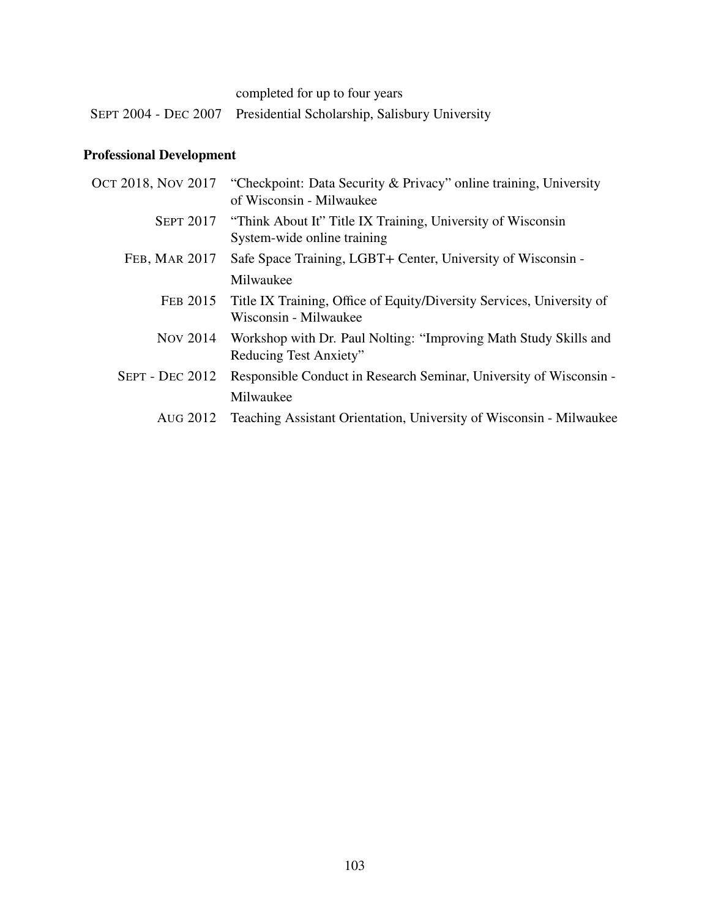completed for up to four years

SEPT 2004 - DEC 2007 Presidential Scholarship, Salisbury University

**Professional Development**

| | |
|---|---|
| OCT 2018, NOV 2017 | "Checkpoint: Data Security & Privacy" online training, University of Wisconsin - Milwaukee |
| SEPT 2017 | "Think About It" Title IX Training, University of Wisconsin System-wide online training |
| FEB, MAR 2017 | Safe Space Training, LGBT+ Center, University of Wisconsin - Milwaukee |
| FEB 2015 | Title IX Training, Office of Equity/Diversity Services, University of Wisconsin - Milwaukee |
| NOV 2014 | Workshop with Dr. Paul Nolting: "Improving Math Study Skills and Reducing Test Anxiety" |
| SEPT - DEC 2012 | Responsible Conduct in Research Seminar, University of Wisconsin - Milwaukee |
| AUG 2012 | Teaching Assistant Orientation, University of Wisconsin - Milwaukee |